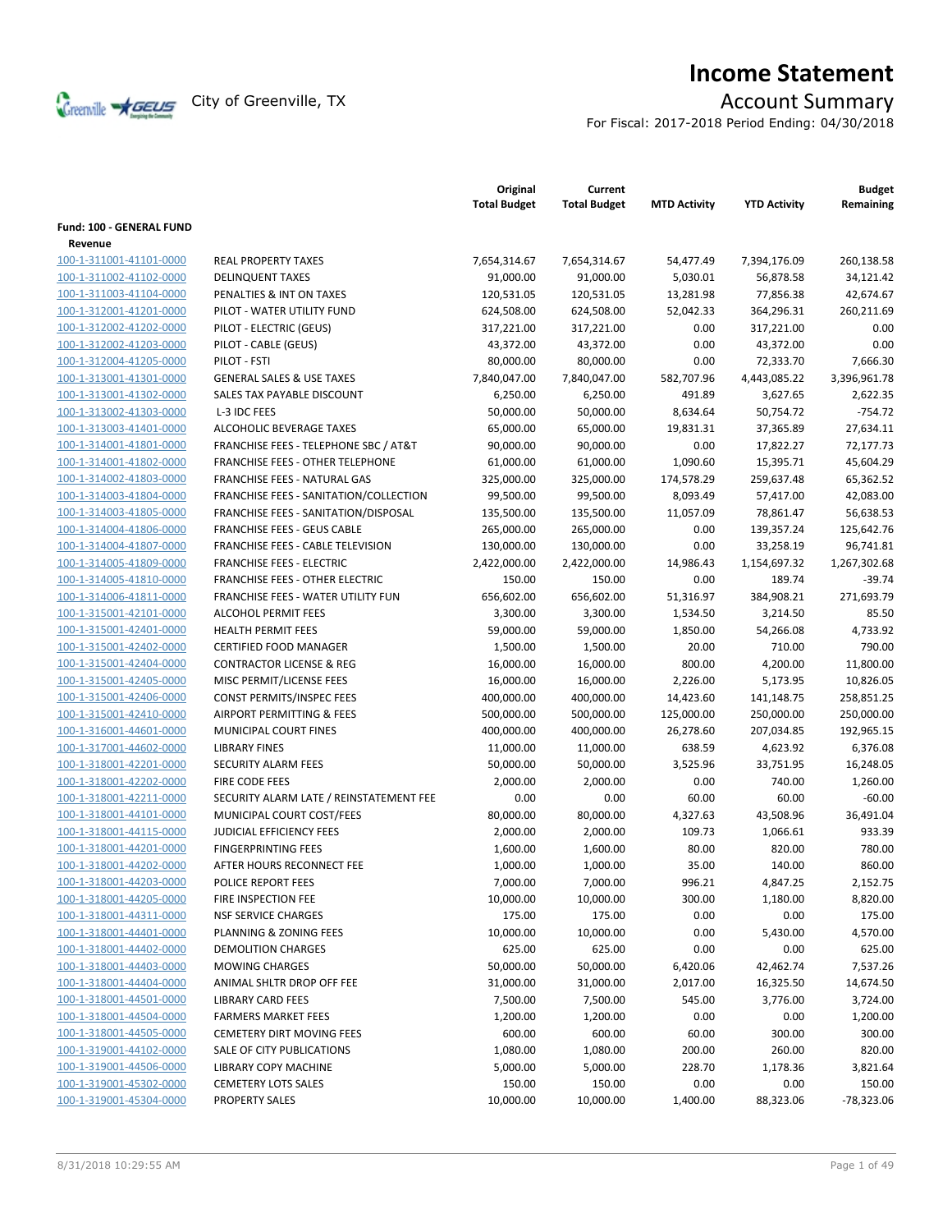# Income Statement

City of Greenville, TX

## Account Summary

For Fiscal: 2017-2018 Period Ending: 04/30/2018

| | | Original Total Budget | Current Total Budget | MTD Activity | YTD Activity | Budget Remaining |
|---|---|---|---|---|---|---|
| **Fund: 100 - GENERAL FUND** | | | | | | |
| **Revenue** | | | | | | |
| 100-1-311001-41101-0000 | REAL PROPERTY TAXES | 7,654,314.67 | 7,654,314.67 | 54,477.49 | 7,394,176.09 | 260,138.58 |
| 100-1-311002-41102-0000 | DELINQUENT TAXES | 91,000.00 | 91,000.00 | 5,030.01 | 56,878.58 | 34,121.42 |
| 100-1-311003-41104-0000 | PENALTIES & INT ON TAXES | 120,531.05 | 120,531.05 | 13,281.98 | 77,856.38 | 42,674.67 |
| 100-1-312001-41201-0000 | PILOT - WATER UTILITY FUND | 624,508.00 | 624,508.00 | 52,042.33 | 364,296.31 | 260,211.69 |
| 100-1-312002-41202-0000 | PILOT - ELECTRIC (GEUS) | 317,221.00 | 317,221.00 | 0.00 | 317,221.00 | 0.00 |
| 100-1-312002-41203-0000 | PILOT - CABLE (GEUS) | 43,372.00 | 43,372.00 | 0.00 | 43,372.00 | 0.00 |
| 100-1-312004-41205-0000 | PILOT - FSTI | 80,000.00 | 80,000.00 | 0.00 | 72,333.70 | 7,666.30 |
| 100-1-313001-41301-0000 | GENERAL SALES & USE TAXES | 7,840,047.00 | 7,840,047.00 | 582,707.96 | 4,443,085.22 | 3,396,961.78 |
| 100-1-313001-41302-0000 | SALES TAX PAYABLE DISCOUNT | 6,250.00 | 6,250.00 | 491.89 | 3,627.65 | 2,622.35 |
| 100-1-313002-41303-0000 | L-3 IDC FEES | 50,000.00 | 50,000.00 | 8,634.64 | 50,754.72 | -754.72 |
| 100-1-313003-41401-0000 | ALCOHOLIC BEVERAGE TAXES | 65,000.00 | 65,000.00 | 19,831.31 | 37,365.89 | 27,634.11 |
| 100-1-314001-41801-0000 | FRANCHISE FEES - TELEPHONE SBC / AT&T | 90,000.00 | 90,000.00 | 0.00 | 17,822.27 | 72,177.73 |
| 100-1-314001-41802-0000 | FRANCHISE FEES - OTHER TELEPHONE | 61,000.00 | 61,000.00 | 1,090.60 | 15,395.71 | 45,604.29 |
| 100-1-314002-41803-0000 | FRANCHISE FEES - NATURAL GAS | 325,000.00 | 325,000.00 | 174,578.29 | 259,637.48 | 65,362.52 |
| 100-1-314003-41804-0000 | FRANCHISE FEES - SANITATION/COLLECTION | 99,500.00 | 99,500.00 | 8,093.49 | 57,417.00 | 42,083.00 |
| 100-1-314003-41805-0000 | FRANCHISE FEES - SANITATION/DISPOSAL | 135,500.00 | 135,500.00 | 11,057.09 | 78,861.47 | 56,638.53 |
| 100-1-314004-41806-0000 | FRANCHISE FEES - GEUS CABLE | 265,000.00 | 265,000.00 | 0.00 | 139,357.24 | 125,642.76 |
| 100-1-314004-41807-0000 | FRANCHISE FEES - CABLE TELEVISION | 130,000.00 | 130,000.00 | 0.00 | 33,258.19 | 96,741.81 |
| 100-1-314005-41809-0000 | FRANCHISE FEES - ELECTRIC | 2,422,000.00 | 2,422,000.00 | 14,986.43 | 1,154,697.32 | 1,267,302.68 |
| 100-1-314005-41810-0000 | FRANCHISE FEES - OTHER ELECTRIC | 150.00 | 150.00 | 0.00 | 189.74 | -39.74 |
| 100-1-314006-41811-0000 | FRANCHISE FEES - WATER UTILITY FUN | 656,602.00 | 656,602.00 | 51,316.97 | 384,908.21 | 271,693.79 |
| 100-1-315001-42101-0000 | ALCOHOL PERMIT FEES | 3,300.00 | 3,300.00 | 1,534.50 | 3,214.50 | 85.50 |
| 100-1-315001-42401-0000 | HEALTH PERMIT FEES | 59,000.00 | 59,000.00 | 1,850.00 | 54,266.08 | 4,733.92 |
| 100-1-315001-42402-0000 | CERTIFIED FOOD MANAGER | 1,500.00 | 1,500.00 | 20.00 | 710.00 | 790.00 |
| 100-1-315001-42404-0000 | CONTRACTOR LICENSE & REG | 16,000.00 | 16,000.00 | 800.00 | 4,200.00 | 11,800.00 |
| 100-1-315001-42405-0000 | MISC PERMIT/LICENSE FEES | 16,000.00 | 16,000.00 | 2,226.00 | 5,173.95 | 10,826.05 |
| 100-1-315001-42406-0000 | CONST PERMITS/INSPEC FEES | 400,000.00 | 400,000.00 | 14,423.60 | 141,148.75 | 258,851.25 |
| 100-1-315001-42410-0000 | AIRPORT PERMITTING & FEES | 500,000.00 | 500,000.00 | 125,000.00 | 250,000.00 | 250,000.00 |
| 100-1-316001-44601-0000 | MUNICIPAL COURT FINES | 400,000.00 | 400,000.00 | 26,278.60 | 207,034.85 | 192,965.15 |
| 100-1-317001-44602-0000 | LIBRARY FINES | 11,000.00 | 11,000.00 | 638.59 | 4,623.92 | 6,376.08 |
| 100-1-318001-42201-0000 | SECURITY ALARM FEES | 50,000.00 | 50,000.00 | 3,525.96 | 33,751.95 | 16,248.05 |
| 100-1-318001-42202-0000 | FIRE CODE FEES | 2,000.00 | 2,000.00 | 0.00 | 740.00 | 1,260.00 |
| 100-1-318001-42211-0000 | SECURITY ALARM LATE / REINSTATEMENT FEE | 0.00 | 0.00 | 60.00 | 60.00 | -60.00 |
| 100-1-318001-44101-0000 | MUNICIPAL COURT COST/FEES | 80,000.00 | 80,000.00 | 4,327.63 | 43,508.96 | 36,491.04 |
| 100-1-318001-44115-0000 | JUDICIAL EFFICIENCY FEES | 2,000.00 | 2,000.00 | 109.73 | 1,066.61 | 933.39 |
| 100-1-318001-44201-0000 | FINGERPRINTING FEES | 1,600.00 | 1,600.00 | 80.00 | 820.00 | 780.00 |
| 100-1-318001-44202-0000 | AFTER HOURS RECONNECT FEE | 1,000.00 | 1,000.00 | 35.00 | 140.00 | 860.00 |
| 100-1-318001-44203-0000 | POLICE REPORT FEES | 7,000.00 | 7,000.00 | 996.21 | 4,847.25 | 2,152.75 |
| 100-1-318001-44205-0000 | FIRE INSPECTION FEE | 10,000.00 | 10,000.00 | 300.00 | 1,180.00 | 8,820.00 |
| 100-1-318001-44311-0000 | NSF SERVICE CHARGES | 175.00 | 175.00 | 0.00 | 0.00 | 175.00 |
| 100-1-318001-44401-0000 | PLANNING & ZONING FEES | 10,000.00 | 10,000.00 | 0.00 | 5,430.00 | 4,570.00 |
| 100-1-318001-44402-0000 | DEMOLITION CHARGES | 625.00 | 625.00 | 0.00 | 0.00 | 625.00 |
| 100-1-318001-44403-0000 | MOWING CHARGES | 50,000.00 | 50,000.00 | 6,420.06 | 42,462.74 | 7,537.26 |
| 100-1-318001-44404-0000 | ANIMAL SHLTR DROP OFF FEE | 31,000.00 | 31,000.00 | 2,017.00 | 16,325.50 | 14,674.50 |
| 100-1-318001-44501-0000 | LIBRARY CARD FEES | 7,500.00 | 7,500.00 | 545.00 | 3,776.00 | 3,724.00 |
| 100-1-318001-44504-0000 | FARMERS MARKET FEES | 1,200.00 | 1,200.00 | 0.00 | 0.00 | 1,200.00 |
| 100-1-318001-44505-0000 | CEMETERY DIRT MOVING FEES | 600.00 | 600.00 | 60.00 | 300.00 | 300.00 |
| 100-1-319001-44102-0000 | SALE OF CITY PUBLICATIONS | 1,080.00 | 1,080.00 | 200.00 | 260.00 | 820.00 |
| 100-1-319001-44506-0000 | LIBRARY COPY MACHINE | 5,000.00 | 5,000.00 | 228.70 | 1,178.36 | 3,821.64 |
| 100-1-319001-45302-0000 | CEMETERY LOTS SALES | 150.00 | 150.00 | 0.00 | 0.00 | 150.00 |
| 100-1-319001-45304-0000 | PROPERTY SALES | 10,000.00 | 10,000.00 | 1,400.00 | 88,323.06 | -78,323.06 |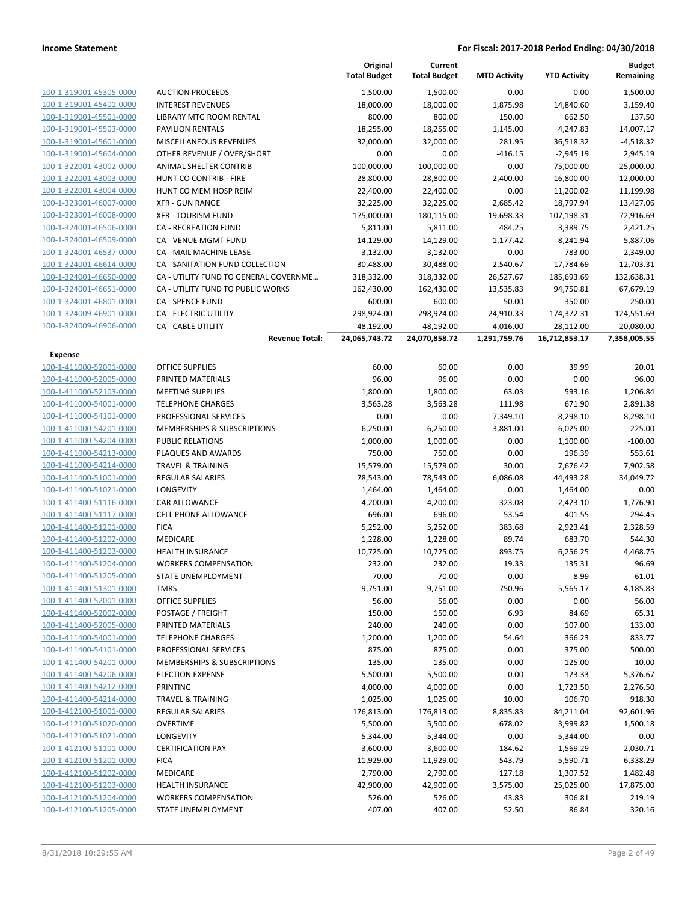| | | Original Total Budget | Current Total Budget | MTD Activity | YTD Activity | Budget Remaining |
|---|---|---|---|---|---|---|
| 100-1-319001-45305-0000 | AUCTION PROCEEDS | 1,500.00 | 1,500.00 | 0.00 | 0.00 | 1,500.00 |
| 100-1-319001-45401-0000 | INTEREST REVENUES | 18,000.00 | 18,000.00 | 1,875.98 | 14,840.60 | 3,159.40 |
| 100-1-319001-45501-0000 | LIBRARY MTG ROOM RENTAL | 800.00 | 800.00 | 150.00 | 662.50 | 137.50 |
| 100-1-319001-45503-0000 | PAVILION RENTALS | 18,255.00 | 18,255.00 | 1,145.00 | 4,247.83 | 14,007.17 |
| 100-1-319001-45601-0000 | MISCELLANEOUS REVENUES | 32,000.00 | 32,000.00 | 281.95 | 36,518.32 | -4,518.32 |
| 100-1-319001-45604-0000 | OTHER REVENUE / OVER/SHORT | 0.00 | 0.00 | -416.15 | -2,945.19 | 2,945.19 |
| 100-1-322001-43002-0000 | ANIMAL SHELTER CONTRIB | 100,000.00 | 100,000.00 | 0.00 | 75,000.00 | 25,000.00 |
| 100-1-322001-43003-0000 | HUNT CO CONTRIB - FIRE | 28,800.00 | 28,800.00 | 2,400.00 | 16,800.00 | 12,000.00 |
| 100-1-322001-43004-0000 | HUNT CO MEM HOSP REIM | 22,400.00 | 22,400.00 | 0.00 | 11,200.02 | 11,199.98 |
| 100-1-323001-46007-0000 | XFR - GUN RANGE | 32,225.00 | 32,225.00 | 2,685.42 | 18,797.94 | 13,427.06 |
| 100-1-323001-46008-0000 | XFR - TOURISM FUND | 175,000.00 | 180,115.00 | 19,698.33 | 107,198.31 | 72,916.69 |
| 100-1-324001-46506-0000 | CA - RECREATION FUND | 5,811.00 | 5,811.00 | 484.25 | 3,389.75 | 2,421.25 |
| 100-1-324001-46509-0000 | CA - VENUE MGMT FUND | 14,129.00 | 14,129.00 | 1,177.42 | 8,241.94 | 5,887.06 |
| 100-1-324001-46537-0000 | CA - MAIL MACHINE LEASE | 3,132.00 | 3,132.00 | 0.00 | 783.00 | 2,349.00 |
| 100-1-324001-46614-0000 | CA - SANITATION FUND COLLECTION | 30,488.00 | 30,488.00 | 2,540.67 | 17,784.69 | 12,703.31 |
| 100-1-324001-46650-0000 | CA - UTILITY FUND TO GENERAL GOVERNME... | 318,332.00 | 318,332.00 | 26,527.67 | 185,693.69 | 132,638.31 |
| 100-1-324001-46651-0000 | CA - UTILITY FUND TO PUBLIC WORKS | 162,430.00 | 162,430.00 | 13,535.83 | 94,750.81 | 67,679.19 |
| 100-1-324001-46801-0000 | CA - SPENCE FUND | 600.00 | 600.00 | 50.00 | 350.00 | 250.00 |
| 100-1-324009-46901-0000 | CA - ELECTRIC UTILITY | 298,924.00 | 298,924.00 | 24,910.33 | 174,372.31 | 124,551.69 |
| 100-1-324009-46906-0000 | CA - CABLE UTILITY | 48,192.00 | 48,192.00 | 4,016.00 | 28,112.00 | 20,080.00 |
| | **Revenue Total:** | **24,065,743.72** | **24,070,858.72** | **1,291,759.76** | **16,712,853.17** | **7,358,005.55** |
| **Expense** | | | | | | |
| 100-1-411000-52001-0000 | OFFICE SUPPLIES | 60.00 | 60.00 | 0.00 | 39.99 | 20.01 |
| 100-1-411000-52005-0000 | PRINTED MATERIALS | 96.00 | 96.00 | 0.00 | 0.00 | 96.00 |
| 100-1-411000-52103-0000 | MEETING SUPPLIES | 1,800.00 | 1,800.00 | 63.03 | 593.16 | 1,206.84 |
| 100-1-411000-54001-0000 | TELEPHONE CHARGES | 3,563.28 | 3,563.28 | 111.98 | 671.90 | 2,891.38 |
| 100-1-411000-54101-0000 | PROFESSIONAL SERVICES | 0.00 | 0.00 | 7,349.10 | 8,298.10 | -8,298.10 |
| 100-1-411000-54201-0000 | MEMBERSHIPS & SUBSCRIPTIONS | 6,250.00 | 6,250.00 | 3,881.00 | 6,025.00 | 225.00 |
| 100-1-411000-54204-0000 | PUBLIC RELATIONS | 1,000.00 | 1,000.00 | 0.00 | 1,100.00 | -100.00 |
| 100-1-411000-54213-0000 | PLAQUES AND AWARDS | 750.00 | 750.00 | 0.00 | 196.39 | 553.61 |
| 100-1-411000-54214-0000 | TRAVEL & TRAINING | 15,579.00 | 15,579.00 | 30.00 | 7,676.42 | 7,902.58 |
| 100-1-411400-51001-0000 | REGULAR SALARIES | 78,543.00 | 78,543.00 | 6,086.08 | 44,493.28 | 34,049.72 |
| 100-1-411400-51021-0000 | LONGEVITY | 1,464.00 | 1,464.00 | 0.00 | 1,464.00 | 0.00 |
| 100-1-411400-51116-0000 | CAR ALLOWANCE | 4,200.00 | 4,200.00 | 323.08 | 2,423.10 | 1,776.90 |
| 100-1-411400-51117-0000 | CELL PHONE ALLOWANCE | 696.00 | 696.00 | 53.54 | 401.55 | 294.45 |
| 100-1-411400-51201-0000 | FICA | 5,252.00 | 5,252.00 | 383.68 | 2,923.41 | 2,328.59 |
| 100-1-411400-51202-0000 | MEDICARE | 1,228.00 | 1,228.00 | 89.74 | 683.70 | 544.30 |
| 100-1-411400-51203-0000 | HEALTH INSURANCE | 10,725.00 | 10,725.00 | 893.75 | 6,256.25 | 4,468.75 |
| 100-1-411400-51204-0000 | WORKERS COMPENSATION | 232.00 | 232.00 | 19.33 | 135.31 | 96.69 |
| 100-1-411400-51205-0000 | STATE UNEMPLOYMENT | 70.00 | 70.00 | 0.00 | 8.99 | 61.01 |
| 100-1-411400-51301-0000 | TMRS | 9,751.00 | 9,751.00 | 750.96 | 5,565.17 | 4,185.83 |
| 100-1-411400-52001-0000 | OFFICE SUPPLIES | 56.00 | 56.00 | 0.00 | 0.00 | 56.00 |
| 100-1-411400-52002-0000 | POSTAGE / FREIGHT | 150.00 | 150.00 | 6.93 | 84.69 | 65.31 |
| 100-1-411400-52005-0000 | PRINTED MATERIALS | 240.00 | 240.00 | 0.00 | 107.00 | 133.00 |
| 100-1-411400-54001-0000 | TELEPHONE CHARGES | 1,200.00 | 1,200.00 | 54.64 | 366.23 | 833.77 |
| 100-1-411400-54101-0000 | PROFESSIONAL SERVICES | 875.00 | 875.00 | 0.00 | 375.00 | 500.00 |
| 100-1-411400-54201-0000 | MEMBERSHIPS & SUBSCRIPTIONS | 135.00 | 135.00 | 0.00 | 125.00 | 10.00 |
| 100-1-411400-54206-0000 | ELECTION EXPENSE | 5,500.00 | 5,500.00 | 0.00 | 123.33 | 5,376.67 |
| 100-1-411400-54212-0000 | PRINTING | 4,000.00 | 4,000.00 | 0.00 | 1,723.50 | 2,276.50 |
| 100-1-411400-54214-0000 | TRAVEL & TRAINING | 1,025.00 | 1,025.00 | 10.00 | 106.70 | 918.30 |
| 100-1-412100-51001-0000 | REGULAR SALARIES | 176,813.00 | 176,813.00 | 8,835.83 | 84,211.04 | 92,601.96 |
| 100-1-412100-51020-0000 | OVERTIME | 5,500.00 | 5,500.00 | 678.02 | 3,999.82 | 1,500.18 |
| 100-1-412100-51021-0000 | LONGEVITY | 5,344.00 | 5,344.00 | 0.00 | 5,344.00 | 0.00 |
| 100-1-412100-51101-0000 | CERTIFICATION PAY | 3,600.00 | 3,600.00 | 184.62 | 1,569.29 | 2,030.71 |
| 100-1-412100-51201-0000 | FICA | 11,929.00 | 11,929.00 | 543.79 | 5,590.71 | 6,338.29 |
| 100-1-412100-51202-0000 | MEDICARE | 2,790.00 | 2,790.00 | 127.18 | 1,307.52 | 1,482.48 |
| 100-1-412100-51203-0000 | HEALTH INSURANCE | 42,900.00 | 42,900.00 | 3,575.00 | 25,025.00 | 17,875.00 |
| 100-1-412100-51204-0000 | WORKERS COMPENSATION | 526.00 | 526.00 | 43.83 | 306.81 | 219.19 |
| 100-1-412100-51205-0000 | STATE UNEMPLOYMENT | 407.00 | 407.00 | 52.50 | 86.84 | 320.16 |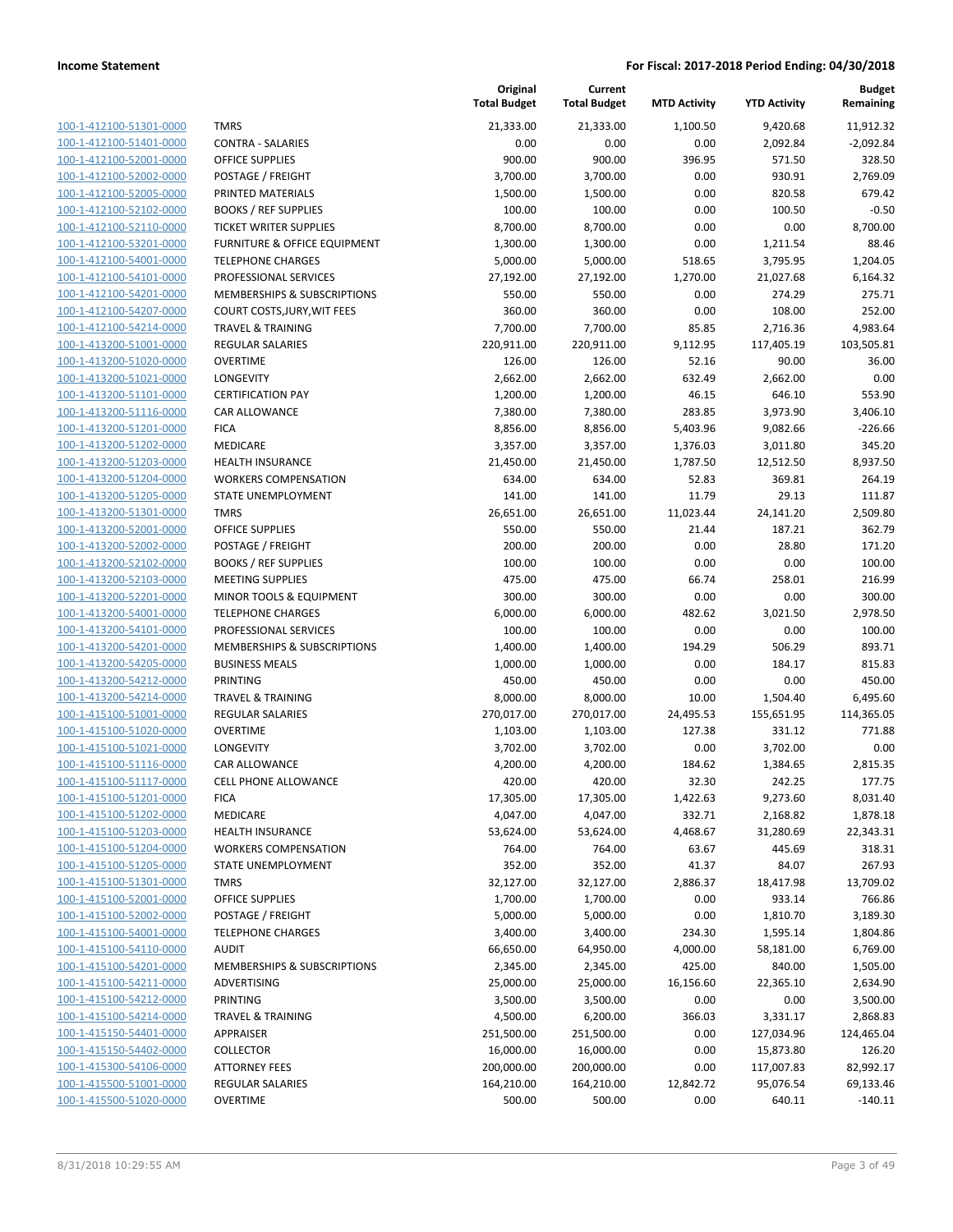**Income Statement** — **For Fiscal: 2017-2018 Period Ending: 04/30/2018**

| | | Original Total Budget | Current Total Budget | MTD Activity | YTD Activity | Budget Remaining |
|---|---|---|---|---|---|---|
| 100-1-412100-51301-0000 | TMRS | 21,333.00 | 21,333.00 | 1,100.50 | 9,420.68 | 11,912.32 |
| 100-1-412100-51401-0000 | CONTRA - SALARIES | 0.00 | 0.00 | 0.00 | 2,092.84 | -2,092.84 |
| 100-1-412100-52001-0000 | OFFICE SUPPLIES | 900.00 | 900.00 | 396.95 | 571.50 | 328.50 |
| 100-1-412100-52002-0000 | POSTAGE / FREIGHT | 3,700.00 | 3,700.00 | 0.00 | 930.91 | 2,769.09 |
| 100-1-412100-52005-0000 | PRINTED MATERIALS | 1,500.00 | 1,500.00 | 0.00 | 820.58 | 679.42 |
| 100-1-412100-52102-0000 | BOOKS / REF SUPPLIES | 100.00 | 100.00 | 0.00 | 100.50 | -0.50 |
| 100-1-412100-52110-0000 | TICKET WRITER SUPPLIES | 8,700.00 | 8,700.00 | 0.00 | 0.00 | 8,700.00 |
| 100-1-412100-53201-0000 | FURNITURE & OFFICE EQUIPMENT | 1,300.00 | 1,300.00 | 0.00 | 1,211.54 | 88.46 |
| 100-1-412100-54001-0000 | TELEPHONE CHARGES | 5,000.00 | 5,000.00 | 518.65 | 3,795.95 | 1,204.05 |
| 100-1-412100-54101-0000 | PROFESSIONAL SERVICES | 27,192.00 | 27,192.00 | 1,270.00 | 21,027.68 | 6,164.32 |
| 100-1-412100-54201-0000 | MEMBERSHIPS & SUBSCRIPTIONS | 550.00 | 550.00 | 0.00 | 274.29 | 275.71 |
| 100-1-412100-54207-0000 | COURT COSTS,JURY,WIT FEES | 360.00 | 360.00 | 0.00 | 108.00 | 252.00 |
| 100-1-412100-54214-0000 | TRAVEL & TRAINING | 7,700.00 | 7,700.00 | 85.85 | 2,716.36 | 4,983.64 |
| 100-1-413200-51001-0000 | REGULAR SALARIES | 220,911.00 | 220,911.00 | 9,112.95 | 117,405.19 | 103,505.81 |
| 100-1-413200-51020-0000 | OVERTIME | 126.00 | 126.00 | 52.16 | 90.00 | 36.00 |
| 100-1-413200-51021-0000 | LONGEVITY | 2,662.00 | 2,662.00 | 632.49 | 2,662.00 | 0.00 |
| 100-1-413200-51101-0000 | CERTIFICATION PAY | 1,200.00 | 1,200.00 | 46.15 | 646.10 | 553.90 |
| 100-1-413200-51116-0000 | CAR ALLOWANCE | 7,380.00 | 7,380.00 | 283.85 | 3,973.90 | 3,406.10 |
| 100-1-413200-51201-0000 | FICA | 8,856.00 | 8,856.00 | 5,403.96 | 9,082.66 | -226.66 |
| 100-1-413200-51202-0000 | MEDICARE | 3,357.00 | 3,357.00 | 1,376.03 | 3,011.80 | 345.20 |
| 100-1-413200-51203-0000 | HEALTH INSURANCE | 21,450.00 | 21,450.00 | 1,787.50 | 12,512.50 | 8,937.50 |
| 100-1-413200-51204-0000 | WORKERS COMPENSATION | 634.00 | 634.00 | 52.83 | 369.81 | 264.19 |
| 100-1-413200-51205-0000 | STATE UNEMPLOYMENT | 141.00 | 141.00 | 11.79 | 29.13 | 111.87 |
| 100-1-413200-51301-0000 | TMRS | 26,651.00 | 26,651.00 | 11,023.44 | 24,141.20 | 2,509.80 |
| 100-1-413200-52001-0000 | OFFICE SUPPLIES | 550.00 | 550.00 | 21.44 | 187.21 | 362.79 |
| 100-1-413200-52002-0000 | POSTAGE / FREIGHT | 200.00 | 200.00 | 0.00 | 28.80 | 171.20 |
| 100-1-413200-52102-0000 | BOOKS / REF SUPPLIES | 100.00 | 100.00 | 0.00 | 0.00 | 100.00 |
| 100-1-413200-52103-0000 | MEETING SUPPLIES | 475.00 | 475.00 | 66.74 | 258.01 | 216.99 |
| 100-1-413200-52201-0000 | MINOR TOOLS & EQUIPMENT | 300.00 | 300.00 | 0.00 | 0.00 | 300.00 |
| 100-1-413200-54001-0000 | TELEPHONE CHARGES | 6,000.00 | 6,000.00 | 482.62 | 3,021.50 | 2,978.50 |
| 100-1-413200-54101-0000 | PROFESSIONAL SERVICES | 100.00 | 100.00 | 0.00 | 0.00 | 100.00 |
| 100-1-413200-54201-0000 | MEMBERSHIPS & SUBSCRIPTIONS | 1,400.00 | 1,400.00 | 194.29 | 506.29 | 893.71 |
| 100-1-413200-54205-0000 | BUSINESS MEALS | 1,000.00 | 1,000.00 | 0.00 | 184.17 | 815.83 |
| 100-1-413200-54212-0000 | PRINTING | 450.00 | 450.00 | 0.00 | 0.00 | 450.00 |
| 100-1-413200-54214-0000 | TRAVEL & TRAINING | 8,000.00 | 8,000.00 | 10.00 | 1,504.40 | 6,495.60 |
| 100-1-415100-51001-0000 | REGULAR SALARIES | 270,017.00 | 270,017.00 | 24,495.53 | 155,651.95 | 114,365.05 |
| 100-1-415100-51020-0000 | OVERTIME | 1,103.00 | 1,103.00 | 127.38 | 331.12 | 771.88 |
| 100-1-415100-51021-0000 | LONGEVITY | 3,702.00 | 3,702.00 | 0.00 | 3,702.00 | 0.00 |
| 100-1-415100-51116-0000 | CAR ALLOWANCE | 4,200.00 | 4,200.00 | 184.62 | 1,384.65 | 2,815.35 |
| 100-1-415100-51117-0000 | CELL PHONE ALLOWANCE | 420.00 | 420.00 | 32.30 | 242.25 | 177.75 |
| 100-1-415100-51201-0000 | FICA | 17,305.00 | 17,305.00 | 1,422.63 | 9,273.60 | 8,031.40 |
| 100-1-415100-51202-0000 | MEDICARE | 4,047.00 | 4,047.00 | 332.71 | 2,168.82 | 1,878.18 |
| 100-1-415100-51203-0000 | HEALTH INSURANCE | 53,624.00 | 53,624.00 | 4,468.67 | 31,280.69 | 22,343.31 |
| 100-1-415100-51204-0000 | WORKERS COMPENSATION | 764.00 | 764.00 | 63.67 | 445.69 | 318.31 |
| 100-1-415100-51205-0000 | STATE UNEMPLOYMENT | 352.00 | 352.00 | 41.37 | 84.07 | 267.93 |
| 100-1-415100-51301-0000 | TMRS | 32,127.00 | 32,127.00 | 2,886.37 | 18,417.98 | 13,709.02 |
| 100-1-415100-52001-0000 | OFFICE SUPPLIES | 1,700.00 | 1,700.00 | 0.00 | 933.14 | 766.86 |
| 100-1-415100-52002-0000 | POSTAGE / FREIGHT | 5,000.00 | 5,000.00 | 0.00 | 1,810.70 | 3,189.30 |
| 100-1-415100-54001-0000 | TELEPHONE CHARGES | 3,400.00 | 3,400.00 | 234.30 | 1,595.14 | 1,804.86 |
| 100-1-415100-54110-0000 | AUDIT | 66,650.00 | 64,950.00 | 4,000.00 | 58,181.00 | 6,769.00 |
| 100-1-415100-54201-0000 | MEMBERSHIPS & SUBSCRIPTIONS | 2,345.00 | 2,345.00 | 425.00 | 840.00 | 1,505.00 |
| 100-1-415100-54211-0000 | ADVERTISING | 25,000.00 | 25,000.00 | 16,156.60 | 22,365.10 | 2,634.90 |
| 100-1-415100-54212-0000 | PRINTING | 3,500.00 | 3,500.00 | 0.00 | 0.00 | 3,500.00 |
| 100-1-415100-54214-0000 | TRAVEL & TRAINING | 4,500.00 | 6,200.00 | 366.03 | 3,331.17 | 2,868.83 |
| 100-1-415150-54401-0000 | APPRAISER | 251,500.00 | 251,500.00 | 0.00 | 127,034.96 | 124,465.04 |
| 100-1-415150-54402-0000 | COLLECTOR | 16,000.00 | 16,000.00 | 0.00 | 15,873.80 | 126.20 |
| 100-1-415300-54106-0000 | ATTORNEY FEES | 200,000.00 | 200,000.00 | 0.00 | 117,007.83 | 82,992.17 |
| 100-1-415500-51001-0000 | REGULAR SALARIES | 164,210.00 | 164,210.00 | 12,842.72 | 95,076.54 | 69,133.46 |
| 100-1-415500-51020-0000 | OVERTIME | 500.00 | 500.00 | 0.00 | 640.11 | -140.11 |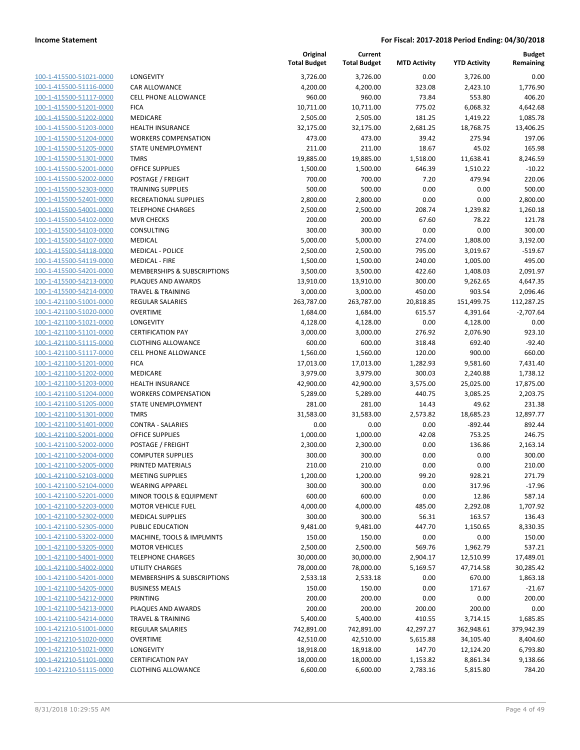**Income Statement** — **For Fiscal: 2017-2018 Period Ending: 04/30/2018**

| | | Original Total Budget | Current Total Budget | MTD Activity | YTD Activity | Budget Remaining |
|---|---|---|---|---|---|---|
| 100-1-415500-51021-0000 | LONGEVITY | 3,726.00 | 3,726.00 | 0.00 | 3,726.00 | 0.00 |
| 100-1-415500-51116-0000 | CAR ALLOWANCE | 4,200.00 | 4,200.00 | 323.08 | 2,423.10 | 1,776.90 |
| 100-1-415500-51117-0000 | CELL PHONE ALLOWANCE | 960.00 | 960.00 | 73.84 | 553.80 | 406.20 |
| 100-1-415500-51201-0000 | FICA | 10,711.00 | 10,711.00 | 775.02 | 6,068.32 | 4,642.68 |
| 100-1-415500-51202-0000 | MEDICARE | 2,505.00 | 2,505.00 | 181.25 | 1,419.22 | 1,085.78 |
| 100-1-415500-51203-0000 | HEALTH INSURANCE | 32,175.00 | 32,175.00 | 2,681.25 | 18,768.75 | 13,406.25 |
| 100-1-415500-51204-0000 | WORKERS COMPENSATION | 473.00 | 473.00 | 39.42 | 275.94 | 197.06 |
| 100-1-415500-51205-0000 | STATE UNEMPLOYMENT | 211.00 | 211.00 | 18.67 | 45.02 | 165.98 |
| 100-1-415500-51301-0000 | TMRS | 19,885.00 | 19,885.00 | 1,518.00 | 11,638.41 | 8,246.59 |
| 100-1-415500-52001-0000 | OFFICE SUPPLIES | 1,500.00 | 1,500.00 | 646.39 | 1,510.22 | -10.22 |
| 100-1-415500-52002-0000 | POSTAGE / FREIGHT | 700.00 | 700.00 | 7.20 | 479.94 | 220.06 |
| 100-1-415500-52303-0000 | TRAINING SUPPLIES | 500.00 | 500.00 | 0.00 | 0.00 | 500.00 |
| 100-1-415500-52401-0000 | RECREATIONAL SUPPLIES | 2,800.00 | 2,800.00 | 0.00 | 0.00 | 2,800.00 |
| 100-1-415500-54001-0000 | TELEPHONE CHARGES | 2,500.00 | 2,500.00 | 208.74 | 1,239.82 | 1,260.18 |
| 100-1-415500-54102-0000 | MVR CHECKS | 200.00 | 200.00 | 67.60 | 78.22 | 121.78 |
| 100-1-415500-54103-0000 | CONSULTING | 300.00 | 300.00 | 0.00 | 0.00 | 300.00 |
| 100-1-415500-54107-0000 | MEDICAL | 5,000.00 | 5,000.00 | 274.00 | 1,808.00 | 3,192.00 |
| 100-1-415500-54118-0000 | MEDICAL - POLICE | 2,500.00 | 2,500.00 | 795.00 | 3,019.67 | -519.67 |
| 100-1-415500-54119-0000 | MEDICAL - FIRE | 1,500.00 | 1,500.00 | 240.00 | 1,005.00 | 495.00 |
| 100-1-415500-54201-0000 | MEMBERSHIPS & SUBSCRIPTIONS | 3,500.00 | 3,500.00 | 422.60 | 1,408.03 | 2,091.97 |
| 100-1-415500-54213-0000 | PLAQUES AND AWARDS | 13,910.00 | 13,910.00 | 300.00 | 9,262.65 | 4,647.35 |
| 100-1-415500-54214-0000 | TRAVEL & TRAINING | 3,000.00 | 3,000.00 | 450.00 | 903.54 | 2,096.46 |
| 100-1-421100-51001-0000 | REGULAR SALARIES | 263,787.00 | 263,787.00 | 20,818.85 | 151,499.75 | 112,287.25 |
| 100-1-421100-51020-0000 | OVERTIME | 1,684.00 | 1,684.00 | 615.57 | 4,391.64 | -2,707.64 |
| 100-1-421100-51021-0000 | LONGEVITY | 4,128.00 | 4,128.00 | 0.00 | 4,128.00 | 0.00 |
| 100-1-421100-51101-0000 | CERTIFICATION PAY | 3,000.00 | 3,000.00 | 276.92 | 2,076.90 | 923.10 |
| 100-1-421100-51115-0000 | CLOTHING ALLOWANCE | 600.00 | 600.00 | 318.48 | 692.40 | -92.40 |
| 100-1-421100-51117-0000 | CELL PHONE ALLOWANCE | 1,560.00 | 1,560.00 | 120.00 | 900.00 | 660.00 |
| 100-1-421100-51201-0000 | FICA | 17,013.00 | 17,013.00 | 1,282.93 | 9,581.60 | 7,431.40 |
| 100-1-421100-51202-0000 | MEDICARE | 3,979.00 | 3,979.00 | 300.03 | 2,240.88 | 1,738.12 |
| 100-1-421100-51203-0000 | HEALTH INSURANCE | 42,900.00 | 42,900.00 | 3,575.00 | 25,025.00 | 17,875.00 |
| 100-1-421100-51204-0000 | WORKERS COMPENSATION | 5,289.00 | 5,289.00 | 440.75 | 3,085.25 | 2,203.75 |
| 100-1-421100-51205-0000 | STATE UNEMPLOYMENT | 281.00 | 281.00 | 14.43 | 49.62 | 231.38 |
| 100-1-421100-51301-0000 | TMRS | 31,583.00 | 31,583.00 | 2,573.82 | 18,685.23 | 12,897.77 |
| 100-1-421100-51401-0000 | CONTRA - SALARIES | 0.00 | 0.00 | 0.00 | -892.44 | 892.44 |
| 100-1-421100-52001-0000 | OFFICE SUPPLIES | 1,000.00 | 1,000.00 | 42.08 | 753.25 | 246.75 |
| 100-1-421100-52002-0000 | POSTAGE / FREIGHT | 2,300.00 | 2,300.00 | 0.00 | 136.86 | 2,163.14 |
| 100-1-421100-52004-0000 | COMPUTER SUPPLIES | 300.00 | 300.00 | 0.00 | 0.00 | 300.00 |
| 100-1-421100-52005-0000 | PRINTED MATERIALS | 210.00 | 210.00 | 0.00 | 0.00 | 210.00 |
| 100-1-421100-52103-0000 | MEETING SUPPLIES | 1,200.00 | 1,200.00 | 99.20 | 928.21 | 271.79 |
| 100-1-421100-52104-0000 | WEARING APPAREL | 300.00 | 300.00 | 0.00 | 317.96 | -17.96 |
| 100-1-421100-52201-0000 | MINOR TOOLS & EQUIPMENT | 600.00 | 600.00 | 0.00 | 12.86 | 587.14 |
| 100-1-421100-52203-0000 | MOTOR VEHICLE FUEL | 4,000.00 | 4,000.00 | 485.00 | 2,292.08 | 1,707.92 |
| 100-1-421100-52302-0000 | MEDICAL SUPPLIES | 300.00 | 300.00 | 56.31 | 163.57 | 136.43 |
| 100-1-421100-52305-0000 | PUBLIC EDUCATION | 9,481.00 | 9,481.00 | 447.70 | 1,150.65 | 8,330.35 |
| 100-1-421100-53202-0000 | MACHINE, TOOLS & IMPLMNTS | 150.00 | 150.00 | 0.00 | 0.00 | 150.00 |
| 100-1-421100-53205-0000 | MOTOR VEHICLES | 2,500.00 | 2,500.00 | 569.76 | 1,962.79 | 537.21 |
| 100-1-421100-54001-0000 | TELEPHONE CHARGES | 30,000.00 | 30,000.00 | 2,904.17 | 12,510.99 | 17,489.01 |
| 100-1-421100-54002-0000 | UTILITY CHARGES | 78,000.00 | 78,000.00 | 5,169.57 | 47,714.58 | 30,285.42 |
| 100-1-421100-54201-0000 | MEMBERSHIPS & SUBSCRIPTIONS | 2,533.18 | 2,533.18 | 0.00 | 670.00 | 1,863.18 |
| 100-1-421100-54205-0000 | BUSINESS MEALS | 150.00 | 150.00 | 0.00 | 171.67 | -21.67 |
| 100-1-421100-54212-0000 | PRINTING | 200.00 | 200.00 | 0.00 | 0.00 | 200.00 |
| 100-1-421100-54213-0000 | PLAQUES AND AWARDS | 200.00 | 200.00 | 200.00 | 200.00 | 0.00 |
| 100-1-421100-54214-0000 | TRAVEL & TRAINING | 5,400.00 | 5,400.00 | 410.55 | 3,714.15 | 1,685.85 |
| 100-1-421210-51001-0000 | REGULAR SALARIES | 742,891.00 | 742,891.00 | 42,297.27 | 362,948.61 | 379,942.39 |
| 100-1-421210-51020-0000 | OVERTIME | 42,510.00 | 42,510.00 | 5,615.88 | 34,105.40 | 8,404.60 |
| 100-1-421210-51021-0000 | LONGEVITY | 18,918.00 | 18,918.00 | 147.70 | 12,124.20 | 6,793.80 |
| 100-1-421210-51101-0000 | CERTIFICATION PAY | 18,000.00 | 18,000.00 | 1,153.82 | 8,861.34 | 9,138.66 |
| 100-1-421210-51115-0000 | CLOTHING ALLOWANCE | 6,600.00 | 6,600.00 | 2,783.16 | 5,815.80 | 784.20 |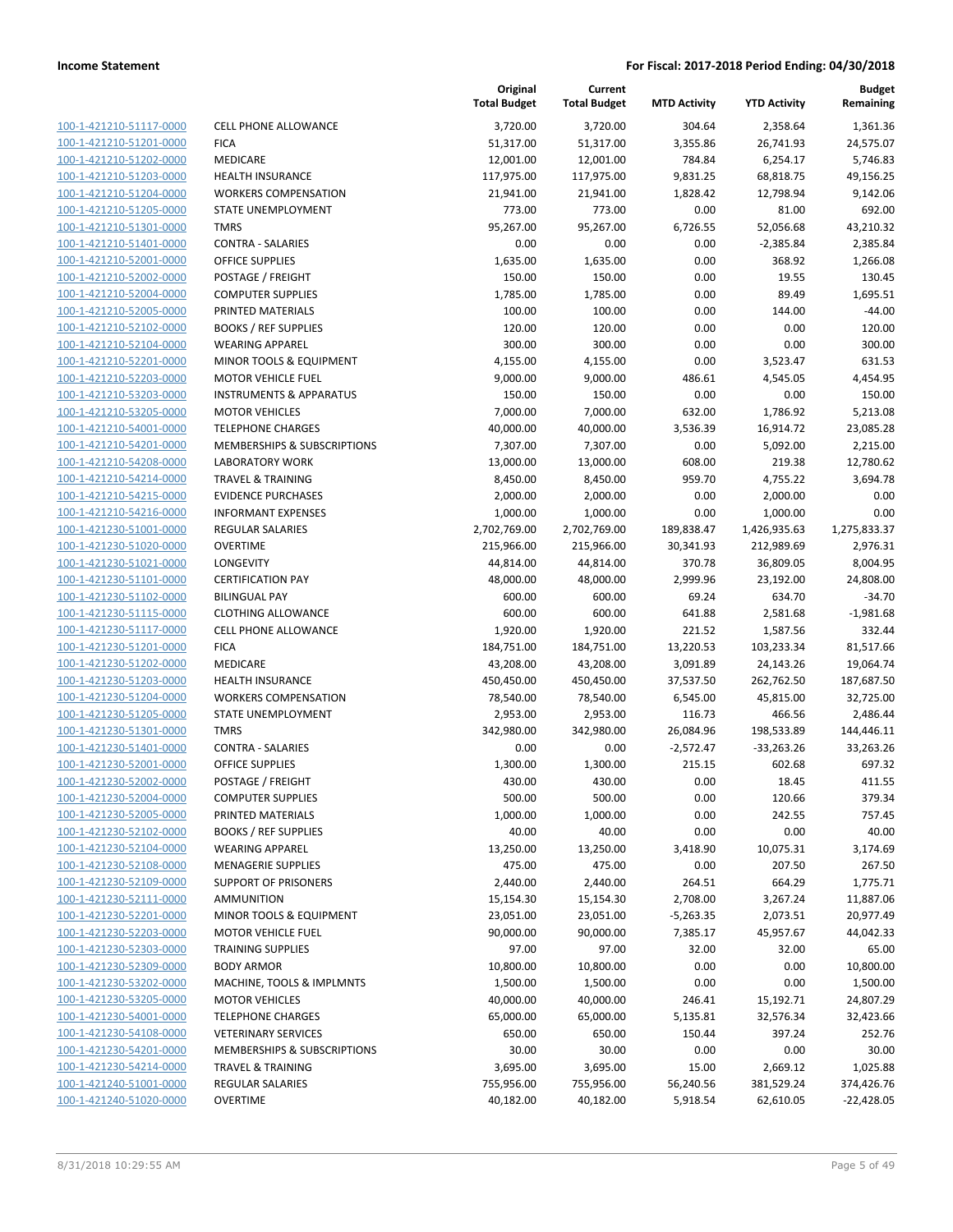| | | Original Total Budget | Current Total Budget | MTD Activity | YTD Activity | Budget Remaining |
|---|---|---|---|---|---|---|
| 100-1-421210-51117-0000 | CELL PHONE ALLOWANCE | 3,720.00 | 3,720.00 | 304.64 | 2,358.64 | 1,361.36 |
| 100-1-421210-51201-0000 | FICA | 51,317.00 | 51,317.00 | 3,355.86 | 26,741.93 | 24,575.07 |
| 100-1-421210-51202-0000 | MEDICARE | 12,001.00 | 12,001.00 | 784.84 | 6,254.17 | 5,746.83 |
| 100-1-421210-51203-0000 | HEALTH INSURANCE | 117,975.00 | 117,975.00 | 9,831.25 | 68,818.75 | 49,156.25 |
| 100-1-421210-51204-0000 | WORKERS COMPENSATION | 21,941.00 | 21,941.00 | 1,828.42 | 12,798.94 | 9,142.06 |
| 100-1-421210-51205-0000 | STATE UNEMPLOYMENT | 773.00 | 773.00 | 0.00 | 81.00 | 692.00 |
| 100-1-421210-51301-0000 | TMRS | 95,267.00 | 95,267.00 | 6,726.55 | 52,056.68 | 43,210.32 |
| 100-1-421210-51401-0000 | CONTRA - SALARIES | 0.00 | 0.00 | 0.00 | -2,385.84 | 2,385.84 |
| 100-1-421210-52001-0000 | OFFICE SUPPLIES | 1,635.00 | 1,635.00 | 0.00 | 368.92 | 1,266.08 |
| 100-1-421210-52002-0000 | POSTAGE / FREIGHT | 150.00 | 150.00 | 0.00 | 19.55 | 130.45 |
| 100-1-421210-52004-0000 | COMPUTER SUPPLIES | 1,785.00 | 1,785.00 | 0.00 | 89.49 | 1,695.51 |
| 100-1-421210-52005-0000 | PRINTED MATERIALS | 100.00 | 100.00 | 0.00 | 144.00 | -44.00 |
| 100-1-421210-52102-0000 | BOOKS / REF SUPPLIES | 120.00 | 120.00 | 0.00 | 0.00 | 120.00 |
| 100-1-421210-52104-0000 | WEARING APPAREL | 300.00 | 300.00 | 0.00 | 0.00 | 300.00 |
| 100-1-421210-52201-0000 | MINOR TOOLS & EQUIPMENT | 4,155.00 | 4,155.00 | 0.00 | 3,523.47 | 631.53 |
| 100-1-421210-52203-0000 | MOTOR VEHICLE FUEL | 9,000.00 | 9,000.00 | 486.61 | 4,545.05 | 4,454.95 |
| 100-1-421210-53203-0000 | INSTRUMENTS & APPARATUS | 150.00 | 150.00 | 0.00 | 0.00 | 150.00 |
| 100-1-421210-53205-0000 | MOTOR VEHICLES | 7,000.00 | 7,000.00 | 632.00 | 1,786.92 | 5,213.08 |
| 100-1-421210-54001-0000 | TELEPHONE CHARGES | 40,000.00 | 40,000.00 | 3,536.39 | 16,914.72 | 23,085.28 |
| 100-1-421210-54201-0000 | MEMBERSHIPS & SUBSCRIPTIONS | 7,307.00 | 7,307.00 | 0.00 | 5,092.00 | 2,215.00 |
| 100-1-421210-54208-0000 | LABORATORY WORK | 13,000.00 | 13,000.00 | 608.00 | 219.38 | 12,780.62 |
| 100-1-421210-54214-0000 | TRAVEL & TRAINING | 8,450.00 | 8,450.00 | 959.70 | 4,755.22 | 3,694.78 |
| 100-1-421210-54215-0000 | EVIDENCE PURCHASES | 2,000.00 | 2,000.00 | 0.00 | 2,000.00 | 0.00 |
| 100-1-421210-54216-0000 | INFORMANT EXPENSES | 1,000.00 | 1,000.00 | 0.00 | 1,000.00 | 0.00 |
| 100-1-421230-51001-0000 | REGULAR SALARIES | 2,702,769.00 | 2,702,769.00 | 189,838.47 | 1,426,935.63 | 1,275,833.37 |
| 100-1-421230-51020-0000 | OVERTIME | 215,966.00 | 215,966.00 | 30,341.93 | 212,989.69 | 2,976.31 |
| 100-1-421230-51021-0000 | LONGEVITY | 44,814.00 | 44,814.00 | 370.78 | 36,809.05 | 8,004.95 |
| 100-1-421230-51101-0000 | CERTIFICATION PAY | 48,000.00 | 48,000.00 | 2,999.96 | 23,192.00 | 24,808.00 |
| 100-1-421230-51102-0000 | BILINGUAL PAY | 600.00 | 600.00 | 69.24 | 634.70 | -34.70 |
| 100-1-421230-51115-0000 | CLOTHING ALLOWANCE | 600.00 | 600.00 | 641.88 | 2,581.68 | -1,981.68 |
| 100-1-421230-51117-0000 | CELL PHONE ALLOWANCE | 1,920.00 | 1,920.00 | 221.52 | 1,587.56 | 332.44 |
| 100-1-421230-51201-0000 | FICA | 184,751.00 | 184,751.00 | 13,220.53 | 103,233.34 | 81,517.66 |
| 100-1-421230-51202-0000 | MEDICARE | 43,208.00 | 43,208.00 | 3,091.89 | 24,143.26 | 19,064.74 |
| 100-1-421230-51203-0000 | HEALTH INSURANCE | 450,450.00 | 450,450.00 | 37,537.50 | 262,762.50 | 187,687.50 |
| 100-1-421230-51204-0000 | WORKERS COMPENSATION | 78,540.00 | 78,540.00 | 6,545.00 | 45,815.00 | 32,725.00 |
| 100-1-421230-51205-0000 | STATE UNEMPLOYMENT | 2,953.00 | 2,953.00 | 116.73 | 466.56 | 2,486.44 |
| 100-1-421230-51301-0000 | TMRS | 342,980.00 | 342,980.00 | 26,084.96 | 198,533.89 | 144,446.11 |
| 100-1-421230-51401-0000 | CONTRA - SALARIES | 0.00 | 0.00 | -2,572.47 | -33,263.26 | 33,263.26 |
| 100-1-421230-52001-0000 | OFFICE SUPPLIES | 1,300.00 | 1,300.00 | 215.15 | 602.68 | 697.32 |
| 100-1-421230-52002-0000 | POSTAGE / FREIGHT | 430.00 | 430.00 | 0.00 | 18.45 | 411.55 |
| 100-1-421230-52004-0000 | COMPUTER SUPPLIES | 500.00 | 500.00 | 0.00 | 120.66 | 379.34 |
| 100-1-421230-52005-0000 | PRINTED MATERIALS | 1,000.00 | 1,000.00 | 0.00 | 242.55 | 757.45 |
| 100-1-421230-52102-0000 | BOOKS / REF SUPPLIES | 40.00 | 40.00 | 0.00 | 0.00 | 40.00 |
| 100-1-421230-52104-0000 | WEARING APPAREL | 13,250.00 | 13,250.00 | 3,418.90 | 10,075.31 | 3,174.69 |
| 100-1-421230-52108-0000 | MENAGERIE SUPPLIES | 475.00 | 475.00 | 0.00 | 207.50 | 267.50 |
| 100-1-421230-52109-0000 | SUPPORT OF PRISONERS | 2,440.00 | 2,440.00 | 264.51 | 664.29 | 1,775.71 |
| 100-1-421230-52111-0000 | AMMUNITION | 15,154.30 | 15,154.30 | 2,708.00 | 3,267.24 | 11,887.06 |
| 100-1-421230-52201-0000 | MINOR TOOLS & EQUIPMENT | 23,051.00 | 23,051.00 | -5,263.35 | 2,073.51 | 20,977.49 |
| 100-1-421230-52203-0000 | MOTOR VEHICLE FUEL | 90,000.00 | 90,000.00 | 7,385.17 | 45,957.67 | 44,042.33 |
| 100-1-421230-52303-0000 | TRAINING SUPPLIES | 97.00 | 97.00 | 32.00 | 32.00 | 65.00 |
| 100-1-421230-52309-0000 | BODY ARMOR | 10,800.00 | 10,800.00 | 0.00 | 0.00 | 10,800.00 |
| 100-1-421230-53202-0000 | MACHINE, TOOLS & IMPLMNTS | 1,500.00 | 1,500.00 | 0.00 | 0.00 | 1,500.00 |
| 100-1-421230-53205-0000 | MOTOR VEHICLES | 40,000.00 | 40,000.00 | 246.41 | 15,192.71 | 24,807.29 |
| 100-1-421230-54001-0000 | TELEPHONE CHARGES | 65,000.00 | 65,000.00 | 5,135.81 | 32,576.34 | 32,423.66 |
| 100-1-421230-54108-0000 | VETERINARY SERVICES | 650.00 | 650.00 | 150.44 | 397.24 | 252.76 |
| 100-1-421230-54201-0000 | MEMBERSHIPS & SUBSCRIPTIONS | 30.00 | 30.00 | 0.00 | 0.00 | 30.00 |
| 100-1-421230-54214-0000 | TRAVEL & TRAINING | 3,695.00 | 3,695.00 | 15.00 | 2,669.12 | 1,025.88 |
| 100-1-421240-51001-0000 | REGULAR SALARIES | 755,956.00 | 755,956.00 | 56,240.56 | 381,529.24 | 374,426.76 |
| 100-1-421240-51020-0000 | OVERTIME | 40,182.00 | 40,182.00 | 5,918.54 | 62,610.05 | -22,428.05 |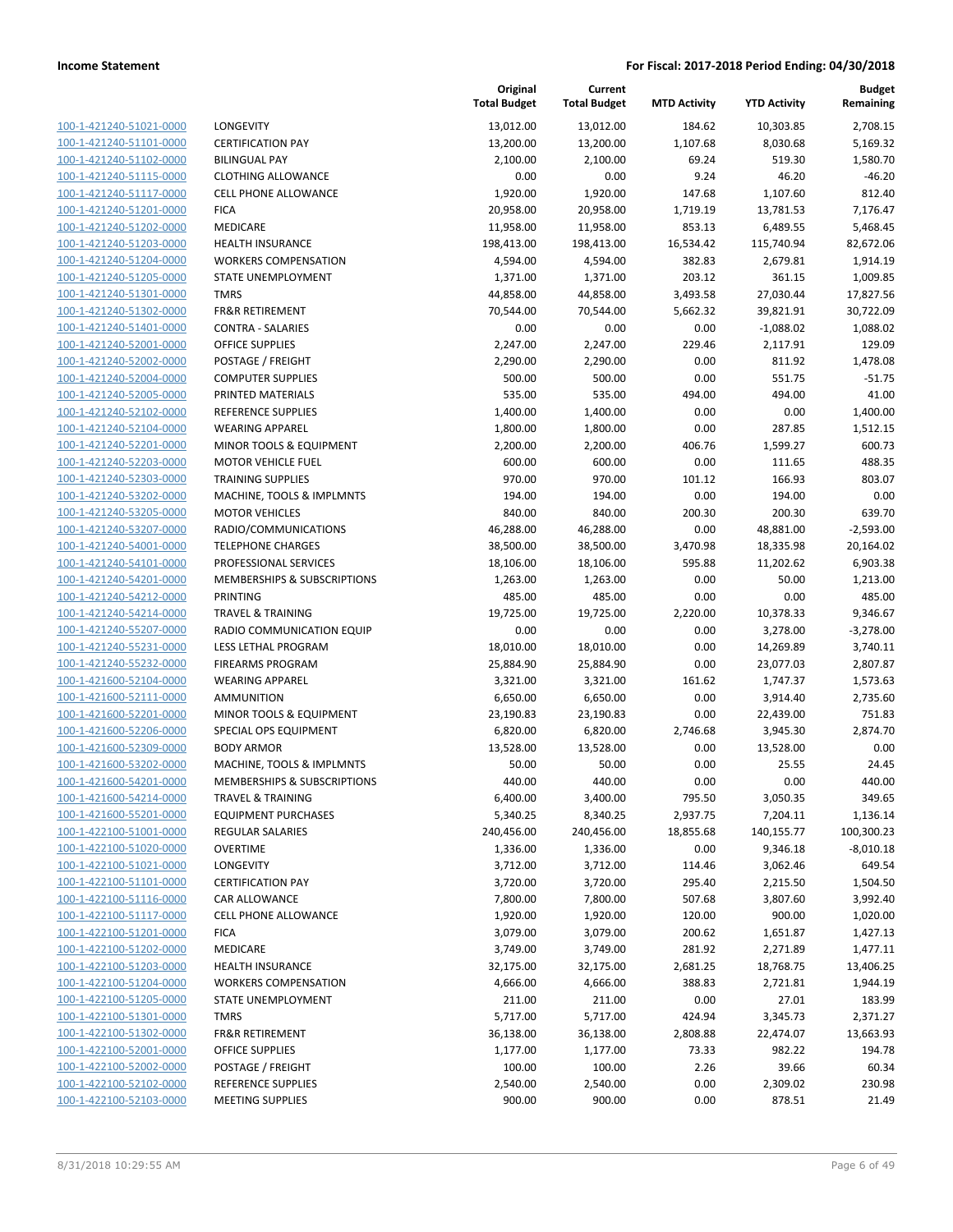**Income Statement** — **For Fiscal: 2017-2018 Period Ending: 04/30/2018**

| | | Original Total Budget | Current Total Budget | MTD Activity | YTD Activity | Budget Remaining |
|---|---|---|---|---|---|---|
| 100-1-421240-51021-0000 | LONGEVITY | 13,012.00 | 13,012.00 | 184.62 | 10,303.85 | 2,708.15 |
| 100-1-421240-51101-0000 | CERTIFICATION PAY | 13,200.00 | 13,200.00 | 1,107.68 | 8,030.68 | 5,169.32 |
| 100-1-421240-51102-0000 | BILINGUAL PAY | 2,100.00 | 2,100.00 | 69.24 | 519.30 | 1,580.70 |
| 100-1-421240-51115-0000 | CLOTHING ALLOWANCE | 0.00 | 0.00 | 9.24 | 46.20 | -46.20 |
| 100-1-421240-51117-0000 | CELL PHONE ALLOWANCE | 1,920.00 | 1,920.00 | 147.68 | 1,107.60 | 812.40 |
| 100-1-421240-51201-0000 | FICA | 20,958.00 | 20,958.00 | 1,719.19 | 13,781.53 | 7,176.47 |
| 100-1-421240-51202-0000 | MEDICARE | 11,958.00 | 11,958.00 | 853.13 | 6,489.55 | 5,468.45 |
| 100-1-421240-51203-0000 | HEALTH INSURANCE | 198,413.00 | 198,413.00 | 16,534.42 | 115,740.94 | 82,672.06 |
| 100-1-421240-51204-0000 | WORKERS COMPENSATION | 4,594.00 | 4,594.00 | 382.83 | 2,679.81 | 1,914.19 |
| 100-1-421240-51205-0000 | STATE UNEMPLOYMENT | 1,371.00 | 1,371.00 | 203.12 | 361.15 | 1,009.85 |
| 100-1-421240-51301-0000 | TMRS | 44,858.00 | 44,858.00 | 3,493.58 | 27,030.44 | 17,827.56 |
| 100-1-421240-51302-0000 | FR&R RETIREMENT | 70,544.00 | 70,544.00 | 5,662.32 | 39,821.91 | 30,722.09 |
| 100-1-421240-51401-0000 | CONTRA - SALARIES | 0.00 | 0.00 | 0.00 | -1,088.02 | 1,088.02 |
| 100-1-421240-52001-0000 | OFFICE SUPPLIES | 2,247.00 | 2,247.00 | 229.46 | 2,117.91 | 129.09 |
| 100-1-421240-52002-0000 | POSTAGE / FREIGHT | 2,290.00 | 2,290.00 | 0.00 | 811.92 | 1,478.08 |
| 100-1-421240-52004-0000 | COMPUTER SUPPLIES | 500.00 | 500.00 | 0.00 | 551.75 | -51.75 |
| 100-1-421240-52005-0000 | PRINTED MATERIALS | 535.00 | 535.00 | 494.00 | 494.00 | 41.00 |
| 100-1-421240-52102-0000 | REFERENCE SUPPLIES | 1,400.00 | 1,400.00 | 0.00 | 0.00 | 1,400.00 |
| 100-1-421240-52104-0000 | WEARING APPAREL | 1,800.00 | 1,800.00 | 0.00 | 287.85 | 1,512.15 |
| 100-1-421240-52201-0000 | MINOR TOOLS & EQUIPMENT | 2,200.00 | 2,200.00 | 406.76 | 1,599.27 | 600.73 |
| 100-1-421240-52203-0000 | MOTOR VEHICLE FUEL | 600.00 | 600.00 | 0.00 | 111.65 | 488.35 |
| 100-1-421240-52303-0000 | TRAINING SUPPLIES | 970.00 | 970.00 | 101.12 | 166.93 | 803.07 |
| 100-1-421240-53202-0000 | MACHINE, TOOLS & IMPLMNTS | 194.00 | 194.00 | 0.00 | 194.00 | 0.00 |
| 100-1-421240-53205-0000 | MOTOR VEHICLES | 840.00 | 840.00 | 200.30 | 200.30 | 639.70 |
| 100-1-421240-53207-0000 | RADIO/COMMUNICATIONS | 46,288.00 | 46,288.00 | 0.00 | 48,881.00 | -2,593.00 |
| 100-1-421240-54001-0000 | TELEPHONE CHARGES | 38,500.00 | 38,500.00 | 3,470.98 | 18,335.98 | 20,164.02 |
| 100-1-421240-54101-0000 | PROFESSIONAL SERVICES | 18,106.00 | 18,106.00 | 595.88 | 11,202.62 | 6,903.38 |
| 100-1-421240-54201-0000 | MEMBERSHIPS & SUBSCRIPTIONS | 1,263.00 | 1,263.00 | 0.00 | 50.00 | 1,213.00 |
| 100-1-421240-54212-0000 | PRINTING | 485.00 | 485.00 | 0.00 | 0.00 | 485.00 |
| 100-1-421240-54214-0000 | TRAVEL & TRAINING | 19,725.00 | 19,725.00 | 2,220.00 | 10,378.33 | 9,346.67 |
| 100-1-421240-55207-0000 | RADIO COMMUNICATION EQUIP | 0.00 | 0.00 | 0.00 | 3,278.00 | -3,278.00 |
| 100-1-421240-55231-0000 | LESS LETHAL PROGRAM | 18,010.00 | 18,010.00 | 0.00 | 14,269.89 | 3,740.11 |
| 100-1-421240-55232-0000 | FIREARMS PROGRAM | 25,884.90 | 25,884.90 | 0.00 | 23,077.03 | 2,807.87 |
| 100-1-421600-52104-0000 | WEARING APPAREL | 3,321.00 | 3,321.00 | 161.62 | 1,747.37 | 1,573.63 |
| 100-1-421600-52111-0000 | AMMUNITION | 6,650.00 | 6,650.00 | 0.00 | 3,914.40 | 2,735.60 |
| 100-1-421600-52201-0000 | MINOR TOOLS & EQUIPMENT | 23,190.83 | 23,190.83 | 0.00 | 22,439.00 | 751.83 |
| 100-1-421600-52206-0000 | SPECIAL OPS EQUIPMENT | 6,820.00 | 6,820.00 | 2,746.68 | 3,945.30 | 2,874.70 |
| 100-1-421600-52309-0000 | BODY ARMOR | 13,528.00 | 13,528.00 | 0.00 | 13,528.00 | 0.00 |
| 100-1-421600-53202-0000 | MACHINE, TOOLS & IMPLMNTS | 50.00 | 50.00 | 0.00 | 25.55 | 24.45 |
| 100-1-421600-54201-0000 | MEMBERSHIPS & SUBSCRIPTIONS | 440.00 | 440.00 | 0.00 | 0.00 | 440.00 |
| 100-1-421600-54214-0000 | TRAVEL & TRAINING | 6,400.00 | 3,400.00 | 795.50 | 3,050.35 | 349.65 |
| 100-1-421600-55201-0000 | EQUIPMENT PURCHASES | 5,340.25 | 8,340.25 | 2,937.75 | 7,204.11 | 1,136.14 |
| 100-1-422100-51001-0000 | REGULAR SALARIES | 240,456.00 | 240,456.00 | 18,855.68 | 140,155.77 | 100,300.23 |
| 100-1-422100-51020-0000 | OVERTIME | 1,336.00 | 1,336.00 | 0.00 | 9,346.18 | -8,010.18 |
| 100-1-422100-51021-0000 | LONGEVITY | 3,712.00 | 3,712.00 | 114.46 | 3,062.46 | 649.54 |
| 100-1-422100-51101-0000 | CERTIFICATION PAY | 3,720.00 | 3,720.00 | 295.40 | 2,215.50 | 1,504.50 |
| 100-1-422100-51116-0000 | CAR ALLOWANCE | 7,800.00 | 7,800.00 | 507.68 | 3,807.60 | 3,992.40 |
| 100-1-422100-51117-0000 | CELL PHONE ALLOWANCE | 1,920.00 | 1,920.00 | 120.00 | 900.00 | 1,020.00 |
| 100-1-422100-51201-0000 | FICA | 3,079.00 | 3,079.00 | 200.62 | 1,651.87 | 1,427.13 |
| 100-1-422100-51202-0000 | MEDICARE | 3,749.00 | 3,749.00 | 281.92 | 2,271.89 | 1,477.11 |
| 100-1-422100-51203-0000 | HEALTH INSURANCE | 32,175.00 | 32,175.00 | 2,681.25 | 18,768.75 | 13,406.25 |
| 100-1-422100-51204-0000 | WORKERS COMPENSATION | 4,666.00 | 4,666.00 | 388.83 | 2,721.81 | 1,944.19 |
| 100-1-422100-51205-0000 | STATE UNEMPLOYMENT | 211.00 | 211.00 | 0.00 | 27.01 | 183.99 |
| 100-1-422100-51301-0000 | TMRS | 5,717.00 | 5,717.00 | 424.94 | 3,345.73 | 2,371.27 |
| 100-1-422100-51302-0000 | FR&R RETIREMENT | 36,138.00 | 36,138.00 | 2,808.88 | 22,474.07 | 13,663.93 |
| 100-1-422100-52001-0000 | OFFICE SUPPLIES | 1,177.00 | 1,177.00 | 73.33 | 982.22 | 194.78 |
| 100-1-422100-52002-0000 | POSTAGE / FREIGHT | 100.00 | 100.00 | 2.26 | 39.66 | 60.34 |
| 100-1-422100-52102-0000 | REFERENCE SUPPLIES | 2,540.00 | 2,540.00 | 0.00 | 2,309.02 | 230.98 |
| 100-1-422100-52103-0000 | MEETING SUPPLIES | 900.00 | 900.00 | 0.00 | 878.51 | 21.49 |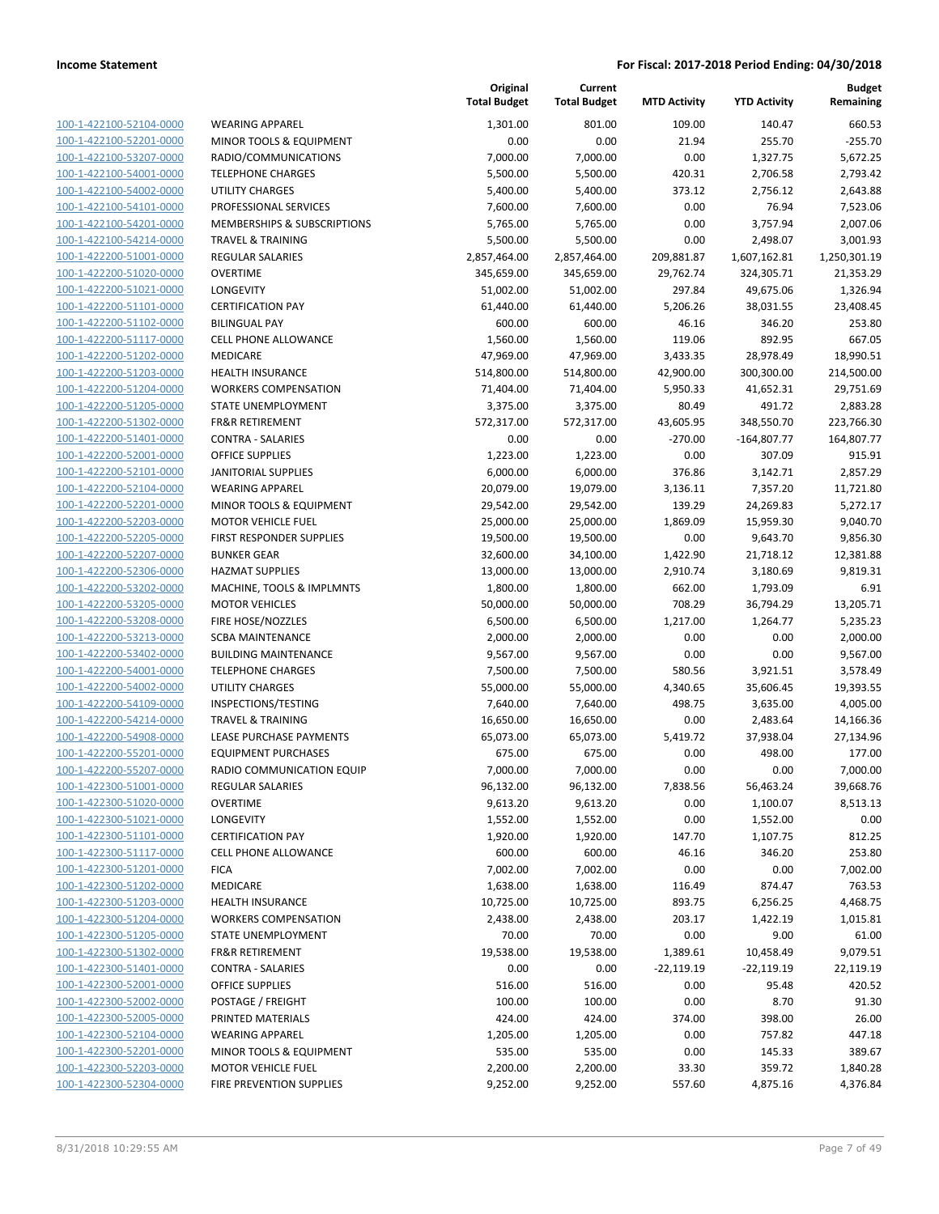**Income Statement** **For Fiscal: 2017-2018 Period Ending: 04/30/2018**

| | | Original Total Budget | Current Total Budget | MTD Activity | YTD Activity | Budget Remaining |
|---|---|---|---|---|---|---|
| 100-1-422100-52104-0000 | WEARING APPAREL | 1,301.00 | 801.00 | 109.00 | 140.47 | 660.53 |
| 100-1-422100-52201-0000 | MINOR TOOLS & EQUIPMENT | 0.00 | 0.00 | 21.94 | 255.70 | -255.70 |
| 100-1-422100-53207-0000 | RADIO/COMMUNICATIONS | 7,000.00 | 7,000.00 | 0.00 | 1,327.75 | 5,672.25 |
| 100-1-422100-54001-0000 | TELEPHONE CHARGES | 5,500.00 | 5,500.00 | 420.31 | 2,706.58 | 2,793.42 |
| 100-1-422100-54002-0000 | UTILITY CHARGES | 5,400.00 | 5,400.00 | 373.12 | 2,756.12 | 2,643.88 |
| 100-1-422100-54101-0000 | PROFESSIONAL SERVICES | 7,600.00 | 7,600.00 | 0.00 | 76.94 | 7,523.06 |
| 100-1-422100-54201-0000 | MEMBERSHIPS & SUBSCRIPTIONS | 5,765.00 | 5,765.00 | 0.00 | 3,757.94 | 2,007.06 |
| 100-1-422100-54214-0000 | TRAVEL & TRAINING | 5,500.00 | 5,500.00 | 0.00 | 2,498.07 | 3,001.93 |
| 100-1-422200-51001-0000 | REGULAR SALARIES | 2,857,464.00 | 2,857,464.00 | 209,881.87 | 1,607,162.81 | 1,250,301.19 |
| 100-1-422200-51020-0000 | OVERTIME | 345,659.00 | 345,659.00 | 29,762.74 | 324,305.71 | 21,353.29 |
| 100-1-422200-51021-0000 | LONGEVITY | 51,002.00 | 51,002.00 | 297.84 | 49,675.06 | 1,326.94 |
| 100-1-422200-51101-0000 | CERTIFICATION PAY | 61,440.00 | 61,440.00 | 5,206.26 | 38,031.55 | 23,408.45 |
| 100-1-422200-51102-0000 | BILINGUAL PAY | 600.00 | 600.00 | 46.16 | 346.20 | 253.80 |
| 100-1-422200-51117-0000 | CELL PHONE ALLOWANCE | 1,560.00 | 1,560.00 | 119.06 | 892.95 | 667.05 |
| 100-1-422200-51202-0000 | MEDICARE | 47,969.00 | 47,969.00 | 3,433.35 | 28,978.49 | 18,990.51 |
| 100-1-422200-51203-0000 | HEALTH INSURANCE | 514,800.00 | 514,800.00 | 42,900.00 | 300,300.00 | 214,500.00 |
| 100-1-422200-51204-0000 | WORKERS COMPENSATION | 71,404.00 | 71,404.00 | 5,950.33 | 41,652.31 | 29,751.69 |
| 100-1-422200-51205-0000 | STATE UNEMPLOYMENT | 3,375.00 | 3,375.00 | 80.49 | 491.72 | 2,883.28 |
| 100-1-422200-51302-0000 | FR&R RETIREMENT | 572,317.00 | 572,317.00 | 43,605.95 | 348,550.70 | 223,766.30 |
| 100-1-422200-51401-0000 | CONTRA - SALARIES | 0.00 | 0.00 | -270.00 | -164,807.77 | 164,807.77 |
| 100-1-422200-52001-0000 | OFFICE SUPPLIES | 1,223.00 | 1,223.00 | 0.00 | 307.09 | 915.91 |
| 100-1-422200-52101-0000 | JANITORIAL SUPPLIES | 6,000.00 | 6,000.00 | 376.86 | 3,142.71 | 2,857.29 |
| 100-1-422200-52104-0000 | WEARING APPAREL | 20,079.00 | 19,079.00 | 3,136.11 | 7,357.20 | 11,721.80 |
| 100-1-422200-52201-0000 | MINOR TOOLS & EQUIPMENT | 29,542.00 | 29,542.00 | 139.29 | 24,269.83 | 5,272.17 |
| 100-1-422200-52203-0000 | MOTOR VEHICLE FUEL | 25,000.00 | 25,000.00 | 1,869.09 | 15,959.30 | 9,040.70 |
| 100-1-422200-52205-0000 | FIRST RESPONDER SUPPLIES | 19,500.00 | 19,500.00 | 0.00 | 9,643.70 | 9,856.30 |
| 100-1-422200-52207-0000 | BUNKER GEAR | 32,600.00 | 34,100.00 | 1,422.90 | 21,718.12 | 12,381.88 |
| 100-1-422200-52306-0000 | HAZMAT SUPPLIES | 13,000.00 | 13,000.00 | 2,910.74 | 3,180.69 | 9,819.31 |
| 100-1-422200-53202-0000 | MACHINE, TOOLS & IMPLMNTS | 1,800.00 | 1,800.00 | 662.00 | 1,793.09 | 6.91 |
| 100-1-422200-53205-0000 | MOTOR VEHICLES | 50,000.00 | 50,000.00 | 708.29 | 36,794.29 | 13,205.71 |
| 100-1-422200-53208-0000 | FIRE HOSE/NOZZLES | 6,500.00 | 6,500.00 | 1,217.00 | 1,264.77 | 5,235.23 |
| 100-1-422200-53213-0000 | SCBA MAINTENANCE | 2,000.00 | 2,000.00 | 0.00 | 0.00 | 2,000.00 |
| 100-1-422200-53402-0000 | BUILDING MAINTENANCE | 9,567.00 | 9,567.00 | 0.00 | 0.00 | 9,567.00 |
| 100-1-422200-54001-0000 | TELEPHONE CHARGES | 7,500.00 | 7,500.00 | 580.56 | 3,921.51 | 3,578.49 |
| 100-1-422200-54002-0000 | UTILITY CHARGES | 55,000.00 | 55,000.00 | 4,340.65 | 35,606.45 | 19,393.55 |
| 100-1-422200-54109-0000 | INSPECTIONS/TESTING | 7,640.00 | 7,640.00 | 498.75 | 3,635.00 | 4,005.00 |
| 100-1-422200-54214-0000 | TRAVEL & TRAINING | 16,650.00 | 16,650.00 | 0.00 | 2,483.64 | 14,166.36 |
| 100-1-422200-54908-0000 | LEASE PURCHASE PAYMENTS | 65,073.00 | 65,073.00 | 5,419.72 | 37,938.04 | 27,134.96 |
| 100-1-422200-55201-0000 | EQUIPMENT PURCHASES | 675.00 | 675.00 | 0.00 | 498.00 | 177.00 |
| 100-1-422200-55207-0000 | RADIO COMMUNICATION EQUIP | 7,000.00 | 7,000.00 | 0.00 | 0.00 | 7,000.00 |
| 100-1-422300-51001-0000 | REGULAR SALARIES | 96,132.00 | 96,132.00 | 7,838.56 | 56,463.24 | 39,668.76 |
| 100-1-422300-51020-0000 | OVERTIME | 9,613.20 | 9,613.20 | 0.00 | 1,100.07 | 8,513.13 |
| 100-1-422300-51021-0000 | LONGEVITY | 1,552.00 | 1,552.00 | 0.00 | 1,552.00 | 0.00 |
| 100-1-422300-51101-0000 | CERTIFICATION PAY | 1,920.00 | 1,920.00 | 147.70 | 1,107.75 | 812.25 |
| 100-1-422300-51117-0000 | CELL PHONE ALLOWANCE | 600.00 | 600.00 | 46.16 | 346.20 | 253.80 |
| 100-1-422300-51201-0000 | FICA | 7,002.00 | 7,002.00 | 0.00 | 0.00 | 7,002.00 |
| 100-1-422300-51202-0000 | MEDICARE | 1,638.00 | 1,638.00 | 116.49 | 874.47 | 763.53 |
| 100-1-422300-51203-0000 | HEALTH INSURANCE | 10,725.00 | 10,725.00 | 893.75 | 6,256.25 | 4,468.75 |
| 100-1-422300-51204-0000 | WORKERS COMPENSATION | 2,438.00 | 2,438.00 | 203.17 | 1,422.19 | 1,015.81 |
| 100-1-422300-51205-0000 | STATE UNEMPLOYMENT | 70.00 | 70.00 | 0.00 | 9.00 | 61.00 |
| 100-1-422300-51302-0000 | FR&R RETIREMENT | 19,538.00 | 19,538.00 | 1,389.61 | 10,458.49 | 9,079.51 |
| 100-1-422300-51401-0000 | CONTRA - SALARIES | 0.00 | 0.00 | -22,119.19 | -22,119.19 | 22,119.19 |
| 100-1-422300-52001-0000 | OFFICE SUPPLIES | 516.00 | 516.00 | 0.00 | 95.48 | 420.52 |
| 100-1-422300-52002-0000 | POSTAGE / FREIGHT | 100.00 | 100.00 | 0.00 | 8.70 | 91.30 |
| 100-1-422300-52005-0000 | PRINTED MATERIALS | 424.00 | 424.00 | 374.00 | 398.00 | 26.00 |
| 100-1-422300-52104-0000 | WEARING APPAREL | 1,205.00 | 1,205.00 | 0.00 | 757.82 | 447.18 |
| 100-1-422300-52201-0000 | MINOR TOOLS & EQUIPMENT | 535.00 | 535.00 | 0.00 | 145.33 | 389.67 |
| 100-1-422300-52203-0000 | MOTOR VEHICLE FUEL | 2,200.00 | 2,200.00 | 33.30 | 359.72 | 1,840.28 |
| 100-1-422300-52304-0000 | FIRE PREVENTION SUPPLIES | 9,252.00 | 9,252.00 | 557.60 | 4,875.16 | 4,376.84 |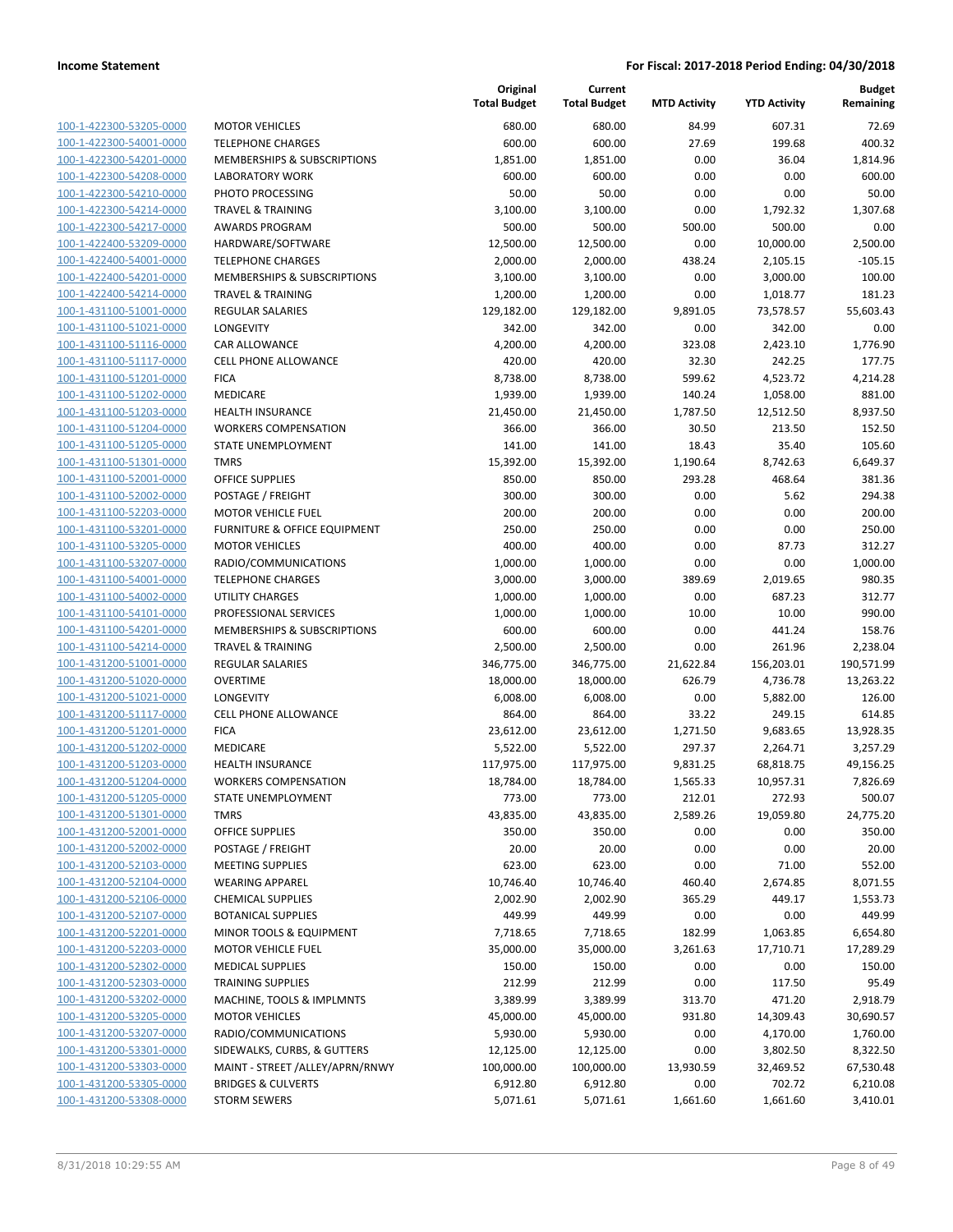**Income Statement** **For Fiscal: 2017-2018 Period Ending: 04/30/2018**

| | | Original Total Budget | Current Total Budget | MTD Activity | YTD Activity | Budget Remaining |
|---|---|---|---|---|---|---|
| 100-1-422300-53205-0000 | MOTOR VEHICLES | 680.00 | 680.00 | 84.99 | 607.31 | 72.69 |
| 100-1-422300-54001-0000 | TELEPHONE CHARGES | 600.00 | 600.00 | 27.69 | 199.68 | 400.32 |
| 100-1-422300-54201-0000 | MEMBERSHIPS & SUBSCRIPTIONS | 1,851.00 | 1,851.00 | 0.00 | 36.04 | 1,814.96 |
| 100-1-422300-54208-0000 | LABORATORY WORK | 600.00 | 600.00 | 0.00 | 0.00 | 600.00 |
| 100-1-422300-54210-0000 | PHOTO PROCESSING | 50.00 | 50.00 | 0.00 | 0.00 | 50.00 |
| 100-1-422300-54214-0000 | TRAVEL & TRAINING | 3,100.00 | 3,100.00 | 0.00 | 1,792.32 | 1,307.68 |
| 100-1-422300-54217-0000 | AWARDS PROGRAM | 500.00 | 500.00 | 500.00 | 500.00 | 0.00 |
| 100-1-422400-53209-0000 | HARDWARE/SOFTWARE | 12,500.00 | 12,500.00 | 0.00 | 10,000.00 | 2,500.00 |
| 100-1-422400-54001-0000 | TELEPHONE CHARGES | 2,000.00 | 2,000.00 | 438.24 | 2,105.15 | -105.15 |
| 100-1-422400-54201-0000 | MEMBERSHIPS & SUBSCRIPTIONS | 3,100.00 | 3,100.00 | 0.00 | 3,000.00 | 100.00 |
| 100-1-422400-54214-0000 | TRAVEL & TRAINING | 1,200.00 | 1,200.00 | 0.00 | 1,018.77 | 181.23 |
| 100-1-431100-51001-0000 | REGULAR SALARIES | 129,182.00 | 129,182.00 | 9,891.05 | 73,578.57 | 55,603.43 |
| 100-1-431100-51021-0000 | LONGEVITY | 342.00 | 342.00 | 0.00 | 342.00 | 0.00 |
| 100-1-431100-51116-0000 | CAR ALLOWANCE | 4,200.00 | 4,200.00 | 323.08 | 2,423.10 | 1,776.90 |
| 100-1-431100-51117-0000 | CELL PHONE ALLOWANCE | 420.00 | 420.00 | 32.30 | 242.25 | 177.75 |
| 100-1-431100-51201-0000 | FICA | 8,738.00 | 8,738.00 | 599.62 | 4,523.72 | 4,214.28 |
| 100-1-431100-51202-0000 | MEDICARE | 1,939.00 | 1,939.00 | 140.24 | 1,058.00 | 881.00 |
| 100-1-431100-51203-0000 | HEALTH INSURANCE | 21,450.00 | 21,450.00 | 1,787.50 | 12,512.50 | 8,937.50 |
| 100-1-431100-51204-0000 | WORKERS COMPENSATION | 366.00 | 366.00 | 30.50 | 213.50 | 152.50 |
| 100-1-431100-51205-0000 | STATE UNEMPLOYMENT | 141.00 | 141.00 | 18.43 | 35.40 | 105.60 |
| 100-1-431100-51301-0000 | TMRS | 15,392.00 | 15,392.00 | 1,190.64 | 8,742.63 | 6,649.37 |
| 100-1-431100-52001-0000 | OFFICE SUPPLIES | 850.00 | 850.00 | 293.28 | 468.64 | 381.36 |
| 100-1-431100-52002-0000 | POSTAGE / FREIGHT | 300.00 | 300.00 | 0.00 | 5.62 | 294.38 |
| 100-1-431100-52203-0000 | MOTOR VEHICLE FUEL | 200.00 | 200.00 | 0.00 | 0.00 | 200.00 |
| 100-1-431100-53201-0000 | FURNITURE & OFFICE EQUIPMENT | 250.00 | 250.00 | 0.00 | 0.00 | 250.00 |
| 100-1-431100-53205-0000 | MOTOR VEHICLES | 400.00 | 400.00 | 0.00 | 87.73 | 312.27 |
| 100-1-431100-53207-0000 | RADIO/COMMUNICATIONS | 1,000.00 | 1,000.00 | 0.00 | 0.00 | 1,000.00 |
| 100-1-431100-54001-0000 | TELEPHONE CHARGES | 3,000.00 | 3,000.00 | 389.69 | 2,019.65 | 980.35 |
| 100-1-431100-54002-0000 | UTILITY CHARGES | 1,000.00 | 1,000.00 | 0.00 | 687.23 | 312.77 |
| 100-1-431100-54101-0000 | PROFESSIONAL SERVICES | 1,000.00 | 1,000.00 | 10.00 | 10.00 | 990.00 |
| 100-1-431100-54201-0000 | MEMBERSHIPS & SUBSCRIPTIONS | 600.00 | 600.00 | 0.00 | 441.24 | 158.76 |
| 100-1-431100-54214-0000 | TRAVEL & TRAINING | 2,500.00 | 2,500.00 | 0.00 | 261.96 | 2,238.04 |
| 100-1-431200-51001-0000 | REGULAR SALARIES | 346,775.00 | 346,775.00 | 21,622.84 | 156,203.01 | 190,571.99 |
| 100-1-431200-51020-0000 | OVERTIME | 18,000.00 | 18,000.00 | 626.79 | 4,736.78 | 13,263.22 |
| 100-1-431200-51021-0000 | LONGEVITY | 6,008.00 | 6,008.00 | 0.00 | 5,882.00 | 126.00 |
| 100-1-431200-51117-0000 | CELL PHONE ALLOWANCE | 864.00 | 864.00 | 33.22 | 249.15 | 614.85 |
| 100-1-431200-51201-0000 | FICA | 23,612.00 | 23,612.00 | 1,271.50 | 9,683.65 | 13,928.35 |
| 100-1-431200-51202-0000 | MEDICARE | 5,522.00 | 5,522.00 | 297.37 | 2,264.71 | 3,257.29 |
| 100-1-431200-51203-0000 | HEALTH INSURANCE | 117,975.00 | 117,975.00 | 9,831.25 | 68,818.75 | 49,156.25 |
| 100-1-431200-51204-0000 | WORKERS COMPENSATION | 18,784.00 | 18,784.00 | 1,565.33 | 10,957.31 | 7,826.69 |
| 100-1-431200-51205-0000 | STATE UNEMPLOYMENT | 773.00 | 773.00 | 212.01 | 272.93 | 500.07 |
| 100-1-431200-51301-0000 | TMRS | 43,835.00 | 43,835.00 | 2,589.26 | 19,059.80 | 24,775.20 |
| 100-1-431200-52001-0000 | OFFICE SUPPLIES | 350.00 | 350.00 | 0.00 | 0.00 | 350.00 |
| 100-1-431200-52002-0000 | POSTAGE / FREIGHT | 20.00 | 20.00 | 0.00 | 0.00 | 20.00 |
| 100-1-431200-52103-0000 | MEETING SUPPLIES | 623.00 | 623.00 | 0.00 | 71.00 | 552.00 |
| 100-1-431200-52104-0000 | WEARING APPAREL | 10,746.40 | 10,746.40 | 460.40 | 2,674.85 | 8,071.55 |
| 100-1-431200-52106-0000 | CHEMICAL SUPPLIES | 2,002.90 | 2,002.90 | 365.29 | 449.17 | 1,553.73 |
| 100-1-431200-52107-0000 | BOTANICAL SUPPLIES | 449.99 | 449.99 | 0.00 | 0.00 | 449.99 |
| 100-1-431200-52201-0000 | MINOR TOOLS & EQUIPMENT | 7,718.65 | 7,718.65 | 182.99 | 1,063.85 | 6,654.80 |
| 100-1-431200-52203-0000 | MOTOR VEHICLE FUEL | 35,000.00 | 35,000.00 | 3,261.63 | 17,710.71 | 17,289.29 |
| 100-1-431200-52302-0000 | MEDICAL SUPPLIES | 150.00 | 150.00 | 0.00 | 0.00 | 150.00 |
| 100-1-431200-52303-0000 | TRAINING SUPPLIES | 212.99 | 212.99 | 0.00 | 117.50 | 95.49 |
| 100-1-431200-53202-0000 | MACHINE, TOOLS & IMPLMNTS | 3,389.99 | 3,389.99 | 313.70 | 471.20 | 2,918.79 |
| 100-1-431200-53205-0000 | MOTOR VEHICLES | 45,000.00 | 45,000.00 | 931.80 | 14,309.43 | 30,690.57 |
| 100-1-431200-53207-0000 | RADIO/COMMUNICATIONS | 5,930.00 | 5,930.00 | 0.00 | 4,170.00 | 1,760.00 |
| 100-1-431200-53301-0000 | SIDEWALKS, CURBS, & GUTTERS | 12,125.00 | 12,125.00 | 0.00 | 3,802.50 | 8,322.50 |
| 100-1-431200-53303-0000 | MAINT - STREET /ALLEY/APRN/RNWY | 100,000.00 | 100,000.00 | 13,930.59 | 32,469.52 | 67,530.48 |
| 100-1-431200-53305-0000 | BRIDGES & CULVERTS | 6,912.80 | 6,912.80 | 0.00 | 702.72 | 6,210.08 |
| 100-1-431200-53308-0000 | STORM SEWERS | 5,071.61 | 5,071.61 | 1,661.60 | 1,661.60 | 3,410.01 |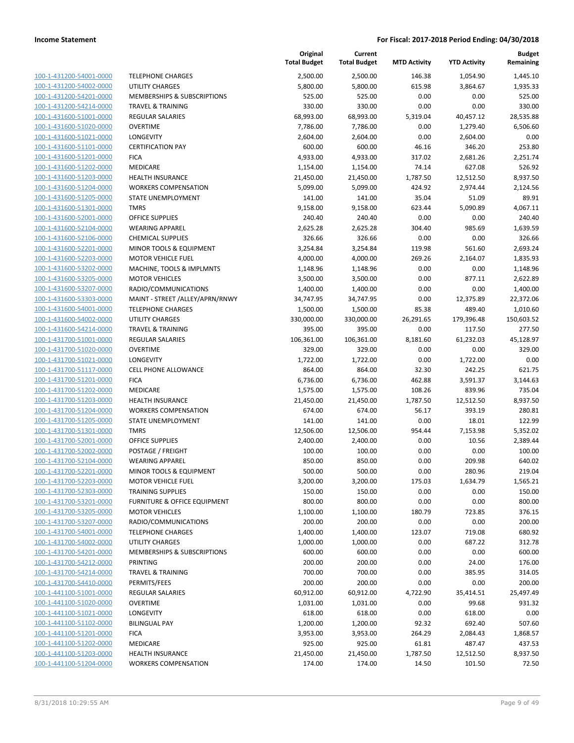| | | Original Total Budget | Current Total Budget | MTD Activity | YTD Activity | Budget Remaining |
|---|---|---|---|---|---|---|
| 100-1-431200-54001-0000 | TELEPHONE CHARGES | 2,500.00 | 2,500.00 | 146.38 | 1,054.90 | 1,445.10 |
| 100-1-431200-54002-0000 | UTILITY CHARGES | 5,800.00 | 5,800.00 | 615.98 | 3,864.67 | 1,935.33 |
| 100-1-431200-54201-0000 | MEMBERSHIPS & SUBSCRIPTIONS | 525.00 | 525.00 | 0.00 | 0.00 | 525.00 |
| 100-1-431200-54214-0000 | TRAVEL & TRAINING | 330.00 | 330.00 | 0.00 | 0.00 | 330.00 |
| 100-1-431600-51001-0000 | REGULAR SALARIES | 68,993.00 | 68,993.00 | 5,319.04 | 40,457.12 | 28,535.88 |
| 100-1-431600-51020-0000 | OVERTIME | 7,786.00 | 7,786.00 | 0.00 | 1,279.40 | 6,506.60 |
| 100-1-431600-51021-0000 | LONGEVITY | 2,604.00 | 2,604.00 | 0.00 | 2,604.00 | 0.00 |
| 100-1-431600-51101-0000 | CERTIFICATION PAY | 600.00 | 600.00 | 46.16 | 346.20 | 253.80 |
| 100-1-431600-51201-0000 | FICA | 4,933.00 | 4,933.00 | 317.02 | 2,681.26 | 2,251.74 |
| 100-1-431600-51202-0000 | MEDICARE | 1,154.00 | 1,154.00 | 74.14 | 627.08 | 526.92 |
| 100-1-431600-51203-0000 | HEALTH INSURANCE | 21,450.00 | 21,450.00 | 1,787.50 | 12,512.50 | 8,937.50 |
| 100-1-431600-51204-0000 | WORKERS COMPENSATION | 5,099.00 | 5,099.00 | 424.92 | 2,974.44 | 2,124.56 |
| 100-1-431600-51205-0000 | STATE UNEMPLOYMENT | 141.00 | 141.00 | 35.04 | 51.09 | 89.91 |
| 100-1-431600-51301-0000 | TMRS | 9,158.00 | 9,158.00 | 623.44 | 5,090.89 | 4,067.11 |
| 100-1-431600-52001-0000 | OFFICE SUPPLIES | 240.40 | 240.40 | 0.00 | 0.00 | 240.40 |
| 100-1-431600-52104-0000 | WEARING APPAREL | 2,625.28 | 2,625.28 | 304.40 | 985.69 | 1,639.59 |
| 100-1-431600-52106-0000 | CHEMICAL SUPPLIES | 326.66 | 326.66 | 0.00 | 0.00 | 326.66 |
| 100-1-431600-52201-0000 | MINOR TOOLS & EQUIPMENT | 3,254.84 | 3,254.84 | 119.98 | 561.60 | 2,693.24 |
| 100-1-431600-52203-0000 | MOTOR VEHICLE FUEL | 4,000.00 | 4,000.00 | 269.26 | 2,164.07 | 1,835.93 |
| 100-1-431600-53202-0000 | MACHINE, TOOLS & IMPLMNTS | 1,148.96 | 1,148.96 | 0.00 | 0.00 | 1,148.96 |
| 100-1-431600-53205-0000 | MOTOR VEHICLES | 3,500.00 | 3,500.00 | 0.00 | 877.11 | 2,622.89 |
| 100-1-431600-53207-0000 | RADIO/COMMUNICATIONS | 1,400.00 | 1,400.00 | 0.00 | 0.00 | 1,400.00 |
| 100-1-431600-53303-0000 | MAINT - STREET /ALLEY/APRN/RNWY | 34,747.95 | 34,747.95 | 0.00 | 12,375.89 | 22,372.06 |
| 100-1-431600-54001-0000 | TELEPHONE CHARGES | 1,500.00 | 1,500.00 | 85.38 | 489.40 | 1,010.60 |
| 100-1-431600-54002-0000 | UTILITY CHARGES | 330,000.00 | 330,000.00 | 26,291.65 | 179,396.48 | 150,603.52 |
| 100-1-431600-54214-0000 | TRAVEL & TRAINING | 395.00 | 395.00 | 0.00 | 117.50 | 277.50 |
| 100-1-431700-51001-0000 | REGULAR SALARIES | 106,361.00 | 106,361.00 | 8,181.60 | 61,232.03 | 45,128.97 |
| 100-1-431700-51020-0000 | OVERTIME | 329.00 | 329.00 | 0.00 | 0.00 | 329.00 |
| 100-1-431700-51021-0000 | LONGEVITY | 1,722.00 | 1,722.00 | 0.00 | 1,722.00 | 0.00 |
| 100-1-431700-51117-0000 | CELL PHONE ALLOWANCE | 864.00 | 864.00 | 32.30 | 242.25 | 621.75 |
| 100-1-431700-51201-0000 | FICA | 6,736.00 | 6,736.00 | 462.88 | 3,591.37 | 3,144.63 |
| 100-1-431700-51202-0000 | MEDICARE | 1,575.00 | 1,575.00 | 108.26 | 839.96 | 735.04 |
| 100-1-431700-51203-0000 | HEALTH INSURANCE | 21,450.00 | 21,450.00 | 1,787.50 | 12,512.50 | 8,937.50 |
| 100-1-431700-51204-0000 | WORKERS COMPENSATION | 674.00 | 674.00 | 56.17 | 393.19 | 280.81 |
| 100-1-431700-51205-0000 | STATE UNEMPLOYMENT | 141.00 | 141.00 | 0.00 | 18.01 | 122.99 |
| 100-1-431700-51301-0000 | TMRS | 12,506.00 | 12,506.00 | 954.44 | 7,153.98 | 5,352.02 |
| 100-1-431700-52001-0000 | OFFICE SUPPLIES | 2,400.00 | 2,400.00 | 0.00 | 10.56 | 2,389.44 |
| 100-1-431700-52002-0000 | POSTAGE / FREIGHT | 100.00 | 100.00 | 0.00 | 0.00 | 100.00 |
| 100-1-431700-52104-0000 | WEARING APPAREL | 850.00 | 850.00 | 0.00 | 209.98 | 640.02 |
| 100-1-431700-52201-0000 | MINOR TOOLS & EQUIPMENT | 500.00 | 500.00 | 0.00 | 280.96 | 219.04 |
| 100-1-431700-52203-0000 | MOTOR VEHICLE FUEL | 3,200.00 | 3,200.00 | 175.03 | 1,634.79 | 1,565.21 |
| 100-1-431700-52303-0000 | TRAINING SUPPLIES | 150.00 | 150.00 | 0.00 | 0.00 | 150.00 |
| 100-1-431700-53201-0000 | FURNITURE & OFFICE EQUIPMENT | 800.00 | 800.00 | 0.00 | 0.00 | 800.00 |
| 100-1-431700-53205-0000 | MOTOR VEHICLES | 1,100.00 | 1,100.00 | 180.79 | 723.85 | 376.15 |
| 100-1-431700-53207-0000 | RADIO/COMMUNICATIONS | 200.00 | 200.00 | 0.00 | 0.00 | 200.00 |
| 100-1-431700-54001-0000 | TELEPHONE CHARGES | 1,400.00 | 1,400.00 | 123.07 | 719.08 | 680.92 |
| 100-1-431700-54002-0000 | UTILITY CHARGES | 1,000.00 | 1,000.00 | 0.00 | 687.22 | 312.78 |
| 100-1-431700-54201-0000 | MEMBERSHIPS & SUBSCRIPTIONS | 600.00 | 600.00 | 0.00 | 0.00 | 600.00 |
| 100-1-431700-54212-0000 | PRINTING | 200.00 | 200.00 | 0.00 | 24.00 | 176.00 |
| 100-1-431700-54214-0000 | TRAVEL & TRAINING | 700.00 | 700.00 | 0.00 | 385.95 | 314.05 |
| 100-1-431700-54410-0000 | PERMITS/FEES | 200.00 | 200.00 | 0.00 | 0.00 | 200.00 |
| 100-1-441100-51001-0000 | REGULAR SALARIES | 60,912.00 | 60,912.00 | 4,722.90 | 35,414.51 | 25,497.49 |
| 100-1-441100-51020-0000 | OVERTIME | 1,031.00 | 1,031.00 | 0.00 | 99.68 | 931.32 |
| 100-1-441100-51021-0000 | LONGEVITY | 618.00 | 618.00 | 0.00 | 618.00 | 0.00 |
| 100-1-441100-51102-0000 | BILINGUAL PAY | 1,200.00 | 1,200.00 | 92.32 | 692.40 | 507.60 |
| 100-1-441100-51201-0000 | FICA | 3,953.00 | 3,953.00 | 264.29 | 2,084.43 | 1,868.57 |
| 100-1-441100-51202-0000 | MEDICARE | 925.00 | 925.00 | 61.81 | 487.47 | 437.53 |
| 100-1-441100-51203-0000 | HEALTH INSURANCE | 21,450.00 | 21,450.00 | 1,787.50 | 12,512.50 | 8,937.50 |
| 100-1-441100-51204-0000 | WORKERS COMPENSATION | 174.00 | 174.00 | 14.50 | 101.50 | 72.50 |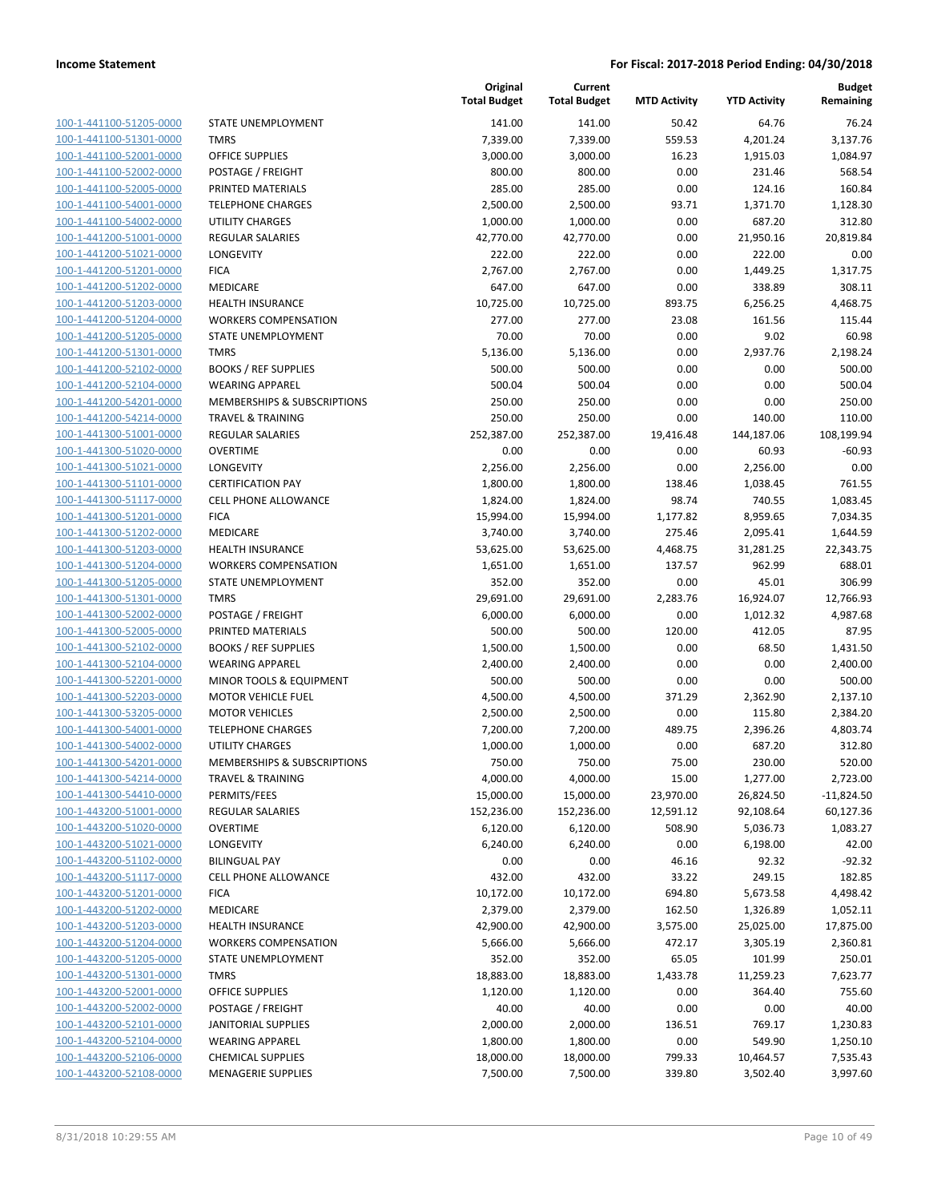**Income Statement** | **For Fiscal: 2017-2018 Period Ending: 04/30/2018**

| | | Original Total Budget | Current Total Budget | MTD Activity | YTD Activity | Budget Remaining |
|---|---|---|---|---|---|---|
| 100-1-441100-51205-0000 | STATE UNEMPLOYMENT | 141.00 | 141.00 | 50.42 | 64.76 | 76.24 |
| 100-1-441100-51301-0000 | TMRS | 7,339.00 | 7,339.00 | 559.53 | 4,201.24 | 3,137.76 |
| 100-1-441100-52001-0000 | OFFICE SUPPLIES | 3,000.00 | 3,000.00 | 16.23 | 1,915.03 | 1,084.97 |
| 100-1-441100-52002-0000 | POSTAGE / FREIGHT | 800.00 | 800.00 | 0.00 | 231.46 | 568.54 |
| 100-1-441100-52005-0000 | PRINTED MATERIALS | 285.00 | 285.00 | 0.00 | 124.16 | 160.84 |
| 100-1-441100-54001-0000 | TELEPHONE CHARGES | 2,500.00 | 2,500.00 | 93.71 | 1,371.70 | 1,128.30 |
| 100-1-441100-54002-0000 | UTILITY CHARGES | 1,000.00 | 1,000.00 | 0.00 | 687.20 | 312.80 |
| 100-1-441200-51001-0000 | REGULAR SALARIES | 42,770.00 | 42,770.00 | 0.00 | 21,950.16 | 20,819.84 |
| 100-1-441200-51021-0000 | LONGEVITY | 222.00 | 222.00 | 0.00 | 222.00 | 0.00 |
| 100-1-441200-51201-0000 | FICA | 2,767.00 | 2,767.00 | 0.00 | 1,449.25 | 1,317.75 |
| 100-1-441200-51202-0000 | MEDICARE | 647.00 | 647.00 | 0.00 | 338.89 | 308.11 |
| 100-1-441200-51203-0000 | HEALTH INSURANCE | 10,725.00 | 10,725.00 | 893.75 | 6,256.25 | 4,468.75 |
| 100-1-441200-51204-0000 | WORKERS COMPENSATION | 277.00 | 277.00 | 23.08 | 161.56 | 115.44 |
| 100-1-441200-51205-0000 | STATE UNEMPLOYMENT | 70.00 | 70.00 | 0.00 | 9.02 | 60.98 |
| 100-1-441200-51301-0000 | TMRS | 5,136.00 | 5,136.00 | 0.00 | 2,937.76 | 2,198.24 |
| 100-1-441200-52102-0000 | BOOKS / REF SUPPLIES | 500.00 | 500.00 | 0.00 | 0.00 | 500.00 |
| 100-1-441200-52104-0000 | WEARING APPAREL | 500.04 | 500.04 | 0.00 | 0.00 | 500.04 |
| 100-1-441200-54201-0000 | MEMBERSHIPS & SUBSCRIPTIONS | 250.00 | 250.00 | 0.00 | 0.00 | 250.00 |
| 100-1-441200-54214-0000 | TRAVEL & TRAINING | 250.00 | 250.00 | 0.00 | 140.00 | 110.00 |
| 100-1-441300-51001-0000 | REGULAR SALARIES | 252,387.00 | 252,387.00 | 19,416.48 | 144,187.06 | 108,199.94 |
| 100-1-441300-51020-0000 | OVERTIME | 0.00 | 0.00 | 0.00 | 60.93 | -60.93 |
| 100-1-441300-51021-0000 | LONGEVITY | 2,256.00 | 2,256.00 | 0.00 | 2,256.00 | 0.00 |
| 100-1-441300-51101-0000 | CERTIFICATION PAY | 1,800.00 | 1,800.00 | 138.46 | 1,038.45 | 761.55 |
| 100-1-441300-51117-0000 | CELL PHONE ALLOWANCE | 1,824.00 | 1,824.00 | 98.74 | 740.55 | 1,083.45 |
| 100-1-441300-51201-0000 | FICA | 15,994.00 | 15,994.00 | 1,177.82 | 8,959.65 | 7,034.35 |
| 100-1-441300-51202-0000 | MEDICARE | 3,740.00 | 3,740.00 | 275.46 | 2,095.41 | 1,644.59 |
| 100-1-441300-51203-0000 | HEALTH INSURANCE | 53,625.00 | 53,625.00 | 4,468.75 | 31,281.25 | 22,343.75 |
| 100-1-441300-51204-0000 | WORKERS COMPENSATION | 1,651.00 | 1,651.00 | 137.57 | 962.99 | 688.01 |
| 100-1-441300-51205-0000 | STATE UNEMPLOYMENT | 352.00 | 352.00 | 0.00 | 45.01 | 306.99 |
| 100-1-441300-51301-0000 | TMRS | 29,691.00 | 29,691.00 | 2,283.76 | 16,924.07 | 12,766.93 |
| 100-1-441300-52002-0000 | POSTAGE / FREIGHT | 6,000.00 | 6,000.00 | 0.00 | 1,012.32 | 4,987.68 |
| 100-1-441300-52005-0000 | PRINTED MATERIALS | 500.00 | 500.00 | 120.00 | 412.05 | 87.95 |
| 100-1-441300-52102-0000 | BOOKS / REF SUPPLIES | 1,500.00 | 1,500.00 | 0.00 | 68.50 | 1,431.50 |
| 100-1-441300-52104-0000 | WEARING APPAREL | 2,400.00 | 2,400.00 | 0.00 | 0.00 | 2,400.00 |
| 100-1-441300-52201-0000 | MINOR TOOLS & EQUIPMENT | 500.00 | 500.00 | 0.00 | 0.00 | 500.00 |
| 100-1-441300-52203-0000 | MOTOR VEHICLE FUEL | 4,500.00 | 4,500.00 | 371.29 | 2,362.90 | 2,137.10 |
| 100-1-441300-53205-0000 | MOTOR VEHICLES | 2,500.00 | 2,500.00 | 0.00 | 115.80 | 2,384.20 |
| 100-1-441300-54001-0000 | TELEPHONE CHARGES | 7,200.00 | 7,200.00 | 489.75 | 2,396.26 | 4,803.74 |
| 100-1-441300-54002-0000 | UTILITY CHARGES | 1,000.00 | 1,000.00 | 0.00 | 687.20 | 312.80 |
| 100-1-441300-54201-0000 | MEMBERSHIPS & SUBSCRIPTIONS | 750.00 | 750.00 | 75.00 | 230.00 | 520.00 |
| 100-1-441300-54214-0000 | TRAVEL & TRAINING | 4,000.00 | 4,000.00 | 15.00 | 1,277.00 | 2,723.00 |
| 100-1-441300-54410-0000 | PERMITS/FEES | 15,000.00 | 15,000.00 | 23,970.00 | 26,824.50 | -11,824.50 |
| 100-1-443200-51001-0000 | REGULAR SALARIES | 152,236.00 | 152,236.00 | 12,591.12 | 92,108.64 | 60,127.36 |
| 100-1-443200-51020-0000 | OVERTIME | 6,120.00 | 6,120.00 | 508.90 | 5,036.73 | 1,083.27 |
| 100-1-443200-51021-0000 | LONGEVITY | 6,240.00 | 6,240.00 | 0.00 | 6,198.00 | 42.00 |
| 100-1-443200-51102-0000 | BILINGUAL PAY | 0.00 | 0.00 | 46.16 | 92.32 | -92.32 |
| 100-1-443200-51117-0000 | CELL PHONE ALLOWANCE | 432.00 | 432.00 | 33.22 | 249.15 | 182.85 |
| 100-1-443200-51201-0000 | FICA | 10,172.00 | 10,172.00 | 694.80 | 5,673.58 | 4,498.42 |
| 100-1-443200-51202-0000 | MEDICARE | 2,379.00 | 2,379.00 | 162.50 | 1,326.89 | 1,052.11 |
| 100-1-443200-51203-0000 | HEALTH INSURANCE | 42,900.00 | 42,900.00 | 3,575.00 | 25,025.00 | 17,875.00 |
| 100-1-443200-51204-0000 | WORKERS COMPENSATION | 5,666.00 | 5,666.00 | 472.17 | 3,305.19 | 2,360.81 |
| 100-1-443200-51205-0000 | STATE UNEMPLOYMENT | 352.00 | 352.00 | 65.05 | 101.99 | 250.01 |
| 100-1-443200-51301-0000 | TMRS | 18,883.00 | 18,883.00 | 1,433.78 | 11,259.23 | 7,623.77 |
| 100-1-443200-52001-0000 | OFFICE SUPPLIES | 1,120.00 | 1,120.00 | 0.00 | 364.40 | 755.60 |
| 100-1-443200-52002-0000 | POSTAGE / FREIGHT | 40.00 | 40.00 | 0.00 | 0.00 | 40.00 |
| 100-1-443200-52101-0000 | JANITORIAL SUPPLIES | 2,000.00 | 2,000.00 | 136.51 | 769.17 | 1,230.83 |
| 100-1-443200-52104-0000 | WEARING APPAREL | 1,800.00 | 1,800.00 | 0.00 | 549.90 | 1,250.10 |
| 100-1-443200-52106-0000 | CHEMICAL SUPPLIES | 18,000.00 | 18,000.00 | 799.33 | 10,464.57 | 7,535.43 |
| 100-1-443200-52108-0000 | MENAGERIE SUPPLIES | 7,500.00 | 7,500.00 | 339.80 | 3,502.40 | 3,997.60 |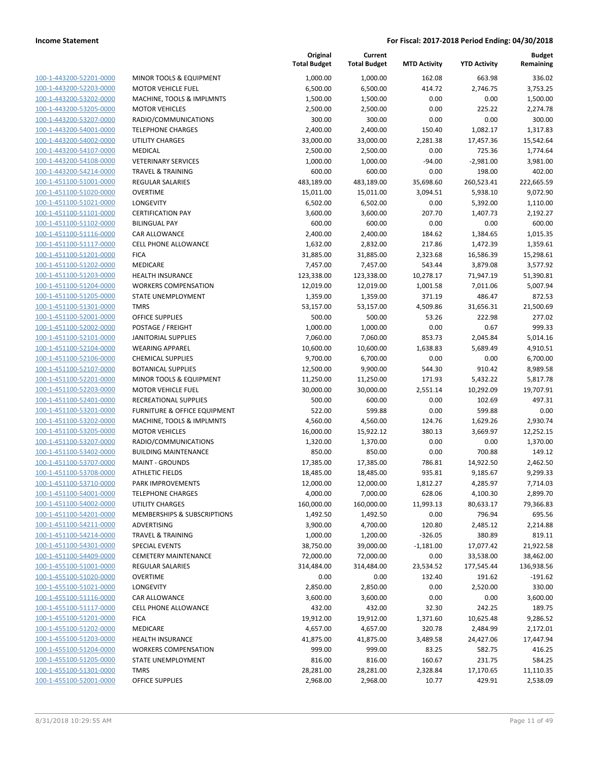| | | Original Total Budget | Current Total Budget | MTD Activity | YTD Activity | Budget Remaining |
|---|---|---|---|---|---|---|
| 100-1-443200-52201-0000 | MINOR TOOLS & EQUIPMENT | 1,000.00 | 1,000.00 | 162.08 | 663.98 | 336.02 |
| 100-1-443200-52203-0000 | MOTOR VEHICLE FUEL | 6,500.00 | 6,500.00 | 414.72 | 2,746.75 | 3,753.25 |
| 100-1-443200-53202-0000 | MACHINE, TOOLS & IMPLMNTS | 1,500.00 | 1,500.00 | 0.00 | 0.00 | 1,500.00 |
| 100-1-443200-53205-0000 | MOTOR VEHICLES | 2,500.00 | 2,500.00 | 0.00 | 225.22 | 2,274.78 |
| 100-1-443200-53207-0000 | RADIO/COMMUNICATIONS | 300.00 | 300.00 | 0.00 | 0.00 | 300.00 |
| 100-1-443200-54001-0000 | TELEPHONE CHARGES | 2,400.00 | 2,400.00 | 150.40 | 1,082.17 | 1,317.83 |
| 100-1-443200-54002-0000 | UTILITY CHARGES | 33,000.00 | 33,000.00 | 2,281.38 | 17,457.36 | 15,542.64 |
| 100-1-443200-54107-0000 | MEDICAL | 2,500.00 | 2,500.00 | 0.00 | 725.36 | 1,774.64 |
| 100-1-443200-54108-0000 | VETERINARY SERVICES | 1,000.00 | 1,000.00 | -94.00 | -2,981.00 | 3,981.00 |
| 100-1-443200-54214-0000 | TRAVEL & TRAINING | 600.00 | 600.00 | 0.00 | 198.00 | 402.00 |
| 100-1-451100-51001-0000 | REGULAR SALARIES | 483,189.00 | 483,189.00 | 35,698.60 | 260,523.41 | 222,665.59 |
| 100-1-451100-51020-0000 | OVERTIME | 15,011.00 | 15,011.00 | 3,094.51 | 5,938.10 | 9,072.90 |
| 100-1-451100-51021-0000 | LONGEVITY | 6,502.00 | 6,502.00 | 0.00 | 5,392.00 | 1,110.00 |
| 100-1-451100-51101-0000 | CERTIFICATION PAY | 3,600.00 | 3,600.00 | 207.70 | 1,407.73 | 2,192.27 |
| 100-1-451100-51102-0000 | BILINGUAL PAY | 600.00 | 600.00 | 0.00 | 0.00 | 600.00 |
| 100-1-451100-51116-0000 | CAR ALLOWANCE | 2,400.00 | 2,400.00 | 184.62 | 1,384.65 | 1,015.35 |
| 100-1-451100-51117-0000 | CELL PHONE ALLOWANCE | 1,632.00 | 2,832.00 | 217.86 | 1,472.39 | 1,359.61 |
| 100-1-451100-51201-0000 | FICA | 31,885.00 | 31,885.00 | 2,323.68 | 16,586.39 | 15,298.61 |
| 100-1-451100-51202-0000 | MEDICARE | 7,457.00 | 7,457.00 | 543.44 | 3,879.08 | 3,577.92 |
| 100-1-451100-51203-0000 | HEALTH INSURANCE | 123,338.00 | 123,338.00 | 10,278.17 | 71,947.19 | 51,390.81 |
| 100-1-451100-51204-0000 | WORKERS COMPENSATION | 12,019.00 | 12,019.00 | 1,001.58 | 7,011.06 | 5,007.94 |
| 100-1-451100-51205-0000 | STATE UNEMPLOYMENT | 1,359.00 | 1,359.00 | 371.19 | 486.47 | 872.53 |
| 100-1-451100-51301-0000 | TMRS | 53,157.00 | 53,157.00 | 4,509.86 | 31,656.31 | 21,500.69 |
| 100-1-451100-52001-0000 | OFFICE SUPPLIES | 500.00 | 500.00 | 53.26 | 222.98 | 277.02 |
| 100-1-451100-52002-0000 | POSTAGE / FREIGHT | 1,000.00 | 1,000.00 | 0.00 | 0.67 | 999.33 |
| 100-1-451100-52101-0000 | JANITORIAL SUPPLIES | 7,060.00 | 7,060.00 | 853.73 | 2,045.84 | 5,014.16 |
| 100-1-451100-52104-0000 | WEARING APPAREL | 10,600.00 | 10,600.00 | 1,638.83 | 5,689.49 | 4,910.51 |
| 100-1-451100-52106-0000 | CHEMICAL SUPPLIES | 9,700.00 | 6,700.00 | 0.00 | 0.00 | 6,700.00 |
| 100-1-451100-52107-0000 | BOTANICAL SUPPLIES | 12,500.00 | 9,900.00 | 544.30 | 910.42 | 8,989.58 |
| 100-1-451100-52201-0000 | MINOR TOOLS & EQUIPMENT | 11,250.00 | 11,250.00 | 171.93 | 5,432.22 | 5,817.78 |
| 100-1-451100-52203-0000 | MOTOR VEHICLE FUEL | 30,000.00 | 30,000.00 | 2,551.14 | 10,292.09 | 19,707.91 |
| 100-1-451100-52401-0000 | RECREATIONAL SUPPLIES | 500.00 | 600.00 | 0.00 | 102.69 | 497.31 |
| 100-1-451100-53201-0000 | FURNITURE & OFFICE EQUIPMENT | 522.00 | 599.88 | 0.00 | 599.88 | 0.00 |
| 100-1-451100-53202-0000 | MACHINE, TOOLS & IMPLMNTS | 4,560.00 | 4,560.00 | 124.76 | 1,629.26 | 2,930.74 |
| 100-1-451100-53205-0000 | MOTOR VEHICLES | 16,000.00 | 15,922.12 | 380.13 | 3,669.97 | 12,252.15 |
| 100-1-451100-53207-0000 | RADIO/COMMUNICATIONS | 1,320.00 | 1,370.00 | 0.00 | 0.00 | 1,370.00 |
| 100-1-451100-53402-0000 | BUILDING MAINTENANCE | 850.00 | 850.00 | 0.00 | 700.88 | 149.12 |
| 100-1-451100-53707-0000 | MAINT - GROUNDS | 17,385.00 | 17,385.00 | 786.81 | 14,922.50 | 2,462.50 |
| 100-1-451100-53708-0000 | ATHLETIC FIELDS | 18,485.00 | 18,485.00 | 935.81 | 9,185.67 | 9,299.33 |
| 100-1-451100-53710-0000 | PARK IMPROVEMENTS | 12,000.00 | 12,000.00 | 1,812.27 | 4,285.97 | 7,714.03 |
| 100-1-451100-54001-0000 | TELEPHONE CHARGES | 4,000.00 | 7,000.00 | 628.06 | 4,100.30 | 2,899.70 |
| 100-1-451100-54002-0000 | UTILITY CHARGES | 160,000.00 | 160,000.00 | 11,993.13 | 80,633.17 | 79,366.83 |
| 100-1-451100-54201-0000 | MEMBERSHIPS & SUBSCRIPTIONS | 1,492.50 | 1,492.50 | 0.00 | 796.94 | 695.56 |
| 100-1-451100-54211-0000 | ADVERTISING | 3,900.00 | 4,700.00 | 120.80 | 2,485.12 | 2,214.88 |
| 100-1-451100-54214-0000 | TRAVEL & TRAINING | 1,000.00 | 1,200.00 | -326.05 | 380.89 | 819.11 |
| 100-1-451100-54301-0000 | SPECIAL EVENTS | 38,750.00 | 39,000.00 | -1,181.00 | 17,077.42 | 21,922.58 |
| 100-1-451100-54409-0000 | CEMETERY MAINTENANCE | 72,000.00 | 72,000.00 | 0.00 | 33,538.00 | 38,462.00 |
| 100-1-455100-51001-0000 | REGULAR SALARIES | 314,484.00 | 314,484.00 | 23,534.52 | 177,545.44 | 136,938.56 |
| 100-1-455100-51020-0000 | OVERTIME | 0.00 | 0.00 | 132.40 | 191.62 | -191.62 |
| 100-1-455100-51021-0000 | LONGEVITY | 2,850.00 | 2,850.00 | 0.00 | 2,520.00 | 330.00 |
| 100-1-455100-51116-0000 | CAR ALLOWANCE | 3,600.00 | 3,600.00 | 0.00 | 0.00 | 3,600.00 |
| 100-1-455100-51117-0000 | CELL PHONE ALLOWANCE | 432.00 | 432.00 | 32.30 | 242.25 | 189.75 |
| 100-1-455100-51201-0000 | FICA | 19,912.00 | 19,912.00 | 1,371.60 | 10,625.48 | 9,286.52 |
| 100-1-455100-51202-0000 | MEDICARE | 4,657.00 | 4,657.00 | 320.78 | 2,484.99 | 2,172.01 |
| 100-1-455100-51203-0000 | HEALTH INSURANCE | 41,875.00 | 41,875.00 | 3,489.58 | 24,427.06 | 17,447.94 |
| 100-1-455100-51204-0000 | WORKERS COMPENSATION | 999.00 | 999.00 | 83.25 | 582.75 | 416.25 |
| 100-1-455100-51205-0000 | STATE UNEMPLOYMENT | 816.00 | 816.00 | 160.67 | 231.75 | 584.25 |
| 100-1-455100-51301-0000 | TMRS | 28,281.00 | 28,281.00 | 2,328.84 | 17,170.65 | 11,110.35 |
| 100-1-455100-52001-0000 | OFFICE SUPPLIES | 2,968.00 | 2,968.00 | 10.77 | 429.91 | 2,538.09 |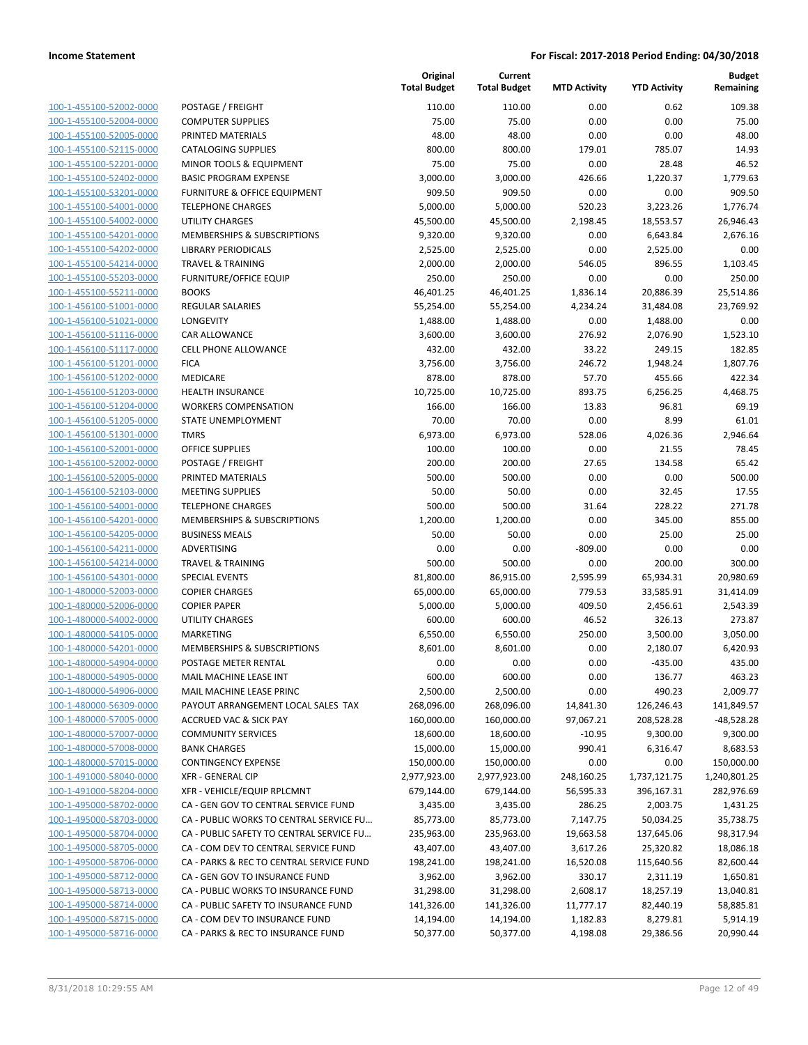| | | Original Total Budget | Current Total Budget | MTD Activity | YTD Activity | Budget Remaining |
|---|---|---|---|---|---|---|
| 100-1-455100-52002-0000 | POSTAGE / FREIGHT | 110.00 | 110.00 | 0.00 | 0.62 | 109.38 |
| 100-1-455100-52004-0000 | COMPUTER SUPPLIES | 75.00 | 75.00 | 0.00 | 0.00 | 75.00 |
| 100-1-455100-52005-0000 | PRINTED MATERIALS | 48.00 | 48.00 | 0.00 | 0.00 | 48.00 |
| 100-1-455100-52115-0000 | CATALOGING SUPPLIES | 800.00 | 800.00 | 179.01 | 785.07 | 14.93 |
| 100-1-455100-52201-0000 | MINOR TOOLS & EQUIPMENT | 75.00 | 75.00 | 0.00 | 28.48 | 46.52 |
| 100-1-455100-52402-0000 | BASIC PROGRAM EXPENSE | 3,000.00 | 3,000.00 | 426.66 | 1,220.37 | 1,779.63 |
| 100-1-455100-53201-0000 | FURNITURE & OFFICE EQUIPMENT | 909.50 | 909.50 | 0.00 | 0.00 | 909.50 |
| 100-1-455100-54001-0000 | TELEPHONE CHARGES | 5,000.00 | 5,000.00 | 520.23 | 3,223.26 | 1,776.74 |
| 100-1-455100-54002-0000 | UTILITY CHARGES | 45,500.00 | 45,500.00 | 2,198.45 | 18,553.57 | 26,946.43 |
| 100-1-455100-54201-0000 | MEMBERSHIPS & SUBSCRIPTIONS | 9,320.00 | 9,320.00 | 0.00 | 6,643.84 | 2,676.16 |
| 100-1-455100-54202-0000 | LIBRARY PERIODICALS | 2,525.00 | 2,525.00 | 0.00 | 2,525.00 | 0.00 |
| 100-1-455100-54214-0000 | TRAVEL & TRAINING | 2,000.00 | 2,000.00 | 546.05 | 896.55 | 1,103.45 |
| 100-1-455100-55203-0000 | FURNITURE/OFFICE EQUIP | 250.00 | 250.00 | 0.00 | 0.00 | 250.00 |
| 100-1-455100-55211-0000 | BOOKS | 46,401.25 | 46,401.25 | 1,836.14 | 20,886.39 | 25,514.86 |
| 100-1-456100-51001-0000 | REGULAR SALARIES | 55,254.00 | 55,254.00 | 4,234.24 | 31,484.08 | 23,769.92 |
| 100-1-456100-51021-0000 | LONGEVITY | 1,488.00 | 1,488.00 | 0.00 | 1,488.00 | 0.00 |
| 100-1-456100-51116-0000 | CAR ALLOWANCE | 3,600.00 | 3,600.00 | 276.92 | 2,076.90 | 1,523.10 |
| 100-1-456100-51117-0000 | CELL PHONE ALLOWANCE | 432.00 | 432.00 | 33.22 | 249.15 | 182.85 |
| 100-1-456100-51201-0000 | FICA | 3,756.00 | 3,756.00 | 246.72 | 1,948.24 | 1,807.76 |
| 100-1-456100-51202-0000 | MEDICARE | 878.00 | 878.00 | 57.70 | 455.66 | 422.34 |
| 100-1-456100-51203-0000 | HEALTH INSURANCE | 10,725.00 | 10,725.00 | 893.75 | 6,256.25 | 4,468.75 |
| 100-1-456100-51204-0000 | WORKERS COMPENSATION | 166.00 | 166.00 | 13.83 | 96.81 | 69.19 |
| 100-1-456100-51205-0000 | STATE UNEMPLOYMENT | 70.00 | 70.00 | 0.00 | 8.99 | 61.01 |
| 100-1-456100-51301-0000 | TMRS | 6,973.00 | 6,973.00 | 528.06 | 4,026.36 | 2,946.64 |
| 100-1-456100-52001-0000 | OFFICE SUPPLIES | 100.00 | 100.00 | 0.00 | 21.55 | 78.45 |
| 100-1-456100-52002-0000 | POSTAGE / FREIGHT | 200.00 | 200.00 | 27.65 | 134.58 | 65.42 |
| 100-1-456100-52005-0000 | PRINTED MATERIALS | 500.00 | 500.00 | 0.00 | 0.00 | 500.00 |
| 100-1-456100-52103-0000 | MEETING SUPPLIES | 50.00 | 50.00 | 0.00 | 32.45 | 17.55 |
| 100-1-456100-54001-0000 | TELEPHONE CHARGES | 500.00 | 500.00 | 31.64 | 228.22 | 271.78 |
| 100-1-456100-54201-0000 | MEMBERSHIPS & SUBSCRIPTIONS | 1,200.00 | 1,200.00 | 0.00 | 345.00 | 855.00 |
| 100-1-456100-54205-0000 | BUSINESS MEALS | 50.00 | 50.00 | 0.00 | 25.00 | 25.00 |
| 100-1-456100-54211-0000 | ADVERTISING | 0.00 | 0.00 | -809.00 | 0.00 | 0.00 |
| 100-1-456100-54214-0000 | TRAVEL & TRAINING | 500.00 | 500.00 | 0.00 | 200.00 | 300.00 |
| 100-1-456100-54301-0000 | SPECIAL EVENTS | 81,800.00 | 86,915.00 | 2,595.99 | 65,934.31 | 20,980.69 |
| 100-1-480000-52003-0000 | COPIER CHARGES | 65,000.00 | 65,000.00 | 779.53 | 33,585.91 | 31,414.09 |
| 100-1-480000-52006-0000 | COPIER PAPER | 5,000.00 | 5,000.00 | 409.50 | 2,456.61 | 2,543.39 |
| 100-1-480000-54002-0000 | UTILITY CHARGES | 600.00 | 600.00 | 46.52 | 326.13 | 273.87 |
| 100-1-480000-54105-0000 | MARKETING | 6,550.00 | 6,550.00 | 250.00 | 3,500.00 | 3,050.00 |
| 100-1-480000-54201-0000 | MEMBERSHIPS & SUBSCRIPTIONS | 8,601.00 | 8,601.00 | 0.00 | 2,180.07 | 6,420.93 |
| 100-1-480000-54904-0000 | POSTAGE METER RENTAL | 0.00 | 0.00 | 0.00 | -435.00 | 435.00 |
| 100-1-480000-54905-0000 | MAIL MACHINE LEASE INT | 600.00 | 600.00 | 0.00 | 136.77 | 463.23 |
| 100-1-480000-54906-0000 | MAIL MACHINE LEASE PRINC | 2,500.00 | 2,500.00 | 0.00 | 490.23 | 2,009.77 |
| 100-1-480000-56309-0000 | PAYOUT ARRANGEMENT LOCAL SALES TAX | 268,096.00 | 268,096.00 | 14,841.30 | 126,246.43 | 141,849.57 |
| 100-1-480000-57005-0000 | ACCRUED VAC & SICK PAY | 160,000.00 | 160,000.00 | 97,067.21 | 208,528.28 | -48,528.28 |
| 100-1-480000-57007-0000 | COMMUNITY SERVICES | 18,600.00 | 18,600.00 | -10.95 | 9,300.00 | 9,300.00 |
| 100-1-480000-57008-0000 | BANK CHARGES | 15,000.00 | 15,000.00 | 990.41 | 6,316.47 | 8,683.53 |
| 100-1-480000-57015-0000 | CONTINGENCY EXPENSE | 150,000.00 | 150,000.00 | 0.00 | 0.00 | 150,000.00 |
| 100-1-491000-58040-0000 | XFR - GENERAL CIP | 2,977,923.00 | 2,977,923.00 | 248,160.25 | 1,737,121.75 | 1,240,801.25 |
| 100-1-491000-58204-0000 | XFR - VEHICLE/EQUIP RPLCMNT | 679,144.00 | 679,144.00 | 56,595.33 | 396,167.31 | 282,976.69 |
| 100-1-495000-58702-0000 | CA - GEN GOV TO CENTRAL SERVICE FUND | 3,435.00 | 3,435.00 | 286.25 | 2,003.75 | 1,431.25 |
| 100-1-495000-58703-0000 | CA - PUBLIC WORKS TO CENTRAL SERVICE FU… | 85,773.00 | 85,773.00 | 7,147.75 | 50,034.25 | 35,738.75 |
| 100-1-495000-58704-0000 | CA - PUBLIC SAFETY TO CENTRAL SERVICE FU… | 235,963.00 | 235,963.00 | 19,663.58 | 137,645.06 | 98,317.94 |
| 100-1-495000-58705-0000 | CA - COM DEV TO CENTRAL SERVICE FUND | 43,407.00 | 43,407.00 | 3,617.26 | 25,320.82 | 18,086.18 |
| 100-1-495000-58706-0000 | CA - PARKS & REC TO CENTRAL SERVICE FUND | 198,241.00 | 198,241.00 | 16,520.08 | 115,640.56 | 82,600.44 |
| 100-1-495000-58712-0000 | CA - GEN GOV TO INSURANCE FUND | 3,962.00 | 3,962.00 | 330.17 | 2,311.19 | 1,650.81 |
| 100-1-495000-58713-0000 | CA - PUBLIC WORKS TO INSURANCE FUND | 31,298.00 | 31,298.00 | 2,608.17 | 18,257.19 | 13,040.81 |
| 100-1-495000-58714-0000 | CA - PUBLIC SAFETY TO INSURANCE FUND | 141,326.00 | 141,326.00 | 11,777.17 | 82,440.19 | 58,885.81 |
| 100-1-495000-58715-0000 | CA - COM DEV TO INSURANCE FUND | 14,194.00 | 14,194.00 | 1,182.83 | 8,279.81 | 5,914.19 |
| 100-1-495000-58716-0000 | CA - PARKS & REC TO INSURANCE FUND | 50,377.00 | 50,377.00 | 4,198.08 | 29,386.56 | 20,990.44 |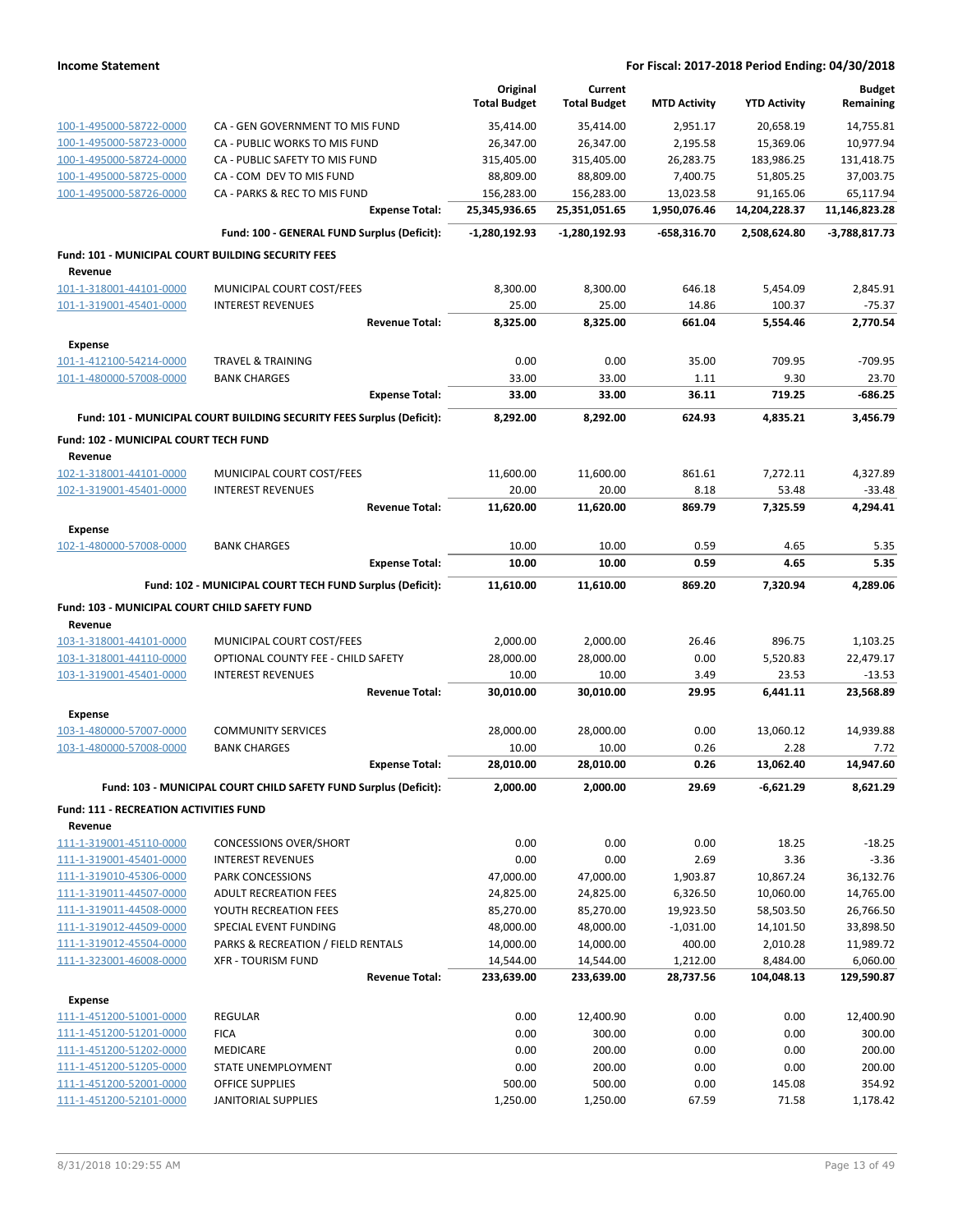**Income Statement** — **For Fiscal: 2017-2018 Period Ending: 04/30/2018**

| | | Original Total Budget | Current Total Budget | MTD Activity | YTD Activity | Budget Remaining |
|---|---|---|---|---|---|---|
| 100-1-495000-58722-0000 | CA - GEN GOVERNMENT TO MIS FUND | 35,414.00 | 35,414.00 | 2,951.17 | 20,658.19 | 14,755.81 |
| 100-1-495000-58723-0000 | CA - PUBLIC WORKS TO MIS FUND | 26,347.00 | 26,347.00 | 2,195.58 | 15,369.06 | 10,977.94 |
| 100-1-495000-58724-0000 | CA - PUBLIC SAFETY TO MIS FUND | 315,405.00 | 315,405.00 | 26,283.75 | 183,986.25 | 131,418.75 |
| 100-1-495000-58725-0000 | CA - COM DEV TO MIS FUND | 88,809.00 | 88,809.00 | 7,400.75 | 51,805.25 | 37,003.75 |
| 100-1-495000-58726-0000 | CA - PARKS & REC TO MIS FUND | 156,283.00 | 156,283.00 | 13,023.58 | 91,165.06 | 65,117.94 |
| | **Expense Total:** | **25,345,936.65** | **25,351,051.65** | **1,950,076.46** | **14,204,228.37** | **11,146,823.28** |
| | **Fund: 100 - GENERAL FUND Surplus (Deficit):** | **-1,280,192.93** | **-1,280,192.93** | **-658,316.70** | **2,508,624.80** | **-3,788,817.73** |
| **Fund: 101 - MUNICIPAL COURT BUILDING SECURITY FEES** | | | | | | |
| **Revenue** | | | | | | |
| 101-1-318001-44101-0000 | MUNICIPAL COURT COST/FEES | 8,300.00 | 8,300.00 | 646.18 | 5,454.09 | 2,845.91 |
| 101-1-319001-45401-0000 | INTEREST REVENUES | 25.00 | 25.00 | 14.86 | 100.37 | -75.37 |
| | **Revenue Total:** | **8,325.00** | **8,325.00** | **661.04** | **5,554.46** | **2,770.54** |
| **Expense** | | | | | | |
| 101-1-412100-54214-0000 | TRAVEL & TRAINING | 0.00 | 0.00 | 35.00 | 709.95 | -709.95 |
| 101-1-480000-57008-0000 | BANK CHARGES | 33.00 | 33.00 | 1.11 | 9.30 | 23.70 |
| | **Expense Total:** | **33.00** | **33.00** | **36.11** | **719.25** | **-686.25** |
| | **Fund: 101 - MUNICIPAL COURT BUILDING SECURITY FEES Surplus (Deficit):** | **8,292.00** | **8,292.00** | **624.93** | **4,835.21** | **3,456.79** |
| **Fund: 102 - MUNICIPAL COURT TECH FUND** | | | | | | |
| **Revenue** | | | | | | |
| 102-1-318001-44101-0000 | MUNICIPAL COURT COST/FEES | 11,600.00 | 11,600.00 | 861.61 | 7,272.11 | 4,327.89 |
| 102-1-319001-45401-0000 | INTEREST REVENUES | 20.00 | 20.00 | 8.18 | 53.48 | -33.48 |
| | **Revenue Total:** | **11,620.00** | **11,620.00** | **869.79** | **7,325.59** | **4,294.41** |
| **Expense** | | | | | | |
| 102-1-480000-57008-0000 | BANK CHARGES | 10.00 | 10.00 | 0.59 | 4.65 | 5.35 |
| | **Expense Total:** | **10.00** | **10.00** | **0.59** | **4.65** | **5.35** |
| | **Fund: 102 - MUNICIPAL COURT TECH FUND Surplus (Deficit):** | **11,610.00** | **11,610.00** | **869.20** | **7,320.94** | **4,289.06** |
| **Fund: 103 - MUNICIPAL COURT CHILD SAFETY FUND** | | | | | | |
| **Revenue** | | | | | | |
| 103-1-318001-44101-0000 | MUNICIPAL COURT COST/FEES | 2,000.00 | 2,000.00 | 26.46 | 896.75 | 1,103.25 |
| 103-1-318001-44110-0000 | OPTIONAL COUNTY FEE - CHILD SAFETY | 28,000.00 | 28,000.00 | 0.00 | 5,520.83 | 22,479.17 |
| 103-1-319001-45401-0000 | INTEREST REVENUES | 10.00 | 10.00 | 3.49 | 23.53 | -13.53 |
| | **Revenue Total:** | **30,010.00** | **30,010.00** | **29.95** | **6,441.11** | **23,568.89** |
| **Expense** | | | | | | |
| 103-1-480000-57007-0000 | COMMUNITY SERVICES | 28,000.00 | 28,000.00 | 0.00 | 13,060.12 | 14,939.88 |
| 103-1-480000-57008-0000 | BANK CHARGES | 10.00 | 10.00 | 0.26 | 2.28 | 7.72 |
| | **Expense Total:** | **28,010.00** | **28,010.00** | **0.26** | **13,062.40** | **14,947.60** |
| | **Fund: 103 - MUNICIPAL COURT CHILD SAFETY FUND Surplus (Deficit):** | **2,000.00** | **2,000.00** | **29.69** | **-6,621.29** | **8,621.29** |
| **Fund: 111 - RECREATION ACTIVITIES FUND** | | | | | | |
| **Revenue** | | | | | | |
| 111-1-319001-45110-0000 | CONCESSIONS OVER/SHORT | 0.00 | 0.00 | 0.00 | 18.25 | -18.25 |
| 111-1-319001-45401-0000 | INTEREST REVENUES | 0.00 | 0.00 | 2.69 | 3.36 | -3.36 |
| 111-1-319010-45306-0000 | PARK CONCESSIONS | 47,000.00 | 47,000.00 | 1,903.87 | 10,867.24 | 36,132.76 |
| 111-1-319011-44507-0000 | ADULT RECREATION FEES | 24,825.00 | 24,825.00 | 6,326.50 | 10,060.00 | 14,765.00 |
| 111-1-319011-44508-0000 | YOUTH RECREATION FEES | 85,270.00 | 85,270.00 | 19,923.50 | 58,503.50 | 26,766.50 |
| 111-1-319012-44509-0000 | SPECIAL EVENT FUNDING | 48,000.00 | 48,000.00 | -1,031.00 | 14,101.50 | 33,898.50 |
| 111-1-319012-45504-0000 | PARKS & RECREATION / FIELD RENTALS | 14,000.00 | 14,000.00 | 400.00 | 2,010.28 | 11,989.72 |
| 111-1-323001-46008-0000 | XFR - TOURISM FUND | 14,544.00 | 14,544.00 | 1,212.00 | 8,484.00 | 6,060.00 |
| | **Revenue Total:** | **233,639.00** | **233,639.00** | **28,737.56** | **104,048.13** | **129,590.87** |
| **Expense** | | | | | | |
| 111-1-451200-51001-0000 | REGULAR | 0.00 | 12,400.90 | 0.00 | 0.00 | 12,400.90 |
| 111-1-451200-51201-0000 | FICA | 0.00 | 300.00 | 0.00 | 0.00 | 300.00 |
| 111-1-451200-51202-0000 | MEDICARE | 0.00 | 200.00 | 0.00 | 0.00 | 200.00 |
| 111-1-451200-51205-0000 | STATE UNEMPLOYMENT | 0.00 | 200.00 | 0.00 | 0.00 | 200.00 |
| 111-1-451200-52001-0000 | OFFICE SUPPLIES | 500.00 | 500.00 | 0.00 | 145.08 | 354.92 |
| 111-1-451200-52101-0000 | JANITORIAL SUPPLIES | 1,250.00 | 1,250.00 | 67.59 | 71.58 | 1,178.42 |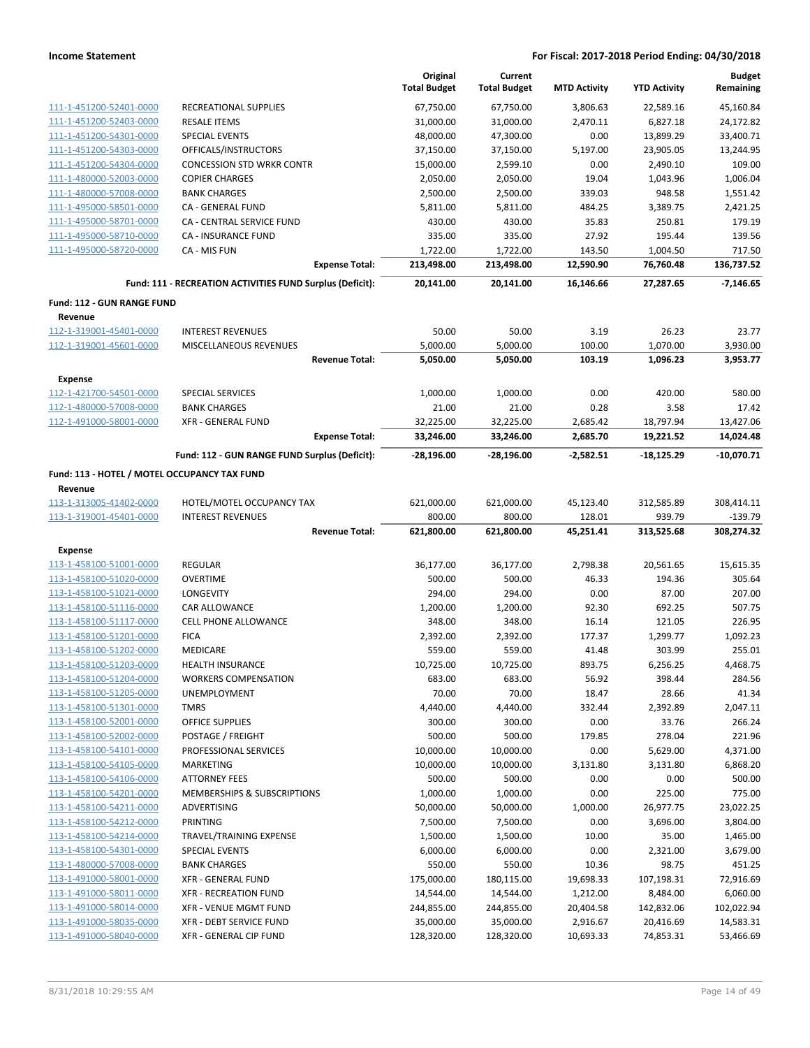**Income Statement** — **For Fiscal: 2017-2018 Period Ending: 04/30/2018**

| | | Original Total Budget | Current Total Budget | MTD Activity | YTD Activity | Budget Remaining |
|---|---|---|---|---|---|---|
| 111-1-451200-52401-0000 | RECREATIONAL SUPPLIES | 67,750.00 | 67,750.00 | 3,806.63 | 22,589.16 | 45,160.84 |
| 111-1-451200-52403-0000 | RESALE ITEMS | 31,000.00 | 31,000.00 | 2,470.11 | 6,827.18 | 24,172.82 |
| 111-1-451200-54301-0000 | SPECIAL EVENTS | 48,000.00 | 47,300.00 | 0.00 | 13,899.29 | 33,400.71 |
| 111-1-451200-54303-0000 | OFFICALS/INSTRUCTORS | 37,150.00 | 37,150.00 | 5,197.00 | 23,905.05 | 13,244.95 |
| 111-1-451200-54304-0000 | CONCESSION STD WRKR CONTR | 15,000.00 | 2,599.10 | 0.00 | 2,490.10 | 109.00 |
| 111-1-480000-52003-0000 | COPIER CHARGES | 2,050.00 | 2,050.00 | 19.04 | 1,043.96 | 1,006.04 |
| 111-1-480000-57008-0000 | BANK CHARGES | 2,500.00 | 2,500.00 | 339.03 | 948.58 | 1,551.42 |
| 111-1-495000-58501-0000 | CA - GENERAL FUND | 5,811.00 | 5,811.00 | 484.25 | 3,389.75 | 2,421.25 |
| 111-1-495000-58701-0000 | CA - CENTRAL SERVICE FUND | 430.00 | 430.00 | 35.83 | 250.81 | 179.19 |
| 111-1-495000-58710-0000 | CA - INSURANCE FUND | 335.00 | 335.00 | 27.92 | 195.44 | 139.56 |
| 111-1-495000-58720-0000 | CA - MIS FUN | 1,722.00 | 1,722.00 | 143.50 | 1,004.50 | 717.50 |
| | **Expense Total:** | **213,498.00** | **213,498.00** | **12,590.90** | **76,760.48** | **136,737.52** |
| | **Fund: 111 - RECREATION ACTIVITIES FUND Surplus (Deficit):** | **20,141.00** | **20,141.00** | **16,146.66** | **27,287.65** | **-7,146.65** |
| **Fund: 112 - GUN RANGE FUND** | | | | | | |
| **Revenue** | | | | | | |
| 112-1-319001-45401-0000 | INTEREST REVENUES | 50.00 | 50.00 | 3.19 | 26.23 | 23.77 |
| 112-1-319001-45601-0000 | MISCELLANEOUS REVENUES | 5,000.00 | 5,000.00 | 100.00 | 1,070.00 | 3,930.00 |
| | **Revenue Total:** | **5,050.00** | **5,050.00** | **103.19** | **1,096.23** | **3,953.77** |
| **Expense** | | | | | | |
| 112-1-421700-54501-0000 | SPECIAL SERVICES | 1,000.00 | 1,000.00 | 0.00 | 420.00 | 580.00 |
| 112-1-480000-57008-0000 | BANK CHARGES | 21.00 | 21.00 | 0.28 | 3.58 | 17.42 |
| 112-1-491000-58001-0000 | XFR - GENERAL FUND | 32,225.00 | 32,225.00 | 2,685.42 | 18,797.94 | 13,427.06 |
| | **Expense Total:** | **33,246.00** | **33,246.00** | **2,685.70** | **19,221.52** | **14,024.48** |
| | **Fund: 112 - GUN RANGE FUND Surplus (Deficit):** | **-28,196.00** | **-28,196.00** | **-2,582.51** | **-18,125.29** | **-10,070.71** |
| **Fund: 113 - HOTEL / MOTEL OCCUPANCY TAX FUND** | | | | | | |
| **Revenue** | | | | | | |
| 113-1-313005-41402-0000 | HOTEL/MOTEL OCCUPANCY TAX | 621,000.00 | 621,000.00 | 45,123.40 | 312,585.89 | 308,414.11 |
| 113-1-319001-45401-0000 | INTEREST REVENUES | 800.00 | 800.00 | 128.01 | 939.79 | -139.79 |
| | **Revenue Total:** | **621,800.00** | **621,800.00** | **45,251.41** | **313,525.68** | **308,274.32** |
| **Expense** | | | | | | |
| 113-1-458100-51001-0000 | REGULAR | 36,177.00 | 36,177.00 | 2,798.38 | 20,561.65 | 15,615.35 |
| 113-1-458100-51020-0000 | OVERTIME | 500.00 | 500.00 | 46.33 | 194.36 | 305.64 |
| 113-1-458100-51021-0000 | LONGEVITY | 294.00 | 294.00 | 0.00 | 87.00 | 207.00 |
| 113-1-458100-51116-0000 | CAR ALLOWANCE | 1,200.00 | 1,200.00 | 92.30 | 692.25 | 507.75 |
| 113-1-458100-51117-0000 | CELL PHONE ALLOWANCE | 348.00 | 348.00 | 16.14 | 121.05 | 226.95 |
| 113-1-458100-51201-0000 | FICA | 2,392.00 | 2,392.00 | 177.37 | 1,299.77 | 1,092.23 |
| 113-1-458100-51202-0000 | MEDICARE | 559.00 | 559.00 | 41.48 | 303.99 | 255.01 |
| 113-1-458100-51203-0000 | HEALTH INSURANCE | 10,725.00 | 10,725.00 | 893.75 | 6,256.25 | 4,468.75 |
| 113-1-458100-51204-0000 | WORKERS COMPENSATION | 683.00 | 683.00 | 56.92 | 398.44 | 284.56 |
| 113-1-458100-51205-0000 | UNEMPLOYMENT | 70.00 | 70.00 | 18.47 | 28.66 | 41.34 |
| 113-1-458100-51301-0000 | TMRS | 4,440.00 | 4,440.00 | 332.44 | 2,392.89 | 2,047.11 |
| 113-1-458100-52001-0000 | OFFICE SUPPLIES | 300.00 | 300.00 | 0.00 | 33.76 | 266.24 |
| 113-1-458100-52002-0000 | POSTAGE / FREIGHT | 500.00 | 500.00 | 179.85 | 278.04 | 221.96 |
| 113-1-458100-54101-0000 | PROFESSIONAL SERVICES | 10,000.00 | 10,000.00 | 0.00 | 5,629.00 | 4,371.00 |
| 113-1-458100-54105-0000 | MARKETING | 10,000.00 | 10,000.00 | 3,131.80 | 3,131.80 | 6,868.20 |
| 113-1-458100-54106-0000 | ATTORNEY FEES | 500.00 | 500.00 | 0.00 | 0.00 | 500.00 |
| 113-1-458100-54201-0000 | MEMBERSHIPS & SUBSCRIPTIONS | 1,000.00 | 1,000.00 | 0.00 | 225.00 | 775.00 |
| 113-1-458100-54211-0000 | ADVERTISING | 50,000.00 | 50,000.00 | 1,000.00 | 26,977.75 | 23,022.25 |
| 113-1-458100-54212-0000 | PRINTING | 7,500.00 | 7,500.00 | 0.00 | 3,696.00 | 3,804.00 |
| 113-1-458100-54214-0000 | TRAVEL/TRAINING EXPENSE | 1,500.00 | 1,500.00 | 10.00 | 35.00 | 1,465.00 |
| 113-1-458100-54301-0000 | SPECIAL EVENTS | 6,000.00 | 6,000.00 | 0.00 | 2,321.00 | 3,679.00 |
| 113-1-480000-57008-0000 | BANK CHARGES | 550.00 | 550.00 | 10.36 | 98.75 | 451.25 |
| 113-1-491000-58001-0000 | XFR - GENERAL FUND | 175,000.00 | 180,115.00 | 19,698.33 | 107,198.31 | 72,916.69 |
| 113-1-491000-58011-0000 | XFR - RECREATION FUND | 14,544.00 | 14,544.00 | 1,212.00 | 8,484.00 | 6,060.00 |
| 113-1-491000-58014-0000 | XFR - VENUE MGMT FUND | 244,855.00 | 244,855.00 | 20,404.58 | 142,832.06 | 102,022.94 |
| 113-1-491000-58035-0000 | XFR - DEBT SERVICE FUND | 35,000.00 | 35,000.00 | 2,916.67 | 20,416.69 | 14,583.31 |
| 113-1-491000-58040-0000 | XFR - GENERAL CIP FUND | 128,320.00 | 128,320.00 | 10,693.33 | 74,853.31 | 53,466.69 |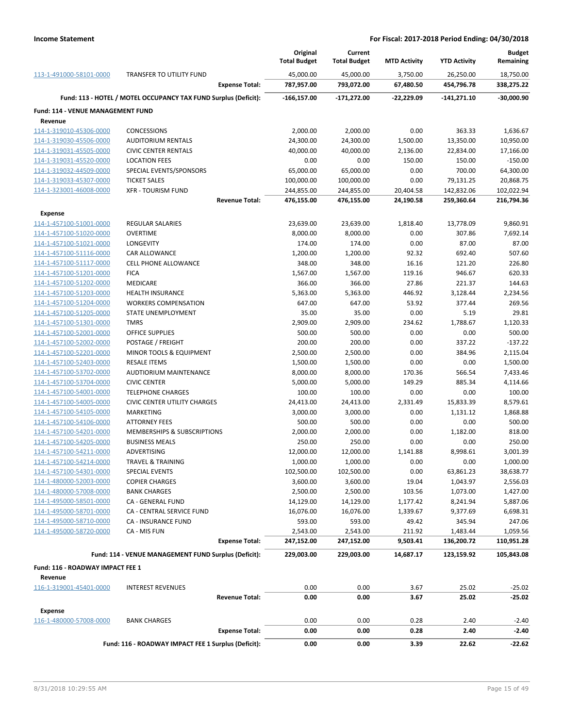| | | Original Total Budget | Current Total Budget | MTD Activity | YTD Activity | Budget Remaining |
|---|---|---|---|---|---|---|
| 113-1-491000-58101-0000 | TRANSFER TO UTILITY FUND | 45,000.00 | 45,000.00 | 3,750.00 | 26,250.00 | 18,750.00 |
| | **Expense Total:** | **787,957.00** | **793,072.00** | **67,480.50** | **454,796.78** | **338,275.22** |
| | **Fund: 113 - HOTEL / MOTEL OCCUPANCY TAX FUND Surplus (Deficit):** | **-166,157.00** | **-171,272.00** | **-22,229.09** | **-141,271.10** | **-30,000.90** |
| **Fund: 114 - VENUE MANAGEMENT FUND** | | | | | | |
| **Revenue** | | | | | | |
| 114-1-319010-45306-0000 | CONCESSIONS | 2,000.00 | 2,000.00 | 0.00 | 363.33 | 1,636.67 |
| 114-1-319030-45506-0000 | AUDITORIUM RENTALS | 24,300.00 | 24,300.00 | 1,500.00 | 13,350.00 | 10,950.00 |
| 114-1-319031-45505-0000 | CIVIC CENTER RENTALS | 40,000.00 | 40,000.00 | 2,136.00 | 22,834.00 | 17,166.00 |
| 114-1-319031-45520-0000 | LOCATION FEES | 0.00 | 0.00 | 150.00 | 150.00 | -150.00 |
| 114-1-319032-44509-0000 | SPECIAL EVENTS/SPONSORS | 65,000.00 | 65,000.00 | 0.00 | 700.00 | 64,300.00 |
| 114-1-319033-45307-0000 | TICKET SALES | 100,000.00 | 100,000.00 | 0.00 | 79,131.25 | 20,868.75 |
| 114-1-323001-46008-0000 | XFR - TOURISM FUND | 244,855.00 | 244,855.00 | 20,404.58 | 142,832.06 | 102,022.94 |
| | **Revenue Total:** | **476,155.00** | **476,155.00** | **24,190.58** | **259,360.64** | **216,794.36** |
| **Expense** | | | | | | |
| 114-1-457100-51001-0000 | REGULAR SALARIES | 23,639.00 | 23,639.00 | 1,818.40 | 13,778.09 | 9,860.91 |
| 114-1-457100-51020-0000 | OVERTIME | 8,000.00 | 8,000.00 | 0.00 | 307.86 | 7,692.14 |
| 114-1-457100-51021-0000 | LONGEVITY | 174.00 | 174.00 | 0.00 | 87.00 | 87.00 |
| 114-1-457100-51116-0000 | CAR ALLOWANCE | 1,200.00 | 1,200.00 | 92.32 | 692.40 | 507.60 |
| 114-1-457100-51117-0000 | CELL PHONE ALLOWANCE | 348.00 | 348.00 | 16.16 | 121.20 | 226.80 |
| 114-1-457100-51201-0000 | FICA | 1,567.00 | 1,567.00 | 119.16 | 946.67 | 620.33 |
| 114-1-457100-51202-0000 | MEDICARE | 366.00 | 366.00 | 27.86 | 221.37 | 144.63 |
| 114-1-457100-51203-0000 | HEALTH INSURANCE | 5,363.00 | 5,363.00 | 446.92 | 3,128.44 | 2,234.56 |
| 114-1-457100-51204-0000 | WORKERS COMPENSATION | 647.00 | 647.00 | 53.92 | 377.44 | 269.56 |
| 114-1-457100-51205-0000 | STATE UNEMPLOYMENT | 35.00 | 35.00 | 0.00 | 5.19 | 29.81 |
| 114-1-457100-51301-0000 | TMRS | 2,909.00 | 2,909.00 | 234.62 | 1,788.67 | 1,120.33 |
| 114-1-457100-52001-0000 | OFFICE SUPPLIES | 500.00 | 500.00 | 0.00 | 0.00 | 500.00 |
| 114-1-457100-52002-0000 | POSTAGE / FREIGHT | 200.00 | 200.00 | 0.00 | 337.22 | -137.22 |
| 114-1-457100-52201-0000 | MINOR TOOLS & EQUIPMENT | 2,500.00 | 2,500.00 | 0.00 | 384.96 | 2,115.04 |
| 114-1-457100-52403-0000 | RESALE ITEMS | 1,500.00 | 1,500.00 | 0.00 | 0.00 | 1,500.00 |
| 114-1-457100-53702-0000 | AUDTIORIUM MAINTENANCE | 8,000.00 | 8,000.00 | 170.36 | 566.54 | 7,433.46 |
| 114-1-457100-53704-0000 | CIVIC CENTER | 5,000.00 | 5,000.00 | 149.29 | 885.34 | 4,114.66 |
| 114-1-457100-54001-0000 | TELEPHONE CHARGES | 100.00 | 100.00 | 0.00 | 0.00 | 100.00 |
| 114-1-457100-54005-0000 | CIVIC CENTER UTILITY CHARGES | 24,413.00 | 24,413.00 | 2,331.49 | 15,833.39 | 8,579.61 |
| 114-1-457100-54105-0000 | MARKETING | 3,000.00 | 3,000.00 | 0.00 | 1,131.12 | 1,868.88 |
| 114-1-457100-54106-0000 | ATTORNEY FEES | 500.00 | 500.00 | 0.00 | 0.00 | 500.00 |
| 114-1-457100-54201-0000 | MEMBERSHIPS & SUBSCRIPTIONS | 2,000.00 | 2,000.00 | 0.00 | 1,182.00 | 818.00 |
| 114-1-457100-54205-0000 | BUSINESS MEALS | 250.00 | 250.00 | 0.00 | 0.00 | 250.00 |
| 114-1-457100-54211-0000 | ADVERTISING | 12,000.00 | 12,000.00 | 1,141.88 | 8,998.61 | 3,001.39 |
| 114-1-457100-54214-0000 | TRAVEL & TRAINING | 1,000.00 | 1,000.00 | 0.00 | 0.00 | 1,000.00 |
| 114-1-457100-54301-0000 | SPECIAL EVENTS | 102,500.00 | 102,500.00 | 0.00 | 63,861.23 | 38,638.77 |
| 114-1-480000-52003-0000 | COPIER CHARGES | 3,600.00 | 3,600.00 | 19.04 | 1,043.97 | 2,556.03 |
| 114-1-480000-57008-0000 | BANK CHARGES | 2,500.00 | 2,500.00 | 103.56 | 1,073.00 | 1,427.00 |
| 114-1-495000-58501-0000 | CA - GENERAL FUND | 14,129.00 | 14,129.00 | 1,177.42 | 8,241.94 | 5,887.06 |
| 114-1-495000-58701-0000 | CA - CENTRAL SERVICE FUND | 16,076.00 | 16,076.00 | 1,339.67 | 9,377.69 | 6,698.31 |
| 114-1-495000-58710-0000 | CA - INSURANCE FUND | 593.00 | 593.00 | 49.42 | 345.94 | 247.06 |
| 114-1-495000-58720-0000 | CA - MIS FUN | 2,543.00 | 2,543.00 | 211.92 | 1,483.44 | 1,059.56 |
| | **Expense Total:** | **247,152.00** | **247,152.00** | **9,503.41** | **136,200.72** | **110,951.28** |
| | **Fund: 114 - VENUE MANAGEMENT FUND Surplus (Deficit):** | **229,003.00** | **229,003.00** | **14,687.17** | **123,159.92** | **105,843.08** |
| **Fund: 116 - ROADWAY IMPACT FEE 1** | | | | | | |
| **Revenue** | | | | | | |
| 116-1-319001-45401-0000 | INTEREST REVENUES | 0.00 | 0.00 | 3.67 | 25.02 | -25.02 |
| | **Revenue Total:** | **0.00** | **0.00** | **3.67** | **25.02** | **-25.02** |
| **Expense** | | | | | | |
| 116-1-480000-57008-0000 | BANK CHARGES | 0.00 | 0.00 | 0.28 | 2.40 | -2.40 |
| | **Expense Total:** | **0.00** | **0.00** | **0.28** | **2.40** | **-2.40** |
| | **Fund: 116 - ROADWAY IMPACT FEE 1 Surplus (Deficit):** | **0.00** | **0.00** | **3.39** | **22.62** | **-22.62** |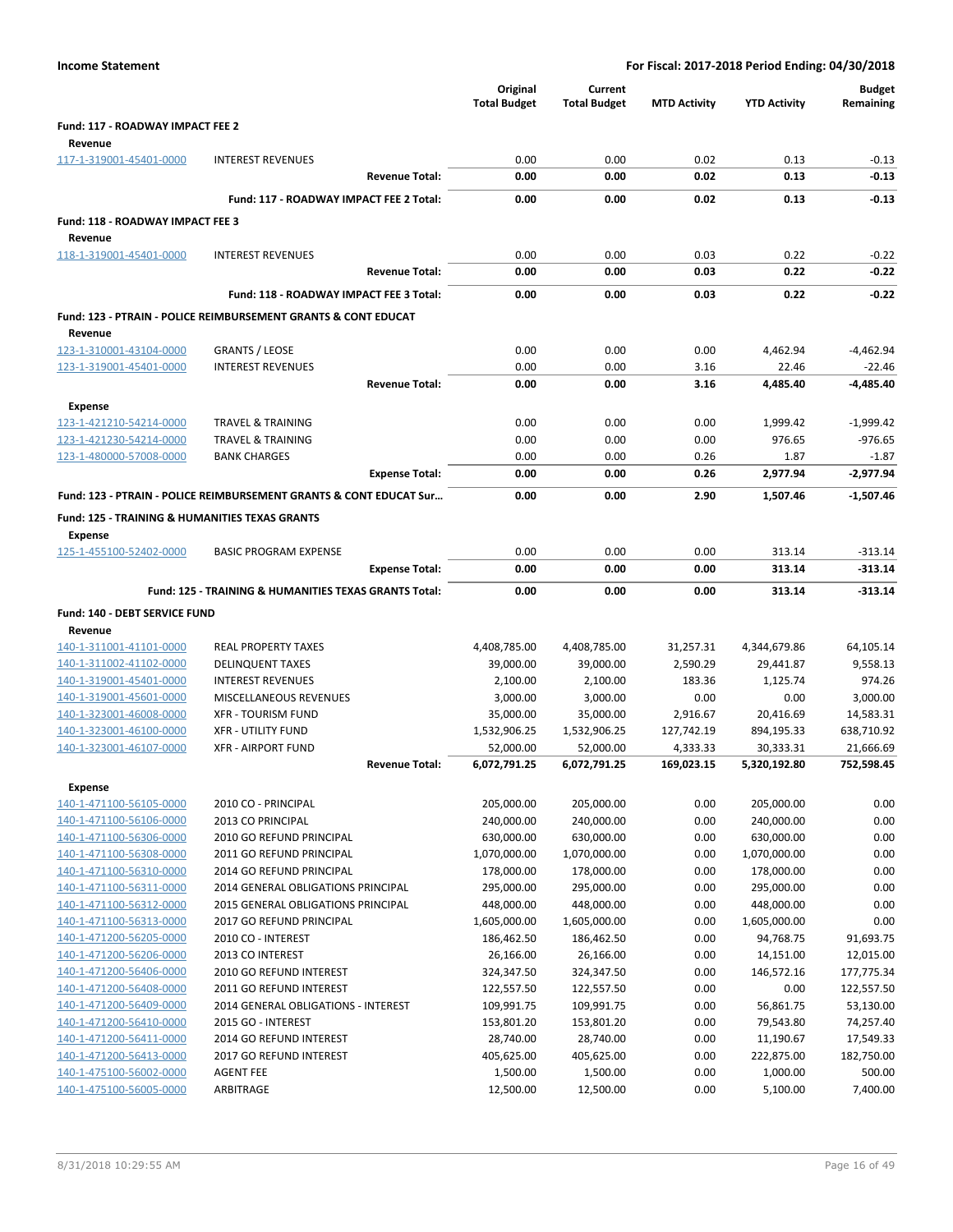| | | Original Total Budget | Current Total Budget | MTD Activity | YTD Activity | Budget Remaining |
|---|---|---|---|---|---|---|
| **Fund: 117 - ROADWAY IMPACT FEE 2** | | | | | | |
| **Revenue** | | | | | | |
| 117-1-319001-45401-0000 | INTEREST REVENUES | 0.00 | 0.00 | 0.02 | 0.13 | -0.13 |
| | **Revenue Total:** | **0.00** | **0.00** | **0.02** | **0.13** | **-0.13** |
| | **Fund: 117 - ROADWAY IMPACT FEE 2 Total:** | **0.00** | **0.00** | **0.02** | **0.13** | **-0.13** |
| **Fund: 118 - ROADWAY IMPACT FEE 3** | | | | | | |
| **Revenue** | | | | | | |
| 118-1-319001-45401-0000 | INTEREST REVENUES | 0.00 | 0.00 | 0.03 | 0.22 | -0.22 |
| | **Revenue Total:** | **0.00** | **0.00** | **0.03** | **0.22** | **-0.22** |
| | **Fund: 118 - ROADWAY IMPACT FEE 3 Total:** | **0.00** | **0.00** | **0.03** | **0.22** | **-0.22** |
| **Fund: 123 - PTRAIN - POLICE REIMBURSEMENT GRANTS & CONT EDUCAT** | | | | | | |
| **Revenue** | | | | | | |
| 123-1-310001-43104-0000 | GRANTS / LEOSE | 0.00 | 0.00 | 0.00 | 4,462.94 | -4,462.94 |
| 123-1-319001-45401-0000 | INTEREST REVENUES | 0.00 | 0.00 | 3.16 | 22.46 | -22.46 |
| | **Revenue Total:** | **0.00** | **0.00** | **3.16** | **4,485.40** | **-4,485.40** |
| **Expense** | | | | | | |
| 123-1-421210-54214-0000 | TRAVEL & TRAINING | 0.00 | 0.00 | 0.00 | 1,999.42 | -1,999.42 |
| 123-1-421230-54214-0000 | TRAVEL & TRAINING | 0.00 | 0.00 | 0.00 | 976.65 | -976.65 |
| 123-1-480000-57008-0000 | BANK CHARGES | 0.00 | 0.00 | 0.26 | 1.87 | -1.87 |
| | **Expense Total:** | **0.00** | **0.00** | **0.26** | **2,977.94** | **-2,977.94** |
| **Fund: 123 - PTRAIN - POLICE REIMBURSEMENT GRANTS & CONT EDUCAT Sur...** | | **0.00** | **0.00** | **2.90** | **1,507.46** | **-1,507.46** |
| **Fund: 125 - TRAINING & HUMANITIES TEXAS GRANTS** | | | | | | |
| **Expense** | | | | | | |
| 125-1-455100-52402-0000 | BASIC PROGRAM EXPENSE | 0.00 | 0.00 | 0.00 | 313.14 | -313.14 |
| | **Expense Total:** | **0.00** | **0.00** | **0.00** | **313.14** | **-313.14** |
| | **Fund: 125 - TRAINING & HUMANITIES TEXAS GRANTS Total:** | **0.00** | **0.00** | **0.00** | **313.14** | **-313.14** |
| **Fund: 140 - DEBT SERVICE FUND** | | | | | | |
| **Revenue** | | | | | | |
| 140-1-311001-41101-0000 | REAL PROPERTY TAXES | 4,408,785.00 | 4,408,785.00 | 31,257.31 | 4,344,679.86 | 64,105.14 |
| 140-1-311002-41102-0000 | DELINQUENT TAXES | 39,000.00 | 39,000.00 | 2,590.29 | 29,441.87 | 9,558.13 |
| 140-1-319001-45401-0000 | INTEREST REVENUES | 2,100.00 | 2,100.00 | 183.36 | 1,125.74 | 974.26 |
| 140-1-319001-45601-0000 | MISCELLANEOUS REVENUES | 3,000.00 | 3,000.00 | 0.00 | 0.00 | 3,000.00 |
| 140-1-323001-46008-0000 | XFR - TOURISM FUND | 35,000.00 | 35,000.00 | 2,916.67 | 20,416.69 | 14,583.31 |
| 140-1-323001-46100-0000 | XFR - UTILITY FUND | 1,532,906.25 | 1,532,906.25 | 127,742.19 | 894,195.33 | 638,710.92 |
| 140-1-323001-46107-0000 | XFR - AIRPORT FUND | 52,000.00 | 52,000.00 | 4,333.33 | 30,333.31 | 21,666.69 |
| | **Revenue Total:** | **6,072,791.25** | **6,072,791.25** | **169,023.15** | **5,320,192.80** | **752,598.45** |
| **Expense** | | | | | | |
| 140-1-471100-56105-0000 | 2010 CO - PRINCIPAL | 205,000.00 | 205,000.00 | 0.00 | 205,000.00 | 0.00 |
| 140-1-471100-56106-0000 | 2013 CO PRINCIPAL | 240,000.00 | 240,000.00 | 0.00 | 240,000.00 | 0.00 |
| 140-1-471100-56306-0000 | 2010 GO REFUND PRINCIPAL | 630,000.00 | 630,000.00 | 0.00 | 630,000.00 | 0.00 |
| 140-1-471100-56308-0000 | 2011 GO REFUND PRINCIPAL | 1,070,000.00 | 1,070,000.00 | 0.00 | 1,070,000.00 | 0.00 |
| 140-1-471100-56310-0000 | 2014 GO REFUND PRINCIPAL | 178,000.00 | 178,000.00 | 0.00 | 178,000.00 | 0.00 |
| 140-1-471100-56311-0000 | 2014 GENERAL OBLIGATIONS PRINCIPAL | 295,000.00 | 295,000.00 | 0.00 | 295,000.00 | 0.00 |
| 140-1-471100-56312-0000 | 2015 GENERAL OBLIGATIONS PRINCIPAL | 448,000.00 | 448,000.00 | 0.00 | 448,000.00 | 0.00 |
| 140-1-471100-56313-0000 | 2017 GO REFUND PRINCIPAL | 1,605,000.00 | 1,605,000.00 | 0.00 | 1,605,000.00 | 0.00 |
| 140-1-471200-56205-0000 | 2010 CO - INTEREST | 186,462.50 | 186,462.50 | 0.00 | 94,768.75 | 91,693.75 |
| 140-1-471200-56206-0000 | 2013 CO INTEREST | 26,166.00 | 26,166.00 | 0.00 | 14,151.00 | 12,015.00 |
| 140-1-471200-56406-0000 | 2010 GO REFUND INTEREST | 324,347.50 | 324,347.50 | 0.00 | 146,572.16 | 177,775.34 |
| 140-1-471200-56408-0000 | 2011 GO REFUND INTEREST | 122,557.50 | 122,557.50 | 0.00 | 0.00 | 122,557.50 |
| 140-1-471200-56409-0000 | 2014 GENERAL OBLIGATIONS - INTEREST | 109,991.75 | 109,991.75 | 0.00 | 56,861.75 | 53,130.00 |
| 140-1-471200-56410-0000 | 2015 GO - INTEREST | 153,801.20 | 153,801.20 | 0.00 | 79,543.80 | 74,257.40 |
| 140-1-471200-56411-0000 | 2014 GO REFUND INTEREST | 28,740.00 | 28,740.00 | 0.00 | 11,190.67 | 17,549.33 |
| 140-1-471200-56413-0000 | 2017 GO REFUND INTEREST | 405,625.00 | 405,625.00 | 0.00 | 222,875.00 | 182,750.00 |
| 140-1-475100-56002-0000 | AGENT FEE | 1,500.00 | 1,500.00 | 0.00 | 1,000.00 | 500.00 |
| 140-1-475100-56005-0000 | ARBITRAGE | 12,500.00 | 12,500.00 | 0.00 | 5,100.00 | 7,400.00 |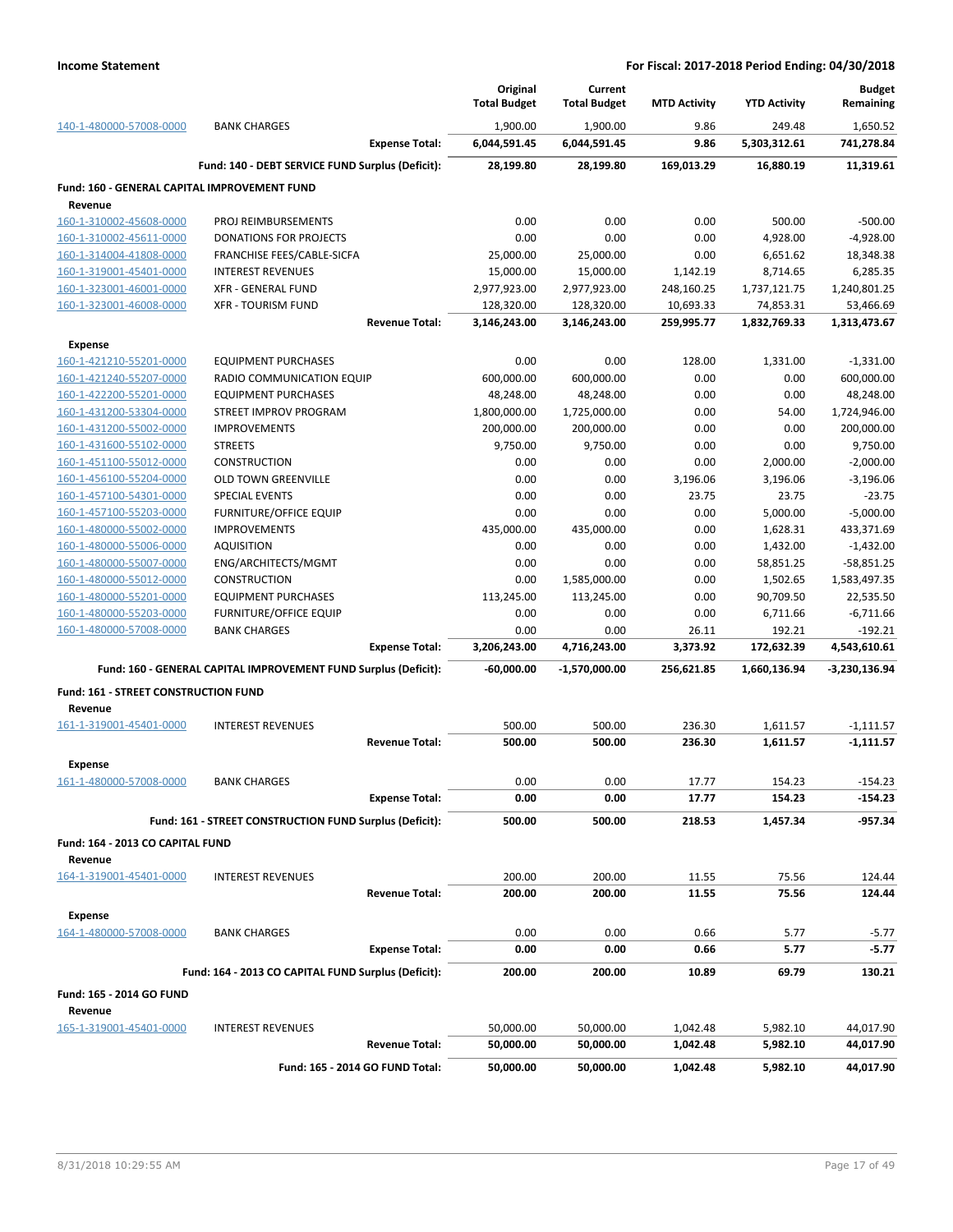**Income Statement** — **For Fiscal: 2017-2018 Period Ending: 04/30/2018**

| | | Original Total Budget | Current Total Budget | MTD Activity | YTD Activity | Budget Remaining |
|---|---|---|---|---|---|---|
| 140-1-480000-57008-0000 | BANK CHARGES | 1,900.00 | 1,900.00 | 9.86 | 249.48 | 1,650.52 |
| | **Expense Total:** | **6,044,591.45** | **6,044,591.45** | **9.86** | **5,303,312.61** | **741,278.84** |
| | **Fund: 140 - DEBT SERVICE FUND Surplus (Deficit):** | **28,199.80** | **28,199.80** | **169,013.29** | **16,880.19** | **11,319.61** |
| **Fund: 160 - GENERAL CAPITAL IMPROVEMENT FUND** | | | | | | |
| **Revenue** | | | | | | |
| 160-1-310002-45608-0000 | PROJ REIMBURSEMENTS | 0.00 | 0.00 | 0.00 | 500.00 | -500.00 |
| 160-1-310002-45611-0000 | DONATIONS FOR PROJECTS | 0.00 | 0.00 | 0.00 | 4,928.00 | -4,928.00 |
| 160-1-314004-41808-0000 | FRANCHISE FEES/CABLE-SICFA | 25,000.00 | 25,000.00 | 0.00 | 6,651.62 | 18,348.38 |
| 160-1-319001-45401-0000 | INTEREST REVENUES | 15,000.00 | 15,000.00 | 1,142.19 | 8,714.65 | 6,285.35 |
| 160-1-323001-46001-0000 | XFR - GENERAL FUND | 2,977,923.00 | 2,977,923.00 | 248,160.25 | 1,737,121.75 | 1,240,801.25 |
| 160-1-323001-46008-0000 | XFR - TOURISM FUND | 128,320.00 | 128,320.00 | 10,693.33 | 74,853.31 | 53,466.69 |
| | **Revenue Total:** | **3,146,243.00** | **3,146,243.00** | **259,995.77** | **1,832,769.33** | **1,313,473.67** |
| **Expense** | | | | | | |
| 160-1-421210-55201-0000 | EQUIPMENT PURCHASES | 0.00 | 0.00 | 128.00 | 1,331.00 | -1,331.00 |
| 160-1-421240-55207-0000 | RADIO COMMUNICATION EQUIP | 600,000.00 | 600,000.00 | 0.00 | 0.00 | 600,000.00 |
| 160-1-422200-55201-0000 | EQUIPMENT PURCHASES | 48,248.00 | 48,248.00 | 0.00 | 0.00 | 48,248.00 |
| 160-1-431200-53304-0000 | STREET IMPROV PROGRAM | 1,800,000.00 | 1,725,000.00 | 0.00 | 54.00 | 1,724,946.00 |
| 160-1-431200-55002-0000 | IMPROVEMENTS | 200,000.00 | 200,000.00 | 0.00 | 0.00 | 200,000.00 |
| 160-1-431600-55102-0000 | STREETS | 9,750.00 | 9,750.00 | 0.00 | 0.00 | 9,750.00 |
| 160-1-451100-55012-0000 | CONSTRUCTION | 0.00 | 0.00 | 0.00 | 2,000.00 | -2,000.00 |
| 160-1-456100-55204-0000 | OLD TOWN GREENVILLE | 0.00 | 0.00 | 3,196.06 | 3,196.06 | -3,196.06 |
| 160-1-457100-54301-0000 | SPECIAL EVENTS | 0.00 | 0.00 | 23.75 | 23.75 | -23.75 |
| 160-1-457100-55203-0000 | FURNITURE/OFFICE EQUIP | 0.00 | 0.00 | 0.00 | 5,000.00 | -5,000.00 |
| 160-1-480000-55002-0000 | IMPROVEMENTS | 435,000.00 | 435,000.00 | 0.00 | 1,628.31 | 433,371.69 |
| 160-1-480000-55006-0000 | AQUISITION | 0.00 | 0.00 | 0.00 | 1,432.00 | -1,432.00 |
| 160-1-480000-55007-0000 | ENG/ARCHITECTS/MGMT | 0.00 | 0.00 | 0.00 | 58,851.25 | -58,851.25 |
| 160-1-480000-55012-0000 | CONSTRUCTION | 0.00 | 1,585,000.00 | 0.00 | 1,502.65 | 1,583,497.35 |
| 160-1-480000-55201-0000 | EQUIPMENT PURCHASES | 113,245.00 | 113,245.00 | 0.00 | 90,709.50 | 22,535.50 |
| 160-1-480000-55203-0000 | FURNITURE/OFFICE EQUIP | 0.00 | 0.00 | 0.00 | 6,711.66 | -6,711.66 |
| 160-1-480000-57008-0000 | BANK CHARGES | 0.00 | 0.00 | 26.11 | 192.21 | -192.21 |
| | **Expense Total:** | **3,206,243.00** | **4,716,243.00** | **3,373.92** | **172,632.39** | **4,543,610.61** |
| | **Fund: 160 - GENERAL CAPITAL IMPROVEMENT FUND Surplus (Deficit):** | **-60,000.00** | **-1,570,000.00** | **256,621.85** | **1,660,136.94** | **-3,230,136.94** |
| **Fund: 161 - STREET CONSTRUCTION FUND** | | | | | | |
| **Revenue** | | | | | | |
| 161-1-319001-45401-0000 | INTEREST REVENUES | 500.00 | 500.00 | 236.30 | 1,611.57 | -1,111.57 |
| | **Revenue Total:** | **500.00** | **500.00** | **236.30** | **1,611.57** | **-1,111.57** |
| **Expense** | | | | | | |
| 161-1-480000-57008-0000 | BANK CHARGES | 0.00 | 0.00 | 17.77 | 154.23 | -154.23 |
| | **Expense Total:** | **0.00** | **0.00** | **17.77** | **154.23** | **-154.23** |
| | **Fund: 161 - STREET CONSTRUCTION FUND Surplus (Deficit):** | **500.00** | **500.00** | **218.53** | **1,457.34** | **-957.34** |
| **Fund: 164 - 2013 CO CAPITAL FUND** | | | | | | |
| **Revenue** | | | | | | |
| 164-1-319001-45401-0000 | INTEREST REVENUES | 200.00 | 200.00 | 11.55 | 75.56 | 124.44 |
| | **Revenue Total:** | **200.00** | **200.00** | **11.55** | **75.56** | **124.44** |
| **Expense** | | | | | | |
| 164-1-480000-57008-0000 | BANK CHARGES | 0.00 | 0.00 | 0.66 | 5.77 | -5.77 |
| | **Expense Total:** | **0.00** | **0.00** | **0.66** | **5.77** | **-5.77** |
| | **Fund: 164 - 2013 CO CAPITAL FUND Surplus (Deficit):** | **200.00** | **200.00** | **10.89** | **69.79** | **130.21** |
| **Fund: 165 - 2014 GO FUND** | | | | | | |
| **Revenue** | | | | | | |
| 165-1-319001-45401-0000 | INTEREST REVENUES | 50,000.00 | 50,000.00 | 1,042.48 | 5,982.10 | 44,017.90 |
| | **Revenue Total:** | **50,000.00** | **50,000.00** | **1,042.48** | **5,982.10** | **44,017.90** |
| | **Fund: 165 - 2014 GO FUND Total:** | **50,000.00** | **50,000.00** | **1,042.48** | **5,982.10** | **44,017.90** |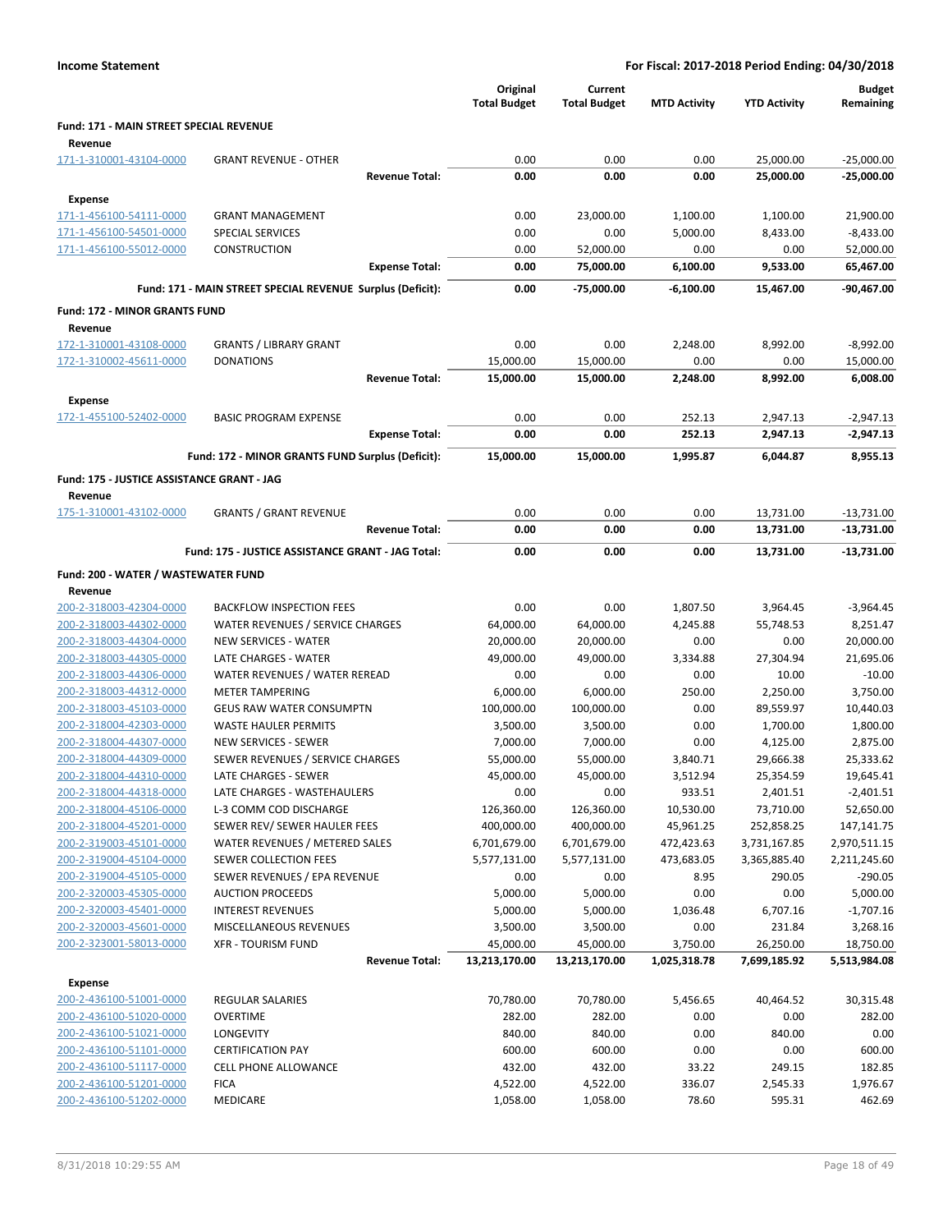**Income Statement** — **For Fiscal: 2017-2018 Period Ending: 04/30/2018**

| | | Original Total Budget | Current Total Budget | MTD Activity | YTD Activity | Budget Remaining |
|---|---|---|---|---|---|---|
| **Fund: 171 - MAIN STREET SPECIAL REVENUE** | | | | | | |
| **Revenue** | | | | | | |
| 171-1-310001-43104-0000 | GRANT REVENUE - OTHER | 0.00 | 0.00 | 0.00 | 25,000.00 | -25,000.00 |
| | **Revenue Total:** | **0.00** | **0.00** | **0.00** | **25,000.00** | **-25,000.00** |
| **Expense** | | | | | | |
| 171-1-456100-54111-0000 | GRANT MANAGEMENT | 0.00 | 23,000.00 | 1,100.00 | 1,100.00 | 21,900.00 |
| 171-1-456100-54501-0000 | SPECIAL SERVICES | 0.00 | 0.00 | 5,000.00 | 8,433.00 | -8,433.00 |
| 171-1-456100-55012-0000 | CONSTRUCTION | 0.00 | 52,000.00 | 0.00 | 0.00 | 52,000.00 |
| | **Expense Total:** | **0.00** | **75,000.00** | **6,100.00** | **9,533.00** | **65,467.00** |
| | **Fund: 171 - MAIN STREET SPECIAL REVENUE Surplus (Deficit):** | **0.00** | **-75,000.00** | **-6,100.00** | **15,467.00** | **-90,467.00** |
| **Fund: 172 - MINOR GRANTS FUND** | | | | | | |
| **Revenue** | | | | | | |
| 172-1-310001-43108-0000 | GRANTS / LIBRARY GRANT | 0.00 | 0.00 | 2,248.00 | 8,992.00 | -8,992.00 |
| 172-1-310002-45611-0000 | DONATIONS | 15,000.00 | 15,000.00 | 0.00 | 0.00 | 15,000.00 |
| | **Revenue Total:** | **15,000.00** | **15,000.00** | **2,248.00** | **8,992.00** | **6,008.00** |
| **Expense** | | | | | | |
| 172-1-455100-52402-0000 | BASIC PROGRAM EXPENSE | 0.00 | 0.00 | 252.13 | 2,947.13 | -2,947.13 |
| | **Expense Total:** | **0.00** | **0.00** | **252.13** | **2,947.13** | **-2,947.13** |
| | **Fund: 172 - MINOR GRANTS FUND Surplus (Deficit):** | **15,000.00** | **15,000.00** | **1,995.87** | **6,044.87** | **8,955.13** |
| **Fund: 175 - JUSTICE ASSISTANCE GRANT - JAG** | | | | | | |
| **Revenue** | | | | | | |
| 175-1-310001-43102-0000 | GRANTS / GRANT REVENUE | 0.00 | 0.00 | 0.00 | 13,731.00 | -13,731.00 |
| | **Revenue Total:** | **0.00** | **0.00** | **0.00** | **13,731.00** | **-13,731.00** |
| | **Fund: 175 - JUSTICE ASSISTANCE GRANT - JAG Total:** | **0.00** | **0.00** | **0.00** | **13,731.00** | **-13,731.00** |
| **Fund: 200 - WATER / WASTEWATER FUND** | | | | | | |
| **Revenue** | | | | | | |
| 200-2-318003-42304-0000 | BACKFLOW INSPECTION FEES | 0.00 | 0.00 | 1,807.50 | 3,964.45 | -3,964.45 |
| 200-2-318003-44302-0000 | WATER REVENUES / SERVICE CHARGES | 64,000.00 | 64,000.00 | 4,245.88 | 55,748.53 | 8,251.47 |
| 200-2-318003-44304-0000 | NEW SERVICES - WATER | 20,000.00 | 20,000.00 | 0.00 | 0.00 | 20,000.00 |
| 200-2-318003-44305-0000 | LATE CHARGES - WATER | 49,000.00 | 49,000.00 | 3,334.88 | 27,304.94 | 21,695.06 |
| 200-2-318003-44306-0000 | WATER REVENUES / WATER REREAD | 0.00 | 0.00 | 0.00 | 10.00 | -10.00 |
| 200-2-318003-44312-0000 | METER TAMPERING | 6,000.00 | 6,000.00 | 250.00 | 2,250.00 | 3,750.00 |
| 200-2-318003-45103-0000 | GEUS RAW WATER CONSUMPTN | 100,000.00 | 100,000.00 | 0.00 | 89,559.97 | 10,440.03 |
| 200-2-318004-42303-0000 | WASTE HAULER PERMITS | 3,500.00 | 3,500.00 | 0.00 | 1,700.00 | 1,800.00 |
| 200-2-318004-44307-0000 | NEW SERVICES - SEWER | 7,000.00 | 7,000.00 | 0.00 | 4,125.00 | 2,875.00 |
| 200-2-318004-44309-0000 | SEWER REVENUES / SERVICE CHARGES | 55,000.00 | 55,000.00 | 3,840.71 | 29,666.38 | 25,333.62 |
| 200-2-318004-44310-0000 | LATE CHARGES - SEWER | 45,000.00 | 45,000.00 | 3,512.94 | 25,354.59 | 19,645.41 |
| 200-2-318004-44318-0000 | LATE CHARGES - WASTEHAULERS | 0.00 | 0.00 | 933.51 | 2,401.51 | -2,401.51 |
| 200-2-318004-45106-0000 | L-3 COMM COD DISCHARGE | 126,360.00 | 126,360.00 | 10,530.00 | 73,710.00 | 52,650.00 |
| 200-2-318004-45201-0000 | SEWER REV/ SEWER HAULER FEES | 400,000.00 | 400,000.00 | 45,961.25 | 252,858.25 | 147,141.75 |
| 200-2-319003-45101-0000 | WATER REVENUES / METERED SALES | 6,701,679.00 | 6,701,679.00 | 472,423.63 | 3,731,167.85 | 2,970,511.15 |
| 200-2-319004-45104-0000 | SEWER COLLECTION FEES | 5,577,131.00 | 5,577,131.00 | 473,683.05 | 3,365,885.40 | 2,211,245.60 |
| 200-2-319004-45105-0000 | SEWER REVENUES / EPA REVENUE | 0.00 | 0.00 | 8.95 | 290.05 | -290.05 |
| 200-2-320003-45305-0000 | AUCTION PROCEEDS | 5,000.00 | 5,000.00 | 0.00 | 0.00 | 5,000.00 |
| 200-2-320003-45401-0000 | INTEREST REVENUES | 5,000.00 | 5,000.00 | 1,036.48 | 6,707.16 | -1,707.16 |
| 200-2-320003-45601-0000 | MISCELLANEOUS REVENUES | 3,500.00 | 3,500.00 | 0.00 | 231.84 | 3,268.16 |
| 200-2-323001-58013-0000 | XFR - TOURISM FUND | 45,000.00 | 45,000.00 | 3,750.00 | 26,250.00 | 18,750.00 |
| | **Revenue Total:** | **13,213,170.00** | **13,213,170.00** | **1,025,318.78** | **7,699,185.92** | **5,513,984.08** |
| **Expense** | | | | | | |
| 200-2-436100-51001-0000 | REGULAR SALARIES | 70,780.00 | 70,780.00 | 5,456.65 | 40,464.52 | 30,315.48 |
| 200-2-436100-51020-0000 | OVERTIME | 282.00 | 282.00 | 0.00 | 0.00 | 282.00 |
| 200-2-436100-51021-0000 | LONGEVITY | 840.00 | 840.00 | 0.00 | 840.00 | 0.00 |
| 200-2-436100-51101-0000 | CERTIFICATION PAY | 600.00 | 600.00 | 0.00 | 0.00 | 600.00 |
| 200-2-436100-51117-0000 | CELL PHONE ALLOWANCE | 432.00 | 432.00 | 33.22 | 249.15 | 182.85 |
| 200-2-436100-51201-0000 | FICA | 4,522.00 | 4,522.00 | 336.07 | 2,545.33 | 1,976.67 |
| 200-2-436100-51202-0000 | MEDICARE | 1,058.00 | 1,058.00 | 78.60 | 595.31 | 462.69 |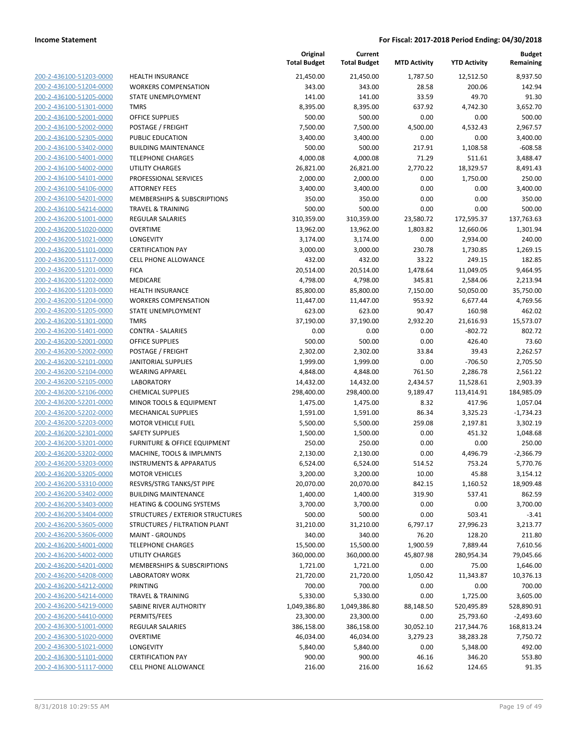**Income Statement** **For Fiscal: 2017-2018 Period Ending: 04/30/2018**

| | | Original Total Budget | Current Total Budget | MTD Activity | YTD Activity | Budget Remaining |
|---|---|---|---|---|---|---|
| 200-2-436100-51203-0000 | HEALTH INSURANCE | 21,450.00 | 21,450.00 | 1,787.50 | 12,512.50 | 8,937.50 |
| 200-2-436100-51204-0000 | WORKERS COMPENSATION | 343.00 | 343.00 | 28.58 | 200.06 | 142.94 |
| 200-2-436100-51205-0000 | STATE UNEMPLOYMENT | 141.00 | 141.00 | 33.59 | 49.70 | 91.30 |
| 200-2-436100-51301-0000 | TMRS | 8,395.00 | 8,395.00 | 637.92 | 4,742.30 | 3,652.70 |
| 200-2-436100-52001-0000 | OFFICE SUPPLIES | 500.00 | 500.00 | 0.00 | 0.00 | 500.00 |
| 200-2-436100-52002-0000 | POSTAGE / FREIGHT | 7,500.00 | 7,500.00 | 4,500.00 | 4,532.43 | 2,967.57 |
| 200-2-436100-52305-0000 | PUBLIC EDUCATION | 3,400.00 | 3,400.00 | 0.00 | 0.00 | 3,400.00 |
| 200-2-436100-53402-0000 | BUILDING MAINTENANCE | 500.00 | 500.00 | 217.91 | 1,108.58 | -608.58 |
| 200-2-436100-54001-0000 | TELEPHONE CHARGES | 4,000.08 | 4,000.08 | 71.29 | 511.61 | 3,488.47 |
| 200-2-436100-54002-0000 | UTILITY CHARGES | 26,821.00 | 26,821.00 | 2,770.22 | 18,329.57 | 8,491.43 |
| 200-2-436100-54101-0000 | PROFESSIONAL SERVICES | 2,000.00 | 2,000.00 | 0.00 | 1,750.00 | 250.00 |
| 200-2-436100-54106-0000 | ATTORNEY FEES | 3,400.00 | 3,400.00 | 0.00 | 0.00 | 3,400.00 |
| 200-2-436100-54201-0000 | MEMBERSHIPS & SUBSCRIPTIONS | 350.00 | 350.00 | 0.00 | 0.00 | 350.00 |
| 200-2-436100-54214-0000 | TRAVEL & TRAINING | 500.00 | 500.00 | 0.00 | 0.00 | 500.00 |
| 200-2-436200-51001-0000 | REGULAR SALARIES | 310,359.00 | 310,359.00 | 23,580.72 | 172,595.37 | 137,763.63 |
| 200-2-436200-51020-0000 | OVERTIME | 13,962.00 | 13,962.00 | 1,803.82 | 12,660.06 | 1,301.94 |
| 200-2-436200-51021-0000 | LONGEVITY | 3,174.00 | 3,174.00 | 0.00 | 2,934.00 | 240.00 |
| 200-2-436200-51101-0000 | CERTIFICATION PAY | 3,000.00 | 3,000.00 | 230.78 | 1,730.85 | 1,269.15 |
| 200-2-436200-51117-0000 | CELL PHONE ALLOWANCE | 432.00 | 432.00 | 33.22 | 249.15 | 182.85 |
| 200-2-436200-51201-0000 | FICA | 20,514.00 | 20,514.00 | 1,478.64 | 11,049.05 | 9,464.95 |
| 200-2-436200-51202-0000 | MEDICARE | 4,798.00 | 4,798.00 | 345.81 | 2,584.06 | 2,213.94 |
| 200-2-436200-51203-0000 | HEALTH INSURANCE | 85,800.00 | 85,800.00 | 7,150.00 | 50,050.00 | 35,750.00 |
| 200-2-436200-51204-0000 | WORKERS COMPENSATION | 11,447.00 | 11,447.00 | 953.92 | 6,677.44 | 4,769.56 |
| 200-2-436200-51205-0000 | STATE UNEMPLOYMENT | 623.00 | 623.00 | 90.47 | 160.98 | 462.02 |
| 200-2-436200-51301-0000 | TMRS | 37,190.00 | 37,190.00 | 2,932.20 | 21,616.93 | 15,573.07 |
| 200-2-436200-51401-0000 | CONTRA - SALARIES | 0.00 | 0.00 | 0.00 | -802.72 | 802.72 |
| 200-2-436200-52001-0000 | OFFICE SUPPLIES | 500.00 | 500.00 | 0.00 | 426.40 | 73.60 |
| 200-2-436200-52002-0000 | POSTAGE / FREIGHT | 2,302.00 | 2,302.00 | 33.84 | 39.43 | 2,262.57 |
| 200-2-436200-52101-0000 | JANITORIAL SUPPLIES | 1,999.00 | 1,999.00 | 0.00 | -706.50 | 2,705.50 |
| 200-2-436200-52104-0000 | WEARING APPAREL | 4,848.00 | 4,848.00 | 761.50 | 2,286.78 | 2,561.22 |
| 200-2-436200-52105-0000 | LABORATORY | 14,432.00 | 14,432.00 | 2,434.57 | 11,528.61 | 2,903.39 |
| 200-2-436200-52106-0000 | CHEMICAL SUPPLIES | 298,400.00 | 298,400.00 | 9,189.47 | 113,414.91 | 184,985.09 |
| 200-2-436200-52201-0000 | MINOR TOOLS & EQUIPMENT | 1,475.00 | 1,475.00 | 8.32 | 417.96 | 1,057.04 |
| 200-2-436200-52202-0000 | MECHANICAL SUPPLIES | 1,591.00 | 1,591.00 | 86.34 | 3,325.23 | -1,734.23 |
| 200-2-436200-52203-0000 | MOTOR VEHICLE FUEL | 5,500.00 | 5,500.00 | 259.08 | 2,197.81 | 3,302.19 |
| 200-2-436200-52301-0000 | SAFETY SUPPLIES | 1,500.00 | 1,500.00 | 0.00 | 451.32 | 1,048.68 |
| 200-2-436200-53201-0000 | FURNITURE & OFFICE EQUIPMENT | 250.00 | 250.00 | 0.00 | 0.00 | 250.00 |
| 200-2-436200-53202-0000 | MACHINE, TOOLS & IMPLMNTS | 2,130.00 | 2,130.00 | 0.00 | 4,496.79 | -2,366.79 |
| 200-2-436200-53203-0000 | INSTRUMENTS & APPARATUS | 6,524.00 | 6,524.00 | 514.52 | 753.24 | 5,770.76 |
| 200-2-436200-53205-0000 | MOTOR VEHICLES | 3,200.00 | 3,200.00 | 10.00 | 45.88 | 3,154.12 |
| 200-2-436200-53310-0000 | RESVRS/STRG TANKS/ST PIPE | 20,070.00 | 20,070.00 | 842.15 | 1,160.52 | 18,909.48 |
| 200-2-436200-53402-0000 | BUILDING MAINTENANCE | 1,400.00 | 1,400.00 | 319.90 | 537.41 | 862.59 |
| 200-2-436200-53403-0000 | HEATING & COOLING SYSTEMS | 3,700.00 | 3,700.00 | 0.00 | 0.00 | 3,700.00 |
| 200-2-436200-53404-0000 | STRUCTURES / EXTERIOR STRUCTURES | 500.00 | 500.00 | 0.00 | 503.41 | -3.41 |
| 200-2-436200-53605-0000 | STRUCTURES / FILTRATION PLANT | 31,210.00 | 31,210.00 | 6,797.17 | 27,996.23 | 3,213.77 |
| 200-2-436200-53606-0000 | MAINT - GROUNDS | 340.00 | 340.00 | 76.20 | 128.20 | 211.80 |
| 200-2-436200-54001-0000 | TELEPHONE CHARGES | 15,500.00 | 15,500.00 | 1,900.59 | 7,889.44 | 7,610.56 |
| 200-2-436200-54002-0000 | UTILITY CHARGES | 360,000.00 | 360,000.00 | 45,807.98 | 280,954.34 | 79,045.66 |
| 200-2-436200-54201-0000 | MEMBERSHIPS & SUBSCRIPTIONS | 1,721.00 | 1,721.00 | 0.00 | 75.00 | 1,646.00 |
| 200-2-436200-54208-0000 | LABORATORY WORK | 21,720.00 | 21,720.00 | 1,050.42 | 11,343.87 | 10,376.13 |
| 200-2-436200-54212-0000 | PRINTING | 700.00 | 700.00 | 0.00 | 0.00 | 700.00 |
| 200-2-436200-54214-0000 | TRAVEL & TRAINING | 5,330.00 | 5,330.00 | 0.00 | 1,725.00 | 3,605.00 |
| 200-2-436200-54219-0000 | SABINE RIVER AUTHORITY | 1,049,386.80 | 1,049,386.80 | 88,148.50 | 520,495.89 | 528,890.91 |
| 200-2-436200-54410-0000 | PERMITS/FEES | 23,300.00 | 23,300.00 | 0.00 | 25,793.60 | -2,493.60 |
| 200-2-436300-51001-0000 | REGULAR SALARIES | 386,158.00 | 386,158.00 | 30,052.10 | 217,344.76 | 168,813.24 |
| 200-2-436300-51020-0000 | OVERTIME | 46,034.00 | 46,034.00 | 3,279.23 | 38,283.28 | 7,750.72 |
| 200-2-436300-51021-0000 | LONGEVITY | 5,840.00 | 5,840.00 | 0.00 | 5,348.00 | 492.00 |
| 200-2-436300-51101-0000 | CERTIFICATION PAY | 900.00 | 900.00 | 46.16 | 346.20 | 553.80 |
| 200-2-436300-51117-0000 | CELL PHONE ALLOWANCE | 216.00 | 216.00 | 16.62 | 124.65 | 91.35 |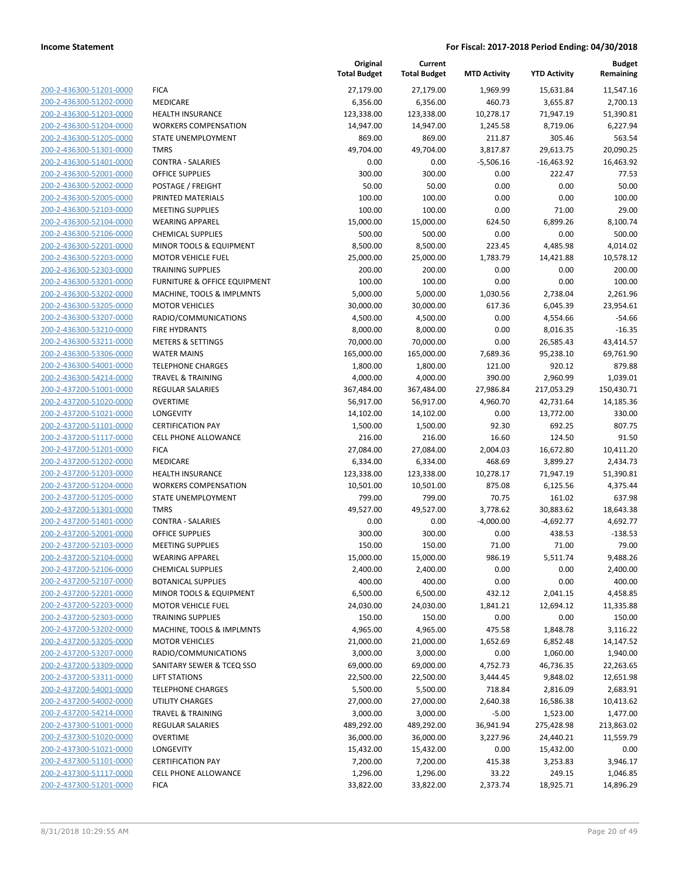**Income Statement** — **For Fiscal: 2017-2018 Period Ending: 04/30/2018**

| | | Original Total Budget | Current Total Budget | MTD Activity | YTD Activity | Budget Remaining |
|---|---|---|---|---|---|---|
| 200-2-436300-51201-0000 | FICA | 27,179.00 | 27,179.00 | 1,969.99 | 15,631.84 | 11,547.16 |
| 200-2-436300-51202-0000 | MEDICARE | 6,356.00 | 6,356.00 | 460.73 | 3,655.87 | 2,700.13 |
| 200-2-436300-51203-0000 | HEALTH INSURANCE | 123,338.00 | 123,338.00 | 10,278.17 | 71,947.19 | 51,390.81 |
| 200-2-436300-51204-0000 | WORKERS COMPENSATION | 14,947.00 | 14,947.00 | 1,245.58 | 8,719.06 | 6,227.94 |
| 200-2-436300-51205-0000 | STATE UNEMPLOYMENT | 869.00 | 869.00 | 211.87 | 305.46 | 563.54 |
| 200-2-436300-51301-0000 | TMRS | 49,704.00 | 49,704.00 | 3,817.87 | 29,613.75 | 20,090.25 |
| 200-2-436300-51401-0000 | CONTRA - SALARIES | 0.00 | 0.00 | -5,506.16 | -16,463.92 | 16,463.92 |
| 200-2-436300-52001-0000 | OFFICE SUPPLIES | 300.00 | 300.00 | 0.00 | 222.47 | 77.53 |
| 200-2-436300-52002-0000 | POSTAGE / FREIGHT | 50.00 | 50.00 | 0.00 | 0.00 | 50.00 |
| 200-2-436300-52005-0000 | PRINTED MATERIALS | 100.00 | 100.00 | 0.00 | 0.00 | 100.00 |
| 200-2-436300-52103-0000 | MEETING SUPPLIES | 100.00 | 100.00 | 0.00 | 71.00 | 29.00 |
| 200-2-436300-52104-0000 | WEARING APPAREL | 15,000.00 | 15,000.00 | 624.50 | 6,899.26 | 8,100.74 |
| 200-2-436300-52106-0000 | CHEMICAL SUPPLIES | 500.00 | 500.00 | 0.00 | 0.00 | 500.00 |
| 200-2-436300-52201-0000 | MINOR TOOLS & EQUIPMENT | 8,500.00 | 8,500.00 | 223.45 | 4,485.98 | 4,014.02 |
| 200-2-436300-52203-0000 | MOTOR VEHICLE FUEL | 25,000.00 | 25,000.00 | 1,783.79 | 14,421.88 | 10,578.12 |
| 200-2-436300-52303-0000 | TRAINING SUPPLIES | 200.00 | 200.00 | 0.00 | 0.00 | 200.00 |
| 200-2-436300-53201-0000 | FURNITURE & OFFICE EQUIPMENT | 100.00 | 100.00 | 0.00 | 0.00 | 100.00 |
| 200-2-436300-53202-0000 | MACHINE, TOOLS & IMPLMNTS | 5,000.00 | 5,000.00 | 1,030.56 | 2,738.04 | 2,261.96 |
| 200-2-436300-53205-0000 | MOTOR VEHICLES | 30,000.00 | 30,000.00 | 617.36 | 6,045.39 | 23,954.61 |
| 200-2-436300-53207-0000 | RADIO/COMMUNICATIONS | 4,500.00 | 4,500.00 | 0.00 | 4,554.66 | -54.66 |
| 200-2-436300-53210-0000 | FIRE HYDRANTS | 8,000.00 | 8,000.00 | 0.00 | 8,016.35 | -16.35 |
| 200-2-436300-53211-0000 | METERS & SETTINGS | 70,000.00 | 70,000.00 | 0.00 | 26,585.43 | 43,414.57 |
| 200-2-436300-53306-0000 | WATER MAINS | 165,000.00 | 165,000.00 | 7,689.36 | 95,238.10 | 69,761.90 |
| 200-2-436300-54001-0000 | TELEPHONE CHARGES | 1,800.00 | 1,800.00 | 121.00 | 920.12 | 879.88 |
| 200-2-436300-54214-0000 | TRAVEL & TRAINING | 4,000.00 | 4,000.00 | 390.00 | 2,960.99 | 1,039.01 |
| 200-2-437200-51001-0000 | REGULAR SALARIES | 367,484.00 | 367,484.00 | 27,986.84 | 217,053.29 | 150,430.71 |
| 200-2-437200-51020-0000 | OVERTIME | 56,917.00 | 56,917.00 | 4,960.70 | 42,731.64 | 14,185.36 |
| 200-2-437200-51021-0000 | LONGEVITY | 14,102.00 | 14,102.00 | 0.00 | 13,772.00 | 330.00 |
| 200-2-437200-51101-0000 | CERTIFICATION PAY | 1,500.00 | 1,500.00 | 92.30 | 692.25 | 807.75 |
| 200-2-437200-51117-0000 | CELL PHONE ALLOWANCE | 216.00 | 216.00 | 16.60 | 124.50 | 91.50 |
| 200-2-437200-51201-0000 | FICA | 27,084.00 | 27,084.00 | 2,004.03 | 16,672.80 | 10,411.20 |
| 200-2-437200-51202-0000 | MEDICARE | 6,334.00 | 6,334.00 | 468.69 | 3,899.27 | 2,434.73 |
| 200-2-437200-51203-0000 | HEALTH INSURANCE | 123,338.00 | 123,338.00 | 10,278.17 | 71,947.19 | 51,390.81 |
| 200-2-437200-51204-0000 | WORKERS COMPENSATION | 10,501.00 | 10,501.00 | 875.08 | 6,125.56 | 4,375.44 |
| 200-2-437200-51205-0000 | STATE UNEMPLOYMENT | 799.00 | 799.00 | 70.75 | 161.02 | 637.98 |
| 200-2-437200-51301-0000 | TMRS | 49,527.00 | 49,527.00 | 3,778.62 | 30,883.62 | 18,643.38 |
| 200-2-437200-51401-0000 | CONTRA - SALARIES | 0.00 | 0.00 | -4,000.00 | -4,692.77 | 4,692.77 |
| 200-2-437200-52001-0000 | OFFICE SUPPLIES | 300.00 | 300.00 | 0.00 | 438.53 | -138.53 |
| 200-2-437200-52103-0000 | MEETING SUPPLIES | 150.00 | 150.00 | 71.00 | 71.00 | 79.00 |
| 200-2-437200-52104-0000 | WEARING APPAREL | 15,000.00 | 15,000.00 | 986.19 | 5,511.74 | 9,488.26 |
| 200-2-437200-52106-0000 | CHEMICAL SUPPLIES | 2,400.00 | 2,400.00 | 0.00 | 0.00 | 2,400.00 |
| 200-2-437200-52107-0000 | BOTANICAL SUPPLIES | 400.00 | 400.00 | 0.00 | 0.00 | 400.00 |
| 200-2-437200-52201-0000 | MINOR TOOLS & EQUIPMENT | 6,500.00 | 6,500.00 | 432.12 | 2,041.15 | 4,458.85 |
| 200-2-437200-52203-0000 | MOTOR VEHICLE FUEL | 24,030.00 | 24,030.00 | 1,841.21 | 12,694.12 | 11,335.88 |
| 200-2-437200-52303-0000 | TRAINING SUPPLIES | 150.00 | 150.00 | 0.00 | 0.00 | 150.00 |
| 200-2-437200-53202-0000 | MACHINE, TOOLS & IMPLMNTS | 4,965.00 | 4,965.00 | 475.58 | 1,848.78 | 3,116.22 |
| 200-2-437200-53205-0000 | MOTOR VEHICLES | 21,000.00 | 21,000.00 | 1,652.69 | 6,852.48 | 14,147.52 |
| 200-2-437200-53207-0000 | RADIO/COMMUNICATIONS | 3,000.00 | 3,000.00 | 0.00 | 1,060.00 | 1,940.00 |
| 200-2-437200-53309-0000 | SANITARY SEWER & TCEQ SSO | 69,000.00 | 69,000.00 | 4,752.73 | 46,736.35 | 22,263.65 |
| 200-2-437200-53311-0000 | LIFT STATIONS | 22,500.00 | 22,500.00 | 3,444.45 | 9,848.02 | 12,651.98 |
| 200-2-437200-54001-0000 | TELEPHONE CHARGES | 5,500.00 | 5,500.00 | 718.84 | 2,816.09 | 2,683.91 |
| 200-2-437200-54002-0000 | UTILITY CHARGES | 27,000.00 | 27,000.00 | 2,640.38 | 16,586.38 | 10,413.62 |
| 200-2-437200-54214-0000 | TRAVEL & TRAINING | 3,000.00 | 3,000.00 | -5.00 | 1,523.00 | 1,477.00 |
| 200-2-437300-51001-0000 | REGULAR SALARIES | 489,292.00 | 489,292.00 | 36,941.94 | 275,428.98 | 213,863.02 |
| 200-2-437300-51020-0000 | OVERTIME | 36,000.00 | 36,000.00 | 3,227.96 | 24,440.21 | 11,559.79 |
| 200-2-437300-51021-0000 | LONGEVITY | 15,432.00 | 15,432.00 | 0.00 | 15,432.00 | 0.00 |
| 200-2-437300-51101-0000 | CERTIFICATION PAY | 7,200.00 | 7,200.00 | 415.38 | 3,253.83 | 3,946.17 |
| 200-2-437300-51117-0000 | CELL PHONE ALLOWANCE | 1,296.00 | 1,296.00 | 33.22 | 249.15 | 1,046.85 |
| 200-2-437300-51201-0000 | FICA | 33,822.00 | 33,822.00 | 2,373.74 | 18,925.71 | 14,896.29 |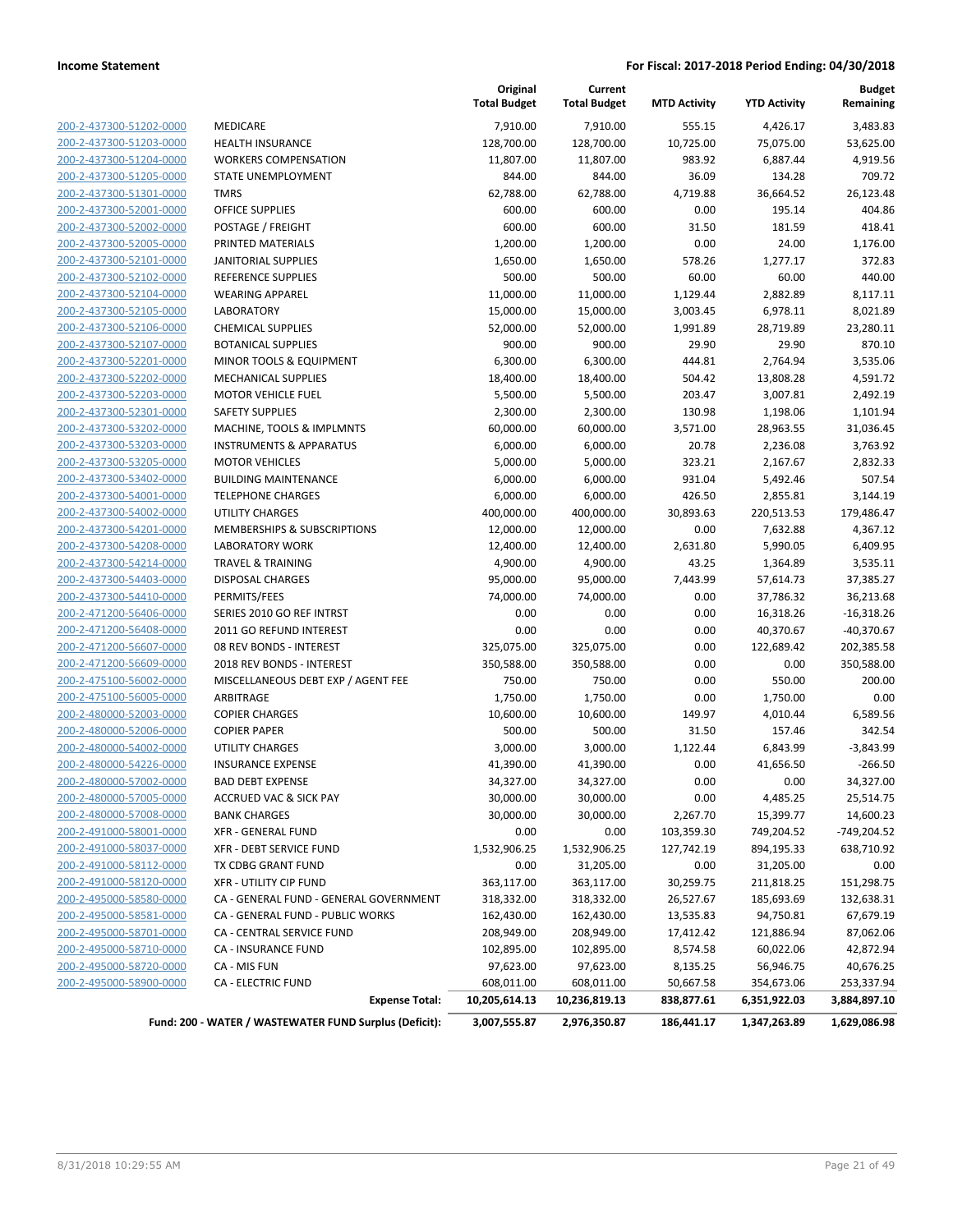**Income Statement** — For Fiscal: 2017-2018 Period Ending: 04/30/2018

| | | Original Total Budget | Current Total Budget | MTD Activity | YTD Activity | Budget Remaining |
|---|---|---|---|---|---|---|
| 200-2-437300-51202-0000 | MEDICARE | 7,910.00 | 7,910.00 | 555.15 | 4,426.17 | 3,483.83 |
| 200-2-437300-51203-0000 | HEALTH INSURANCE | 128,700.00 | 128,700.00 | 10,725.00 | 75,075.00 | 53,625.00 |
| 200-2-437300-51204-0000 | WORKERS COMPENSATION | 11,807.00 | 11,807.00 | 983.92 | 6,887.44 | 4,919.56 |
| 200-2-437300-51205-0000 | STATE UNEMPLOYMENT | 844.00 | 844.00 | 36.09 | 134.28 | 709.72 |
| 200-2-437300-51301-0000 | TMRS | 62,788.00 | 62,788.00 | 4,719.88 | 36,664.52 | 26,123.48 |
| 200-2-437300-52001-0000 | OFFICE SUPPLIES | 600.00 | 600.00 | 0.00 | 195.14 | 404.86 |
| 200-2-437300-52002-0000 | POSTAGE / FREIGHT | 600.00 | 600.00 | 31.50 | 181.59 | 418.41 |
| 200-2-437300-52005-0000 | PRINTED MATERIALS | 1,200.00 | 1,200.00 | 0.00 | 24.00 | 1,176.00 |
| 200-2-437300-52101-0000 | JANITORIAL SUPPLIES | 1,650.00 | 1,650.00 | 578.26 | 1,277.17 | 372.83 |
| 200-2-437300-52102-0000 | REFERENCE SUPPLIES | 500.00 | 500.00 | 60.00 | 60.00 | 440.00 |
| 200-2-437300-52104-0000 | WEARING APPAREL | 11,000.00 | 11,000.00 | 1,129.44 | 2,882.89 | 8,117.11 |
| 200-2-437300-52105-0000 | LABORATORY | 15,000.00 | 15,000.00 | 3,003.45 | 6,978.11 | 8,021.89 |
| 200-2-437300-52106-0000 | CHEMICAL SUPPLIES | 52,000.00 | 52,000.00 | 1,991.89 | 28,719.89 | 23,280.11 |
| 200-2-437300-52107-0000 | BOTANICAL SUPPLIES | 900.00 | 900.00 | 29.90 | 29.90 | 870.10 |
| 200-2-437300-52201-0000 | MINOR TOOLS & EQUIPMENT | 6,300.00 | 6,300.00 | 444.81 | 2,764.94 | 3,535.06 |
| 200-2-437300-52202-0000 | MECHANICAL SUPPLIES | 18,400.00 | 18,400.00 | 504.42 | 13,808.28 | 4,591.72 |
| 200-2-437300-52203-0000 | MOTOR VEHICLE FUEL | 5,500.00 | 5,500.00 | 203.47 | 3,007.81 | 2,492.19 |
| 200-2-437300-52301-0000 | SAFETY SUPPLIES | 2,300.00 | 2,300.00 | 130.98 | 1,198.06 | 1,101.94 |
| 200-2-437300-53202-0000 | MACHINE, TOOLS & IMPLMNTS | 60,000.00 | 60,000.00 | 3,571.00 | 28,963.55 | 31,036.45 |
| 200-2-437300-53203-0000 | INSTRUMENTS & APPARATUS | 6,000.00 | 6,000.00 | 20.78 | 2,236.08 | 3,763.92 |
| 200-2-437300-53205-0000 | MOTOR VEHICLES | 5,000.00 | 5,000.00 | 323.21 | 2,167.67 | 2,832.33 |
| 200-2-437300-53402-0000 | BUILDING MAINTENANCE | 6,000.00 | 6,000.00 | 931.04 | 5,492.46 | 507.54 |
| 200-2-437300-54001-0000 | TELEPHONE CHARGES | 6,000.00 | 6,000.00 | 426.50 | 2,855.81 | 3,144.19 |
| 200-2-437300-54002-0000 | UTILITY CHARGES | 400,000.00 | 400,000.00 | 30,893.63 | 220,513.53 | 179,486.47 |
| 200-2-437300-54201-0000 | MEMBERSHIPS & SUBSCRIPTIONS | 12,000.00 | 12,000.00 | 0.00 | 7,632.88 | 4,367.12 |
| 200-2-437300-54208-0000 | LABORATORY WORK | 12,400.00 | 12,400.00 | 2,631.80 | 5,990.05 | 6,409.95 |
| 200-2-437300-54214-0000 | TRAVEL & TRAINING | 4,900.00 | 4,900.00 | 43.25 | 1,364.89 | 3,535.11 |
| 200-2-437300-54403-0000 | DISPOSAL CHARGES | 95,000.00 | 95,000.00 | 7,443.99 | 57,614.73 | 37,385.27 |
| 200-2-437300-54410-0000 | PERMITS/FEES | 74,000.00 | 74,000.00 | 0.00 | 37,786.32 | 36,213.68 |
| 200-2-471200-56406-0000 | SERIES 2010 GO REF INTRST | 0.00 | 0.00 | 0.00 | 16,318.26 | -16,318.26 |
| 200-2-471200-56408-0000 | 2011 GO REFUND INTEREST | 0.00 | 0.00 | 0.00 | 40,370.67 | -40,370.67 |
| 200-2-471200-56607-0000 | 08 REV BONDS - INTEREST | 325,075.00 | 325,075.00 | 0.00 | 122,689.42 | 202,385.58 |
| 200-2-471200-56609-0000 | 2018 REV BONDS - INTEREST | 350,588.00 | 350,588.00 | 0.00 | 0.00 | 350,588.00 |
| 200-2-475100-56002-0000 | MISCELLANEOUS DEBT EXP / AGENT FEE | 750.00 | 750.00 | 0.00 | 550.00 | 200.00 |
| 200-2-475100-56005-0000 | ARBITRAGE | 1,750.00 | 1,750.00 | 0.00 | 1,750.00 | 0.00 |
| 200-2-480000-52003-0000 | COPIER CHARGES | 10,600.00 | 10,600.00 | 149.97 | 4,010.44 | 6,589.56 |
| 200-2-480000-52006-0000 | COPIER PAPER | 500.00 | 500.00 | 31.50 | 157.46 | 342.54 |
| 200-2-480000-54002-0000 | UTILITY CHARGES | 3,000.00 | 3,000.00 | 1,122.44 | 6,843.99 | -3,843.99 |
| 200-2-480000-54226-0000 | INSURANCE EXPENSE | 41,390.00 | 41,390.00 | 0.00 | 41,656.50 | -266.50 |
| 200-2-480000-57002-0000 | BAD DEBT EXPENSE | 34,327.00 | 34,327.00 | 0.00 | 0.00 | 34,327.00 |
| 200-2-480000-57005-0000 | ACCRUED VAC & SICK PAY | 30,000.00 | 30,000.00 | 0.00 | 4,485.25 | 25,514.75 |
| 200-2-480000-57008-0000 | BANK CHARGES | 30,000.00 | 30,000.00 | 2,267.70 | 15,399.77 | 14,600.23 |
| 200-2-491000-58001-0000 | XFR - GENERAL FUND | 0.00 | 0.00 | 103,359.30 | 749,204.52 | -749,204.52 |
| 200-2-491000-58037-0000 | XFR - DEBT SERVICE FUND | 1,532,906.25 | 1,532,906.25 | 127,742.19 | 894,195.33 | 638,710.92 |
| 200-2-491000-58112-0000 | TX CDBG GRANT FUND | 0.00 | 31,205.00 | 0.00 | 31,205.00 | 0.00 |
| 200-2-491000-58120-0000 | XFR - UTILITY CIP FUND | 363,117.00 | 363,117.00 | 30,259.75 | 211,818.25 | 151,298.75 |
| 200-2-495000-58580-0000 | CA - GENERAL FUND - GENERAL GOVERNMENT | 318,332.00 | 318,332.00 | 26,527.67 | 185,693.69 | 132,638.31 |
| 200-2-495000-58581-0000 | CA - GENERAL FUND - PUBLIC WORKS | 162,430.00 | 162,430.00 | 13,535.83 | 94,750.81 | 67,679.19 |
| 200-2-495000-58701-0000 | CA - CENTRAL SERVICE FUND | 208,949.00 | 208,949.00 | 17,412.42 | 121,886.94 | 87,062.06 |
| 200-2-495000-58710-0000 | CA - INSURANCE FUND | 102,895.00 | 102,895.00 | 8,574.58 | 60,022.06 | 42,872.94 |
| 200-2-495000-58720-0000 | CA - MIS FUN | 97,623.00 | 97,623.00 | 8,135.25 | 56,946.75 | 40,676.25 |
| 200-2-495000-58900-0000 | CA - ELECTRIC FUND | 608,011.00 | 608,011.00 | 50,667.58 | 354,673.06 | 253,337.94 |
| | **Expense Total:** | **10,205,614.13** | **10,236,819.13** | **838,877.61** | **6,351,922.03** | **3,884,897.10** |
| | **Fund: 200 - WATER / WASTEWATER FUND Surplus (Deficit):** | **3,007,555.87** | **2,976,350.87** | **186,441.17** | **1,347,263.89** | **1,629,086.98** |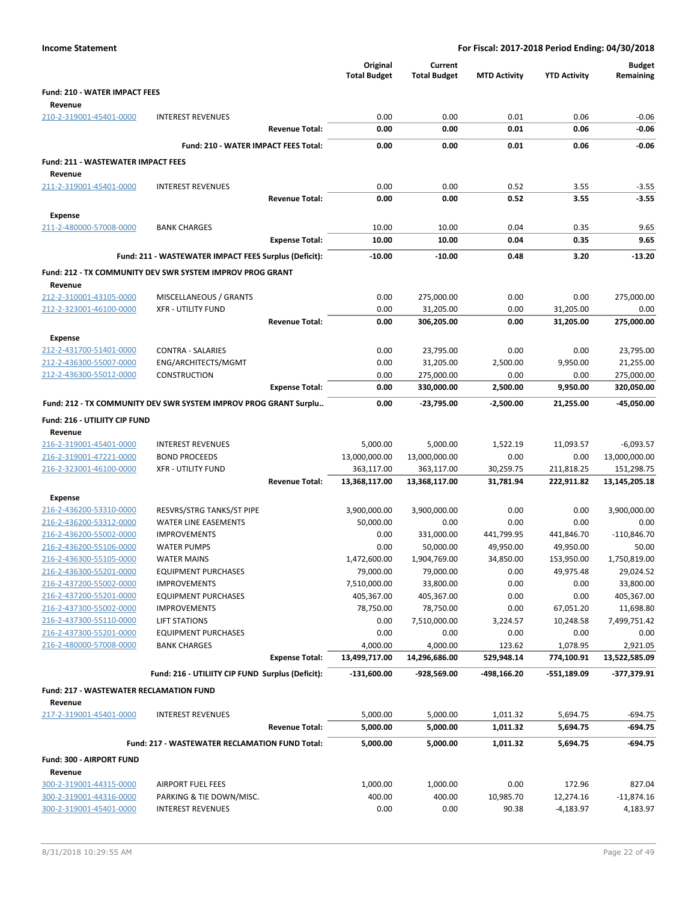**Income Statement** — For Fiscal: 2017-2018 Period Ending: 04/30/2018

| | | Original Total Budget | Current Total Budget | MTD Activity | YTD Activity | Budget Remaining |
|---|---|---|---|---|---|---|
| **Fund: 210 - WATER IMPACT FEES** | | | | | | |
| **Revenue** | | | | | | |
| 210-2-319001-45401-0000 | INTEREST REVENUES | 0.00 | 0.00 | 0.01 | 0.06 | -0.06 |
| | **Revenue Total:** | **0.00** | **0.00** | **0.01** | **0.06** | **-0.06** |
| | **Fund: 210 - WATER IMPACT FEES Total:** | **0.00** | **0.00** | **0.01** | **0.06** | **-0.06** |
| **Fund: 211 - WASTEWATER IMPACT FEES** | | | | | | |
| **Revenue** | | | | | | |
| 211-2-319001-45401-0000 | INTEREST REVENUES | 0.00 | 0.00 | 0.52 | 3.55 | -3.55 |
| | **Revenue Total:** | **0.00** | **0.00** | **0.52** | **3.55** | **-3.55** |
| **Expense** | | | | | | |
| 211-2-480000-57008-0000 | BANK CHARGES | 10.00 | 10.00 | 0.04 | 0.35 | 9.65 |
| | **Expense Total:** | **10.00** | **10.00** | **0.04** | **0.35** | **9.65** |
| | **Fund: 211 - WASTEWATER IMPACT FEES Surplus (Deficit):** | **-10.00** | **-10.00** | **0.48** | **3.20** | **-13.20** |
| **Fund: 212 - TX COMMUNITY DEV SWR SYSTEM IMPROV PROG GRANT** | | | | | | |
| **Revenue** | | | | | | |
| 212-2-310001-43105-0000 | MISCELLANEOUS / GRANTS | 0.00 | 275,000.00 | 0.00 | 0.00 | 275,000.00 |
| 212-2-323001-46100-0000 | XFR - UTILITY FUND | 0.00 | 31,205.00 | 0.00 | 31,205.00 | 0.00 |
| | **Revenue Total:** | **0.00** | **306,205.00** | **0.00** | **31,205.00** | **275,000.00** |
| **Expense** | | | | | | |
| 212-2-431700-51401-0000 | CONTRA - SALARIES | 0.00 | 23,795.00 | 0.00 | 0.00 | 23,795.00 |
| 212-2-436300-55007-0000 | ENG/ARCHITECTS/MGMT | 0.00 | 31,205.00 | 2,500.00 | 9,950.00 | 21,255.00 |
| 212-2-436300-55012-0000 | CONSTRUCTION | 0.00 | 275,000.00 | 0.00 | 0.00 | 275,000.00 |
| | **Expense Total:** | **0.00** | **330,000.00** | **2,500.00** | **9,950.00** | **320,050.00** |
| | **Fund: 212 - TX COMMUNITY DEV SWR SYSTEM IMPROV PROG GRANT Surplu..** | **0.00** | **-23,795.00** | **-2,500.00** | **21,255.00** | **-45,050.00** |
| **Fund: 216 - UTILIITY CIP FUND** | | | | | | |
| **Revenue** | | | | | | |
| 216-2-319001-45401-0000 | INTEREST REVENUES | 5,000.00 | 5,000.00 | 1,522.19 | 11,093.57 | -6,093.57 |
| 216-2-319001-47221-0000 | BOND PROCEEDS | 13,000,000.00 | 13,000,000.00 | 0.00 | 0.00 | 13,000,000.00 |
| 216-2-323001-46100-0000 | XFR - UTILITY FUND | 363,117.00 | 363,117.00 | 30,259.75 | 211,818.25 | 151,298.75 |
| | **Revenue Total:** | **13,368,117.00** | **13,368,117.00** | **31,781.94** | **222,911.82** | **13,145,205.18** |
| **Expense** | | | | | | |
| 216-2-436200-53310-0000 | RESVRS/STRG TANKS/ST PIPE | 3,900,000.00 | 3,900,000.00 | 0.00 | 0.00 | 3,900,000.00 |
| 216-2-436200-53312-0000 | WATER LINE EASEMENTS | 50,000.00 | 0.00 | 0.00 | 0.00 | 0.00 |
| 216-2-436200-55002-0000 | IMPROVEMENTS | 0.00 | 331,000.00 | 441,799.95 | 441,846.70 | -110,846.70 |
| 216-2-436200-55106-0000 | WATER PUMPS | 0.00 | 50,000.00 | 49,950.00 | 49,950.00 | 50.00 |
| 216-2-436300-55105-0000 | WATER MAINS | 1,472,600.00 | 1,904,769.00 | 34,850.00 | 153,950.00 | 1,750,819.00 |
| 216-2-436300-55201-0000 | EQUIPMENT PURCHASES | 79,000.00 | 79,000.00 | 0.00 | 49,975.48 | 29,024.52 |
| 216-2-437200-55002-0000 | IMPROVEMENTS | 7,510,000.00 | 33,800.00 | 0.00 | 0.00 | 33,800.00 |
| 216-2-437200-55201-0000 | EQUIPMENT PURCHASES | 405,367.00 | 405,367.00 | 0.00 | 0.00 | 405,367.00 |
| 216-2-437300-55002-0000 | IMPROVEMENTS | 78,750.00 | 78,750.00 | 0.00 | 67,051.20 | 11,698.80 |
| 216-2-437300-55110-0000 | LIFT STATIONS | 0.00 | 7,510,000.00 | 3,224.57 | 10,248.58 | 7,499,751.42 |
| 216-2-437300-55201-0000 | EQUIPMENT PURCHASES | 0.00 | 0.00 | 0.00 | 0.00 | 0.00 |
| 216-2-480000-57008-0000 | BANK CHARGES | 4,000.00 | 4,000.00 | 123.62 | 1,078.95 | 2,921.05 |
| | **Expense Total:** | **13,499,717.00** | **14,296,686.00** | **529,948.14** | **774,100.91** | **13,522,585.09** |
| | **Fund: 216 - UTILIITY CIP FUND Surplus (Deficit):** | **-131,600.00** | **-928,569.00** | **-498,166.20** | **-551,189.09** | **-377,379.91** |
| **Fund: 217 - WASTEWATER RECLAMATION FUND** | | | | | | |
| **Revenue** | | | | | | |
| 217-2-319001-45401-0000 | INTEREST REVENUES | 5,000.00 | 5,000.00 | 1,011.32 | 5,694.75 | -694.75 |
| | **Revenue Total:** | **5,000.00** | **5,000.00** | **1,011.32** | **5,694.75** | **-694.75** |
| | **Fund: 217 - WASTEWATER RECLAMATION FUND Total:** | **5,000.00** | **5,000.00** | **1,011.32** | **5,694.75** | **-694.75** |
| **Fund: 300 - AIRPORT FUND** | | | | | | |
| **Revenue** | | | | | | |
| 300-2-319001-44315-0000 | AIRPORT FUEL FEES | 1,000.00 | 1,000.00 | 0.00 | 172.96 | 827.04 |
| 300-2-319001-44316-0000 | PARKING & TIE DOWN/MISC. | 400.00 | 400.00 | 10,985.70 | 12,274.16 | -11,874.16 |
| 300-2-319001-45401-0000 | INTEREST REVENUES | 0.00 | 0.00 | 90.38 | -4,183.97 | 4,183.97 |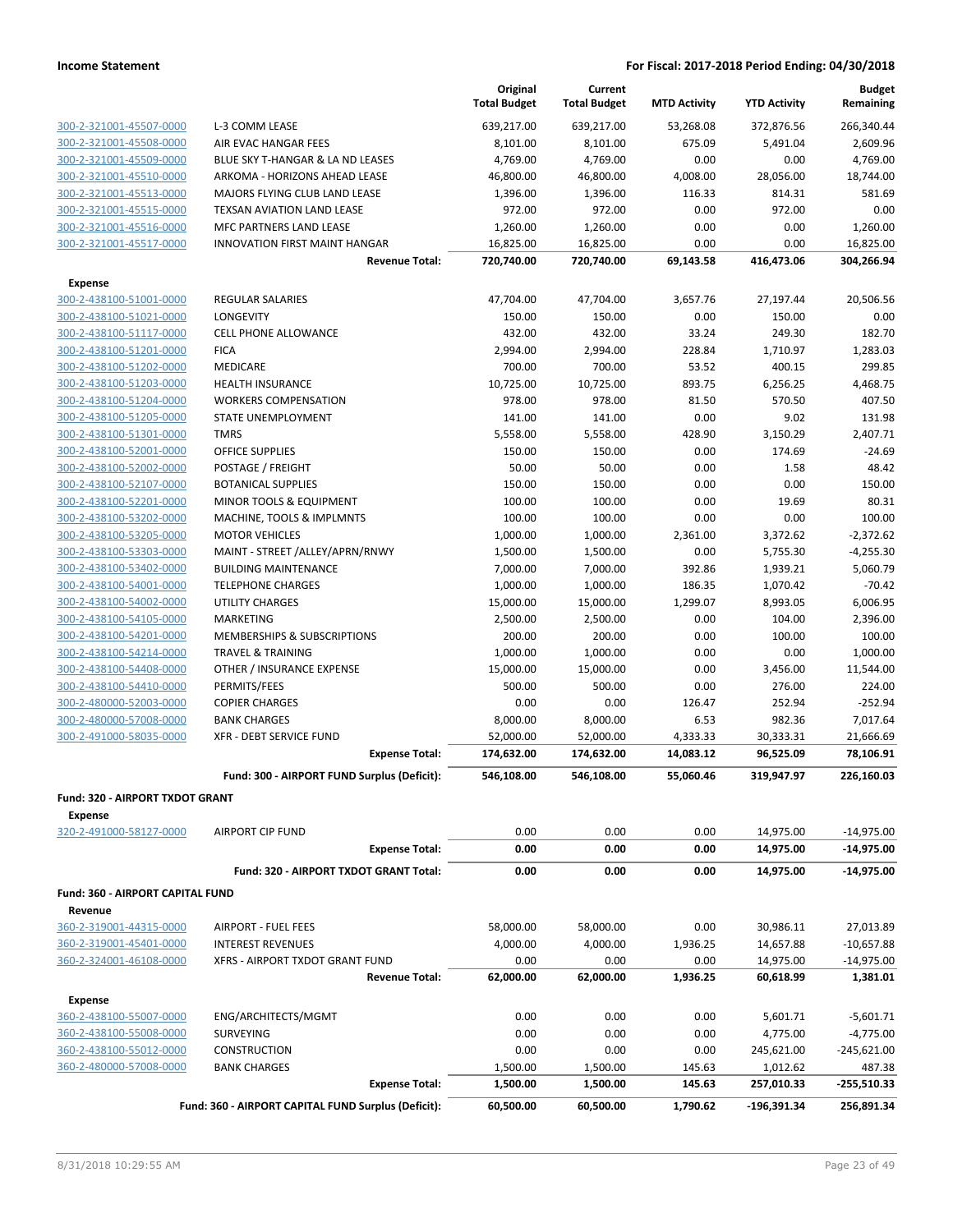**Income Statement** | **For Fiscal: 2017-2018 Period Ending: 04/30/2018**

| | | Original Total Budget | Current Total Budget | MTD Activity | YTD Activity | Budget Remaining |
|---|---|---|---|---|---|---|
| 300-2-321001-45507-0000 | L-3 COMM LEASE | 639,217.00 | 639,217.00 | 53,268.08 | 372,876.56 | 266,340.44 |
| 300-2-321001-45508-0000 | AIR EVAC HANGAR FEES | 8,101.00 | 8,101.00 | 675.09 | 5,491.04 | 2,609.96 |
| 300-2-321001-45509-0000 | BLUE SKY T-HANGAR & LA ND LEASES | 4,769.00 | 4,769.00 | 0.00 | 0.00 | 4,769.00 |
| 300-2-321001-45510-0000 | ARKOMA - HORIZONS AHEAD LEASE | 46,800.00 | 46,800.00 | 4,008.00 | 28,056.00 | 18,744.00 |
| 300-2-321001-45513-0000 | MAJORS FLYING CLUB LAND LEASE | 1,396.00 | 1,396.00 | 116.33 | 814.31 | 581.69 |
| 300-2-321001-45515-0000 | TEXSAN AVIATION LAND LEASE | 972.00 | 972.00 | 0.00 | 972.00 | 0.00 |
| 300-2-321001-45516-0000 | MFC PARTNERS LAND LEASE | 1,260.00 | 1,260.00 | 0.00 | 0.00 | 1,260.00 |
| 300-2-321001-45517-0000 | INNOVATION FIRST MAINT HANGAR | 16,825.00 | 16,825.00 | 0.00 | 0.00 | 16,825.00 |
| | **Revenue Total:** | **720,740.00** | **720,740.00** | **69,143.58** | **416,473.06** | **304,266.94** |
| **Expense** | | | | | | |
| 300-2-438100-51001-0000 | REGULAR SALARIES | 47,704.00 | 47,704.00 | 3,657.76 | 27,197.44 | 20,506.56 |
| 300-2-438100-51021-0000 | LONGEVITY | 150.00 | 150.00 | 0.00 | 150.00 | 0.00 |
| 300-2-438100-51117-0000 | CELL PHONE ALLOWANCE | 432.00 | 432.00 | 33.24 | 249.30 | 182.70 |
| 300-2-438100-51201-0000 | FICA | 2,994.00 | 2,994.00 | 228.84 | 1,710.97 | 1,283.03 |
| 300-2-438100-51202-0000 | MEDICARE | 700.00 | 700.00 | 53.52 | 400.15 | 299.85 |
| 300-2-438100-51203-0000 | HEALTH INSURANCE | 10,725.00 | 10,725.00 | 893.75 | 6,256.25 | 4,468.75 |
| 300-2-438100-51204-0000 | WORKERS COMPENSATION | 978.00 | 978.00 | 81.50 | 570.50 | 407.50 |
| 300-2-438100-51205-0000 | STATE UNEMPLOYMENT | 141.00 | 141.00 | 0.00 | 9.02 | 131.98 |
| 300-2-438100-51301-0000 | TMRS | 5,558.00 | 5,558.00 | 428.90 | 3,150.29 | 2,407.71 |
| 300-2-438100-52001-0000 | OFFICE SUPPLIES | 150.00 | 150.00 | 0.00 | 174.69 | -24.69 |
| 300-2-438100-52002-0000 | POSTAGE / FREIGHT | 50.00 | 50.00 | 0.00 | 1.58 | 48.42 |
| 300-2-438100-52107-0000 | BOTANICAL SUPPLIES | 150.00 | 150.00 | 0.00 | 0.00 | 150.00 |
| 300-2-438100-52201-0000 | MINOR TOOLS & EQUIPMENT | 100.00 | 100.00 | 0.00 | 19.69 | 80.31 |
| 300-2-438100-53202-0000 | MACHINE, TOOLS & IMPLMNTS | 100.00 | 100.00 | 0.00 | 0.00 | 100.00 |
| 300-2-438100-53205-0000 | MOTOR VEHICLES | 1,000.00 | 1,000.00 | 2,361.00 | 3,372.62 | -2,372.62 |
| 300-2-438100-53303-0000 | MAINT - STREET /ALLEY/APRN/RNWY | 1,500.00 | 1,500.00 | 0.00 | 5,755.30 | -4,255.30 |
| 300-2-438100-53402-0000 | BUILDING MAINTENANCE | 7,000.00 | 7,000.00 | 392.86 | 1,939.21 | 5,060.79 |
| 300-2-438100-54001-0000 | TELEPHONE CHARGES | 1,000.00 | 1,000.00 | 186.35 | 1,070.42 | -70.42 |
| 300-2-438100-54002-0000 | UTILITY CHARGES | 15,000.00 | 15,000.00 | 1,299.07 | 8,993.05 | 6,006.95 |
| 300-2-438100-54105-0000 | MARKETING | 2,500.00 | 2,500.00 | 0.00 | 104.00 | 2,396.00 |
| 300-2-438100-54201-0000 | MEMBERSHIPS & SUBSCRIPTIONS | 200.00 | 200.00 | 0.00 | 100.00 | 100.00 |
| 300-2-438100-54214-0000 | TRAVEL & TRAINING | 1,000.00 | 1,000.00 | 0.00 | 0.00 | 1,000.00 |
| 300-2-438100-54408-0000 | OTHER / INSURANCE EXPENSE | 15,000.00 | 15,000.00 | 0.00 | 3,456.00 | 11,544.00 |
| 300-2-438100-54410-0000 | PERMITS/FEES | 500.00 | 500.00 | 0.00 | 276.00 | 224.00 |
| 300-2-480000-52003-0000 | COPIER CHARGES | 0.00 | 0.00 | 126.47 | 252.94 | -252.94 |
| 300-2-480000-57008-0000 | BANK CHARGES | 8,000.00 | 8,000.00 | 6.53 | 982.36 | 7,017.64 |
| 300-2-491000-58035-0000 | XFR - DEBT SERVICE FUND | 52,000.00 | 52,000.00 | 4,333.33 | 30,333.31 | 21,666.69 |
| | **Expense Total:** | **174,632.00** | **174,632.00** | **14,083.12** | **96,525.09** | **78,106.91** |
| | **Fund: 300 - AIRPORT FUND Surplus (Deficit):** | **546,108.00** | **546,108.00** | **55,060.46** | **319,947.97** | **226,160.03** |
| **Fund: 320 - AIRPORT TXDOT GRANT** | | | | | | |
| **Expense** | | | | | | |
| 320-2-491000-58127-0000 | AIRPORT CIP FUND | 0.00 | 0.00 | 0.00 | 14,975.00 | -14,975.00 |
| | **Expense Total:** | **0.00** | **0.00** | **0.00** | **14,975.00** | **-14,975.00** |
| | **Fund: 320 - AIRPORT TXDOT GRANT Total:** | **0.00** | **0.00** | **0.00** | **14,975.00** | **-14,975.00** |
| **Fund: 360 - AIRPORT CAPITAL FUND** | | | | | | |
| **Revenue** | | | | | | |
| 360-2-319001-44315-0000 | AIRPORT - FUEL FEES | 58,000.00 | 58,000.00 | 0.00 | 30,986.11 | 27,013.89 |
| 360-2-319001-45401-0000 | INTEREST REVENUES | 4,000.00 | 4,000.00 | 1,936.25 | 14,657.88 | -10,657.88 |
| 360-2-324001-46108-0000 | XFRS - AIRPORT TXDOT GRANT FUND | 0.00 | 0.00 | 0.00 | 14,975.00 | -14,975.00 |
| | **Revenue Total:** | **62,000.00** | **62,000.00** | **1,936.25** | **60,618.99** | **1,381.01** |
| **Expense** | | | | | | |
| 360-2-438100-55007-0000 | ENG/ARCHITECTS/MGMT | 0.00 | 0.00 | 0.00 | 5,601.71 | -5,601.71 |
| 360-2-438100-55008-0000 | SURVEYING | 0.00 | 0.00 | 0.00 | 4,775.00 | -4,775.00 |
| 360-2-438100-55012-0000 | CONSTRUCTION | 0.00 | 0.00 | 0.00 | 245,621.00 | -245,621.00 |
| 360-2-480000-57008-0000 | BANK CHARGES | 1,500.00 | 1,500.00 | 145.63 | 1,012.62 | 487.38 |
| | **Expense Total:** | **1,500.00** | **1,500.00** | **145.63** | **257,010.33** | **-255,510.33** |
| | **Fund: 360 - AIRPORT CAPITAL FUND Surplus (Deficit):** | **60,500.00** | **60,500.00** | **1,790.62** | **-196,391.34** | **256,891.34** |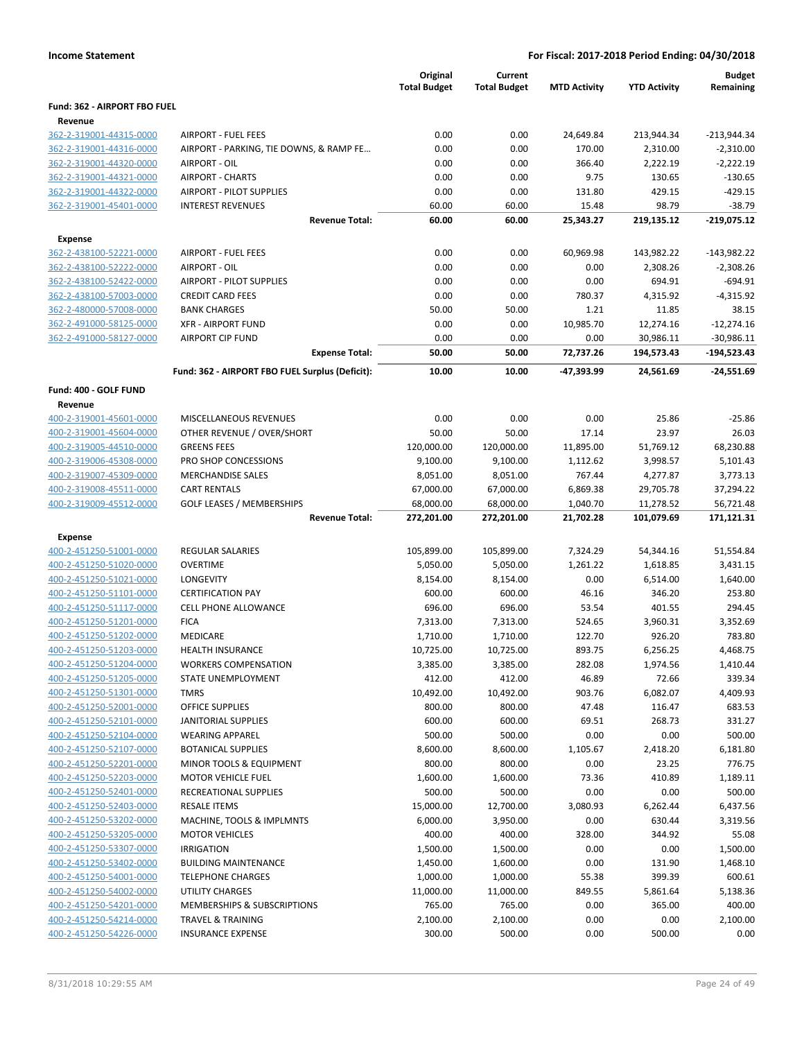**Income Statement** — For Fiscal: 2017-2018 Period Ending: 04/30/2018

| | | Original Total Budget | Current Total Budget | MTD Activity | YTD Activity | Budget Remaining |
|---|---|---|---|---|---|---|
| **Fund: 362 - AIRPORT FBO FUEL** | | | | | | |
| **Revenue** | | | | | | |
| 362-2-319001-44315-0000 | AIRPORT - FUEL FEES | 0.00 | 0.00 | 24,649.84 | 213,944.34 | -213,944.34 |
| 362-2-319001-44316-0000 | AIRPORT - PARKING, TIE DOWNS, & RAMP FE… | 0.00 | 0.00 | 170.00 | 2,310.00 | -2,310.00 |
| 362-2-319001-44320-0000 | AIRPORT - OIL | 0.00 | 0.00 | 366.40 | 2,222.19 | -2,222.19 |
| 362-2-319001-44321-0000 | AIRPORT - CHARTS | 0.00 | 0.00 | 9.75 | 130.65 | -130.65 |
| 362-2-319001-44322-0000 | AIRPORT - PILOT SUPPLIES | 0.00 | 0.00 | 131.80 | 429.15 | -429.15 |
| 362-2-319001-45401-0000 | INTEREST REVENUES | 60.00 | 60.00 | 15.48 | 98.79 | -38.79 |
| | **Revenue Total:** | **60.00** | **60.00** | **25,343.27** | **219,135.12** | **-219,075.12** |
| **Expense** | | | | | | |
| 362-2-438100-52221-0000 | AIRPORT - FUEL FEES | 0.00 | 0.00 | 60,969.98 | 143,982.22 | -143,982.22 |
| 362-2-438100-52222-0000 | AIRPORT - OIL | 0.00 | 0.00 | 0.00 | 2,308.26 | -2,308.26 |
| 362-2-438100-52422-0000 | AIRPORT - PILOT SUPPLIES | 0.00 | 0.00 | 0.00 | 694.91 | -694.91 |
| 362-2-438100-57003-0000 | CREDIT CARD FEES | 0.00 | 0.00 | 780.37 | 4,315.92 | -4,315.92 |
| 362-2-480000-57008-0000 | BANK CHARGES | 50.00 | 50.00 | 1.21 | 11.85 | 38.15 |
| 362-2-491000-58125-0000 | XFR - AIRPORT FUND | 0.00 | 0.00 | 10,985.70 | 12,274.16 | -12,274.16 |
| 362-2-491000-58127-0000 | AIRPORT CIP FUND | 0.00 | 0.00 | 0.00 | 30,986.11 | -30,986.11 |
| | **Expense Total:** | **50.00** | **50.00** | **72,737.26** | **194,573.43** | **-194,523.43** |
| | **Fund: 362 - AIRPORT FBO FUEL Surplus (Deficit):** | **10.00** | **10.00** | **-47,393.99** | **24,561.69** | **-24,551.69** |
| **Fund: 400 - GOLF FUND** | | | | | | |
| **Revenue** | | | | | | |
| 400-2-319001-45601-0000 | MISCELLANEOUS REVENUES | 0.00 | 0.00 | 0.00 | 25.86 | -25.86 |
| 400-2-319001-45604-0000 | OTHER REVENUE / OVER/SHORT | 50.00 | 50.00 | 17.14 | 23.97 | 26.03 |
| 400-2-319005-44510-0000 | GREENS FEES | 120,000.00 | 120,000.00 | 11,895.00 | 51,769.12 | 68,230.88 |
| 400-2-319006-45308-0000 | PRO SHOP CONCESSIONS | 9,100.00 | 9,100.00 | 1,112.62 | 3,998.57 | 5,101.43 |
| 400-2-319007-45309-0000 | MERCHANDISE SALES | 8,051.00 | 8,051.00 | 767.44 | 4,277.87 | 3,773.13 |
| 400-2-319008-45511-0000 | CART RENTALS | 67,000.00 | 67,000.00 | 6,869.38 | 29,705.78 | 37,294.22 |
| 400-2-319009-45512-0000 | GOLF LEASES / MEMBERSHIPS | 68,000.00 | 68,000.00 | 1,040.70 | 11,278.52 | 56,721.48 |
| | **Revenue Total:** | **272,201.00** | **272,201.00** | **21,702.28** | **101,079.69** | **171,121.31** |
| **Expense** | | | | | | |
| 400-2-451250-51001-0000 | REGULAR SALARIES | 105,899.00 | 105,899.00 | 7,324.29 | 54,344.16 | 51,554.84 |
| 400-2-451250-51020-0000 | OVERTIME | 5,050.00 | 5,050.00 | 1,261.22 | 1,618.85 | 3,431.15 |
| 400-2-451250-51021-0000 | LONGEVITY | 8,154.00 | 8,154.00 | 0.00 | 6,514.00 | 1,640.00 |
| 400-2-451250-51101-0000 | CERTIFICATION PAY | 600.00 | 600.00 | 46.16 | 346.20 | 253.80 |
| 400-2-451250-51117-0000 | CELL PHONE ALLOWANCE | 696.00 | 696.00 | 53.54 | 401.55 | 294.45 |
| 400-2-451250-51201-0000 | FICA | 7,313.00 | 7,313.00 | 524.65 | 3,960.31 | 3,352.69 |
| 400-2-451250-51202-0000 | MEDICARE | 1,710.00 | 1,710.00 | 122.70 | 926.20 | 783.80 |
| 400-2-451250-51203-0000 | HEALTH INSURANCE | 10,725.00 | 10,725.00 | 893.75 | 6,256.25 | 4,468.75 |
| 400-2-451250-51204-0000 | WORKERS COMPENSATION | 3,385.00 | 3,385.00 | 282.08 | 1,974.56 | 1,410.44 |
| 400-2-451250-51205-0000 | STATE UNEMPLOYMENT | 412.00 | 412.00 | 46.89 | 72.66 | 339.34 |
| 400-2-451250-51301-0000 | TMRS | 10,492.00 | 10,492.00 | 903.76 | 6,082.07 | 4,409.93 |
| 400-2-451250-52001-0000 | OFFICE SUPPLIES | 800.00 | 800.00 | 47.48 | 116.47 | 683.53 |
| 400-2-451250-52101-0000 | JANITORIAL SUPPLIES | 600.00 | 600.00 | 69.51 | 268.73 | 331.27 |
| 400-2-451250-52104-0000 | WEARING APPAREL | 500.00 | 500.00 | 0.00 | 0.00 | 500.00 |
| 400-2-451250-52107-0000 | BOTANICAL SUPPLIES | 8,600.00 | 8,600.00 | 1,105.67 | 2,418.20 | 6,181.80 |
| 400-2-451250-52201-0000 | MINOR TOOLS & EQUIPMENT | 800.00 | 800.00 | 0.00 | 23.25 | 776.75 |
| 400-2-451250-52203-0000 | MOTOR VEHICLE FUEL | 1,600.00 | 1,600.00 | 73.36 | 410.89 | 1,189.11 |
| 400-2-451250-52401-0000 | RECREATIONAL SUPPLIES | 500.00 | 500.00 | 0.00 | 0.00 | 500.00 |
| 400-2-451250-52403-0000 | RESALE ITEMS | 15,000.00 | 12,700.00 | 3,080.93 | 6,262.44 | 6,437.56 |
| 400-2-451250-53202-0000 | MACHINE, TOOLS & IMPLMNTS | 6,000.00 | 3,950.00 | 0.00 | 630.44 | 3,319.56 |
| 400-2-451250-53205-0000 | MOTOR VEHICLES | 400.00 | 400.00 | 328.00 | 344.92 | 55.08 |
| 400-2-451250-53307-0000 | IRRIGATION | 1,500.00 | 1,500.00 | 0.00 | 0.00 | 1,500.00 |
| 400-2-451250-53402-0000 | BUILDING MAINTENANCE | 1,450.00 | 1,600.00 | 0.00 | 131.90 | 1,468.10 |
| 400-2-451250-54001-0000 | TELEPHONE CHARGES | 1,000.00 | 1,000.00 | 55.38 | 399.39 | 600.61 |
| 400-2-451250-54002-0000 | UTILITY CHARGES | 11,000.00 | 11,000.00 | 849.55 | 5,861.64 | 5,138.36 |
| 400-2-451250-54201-0000 | MEMBERSHIPS & SUBSCRIPTIONS | 765.00 | 765.00 | 0.00 | 365.00 | 400.00 |
| 400-2-451250-54214-0000 | TRAVEL & TRAINING | 2,100.00 | 2,100.00 | 0.00 | 0.00 | 2,100.00 |
| 400-2-451250-54226-0000 | INSURANCE EXPENSE | 300.00 | 500.00 | 0.00 | 500.00 | 0.00 |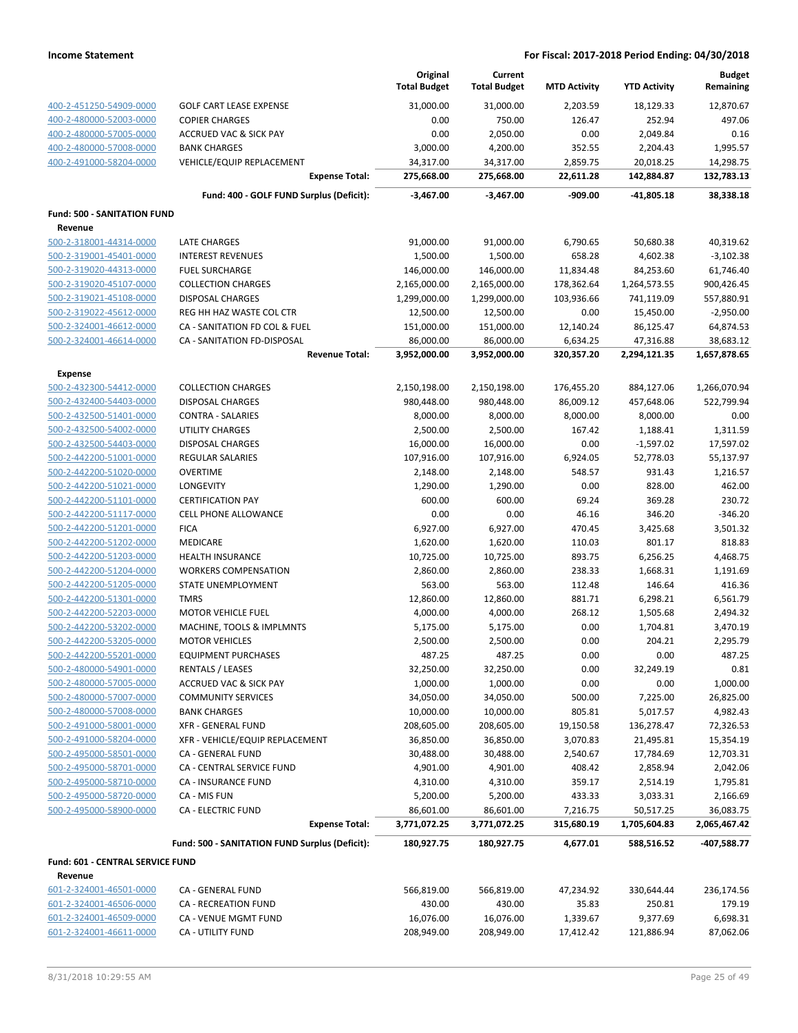| | | Original Total Budget | Current Total Budget | MTD Activity | YTD Activity | Budget Remaining |
|---|---|---|---|---|---|---|
| 400-2-451250-54909-0000 | GOLF CART LEASE EXPENSE | 31,000.00 | 31,000.00 | 2,203.59 | 18,129.33 | 12,870.67 |
| 400-2-480000-52003-0000 | COPIER CHARGES | 0.00 | 750.00 | 126.47 | 252.94 | 497.06 |
| 400-2-480000-57005-0000 | ACCRUED VAC & SICK PAY | 0.00 | 2,050.00 | 0.00 | 2,049.84 | 0.16 |
| 400-2-480000-57008-0000 | BANK CHARGES | 3,000.00 | 4,200.00 | 352.55 | 2,204.43 | 1,995.57 |
| 400-2-491000-58204-0000 | VEHICLE/EQUIP REPLACEMENT | 34,317.00 | 34,317.00 | 2,859.75 | 20,018.25 | 14,298.75 |
| | **Expense Total:** | **275,668.00** | **275,668.00** | **22,611.28** | **142,884.87** | **132,783.13** |
| | **Fund: 400 - GOLF FUND Surplus (Deficit):** | **-3,467.00** | **-3,467.00** | **-909.00** | **-41,805.18** | **38,338.18** |
| **Fund: 500 - SANITATION FUND** | | | | | | |
| **Revenue** | | | | | | |
| 500-2-318001-44314-0000 | LATE CHARGES | 91,000.00 | 91,000.00 | 6,790.65 | 50,680.38 | 40,319.62 |
| 500-2-319001-45401-0000 | INTEREST REVENUES | 1,500.00 | 1,500.00 | 658.28 | 4,602.38 | -3,102.38 |
| 500-2-319020-44313-0000 | FUEL SURCHARGE | 146,000.00 | 146,000.00 | 11,834.48 | 84,253.60 | 61,746.40 |
| 500-2-319020-45107-0000 | COLLECTION CHARGES | 2,165,000.00 | 2,165,000.00 | 178,362.64 | 1,264,573.55 | 900,426.45 |
| 500-2-319021-45108-0000 | DISPOSAL CHARGES | 1,299,000.00 | 1,299,000.00 | 103,936.66 | 741,119.09 | 557,880.91 |
| 500-2-319022-45612-0000 | REG HH HAZ WASTE COL CTR | 12,500.00 | 12,500.00 | 0.00 | 15,450.00 | -2,950.00 |
| 500-2-324001-46612-0000 | CA - SANITATION FD COL & FUEL | 151,000.00 | 151,000.00 | 12,140.24 | 86,125.47 | 64,874.53 |
| 500-2-324001-46614-0000 | CA - SANITATION FD-DISPOSAL | 86,000.00 | 86,000.00 | 6,634.25 | 47,316.88 | 38,683.12 |
| | **Revenue Total:** | **3,952,000.00** | **3,952,000.00** | **320,357.20** | **2,294,121.35** | **1,657,878.65** |
| **Expense** | | | | | | |
| 500-2-432300-54412-0000 | COLLECTION CHARGES | 2,150,198.00 | 2,150,198.00 | 176,455.20 | 884,127.06 | 1,266,070.94 |
| 500-2-432400-54403-0000 | DISPOSAL CHARGES | 980,448.00 | 980,448.00 | 86,009.12 | 457,648.06 | 522,799.94 |
| 500-2-432500-51401-0000 | CONTRA - SALARIES | 8,000.00 | 8,000.00 | 8,000.00 | 8,000.00 | 0.00 |
| 500-2-432500-54002-0000 | UTILITY CHARGES | 2,500.00 | 2,500.00 | 167.42 | 1,188.41 | 1,311.59 |
| 500-2-432500-54403-0000 | DISPOSAL CHARGES | 16,000.00 | 16,000.00 | 0.00 | -1,597.02 | 17,597.02 |
| 500-2-442200-51001-0000 | REGULAR SALARIES | 107,916.00 | 107,916.00 | 6,924.05 | 52,778.03 | 55,137.97 |
| 500-2-442200-51020-0000 | OVERTIME | 2,148.00 | 2,148.00 | 548.57 | 931.43 | 1,216.57 |
| 500-2-442200-51021-0000 | LONGEVITY | 1,290.00 | 1,290.00 | 0.00 | 828.00 | 462.00 |
| 500-2-442200-51101-0000 | CERTIFICATION PAY | 600.00 | 600.00 | 69.24 | 369.28 | 230.72 |
| 500-2-442200-51117-0000 | CELL PHONE ALLOWANCE | 0.00 | 0.00 | 46.16 | 346.20 | -346.20 |
| 500-2-442200-51201-0000 | FICA | 6,927.00 | 6,927.00 | 470.45 | 3,425.68 | 3,501.32 |
| 500-2-442200-51202-0000 | MEDICARE | 1,620.00 | 1,620.00 | 110.03 | 801.17 | 818.83 |
| 500-2-442200-51203-0000 | HEALTH INSURANCE | 10,725.00 | 10,725.00 | 893.75 | 6,256.25 | 4,468.75 |
| 500-2-442200-51204-0000 | WORKERS COMPENSATION | 2,860.00 | 2,860.00 | 238.33 | 1,668.31 | 1,191.69 |
| 500-2-442200-51205-0000 | STATE UNEMPLOYMENT | 563.00 | 563.00 | 112.48 | 146.64 | 416.36 |
| 500-2-442200-51301-0000 | TMRS | 12,860.00 | 12,860.00 | 881.71 | 6,298.21 | 6,561.79 |
| 500-2-442200-52203-0000 | MOTOR VEHICLE FUEL | 4,000.00 | 4,000.00 | 268.12 | 1,505.68 | 2,494.32 |
| 500-2-442200-53202-0000 | MACHINE, TOOLS & IMPLMNTS | 5,175.00 | 5,175.00 | 0.00 | 1,704.81 | 3,470.19 |
| 500-2-442200-53205-0000 | MOTOR VEHICLES | 2,500.00 | 2,500.00 | 0.00 | 204.21 | 2,295.79 |
| 500-2-442200-55201-0000 | EQUIPMENT PURCHASES | 487.25 | 487.25 | 0.00 | 0.00 | 487.25 |
| 500-2-480000-54901-0000 | RENTALS / LEASES | 32,250.00 | 32,250.00 | 0.00 | 32,249.19 | 0.81 |
| 500-2-480000-57005-0000 | ACCRUED VAC & SICK PAY | 1,000.00 | 1,000.00 | 0.00 | 0.00 | 1,000.00 |
| 500-2-480000-57007-0000 | COMMUNITY SERVICES | 34,050.00 | 34,050.00 | 500.00 | 7,225.00 | 26,825.00 |
| 500-2-480000-57008-0000 | BANK CHARGES | 10,000.00 | 10,000.00 | 805.81 | 5,017.57 | 4,982.43 |
| 500-2-491000-58001-0000 | XFR - GENERAL FUND | 208,605.00 | 208,605.00 | 19,150.58 | 136,278.47 | 72,326.53 |
| 500-2-491000-58204-0000 | XFR - VEHICLE/EQUIP REPLACEMENT | 36,850.00 | 36,850.00 | 3,070.83 | 21,495.81 | 15,354.19 |
| 500-2-495000-58501-0000 | CA - GENERAL FUND | 30,488.00 | 30,488.00 | 2,540.67 | 17,784.69 | 12,703.31 |
| 500-2-495000-58701-0000 | CA - CENTRAL SERVICE FUND | 4,901.00 | 4,901.00 | 408.42 | 2,858.94 | 2,042.06 |
| 500-2-495000-58710-0000 | CA - INSURANCE FUND | 4,310.00 | 4,310.00 | 359.17 | 2,514.19 | 1,795.81 |
| 500-2-495000-58720-0000 | CA - MIS FUN | 5,200.00 | 5,200.00 | 433.33 | 3,033.31 | 2,166.69 |
| 500-2-495000-58900-0000 | CA - ELECTRIC FUND | 86,601.00 | 86,601.00 | 7,216.75 | 50,517.25 | 36,083.75 |
| | **Expense Total:** | **3,771,072.25** | **3,771,072.25** | **315,680.19** | **1,705,604.83** | **2,065,467.42** |
| | **Fund: 500 - SANITATION FUND Surplus (Deficit):** | **180,927.75** | **180,927.75** | **4,677.01** | **588,516.52** | **-407,588.77** |
| **Fund: 601 - CENTRAL SERVICE FUND** | | | | | | |
| **Revenue** | | | | | | |
| 601-2-324001-46501-0000 | CA - GENERAL FUND | 566,819.00 | 566,819.00 | 47,234.92 | 330,644.44 | 236,174.56 |
| 601-2-324001-46506-0000 | CA - RECREATION FUND | 430.00 | 430.00 | 35.83 | 250.81 | 179.19 |
| 601-2-324001-46509-0000 | CA - VENUE MGMT FUND | 16,076.00 | 16,076.00 | 1,339.67 | 9,377.69 | 6,698.31 |
| 601-2-324001-46611-0000 | CA - UTILITY FUND | 208,949.00 | 208,949.00 | 17,412.42 | 121,886.94 | 87,062.06 |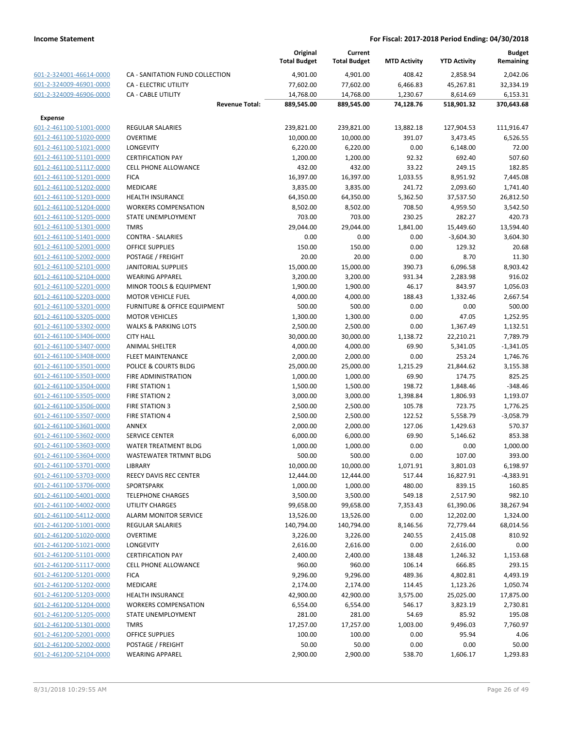**Income Statement** | **For Fiscal: 2017-2018 Period Ending: 04/30/2018**

| | | Original Total Budget | Current Total Budget | MTD Activity | YTD Activity | Budget Remaining |
|---|---|---|---|---|---|---|
| 601-2-324001-46614-0000 | CA - SANITATION FUND COLLECTION | 4,901.00 | 4,901.00 | 408.42 | 2,858.94 | 2,042.06 |
| 601-2-324009-46901-0000 | CA - ELECTRIC UTILITY | 77,602.00 | 77,602.00 | 6,466.83 | 45,267.81 | 32,334.19 |
| 601-2-324009-46906-0000 | CA - CABLE UTILITY | 14,768.00 | 14,768.00 | 1,230.67 | 8,614.69 | 6,153.31 |
| | **Revenue Total:** | **889,545.00** | **889,545.00** | **74,128.76** | **518,901.32** | **370,643.68** |
| **Expense** | | | | | | |
| 601-2-461100-51001-0000 | REGULAR SALARIES | 239,821.00 | 239,821.00 | 13,882.18 | 127,904.53 | 111,916.47 |
| 601-2-461100-51020-0000 | OVERTIME | 10,000.00 | 10,000.00 | 391.07 | 3,473.45 | 6,526.55 |
| 601-2-461100-51021-0000 | LONGEVITY | 6,220.00 | 6,220.00 | 0.00 | 6,148.00 | 72.00 |
| 601-2-461100-51101-0000 | CERTIFICATION PAY | 1,200.00 | 1,200.00 | 92.32 | 692.40 | 507.60 |
| 601-2-461100-51117-0000 | CELL PHONE ALLOWANCE | 432.00 | 432.00 | 33.22 | 249.15 | 182.85 |
| 601-2-461100-51201-0000 | FICA | 16,397.00 | 16,397.00 | 1,033.55 | 8,951.92 | 7,445.08 |
| 601-2-461100-51202-0000 | MEDICARE | 3,835.00 | 3,835.00 | 241.72 | 2,093.60 | 1,741.40 |
| 601-2-461100-51203-0000 | HEALTH INSURANCE | 64,350.00 | 64,350.00 | 5,362.50 | 37,537.50 | 26,812.50 |
| 601-2-461100-51204-0000 | WORKERS COMPENSATION | 8,502.00 | 8,502.00 | 708.50 | 4,959.50 | 3,542.50 |
| 601-2-461100-51205-0000 | STATE UNEMPLOYMENT | 703.00 | 703.00 | 230.25 | 282.27 | 420.73 |
| 601-2-461100-51301-0000 | TMRS | 29,044.00 | 29,044.00 | 1,841.00 | 15,449.60 | 13,594.40 |
| 601-2-461100-51401-0000 | CONTRA - SALARIES | 0.00 | 0.00 | 0.00 | -3,604.30 | 3,604.30 |
| 601-2-461100-52001-0000 | OFFICE SUPPLIES | 150.00 | 150.00 | 0.00 | 129.32 | 20.68 |
| 601-2-461100-52002-0000 | POSTAGE / FREIGHT | 20.00 | 20.00 | 0.00 | 8.70 | 11.30 |
| 601-2-461100-52101-0000 | JANITORIAL SUPPLIES | 15,000.00 | 15,000.00 | 390.73 | 6,096.58 | 8,903.42 |
| 601-2-461100-52104-0000 | WEARING APPAREL | 3,200.00 | 3,200.00 | 931.34 | 2,283.98 | 916.02 |
| 601-2-461100-52201-0000 | MINOR TOOLS & EQUIPMENT | 1,900.00 | 1,900.00 | 46.17 | 843.97 | 1,056.03 |
| 601-2-461100-52203-0000 | MOTOR VEHICLE FUEL | 4,000.00 | 4,000.00 | 188.43 | 1,332.46 | 2,667.54 |
| 601-2-461100-53201-0000 | FURNITURE & OFFICE EQUIPMENT | 500.00 | 500.00 | 0.00 | 0.00 | 500.00 |
| 601-2-461100-53205-0000 | MOTOR VEHICLES | 1,300.00 | 1,300.00 | 0.00 | 47.05 | 1,252.95 |
| 601-2-461100-53302-0000 | WALKS & PARKING LOTS | 2,500.00 | 2,500.00 | 0.00 | 1,367.49 | 1,132.51 |
| 601-2-461100-53406-0000 | CITY HALL | 30,000.00 | 30,000.00 | 1,138.72 | 22,210.21 | 7,789.79 |
| 601-2-461100-53407-0000 | ANIMAL SHELTER | 4,000.00 | 4,000.00 | 69.90 | 5,341.05 | -1,341.05 |
| 601-2-461100-53408-0000 | FLEET MAINTENANCE | 2,000.00 | 2,000.00 | 0.00 | 253.24 | 1,746.76 |
| 601-2-461100-53501-0000 | POLICE & COURTS BLDG | 25,000.00 | 25,000.00 | 1,215.29 | 21,844.62 | 3,155.38 |
| 601-2-461100-53503-0000 | FIRE ADMINISTRATION | 1,000.00 | 1,000.00 | 69.90 | 174.75 | 825.25 |
| 601-2-461100-53504-0000 | FIRE STATION 1 | 1,500.00 | 1,500.00 | 198.72 | 1,848.46 | -348.46 |
| 601-2-461100-53505-0000 | FIRE STATION 2 | 3,000.00 | 3,000.00 | 1,398.84 | 1,806.93 | 1,193.07 |
| 601-2-461100-53506-0000 | FIRE STATION 3 | 2,500.00 | 2,500.00 | 105.78 | 723.75 | 1,776.25 |
| 601-2-461100-53507-0000 | FIRE STATION 4 | 2,500.00 | 2,500.00 | 122.52 | 5,558.79 | -3,058.79 |
| 601-2-461100-53601-0000 | ANNEX | 2,000.00 | 2,000.00 | 127.06 | 1,429.63 | 570.37 |
| 601-2-461100-53602-0000 | SERVICE CENTER | 6,000.00 | 6,000.00 | 69.90 | 5,146.62 | 853.38 |
| 601-2-461100-53603-0000 | WATER TREATMENT BLDG | 1,000.00 | 1,000.00 | 0.00 | 0.00 | 1,000.00 |
| 601-2-461100-53604-0000 | WASTEWATER TRTMNT BLDG | 500.00 | 500.00 | 0.00 | 107.00 | 393.00 |
| 601-2-461100-53701-0000 | LIBRARY | 10,000.00 | 10,000.00 | 1,071.91 | 3,801.03 | 6,198.97 |
| 601-2-461100-53703-0000 | REECY DAVIS REC CENTER | 12,444.00 | 12,444.00 | 517.44 | 16,827.91 | -4,383.91 |
| 601-2-461100-53706-0000 | SPORTSPARK | 1,000.00 | 1,000.00 | 480.00 | 839.15 | 160.85 |
| 601-2-461100-54001-0000 | TELEPHONE CHARGES | 3,500.00 | 3,500.00 | 549.18 | 2,517.90 | 982.10 |
| 601-2-461100-54002-0000 | UTILITY CHARGES | 99,658.00 | 99,658.00 | 7,353.43 | 61,390.06 | 38,267.94 |
| 601-2-461100-54112-0000 | ALARM MONITOR SERVICE | 13,526.00 | 13,526.00 | 0.00 | 12,202.00 | 1,324.00 |
| 601-2-461200-51001-0000 | REGULAR SALARIES | 140,794.00 | 140,794.00 | 8,146.56 | 72,779.44 | 68,014.56 |
| 601-2-461200-51020-0000 | OVERTIME | 3,226.00 | 3,226.00 | 240.55 | 2,415.08 | 810.92 |
| 601-2-461200-51021-0000 | LONGEVITY | 2,616.00 | 2,616.00 | 0.00 | 2,616.00 | 0.00 |
| 601-2-461200-51101-0000 | CERTIFICATION PAY | 2,400.00 | 2,400.00 | 138.48 | 1,246.32 | 1,153.68 |
| 601-2-461200-51117-0000 | CELL PHONE ALLOWANCE | 960.00 | 960.00 | 106.14 | 666.85 | 293.15 |
| 601-2-461200-51201-0000 | FICA | 9,296.00 | 9,296.00 | 489.36 | 4,802.81 | 4,493.19 |
| 601-2-461200-51202-0000 | MEDICARE | 2,174.00 | 2,174.00 | 114.45 | 1,123.26 | 1,050.74 |
| 601-2-461200-51203-0000 | HEALTH INSURANCE | 42,900.00 | 42,900.00 | 3,575.00 | 25,025.00 | 17,875.00 |
| 601-2-461200-51204-0000 | WORKERS COMPENSATION | 6,554.00 | 6,554.00 | 546.17 | 3,823.19 | 2,730.81 |
| 601-2-461200-51205-0000 | STATE UNEMPLOYMENT | 281.00 | 281.00 | 54.69 | 85.92 | 195.08 |
| 601-2-461200-51301-0000 | TMRS | 17,257.00 | 17,257.00 | 1,003.00 | 9,496.03 | 7,760.97 |
| 601-2-461200-52001-0000 | OFFICE SUPPLIES | 100.00 | 100.00 | 0.00 | 95.94 | 4.06 |
| 601-2-461200-52002-0000 | POSTAGE / FREIGHT | 50.00 | 50.00 | 0.00 | 0.00 | 50.00 |
| 601-2-461200-52104-0000 | WEARING APPAREL | 2,900.00 | 2,900.00 | 538.70 | 1,606.17 | 1,293.83 |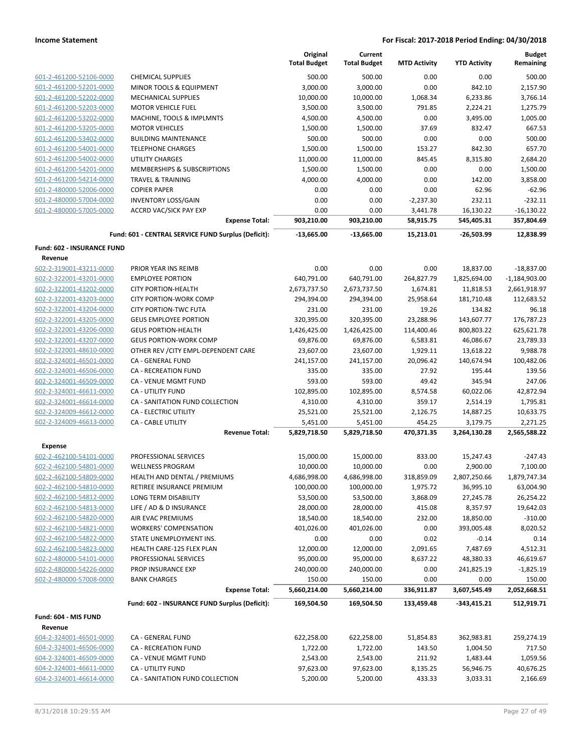**Income Statement** **For Fiscal: 2017-2018 Period Ending: 04/30/2018**

| | | Original Total Budget | Current Total Budget | MTD Activity | YTD Activity | Budget Remaining |
|---|---|---|---|---|---|---|
| 601-2-461200-52106-0000 | CHEMICAL SUPPLIES | 500.00 | 500.00 | 0.00 | 0.00 | 500.00 |
| 601-2-461200-52201-0000 | MINOR TOOLS & EQUIPMENT | 3,000.00 | 3,000.00 | 0.00 | 842.10 | 2,157.90 |
| 601-2-461200-52202-0000 | MECHANICAL SUPPLIES | 10,000.00 | 10,000.00 | 1,068.34 | 6,233.86 | 3,766.14 |
| 601-2-461200-52203-0000 | MOTOR VEHICLE FUEL | 3,500.00 | 3,500.00 | 791.85 | 2,224.21 | 1,275.79 |
| 601-2-461200-53202-0000 | MACHINE, TOOLS & IMPLMNTS | 4,500.00 | 4,500.00 | 0.00 | 3,495.00 | 1,005.00 |
| 601-2-461200-53205-0000 | MOTOR VEHICLES | 1,500.00 | 1,500.00 | 37.69 | 832.47 | 667.53 |
| 601-2-461200-53402-0000 | BUILDING MAINTENANCE | 500.00 | 500.00 | 0.00 | 0.00 | 500.00 |
| 601-2-461200-54001-0000 | TELEPHONE CHARGES | 1,500.00 | 1,500.00 | 153.27 | 842.30 | 657.70 |
| 601-2-461200-54002-0000 | UTILITY CHARGES | 11,000.00 | 11,000.00 | 845.45 | 8,315.80 | 2,684.20 |
| 601-2-461200-54201-0000 | MEMBERSHIPS & SUBSCRIPTIONS | 1,500.00 | 1,500.00 | 0.00 | 0.00 | 1,500.00 |
| 601-2-461200-54214-0000 | TRAVEL & TRAINING | 4,000.00 | 4,000.00 | 0.00 | 142.00 | 3,858.00 |
| 601-2-480000-52006-0000 | COPIER PAPER | 0.00 | 0.00 | 0.00 | 62.96 | -62.96 |
| 601-2-480000-57004-0000 | INVENTORY LOSS/GAIN | 0.00 | 0.00 | -2,237.30 | 232.11 | -232.11 |
| 601-2-480000-57005-0000 | ACCRD VAC/SICK PAY EXP | 0.00 | 0.00 | 3,441.78 | 16,130.22 | -16,130.22 |
| | **Expense Total:** | **903,210.00** | **903,210.00** | **58,915.75** | **545,405.31** | **357,804.69** |
| | **Fund: 601 - CENTRAL SERVICE FUND Surplus (Deficit):** | **-13,665.00** | **-13,665.00** | **15,213.01** | **-26,503.99** | **12,838.99** |
| **Fund: 602 - INSURANCE FUND** | | | | | | |
| **Revenue** | | | | | | |
| 602-2-319001-43211-0000 | PRIOR YEAR INS REIMB | 0.00 | 0.00 | 0.00 | 18,837.00 | -18,837.00 |
| 602-2-322001-43201-0000 | EMPLOYEE PORTION | 640,791.00 | 640,791.00 | 264,827.79 | 1,825,694.00 | -1,184,903.00 |
| 602-2-322001-43202-0000 | CITY PORTION-HEALTH | 2,673,737.50 | 2,673,737.50 | 1,674.81 | 11,818.53 | 2,661,918.97 |
| 602-2-322001-43203-0000 | CITY PORTION-WORK COMP | 294,394.00 | 294,394.00 | 25,958.64 | 181,710.48 | 112,683.52 |
| 602-2-322001-43204-0000 | CITY PORTION-TWC FUTA | 231.00 | 231.00 | 19.26 | 134.82 | 96.18 |
| 602-2-322001-43205-0000 | GEUS EMPLOYEE PORTION | 320,395.00 | 320,395.00 | 23,288.96 | 143,607.77 | 176,787.23 |
| 602-2-322001-43206-0000 | GEUS PORTION-HEALTH | 1,426,425.00 | 1,426,425.00 | 114,400.46 | 800,803.22 | 625,621.78 |
| 602-2-322001-43207-0000 | GEUS PORTION-WORK COMP | 69,876.00 | 69,876.00 | 6,583.81 | 46,086.67 | 23,789.33 |
| 602-2-322001-48610-0000 | OTHER REV /CITY EMPL-DEPENDENT CARE | 23,607.00 | 23,607.00 | 1,929.11 | 13,618.22 | 9,988.78 |
| 602-2-324001-46501-0000 | CA - GENERAL FUND | 241,157.00 | 241,157.00 | 20,096.42 | 140,674.94 | 100,482.06 |
| 602-2-324001-46506-0000 | CA - RECREATION FUND | 335.00 | 335.00 | 27.92 | 195.44 | 139.56 |
| 602-2-324001-46509-0000 | CA - VENUE MGMT FUND | 593.00 | 593.00 | 49.42 | 345.94 | 247.06 |
| 602-2-324001-46611-0000 | CA - UTILITY FUND | 102,895.00 | 102,895.00 | 8,574.58 | 60,022.06 | 42,872.94 |
| 602-2-324001-46614-0000 | CA - SANITATION FUND COLLECTION | 4,310.00 | 4,310.00 | 359.17 | 2,514.19 | 1,795.81 |
| 602-2-324009-46612-0000 | CA - ELECTRIC UTILITY | 25,521.00 | 25,521.00 | 2,126.75 | 14,887.25 | 10,633.75 |
| 602-2-324009-46613-0000 | CA - CABLE UTILITY | 5,451.00 | 5,451.00 | 454.25 | 3,179.75 | 2,271.25 |
| | **Revenue Total:** | **5,829,718.50** | **5,829,718.50** | **470,371.35** | **3,264,130.28** | **2,565,588.22** |
| **Expense** | | | | | | |
| 602-2-462100-54101-0000 | PROFESSIONAL SERVICES | 15,000.00 | 15,000.00 | 833.00 | 15,247.43 | -247.43 |
| 602-2-462100-54801-0000 | WELLNESS PROGRAM | 10,000.00 | 10,000.00 | 0.00 | 2,900.00 | 7,100.00 |
| 602-2-462100-54809-0000 | HEALTH AND DENTAL / PREMIUMS | 4,686,998.00 | 4,686,998.00 | 318,859.09 | 2,807,250.66 | 1,879,747.34 |
| 602-2-462100-54810-0000 | RETIREE INSURANCE PREMIUM | 100,000.00 | 100,000.00 | 1,975.72 | 36,995.10 | 63,004.90 |
| 602-2-462100-54812-0000 | LONG TERM DISABILITY | 53,500.00 | 53,500.00 | 3,868.09 | 27,245.78 | 26,254.22 |
| 602-2-462100-54813-0000 | LIFE / AD & D INSURANCE | 28,000.00 | 28,000.00 | 415.08 | 8,357.97 | 19,642.03 |
| 602-2-462100-54820-0000 | AIR EVAC PREMIUMS | 18,540.00 | 18,540.00 | 232.00 | 18,850.00 | -310.00 |
| 602-2-462100-54821-0000 | WORKERS' COMPENSATION | 401,026.00 | 401,026.00 | 0.00 | 393,005.48 | 8,020.52 |
| 602-2-462100-54822-0000 | STATE UNEMPLOYMENT INS. | 0.00 | 0.00 | 0.02 | -0.14 | 0.14 |
| 602-2-462100-54823-0000 | HEALTH CARE-125 FLEX PLAN | 12,000.00 | 12,000.00 | 2,091.65 | 7,487.69 | 4,512.31 |
| 602-2-480000-54101-0000 | PROFESSIONAL SERVICES | 95,000.00 | 95,000.00 | 8,637.22 | 48,380.33 | 46,619.67 |
| 602-2-480000-54226-0000 | PROP INSURANCE EXP | 240,000.00 | 240,000.00 | 0.00 | 241,825.19 | -1,825.19 |
| 602-2-480000-57008-0000 | BANK CHARGES | 150.00 | 150.00 | 0.00 | 0.00 | 150.00 |
| | **Expense Total:** | **5,660,214.00** | **5,660,214.00** | **336,911.87** | **3,607,545.49** | **2,052,668.51** |
| | **Fund: 602 - INSURANCE FUND Surplus (Deficit):** | **169,504.50** | **169,504.50** | **133,459.48** | **-343,415.21** | **512,919.71** |
| **Fund: 604 - MIS FUND** | | | | | | |
| **Revenue** | | | | | | |
| 604-2-324001-46501-0000 | CA - GENERAL FUND | 622,258.00 | 622,258.00 | 51,854.83 | 362,983.81 | 259,274.19 |
| 604-2-324001-46506-0000 | CA - RECREATION FUND | 1,722.00 | 1,722.00 | 143.50 | 1,004.50 | 717.50 |
| 604-2-324001-46509-0000 | CA - VENUE MGMT FUND | 2,543.00 | 2,543.00 | 211.92 | 1,483.44 | 1,059.56 |
| 604-2-324001-46611-0000 | CA - UTILITY FUND | 97,623.00 | 97,623.00 | 8,135.25 | 56,946.75 | 40,676.25 |
| 604-2-324001-46614-0000 | CA - SANITATION FUND COLLECTION | 5,200.00 | 5,200.00 | 433.33 | 3,033.31 | 2,166.69 |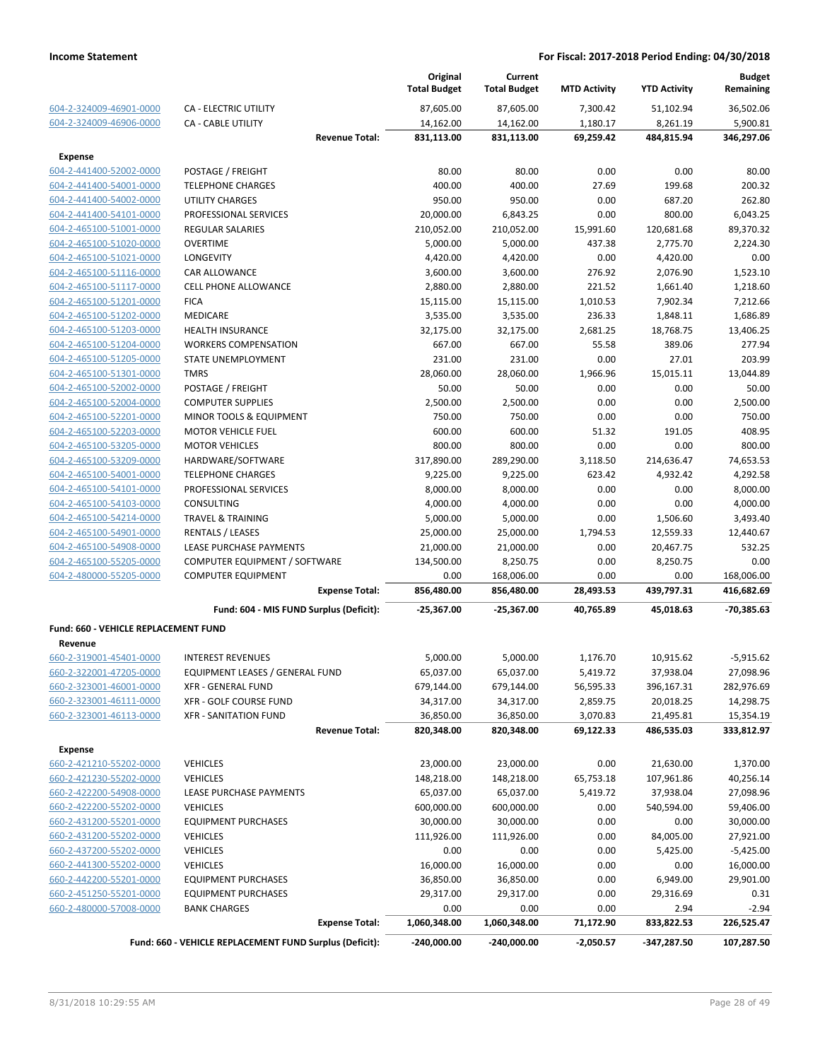| | | Original Total Budget | Current Total Budget | MTD Activity | YTD Activity | Budget Remaining |
|---|---|---|---|---|---|---|
| 604-2-324009-46901-0000 | CA - ELECTRIC UTILITY | 87,605.00 | 87,605.00 | 7,300.42 | 51,102.94 | 36,502.06 |
| 604-2-324009-46906-0000 | CA - CABLE UTILITY | 14,162.00 | 14,162.00 | 1,180.17 | 8,261.19 | 5,900.81 |
| | **Revenue Total:** | **831,113.00** | **831,113.00** | **69,259.42** | **484,815.94** | **346,297.06** |
| **Expense** | | | | | | |
| 604-2-441400-52002-0000 | POSTAGE / FREIGHT | 80.00 | 80.00 | 0.00 | 0.00 | 80.00 |
| 604-2-441400-54001-0000 | TELEPHONE CHARGES | 400.00 | 400.00 | 27.69 | 199.68 | 200.32 |
| 604-2-441400-54002-0000 | UTILITY CHARGES | 950.00 | 950.00 | 0.00 | 687.20 | 262.80 |
| 604-2-441400-54101-0000 | PROFESSIONAL SERVICES | 20,000.00 | 6,843.25 | 0.00 | 800.00 | 6,043.25 |
| 604-2-465100-51001-0000 | REGULAR SALARIES | 210,052.00 | 210,052.00 | 15,991.60 | 120,681.68 | 89,370.32 |
| 604-2-465100-51020-0000 | OVERTIME | 5,000.00 | 5,000.00 | 437.38 | 2,775.70 | 2,224.30 |
| 604-2-465100-51021-0000 | LONGEVITY | 4,420.00 | 4,420.00 | 0.00 | 4,420.00 | 0.00 |
| 604-2-465100-51116-0000 | CAR ALLOWANCE | 3,600.00 | 3,600.00 | 276.92 | 2,076.90 | 1,523.10 |
| 604-2-465100-51117-0000 | CELL PHONE ALLOWANCE | 2,880.00 | 2,880.00 | 221.52 | 1,661.40 | 1,218.60 |
| 604-2-465100-51201-0000 | FICA | 15,115.00 | 15,115.00 | 1,010.53 | 7,902.34 | 7,212.66 |
| 604-2-465100-51202-0000 | MEDICARE | 3,535.00 | 3,535.00 | 236.33 | 1,848.11 | 1,686.89 |
| 604-2-465100-51203-0000 | HEALTH INSURANCE | 32,175.00 | 32,175.00 | 2,681.25 | 18,768.75 | 13,406.25 |
| 604-2-465100-51204-0000 | WORKERS COMPENSATION | 667.00 | 667.00 | 55.58 | 389.06 | 277.94 |
| 604-2-465100-51205-0000 | STATE UNEMPLOYMENT | 231.00 | 231.00 | 0.00 | 27.01 | 203.99 |
| 604-2-465100-51301-0000 | TMRS | 28,060.00 | 28,060.00 | 1,966.96 | 15,015.11 | 13,044.89 |
| 604-2-465100-52002-0000 | POSTAGE / FREIGHT | 50.00 | 50.00 | 0.00 | 0.00 | 50.00 |
| 604-2-465100-52004-0000 | COMPUTER SUPPLIES | 2,500.00 | 2,500.00 | 0.00 | 0.00 | 2,500.00 |
| 604-2-465100-52201-0000 | MINOR TOOLS & EQUIPMENT | 750.00 | 750.00 | 0.00 | 0.00 | 750.00 |
| 604-2-465100-52203-0000 | MOTOR VEHICLE FUEL | 600.00 | 600.00 | 51.32 | 191.05 | 408.95 |
| 604-2-465100-53205-0000 | MOTOR VEHICLES | 800.00 | 800.00 | 0.00 | 0.00 | 800.00 |
| 604-2-465100-53209-0000 | HARDWARE/SOFTWARE | 317,890.00 | 289,290.00 | 3,118.50 | 214,636.47 | 74,653.53 |
| 604-2-465100-54001-0000 | TELEPHONE CHARGES | 9,225.00 | 9,225.00 | 623.42 | 4,932.42 | 4,292.58 |
| 604-2-465100-54101-0000 | PROFESSIONAL SERVICES | 8,000.00 | 8,000.00 | 0.00 | 0.00 | 8,000.00 |
| 604-2-465100-54103-0000 | CONSULTING | 4,000.00 | 4,000.00 | 0.00 | 0.00 | 4,000.00 |
| 604-2-465100-54214-0000 | TRAVEL & TRAINING | 5,000.00 | 5,000.00 | 0.00 | 1,506.60 | 3,493.40 |
| 604-2-465100-54901-0000 | RENTALS / LEASES | 25,000.00 | 25,000.00 | 1,794.53 | 12,559.33 | 12,440.67 |
| 604-2-465100-54908-0000 | LEASE PURCHASE PAYMENTS | 21,000.00 | 21,000.00 | 0.00 | 20,467.75 | 532.25 |
| 604-2-465100-55205-0000 | COMPUTER EQUIPMENT / SOFTWARE | 134,500.00 | 8,250.75 | 0.00 | 8,250.75 | 0.00 |
| 604-2-480000-55205-0000 | COMPUTER EQUIPMENT | 0.00 | 168,006.00 | 0.00 | 0.00 | 168,006.00 |
| | **Expense Total:** | **856,480.00** | **856,480.00** | **28,493.53** | **439,797.31** | **416,682.69** |
| | **Fund: 604 - MIS FUND Surplus (Deficit):** | **-25,367.00** | **-25,367.00** | **40,765.89** | **45,018.63** | **-70,385.63** |

**Fund: 660 - VEHICLE REPLACEMENT FUND**

| | | Original Total Budget | Current Total Budget | MTD Activity | YTD Activity | Budget Remaining |
|---|---|---|---|---|---|---|
| **Revenue** | | | | | | |
| 660-2-319001-45401-0000 | INTEREST REVENUES | 5,000.00 | 5,000.00 | 1,176.70 | 10,915.62 | -5,915.62 |
| 660-2-322001-47205-0000 | EQUIPMENT LEASES / GENERAL FUND | 65,037.00 | 65,037.00 | 5,419.72 | 37,938.04 | 27,098.96 |
| 660-2-323001-46001-0000 | XFR - GENERAL FUND | 679,144.00 | 679,144.00 | 56,595.33 | 396,167.31 | 282,976.69 |
| 660-2-323001-46111-0000 | XFR - GOLF COURSE FUND | 34,317.00 | 34,317.00 | 2,859.75 | 20,018.25 | 14,298.75 |
| 660-2-323001-46113-0000 | XFR - SANITATION FUND | 36,850.00 | 36,850.00 | 3,070.83 | 21,495.81 | 15,354.19 |
| | **Revenue Total:** | **820,348.00** | **820,348.00** | **69,122.33** | **486,535.03** | **333,812.97** |
| **Expense** | | | | | | |
| 660-2-421210-55202-0000 | VEHICLES | 23,000.00 | 23,000.00 | 0.00 | 21,630.00 | 1,370.00 |
| 660-2-421230-55202-0000 | VEHICLES | 148,218.00 | 148,218.00 | 65,753.18 | 107,961.86 | 40,256.14 |
| 660-2-422200-54908-0000 | LEASE PURCHASE PAYMENTS | 65,037.00 | 65,037.00 | 5,419.72 | 37,938.04 | 27,098.96 |
| 660-2-422200-55202-0000 | VEHICLES | 600,000.00 | 600,000.00 | 0.00 | 540,594.00 | 59,406.00 |
| 660-2-431200-55201-0000 | EQUIPMENT PURCHASES | 30,000.00 | 30,000.00 | 0.00 | 0.00 | 30,000.00 |
| 660-2-431200-55202-0000 | VEHICLES | 111,926.00 | 111,926.00 | 0.00 | 84,005.00 | 27,921.00 |
| 660-2-437200-55202-0000 | VEHICLES | 0.00 | 0.00 | 0.00 | 5,425.00 | -5,425.00 |
| 660-2-441300-55202-0000 | VEHICLES | 16,000.00 | 16,000.00 | 0.00 | 0.00 | 16,000.00 |
| 660-2-442200-55201-0000 | EQUIPMENT PURCHASES | 36,850.00 | 36,850.00 | 0.00 | 6,949.00 | 29,901.00 |
| 660-2-451250-55201-0000 | EQUIPMENT PURCHASES | 29,317.00 | 29,317.00 | 0.00 | 29,316.69 | 0.31 |
| 660-2-480000-57008-0000 | BANK CHARGES | 0.00 | 0.00 | 0.00 | 2.94 | -2.94 |
| | **Expense Total:** | **1,060,348.00** | **1,060,348.00** | **71,172.90** | **833,822.53** | **226,525.47** |
| | **Fund: 660 - VEHICLE REPLACEMENT FUND Surplus (Deficit):** | **-240,000.00** | **-240,000.00** | **-2,050.57** | **-347,287.50** | **107,287.50** |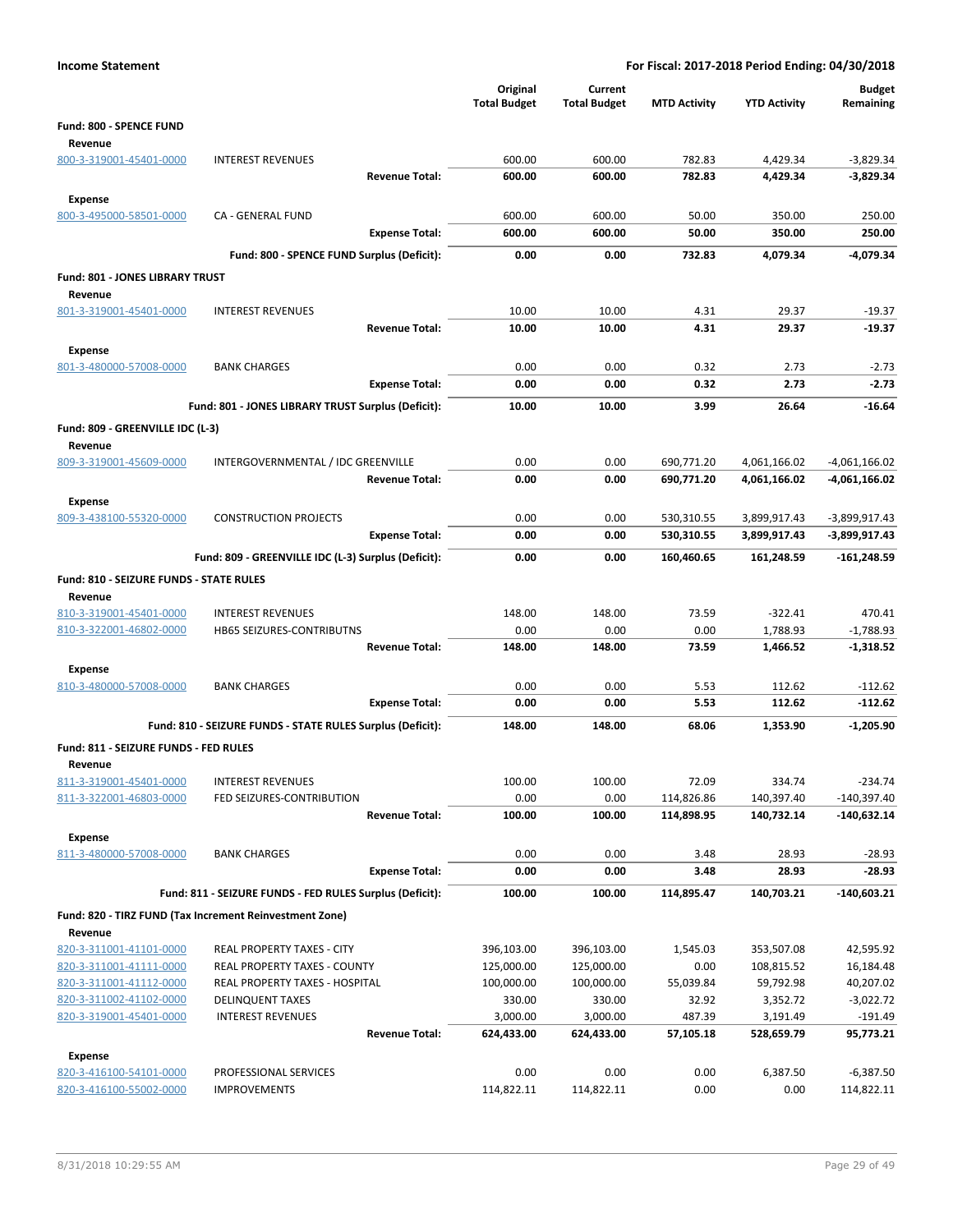**Income Statement** | **For Fiscal: 2017-2018 Period Ending: 04/30/2018**

| | | Original Total Budget | Current Total Budget | MTD Activity | YTD Activity | Budget Remaining |
|---|---|---|---|---|---|---|
| **Fund: 800 - SPENCE FUND** | | | | | | |
| **Revenue** | | | | | | |
| 800-3-319001-45401-0000 | INTEREST REVENUES | 600.00 | 600.00 | 782.83 | 4,429.34 | -3,829.34 |
| | **Revenue Total:** | **600.00** | **600.00** | **782.83** | **4,429.34** | **-3,829.34** |
| **Expense** | | | | | | |
| 800-3-495000-58501-0000 | CA - GENERAL FUND | 600.00 | 600.00 | 50.00 | 350.00 | 250.00 |
| | **Expense Total:** | **600.00** | **600.00** | **50.00** | **350.00** | **250.00** |
| | **Fund: 800 - SPENCE FUND Surplus (Deficit):** | **0.00** | **0.00** | **732.83** | **4,079.34** | **-4,079.34** |
| **Fund: 801 - JONES LIBRARY TRUST** | | | | | | |
| **Revenue** | | | | | | |
| 801-3-319001-45401-0000 | INTEREST REVENUES | 10.00 | 10.00 | 4.31 | 29.37 | -19.37 |
| | **Revenue Total:** | **10.00** | **10.00** | **4.31** | **29.37** | **-19.37** |
| **Expense** | | | | | | |
| 801-3-480000-57008-0000 | BANK CHARGES | 0.00 | 0.00 | 0.32 | 2.73 | -2.73 |
| | **Expense Total:** | **0.00** | **0.00** | **0.32** | **2.73** | **-2.73** |
| | **Fund: 801 - JONES LIBRARY TRUST Surplus (Deficit):** | **10.00** | **10.00** | **3.99** | **26.64** | **-16.64** |
| **Fund: 809 - GREENVILLE IDC (L-3)** | | | | | | |
| **Revenue** | | | | | | |
| 809-3-319001-45609-0000 | INTERGOVERNMENTAL / IDC GREENVILLE | 0.00 | 0.00 | 690,771.20 | 4,061,166.02 | -4,061,166.02 |
| | **Revenue Total:** | **0.00** | **0.00** | **690,771.20** | **4,061,166.02** | **-4,061,166.02** |
| **Expense** | | | | | | |
| 809-3-438100-55320-0000 | CONSTRUCTION PROJECTS | 0.00 | 0.00 | 530,310.55 | 3,899,917.43 | -3,899,917.43 |
| | **Expense Total:** | **0.00** | **0.00** | **530,310.55** | **3,899,917.43** | **-3,899,917.43** |
| | **Fund: 809 - GREENVILLE IDC (L-3) Surplus (Deficit):** | **0.00** | **0.00** | **160,460.65** | **161,248.59** | **-161,248.59** |
| **Fund: 810 - SEIZURE FUNDS - STATE RULES** | | | | | | |
| **Revenue** | | | | | | |
| 810-3-319001-45401-0000 | INTEREST REVENUES | 148.00 | 148.00 | 73.59 | -322.41 | 470.41 |
| 810-3-322001-46802-0000 | HB65 SEIZURES-CONTRIBUTNS | 0.00 | 0.00 | 0.00 | 1,788.93 | -1,788.93 |
| | **Revenue Total:** | **148.00** | **148.00** | **73.59** | **1,466.52** | **-1,318.52** |
| **Expense** | | | | | | |
| 810-3-480000-57008-0000 | BANK CHARGES | 0.00 | 0.00 | 5.53 | 112.62 | -112.62 |
| | **Expense Total:** | **0.00** | **0.00** | **5.53** | **112.62** | **-112.62** |
| | **Fund: 810 - SEIZURE FUNDS - STATE RULES Surplus (Deficit):** | **148.00** | **148.00** | **68.06** | **1,353.90** | **-1,205.90** |
| **Fund: 811 - SEIZURE FUNDS - FED RULES** | | | | | | |
| **Revenue** | | | | | | |
| 811-3-319001-45401-0000 | INTEREST REVENUES | 100.00 | 100.00 | 72.09 | 334.74 | -234.74 |
| 811-3-322001-46803-0000 | FED SEIZURES-CONTRIBUTION | 0.00 | 0.00 | 114,826.86 | 140,397.40 | -140,397.40 |
| | **Revenue Total:** | **100.00** | **100.00** | **114,898.95** | **140,732.14** | **-140,632.14** |
| **Expense** | | | | | | |
| 811-3-480000-57008-0000 | BANK CHARGES | 0.00 | 0.00 | 3.48 | 28.93 | -28.93 |
| | **Expense Total:** | **0.00** | **0.00** | **3.48** | **28.93** | **-28.93** |
| | **Fund: 811 - SEIZURE FUNDS - FED RULES Surplus (Deficit):** | **100.00** | **100.00** | **114,895.47** | **140,703.21** | **-140,603.21** |
| **Fund: 820 - TIRZ FUND (Tax Increment Reinvestment Zone)** | | | | | | |
| **Revenue** | | | | | | |
| 820-3-311001-41101-0000 | REAL PROPERTY TAXES - CITY | 396,103.00 | 396,103.00 | 1,545.03 | 353,507.08 | 42,595.92 |
| 820-3-311001-41111-0000 | REAL PROPERTY TAXES - COUNTY | 125,000.00 | 125,000.00 | 0.00 | 108,815.52 | 16,184.48 |
| 820-3-311001-41112-0000 | REAL PROPERTY TAXES - HOSPITAL | 100,000.00 | 100,000.00 | 55,039.84 | 59,792.98 | 40,207.02 |
| 820-3-311002-41102-0000 | DELINQUENT TAXES | 330.00 | 330.00 | 32.92 | 3,352.72 | -3,022.72 |
| 820-3-319001-45401-0000 | INTEREST REVENUES | 3,000.00 | 3,000.00 | 487.39 | 3,191.49 | -191.49 |
| | **Revenue Total:** | **624,433.00** | **624,433.00** | **57,105.18** | **528,659.79** | **95,773.21** |
| **Expense** | | | | | | |
| 820-3-416100-54101-0000 | PROFESSIONAL SERVICES | 0.00 | 0.00 | 0.00 | 6,387.50 | -6,387.50 |
| 820-3-416100-55002-0000 | IMPROVEMENTS | 114,822.11 | 114,822.11 | 0.00 | 0.00 | 114,822.11 |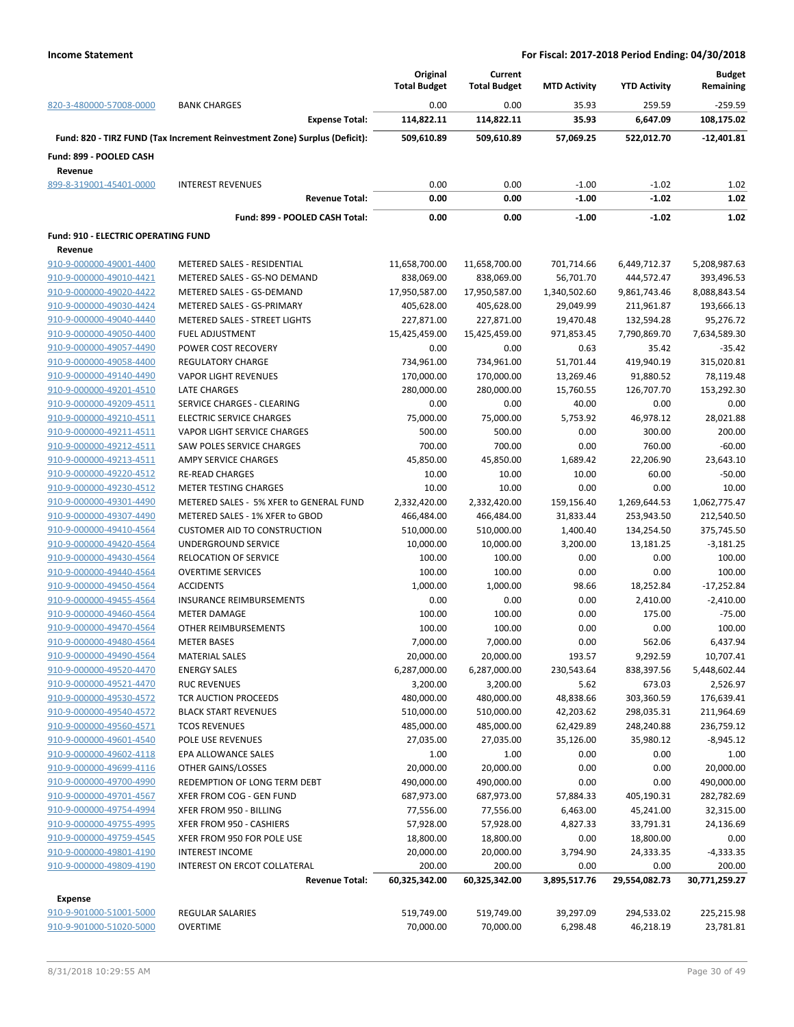**Income Statement** — **For Fiscal: 2017-2018 Period Ending: 04/30/2018**

| | | Original Total Budget | Current Total Budget | MTD Activity | YTD Activity | Budget Remaining |
|---|---|---|---|---|---|---|
| 820-3-480000-57008-0000 | BANK CHARGES | 0.00 | 0.00 | 35.93 | 259.59 | -259.59 |
| | **Expense Total:** | **114,822.11** | **114,822.11** | **35.93** | **6,647.09** | **108,175.02** |
| **Fund: 820 - TIRZ FUND (Tax Increment Reinvestment Zone) Surplus (Deficit):** | | **509,610.89** | **509,610.89** | **57,069.25** | **522,012.70** | **-12,401.81** |
| **Fund: 899 - POOLED CASH** | | | | | | |
| **Revenue** | | | | | | |
| 899-8-319001-45401-0000 | INTEREST REVENUES | 0.00 | 0.00 | -1.00 | -1.02 | 1.02 |
| | **Revenue Total:** | **0.00** | **0.00** | **-1.00** | **-1.02** | **1.02** |
| | **Fund: 899 - POOLED CASH Total:** | **0.00** | **0.00** | **-1.00** | **-1.02** | **1.02** |
| **Fund: 910 - ELECTRIC OPERATING FUND** | | | | | | |
| **Revenue** | | | | | | |
| 910-9-000000-49001-4400 | METERED SALES - RESIDENTIAL | 11,658,700.00 | 11,658,700.00 | 701,714.66 | 6,449,712.37 | 5,208,987.63 |
| 910-9-000000-49010-4421 | METERED SALES - GS-NO DEMAND | 838,069.00 | 838,069.00 | 56,701.70 | 444,572.47 | 393,496.53 |
| 910-9-000000-49020-4422 | METERED SALES - GS-DEMAND | 17,950,587.00 | 17,950,587.00 | 1,340,502.60 | 9,861,743.46 | 8,088,843.54 |
| 910-9-000000-49030-4424 | METERED SALES - GS-PRIMARY | 405,628.00 | 405,628.00 | 29,049.99 | 211,961.87 | 193,666.13 |
| 910-9-000000-49040-4440 | METERED SALES - STREET LIGHTS | 227,871.00 | 227,871.00 | 19,470.48 | 132,594.28 | 95,276.72 |
| 910-9-000000-49050-4400 | FUEL ADJUSTMENT | 15,425,459.00 | 15,425,459.00 | 971,853.45 | 7,790,869.70 | 7,634,589.30 |
| 910-9-000000-49057-4490 | POWER COST RECOVERY | 0.00 | 0.00 | 0.63 | 35.42 | -35.42 |
| 910-9-000000-49058-4400 | REGULATORY CHARGE | 734,961.00 | 734,961.00 | 51,701.44 | 419,940.19 | 315,020.81 |
| 910-9-000000-49140-4490 | VAPOR LIGHT REVENUES | 170,000.00 | 170,000.00 | 13,269.46 | 91,880.52 | 78,119.48 |
| 910-9-000000-49201-4510 | LATE CHARGES | 280,000.00 | 280,000.00 | 15,760.55 | 126,707.70 | 153,292.30 |
| 910-9-000000-49209-4511 | SERVICE CHARGES - CLEARING | 0.00 | 0.00 | 40.00 | 0.00 | 0.00 |
| 910-9-000000-49210-4511 | ELECTRIC SERVICE CHARGES | 75,000.00 | 75,000.00 | 5,753.92 | 46,978.12 | 28,021.88 |
| 910-9-000000-49211-4511 | VAPOR LIGHT SERVICE CHARGES | 500.00 | 500.00 | 0.00 | 300.00 | 200.00 |
| 910-9-000000-49212-4511 | SAW POLES SERVICE CHARGES | 700.00 | 700.00 | 0.00 | 760.00 | -60.00 |
| 910-9-000000-49213-4511 | AMPY SERVICE CHARGES | 45,850.00 | 45,850.00 | 1,689.42 | 22,206.90 | 23,643.10 |
| 910-9-000000-49220-4512 | RE-READ CHARGES | 10.00 | 10.00 | 10.00 | 60.00 | -50.00 |
| 910-9-000000-49230-4512 | METER TESTING CHARGES | 10.00 | 10.00 | 0.00 | 0.00 | 10.00 |
| 910-9-000000-49301-4490 | METERED SALES - 5% XFER to GENERAL FUND | 2,332,420.00 | 2,332,420.00 | 159,156.40 | 1,269,644.53 | 1,062,775.47 |
| 910-9-000000-49307-4490 | METERED SALES - 1% XFER to GBOD | 466,484.00 | 466,484.00 | 31,833.44 | 253,943.50 | 212,540.50 |
| 910-9-000000-49410-4564 | CUSTOMER AID TO CONSTRUCTION | 510,000.00 | 510,000.00 | 1,400.40 | 134,254.50 | 375,745.50 |
| 910-9-000000-49420-4564 | UNDERGROUND SERVICE | 10,000.00 | 10,000.00 | 3,200.00 | 13,181.25 | -3,181.25 |
| 910-9-000000-49430-4564 | RELOCATION OF SERVICE | 100.00 | 100.00 | 0.00 | 0.00 | 100.00 |
| 910-9-000000-49440-4564 | OVERTIME SERVICES | 100.00 | 100.00 | 0.00 | 0.00 | 100.00 |
| 910-9-000000-49450-4564 | ACCIDENTS | 1,000.00 | 1,000.00 | 98.66 | 18,252.84 | -17,252.84 |
| 910-9-000000-49455-4564 | INSURANCE REIMBURSEMENTS | 0.00 | 0.00 | 0.00 | 2,410.00 | -2,410.00 |
| 910-9-000000-49460-4564 | METER DAMAGE | 100.00 | 100.00 | 0.00 | 175.00 | -75.00 |
| 910-9-000000-49470-4564 | OTHER REIMBURSEMENTS | 100.00 | 100.00 | 0.00 | 0.00 | 100.00 |
| 910-9-000000-49480-4564 | METER BASES | 7,000.00 | 7,000.00 | 0.00 | 562.06 | 6,437.94 |
| 910-9-000000-49490-4564 | MATERIAL SALES | 20,000.00 | 20,000.00 | 193.57 | 9,292.59 | 10,707.41 |
| 910-9-000000-49520-4470 | ENERGY SALES | 6,287,000.00 | 6,287,000.00 | 230,543.64 | 838,397.56 | 5,448,602.44 |
| 910-9-000000-49521-4470 | RUC REVENUES | 3,200.00 | 3,200.00 | 5.62 | 673.03 | 2,526.97 |
| 910-9-000000-49530-4572 | TCR AUCTION PROCEEDS | 480,000.00 | 480,000.00 | 48,838.66 | 303,360.59 | 176,639.41 |
| 910-9-000000-49540-4572 | BLACK START REVENUES | 510,000.00 | 510,000.00 | 42,203.62 | 298,035.31 | 211,964.69 |
| 910-9-000000-49560-4571 | TCOS REVENUES | 485,000.00 | 485,000.00 | 62,429.89 | 248,240.88 | 236,759.12 |
| 910-9-000000-49601-4540 | POLE USE REVENUES | 27,035.00 | 27,035.00 | 35,126.00 | 35,980.12 | -8,945.12 |
| 910-9-000000-49602-4118 | EPA ALLOWANCE SALES | 1.00 | 1.00 | 0.00 | 0.00 | 1.00 |
| 910-9-000000-49699-4116 | OTHER GAINS/LOSSES | 20,000.00 | 20,000.00 | 0.00 | 0.00 | 20,000.00 |
| 910-9-000000-49700-4990 | REDEMPTION OF LONG TERM DEBT | 490,000.00 | 490,000.00 | 0.00 | 0.00 | 490,000.00 |
| 910-9-000000-49701-4567 | XFER FROM COG - GEN FUND | 687,973.00 | 687,973.00 | 57,884.33 | 405,190.31 | 282,782.69 |
| 910-9-000000-49754-4994 | XFER FROM 950 - BILLING | 77,556.00 | 77,556.00 | 6,463.00 | 45,241.00 | 32,315.00 |
| 910-9-000000-49755-4995 | XFER FROM 950 - CASHIERS | 57,928.00 | 57,928.00 | 4,827.33 | 33,791.31 | 24,136.69 |
| 910-9-000000-49759-4545 | XFER FROM 950 FOR POLE USE | 18,800.00 | 18,800.00 | 0.00 | 18,800.00 | 0.00 |
| 910-9-000000-49801-4190 | INTEREST INCOME | 20,000.00 | 20,000.00 | 3,794.90 | 24,333.35 | -4,333.35 |
| 910-9-000000-49809-4190 | INTEREST ON ERCOT COLLATERAL | 200.00 | 200.00 | 0.00 | 0.00 | 200.00 |
| | **Revenue Total:** | **60,325,342.00** | **60,325,342.00** | **3,895,517.76** | **29,554,082.73** | **30,771,259.27** |
| **Expense** | | | | | | |
| 910-9-901000-51001-5000 | REGULAR SALARIES | 519,749.00 | 519,749.00 | 39,297.09 | 294,533.02 | 225,215.98 |
| 910-9-901000-51020-5000 | OVERTIME | 70,000.00 | 70,000.00 | 6,298.48 | 46,218.19 | 23,781.81 |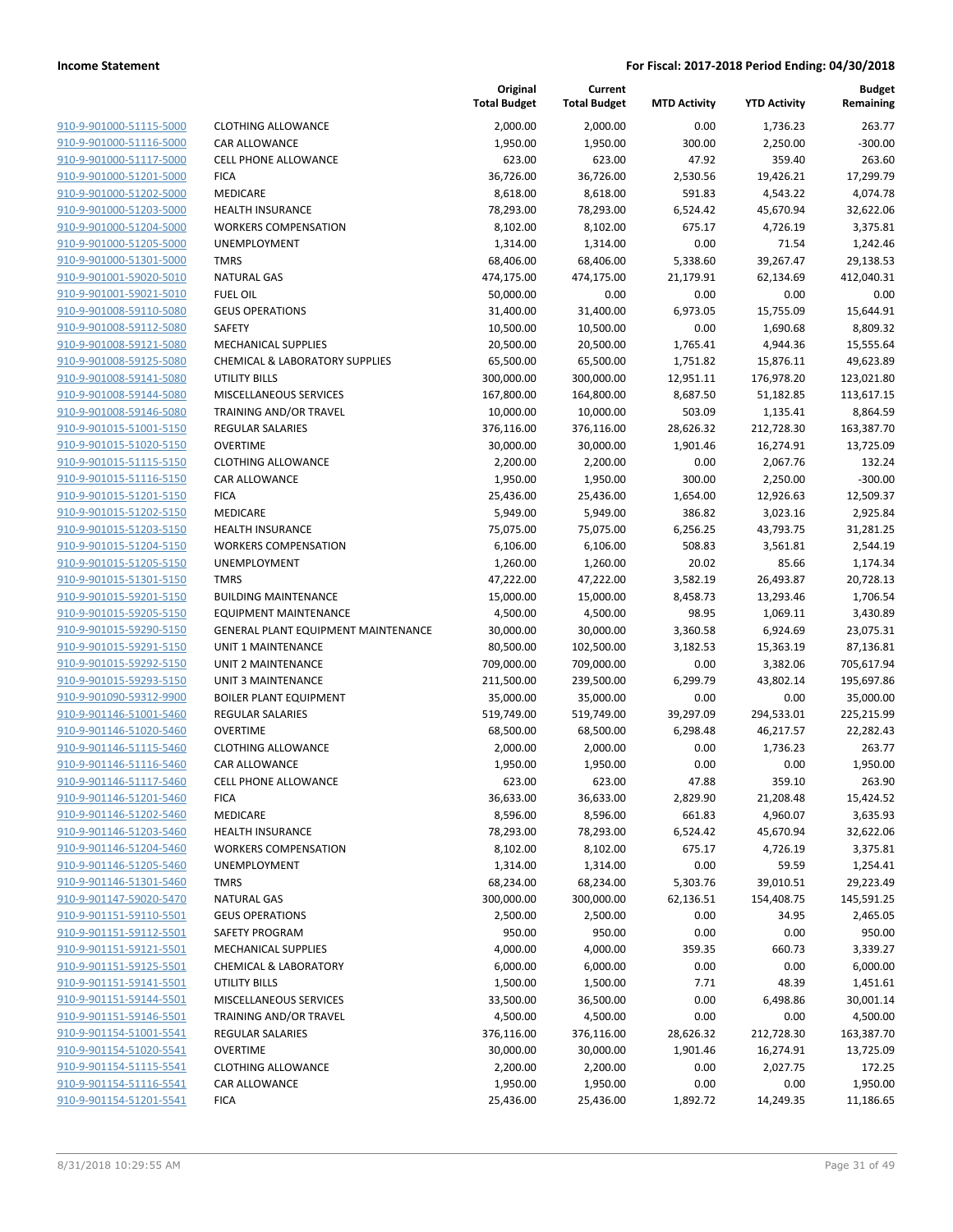| | | Original Total Budget | Current Total Budget | MTD Activity | YTD Activity | Budget Remaining |
|---|---|---|---|---|---|---|
| 910-9-901000-51115-5000 | CLOTHING ALLOWANCE | 2,000.00 | 2,000.00 | 0.00 | 1,736.23 | 263.77 |
| 910-9-901000-51116-5000 | CAR ALLOWANCE | 1,950.00 | 1,950.00 | 300.00 | 2,250.00 | -300.00 |
| 910-9-901000-51117-5000 | CELL PHONE ALLOWANCE | 623.00 | 623.00 | 47.92 | 359.40 | 263.60 |
| 910-9-901000-51201-5000 | FICA | 36,726.00 | 36,726.00 | 2,530.56 | 19,426.21 | 17,299.79 |
| 910-9-901000-51202-5000 | MEDICARE | 8,618.00 | 8,618.00 | 591.83 | 4,543.22 | 4,074.78 |
| 910-9-901000-51203-5000 | HEALTH INSURANCE | 78,293.00 | 78,293.00 | 6,524.42 | 45,670.94 | 32,622.06 |
| 910-9-901000-51204-5000 | WORKERS COMPENSATION | 8,102.00 | 8,102.00 | 675.17 | 4,726.19 | 3,375.81 |
| 910-9-901000-51205-5000 | UNEMPLOYMENT | 1,314.00 | 1,314.00 | 0.00 | 71.54 | 1,242.46 |
| 910-9-901000-51301-5000 | TMRS | 68,406.00 | 68,406.00 | 5,338.60 | 39,267.47 | 29,138.53 |
| 910-9-901001-59020-5010 | NATURAL GAS | 474,175.00 | 474,175.00 | 21,179.91 | 62,134.69 | 412,040.31 |
| 910-9-901001-59021-5010 | FUEL OIL | 50,000.00 | 0.00 | 0.00 | 0.00 | 0.00 |
| 910-9-901008-59110-5080 | GEUS OPERATIONS | 31,400.00 | 31,400.00 | 6,973.05 | 15,755.09 | 15,644.91 |
| 910-9-901008-59112-5080 | SAFETY | 10,500.00 | 10,500.00 | 0.00 | 1,690.68 | 8,809.32 |
| 910-9-901008-59121-5080 | MECHANICAL SUPPLIES | 20,500.00 | 20,500.00 | 1,765.41 | 4,944.36 | 15,555.64 |
| 910-9-901008-59125-5080 | CHEMICAL & LABORATORY SUPPLIES | 65,500.00 | 65,500.00 | 1,751.82 | 15,876.11 | 49,623.89 |
| 910-9-901008-59141-5080 | UTILITY BILLS | 300,000.00 | 300,000.00 | 12,951.11 | 176,978.20 | 123,021.80 |
| 910-9-901008-59144-5080 | MISCELLANEOUS SERVICES | 167,800.00 | 164,800.00 | 8,687.50 | 51,182.85 | 113,617.15 |
| 910-9-901008-59146-5080 | TRAINING AND/OR TRAVEL | 10,000.00 | 10,000.00 | 503.09 | 1,135.41 | 8,864.59 |
| 910-9-901015-51001-5150 | REGULAR SALARIES | 376,116.00 | 376,116.00 | 28,626.32 | 212,728.30 | 163,387.70 |
| 910-9-901015-51020-5150 | OVERTIME | 30,000.00 | 30,000.00 | 1,901.46 | 16,274.91 | 13,725.09 |
| 910-9-901015-51115-5150 | CLOTHING ALLOWANCE | 2,200.00 | 2,200.00 | 0.00 | 2,067.76 | 132.24 |
| 910-9-901015-51116-5150 | CAR ALLOWANCE | 1,950.00 | 1,950.00 | 300.00 | 2,250.00 | -300.00 |
| 910-9-901015-51201-5150 | FICA | 25,436.00 | 25,436.00 | 1,654.00 | 12,926.63 | 12,509.37 |
| 910-9-901015-51202-5150 | MEDICARE | 5,949.00 | 5,949.00 | 386.82 | 3,023.16 | 2,925.84 |
| 910-9-901015-51203-5150 | HEALTH INSURANCE | 75,075.00 | 75,075.00 | 6,256.25 | 43,793.75 | 31,281.25 |
| 910-9-901015-51204-5150 | WORKERS COMPENSATION | 6,106.00 | 6,106.00 | 508.83 | 3,561.81 | 2,544.19 |
| 910-9-901015-51205-5150 | UNEMPLOYMENT | 1,260.00 | 1,260.00 | 20.02 | 85.66 | 1,174.34 |
| 910-9-901015-51301-5150 | TMRS | 47,222.00 | 47,222.00 | 3,582.19 | 26,493.87 | 20,728.13 |
| 910-9-901015-59201-5150 | BUILDING MAINTENANCE | 15,000.00 | 15,000.00 | 8,458.73 | 13,293.46 | 1,706.54 |
| 910-9-901015-59205-5150 | EQUIPMENT MAINTENANCE | 4,500.00 | 4,500.00 | 98.95 | 1,069.11 | 3,430.89 |
| 910-9-901015-59290-5150 | GENERAL PLANT EQUIPMENT MAINTENANCE | 30,000.00 | 30,000.00 | 3,360.58 | 6,924.69 | 23,075.31 |
| 910-9-901015-59291-5150 | UNIT 1 MAINTENANCE | 80,500.00 | 102,500.00 | 3,182.53 | 15,363.19 | 87,136.81 |
| 910-9-901015-59292-5150 | UNIT 2 MAINTENANCE | 709,000.00 | 709,000.00 | 0.00 | 3,382.06 | 705,617.94 |
| 910-9-901015-59293-5150 | UNIT 3 MAINTENANCE | 211,500.00 | 239,500.00 | 6,299.79 | 43,802.14 | 195,697.86 |
| 910-9-901090-59312-9900 | BOILER PLANT EQUIPMENT | 35,000.00 | 35,000.00 | 0.00 | 0.00 | 35,000.00 |
| 910-9-901146-51001-5460 | REGULAR SALARIES | 519,749.00 | 519,749.00 | 39,297.09 | 294,533.01 | 225,215.99 |
| 910-9-901146-51020-5460 | OVERTIME | 68,500.00 | 68,500.00 | 6,298.48 | 46,217.57 | 22,282.43 |
| 910-9-901146-51115-5460 | CLOTHING ALLOWANCE | 2,000.00 | 2,000.00 | 0.00 | 1,736.23 | 263.77 |
| 910-9-901146-51116-5460 | CAR ALLOWANCE | 1,950.00 | 1,950.00 | 0.00 | 0.00 | 1,950.00 |
| 910-9-901146-51117-5460 | CELL PHONE ALLOWANCE | 623.00 | 623.00 | 47.88 | 359.10 | 263.90 |
| 910-9-901146-51201-5460 | FICA | 36,633.00 | 36,633.00 | 2,829.90 | 21,208.48 | 15,424.52 |
| 910-9-901146-51202-5460 | MEDICARE | 8,596.00 | 8,596.00 | 661.83 | 4,960.07 | 3,635.93 |
| 910-9-901146-51203-5460 | HEALTH INSURANCE | 78,293.00 | 78,293.00 | 6,524.42 | 45,670.94 | 32,622.06 |
| 910-9-901146-51204-5460 | WORKERS COMPENSATION | 8,102.00 | 8,102.00 | 675.17 | 4,726.19 | 3,375.81 |
| 910-9-901146-51205-5460 | UNEMPLOYMENT | 1,314.00 | 1,314.00 | 0.00 | 59.59 | 1,254.41 |
| 910-9-901146-51301-5460 | TMRS | 68,234.00 | 68,234.00 | 5,303.76 | 39,010.51 | 29,223.49 |
| 910-9-901147-59020-5470 | NATURAL GAS | 300,000.00 | 300,000.00 | 62,136.51 | 154,408.75 | 145,591.25 |
| 910-9-901151-59110-5501 | GEUS OPERATIONS | 2,500.00 | 2,500.00 | 0.00 | 34.95 | 2,465.05 |
| 910-9-901151-59112-5501 | SAFETY PROGRAM | 950.00 | 950.00 | 0.00 | 0.00 | 950.00 |
| 910-9-901151-59121-5501 | MECHANICAL SUPPLIES | 4,000.00 | 4,000.00 | 359.35 | 660.73 | 3,339.27 |
| 910-9-901151-59125-5501 | CHEMICAL & LABORATORY | 6,000.00 | 6,000.00 | 0.00 | 0.00 | 6,000.00 |
| 910-9-901151-59141-5501 | UTILITY BILLS | 1,500.00 | 1,500.00 | 7.71 | 48.39 | 1,451.61 |
| 910-9-901151-59144-5501 | MISCELLANEOUS SERVICES | 33,500.00 | 36,500.00 | 0.00 | 6,498.86 | 30,001.14 |
| 910-9-901151-59146-5501 | TRAINING AND/OR TRAVEL | 4,500.00 | 4,500.00 | 0.00 | 0.00 | 4,500.00 |
| 910-9-901154-51001-5541 | REGULAR SALARIES | 376,116.00 | 376,116.00 | 28,626.32 | 212,728.30 | 163,387.70 |
| 910-9-901154-51020-5541 | OVERTIME | 30,000.00 | 30,000.00 | 1,901.46 | 16,274.91 | 13,725.09 |
| 910-9-901154-51115-5541 | CLOTHING ALLOWANCE | 2,200.00 | 2,200.00 | 0.00 | 2,027.75 | 172.25 |
| 910-9-901154-51116-5541 | CAR ALLOWANCE | 1,950.00 | 1,950.00 | 0.00 | 0.00 | 1,950.00 |
| 910-9-901154-51201-5541 | FICA | 25,436.00 | 25,436.00 | 1,892.72 | 14,249.35 | 11,186.65 |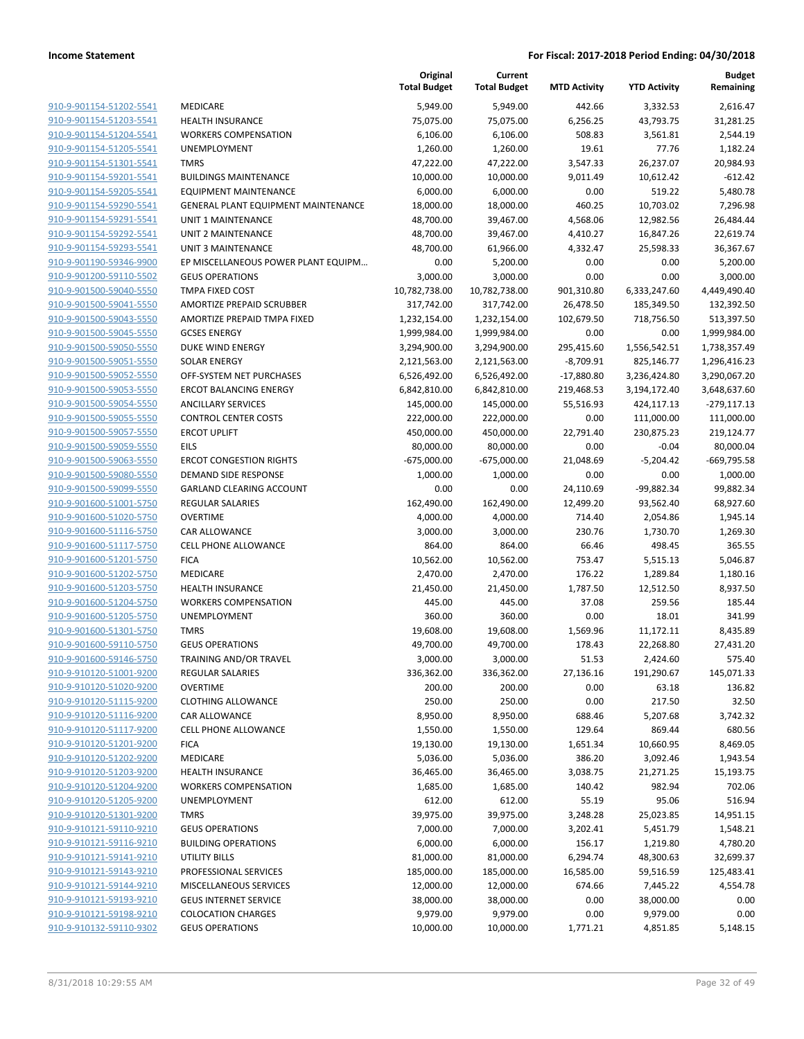**Income Statement** | **For Fiscal: 2017-2018 Period Ending: 04/30/2018**

| | | Original Total Budget | Current Total Budget | MTD Activity | YTD Activity | Budget Remaining |
|---|---|---|---|---|---|---|
| 910-9-901154-51202-5541 | MEDICARE | 5,949.00 | 5,949.00 | 442.66 | 3,332.53 | 2,616.47 |
| 910-9-901154-51203-5541 | HEALTH INSURANCE | 75,075.00 | 75,075.00 | 6,256.25 | 43,793.75 | 31,281.25 |
| 910-9-901154-51204-5541 | WORKERS COMPENSATION | 6,106.00 | 6,106.00 | 508.83 | 3,561.81 | 2,544.19 |
| 910-9-901154-51205-5541 | UNEMPLOYMENT | 1,260.00 | 1,260.00 | 19.61 | 77.76 | 1,182.24 |
| 910-9-901154-51301-5541 | TMRS | 47,222.00 | 47,222.00 | 3,547.33 | 26,237.07 | 20,984.93 |
| 910-9-901154-59201-5541 | BUILDINGS MAINTENANCE | 10,000.00 | 10,000.00 | 9,011.49 | 10,612.42 | -612.42 |
| 910-9-901154-59205-5541 | EQUIPMENT MAINTENANCE | 6,000.00 | 6,000.00 | 0.00 | 519.22 | 5,480.78 |
| 910-9-901154-59290-5541 | GENERAL PLANT EQUIPMENT MAINTENANCE | 18,000.00 | 18,000.00 | 460.25 | 10,703.02 | 7,296.98 |
| 910-9-901154-59291-5541 | UNIT 1 MAINTENANCE | 48,700.00 | 39,467.00 | 4,568.06 | 12,982.56 | 26,484.44 |
| 910-9-901154-59292-5541 | UNIT 2 MAINTENANCE | 48,700.00 | 39,467.00 | 4,410.27 | 16,847.26 | 22,619.74 |
| 910-9-901154-59293-5541 | UNIT 3 MAINTENANCE | 48,700.00 | 61,966.00 | 4,332.47 | 25,598.33 | 36,367.67 |
| 910-9-901190-59346-9900 | EP MISCELLANEOUS POWER PLANT EQUIPM… | 0.00 | 5,200.00 | 0.00 | 0.00 | 5,200.00 |
| 910-9-901200-59110-5502 | GEUS OPERATIONS | 3,000.00 | 3,000.00 | 0.00 | 0.00 | 3,000.00 |
| 910-9-901500-59040-5550 | TMPA FIXED COST | 10,782,738.00 | 10,782,738.00 | 901,310.80 | 6,333,247.60 | 4,449,490.40 |
| 910-9-901500-59041-5550 | AMORTIZE PREPAID SCRUBBER | 317,742.00 | 317,742.00 | 26,478.50 | 185,349.50 | 132,392.50 |
| 910-9-901500-59043-5550 | AMORTIZE PREPAID TMPA FIXED | 1,232,154.00 | 1,232,154.00 | 102,679.50 | 718,756.50 | 513,397.50 |
| 910-9-901500-59045-5550 | GCSES ENERGY | 1,999,984.00 | 1,999,984.00 | 0.00 | 0.00 | 1,999,984.00 |
| 910-9-901500-59050-5550 | DUKE WIND ENERGY | 3,294,900.00 | 3,294,900.00 | 295,415.60 | 1,556,542.51 | 1,738,357.49 |
| 910-9-901500-59051-5550 | SOLAR ENERGY | 2,121,563.00 | 2,121,563.00 | -8,709.91 | 825,146.77 | 1,296,416.23 |
| 910-9-901500-59052-5550 | OFF-SYSTEM NET PURCHASES | 6,526,492.00 | 6,526,492.00 | -17,880.80 | 3,236,424.80 | 3,290,067.20 |
| 910-9-901500-59053-5550 | ERCOT BALANCING ENERGY | 6,842,810.00 | 6,842,810.00 | 219,468.53 | 3,194,172.40 | 3,648,637.60 |
| 910-9-901500-59054-5550 | ANCILLARY SERVICES | 145,000.00 | 145,000.00 | 55,516.93 | 424,117.13 | -279,117.13 |
| 910-9-901500-59055-5550 | CONTROL CENTER COSTS | 222,000.00 | 222,000.00 | 0.00 | 111,000.00 | 111,000.00 |
| 910-9-901500-59057-5550 | ERCOT UPLIFT | 450,000.00 | 450,000.00 | 22,791.40 | 230,875.23 | 219,124.77 |
| 910-9-901500-59059-5550 | EILS | 80,000.00 | 80,000.00 | 0.00 | -0.04 | 80,000.04 |
| 910-9-901500-59063-5550 | ERCOT CONGESTION RIGHTS | -675,000.00 | -675,000.00 | 21,048.69 | -5,204.42 | -669,795.58 |
| 910-9-901500-59080-5550 | DEMAND SIDE RESPONSE | 1,000.00 | 1,000.00 | 0.00 | 0.00 | 1,000.00 |
| 910-9-901500-59099-5550 | GARLAND CLEARING ACCOUNT | 0.00 | 0.00 | 24,110.69 | -99,882.34 | 99,882.34 |
| 910-9-901600-51001-5750 | REGULAR SALARIES | 162,490.00 | 162,490.00 | 12,499.20 | 93,562.40 | 68,927.60 |
| 910-9-901600-51020-5750 | OVERTIME | 4,000.00 | 4,000.00 | 714.40 | 2,054.86 | 1,945.14 |
| 910-9-901600-51116-5750 | CAR ALLOWANCE | 3,000.00 | 3,000.00 | 230.76 | 1,730.70 | 1,269.30 |
| 910-9-901600-51117-5750 | CELL PHONE ALLOWANCE | 864.00 | 864.00 | 66.46 | 498.45 | 365.55 |
| 910-9-901600-51201-5750 | FICA | 10,562.00 | 10,562.00 | 753.47 | 5,515.13 | 5,046.87 |
| 910-9-901600-51202-5750 | MEDICARE | 2,470.00 | 2,470.00 | 176.22 | 1,289.84 | 1,180.16 |
| 910-9-901600-51203-5750 | HEALTH INSURANCE | 21,450.00 | 21,450.00 | 1,787.50 | 12,512.50 | 8,937.50 |
| 910-9-901600-51204-5750 | WORKERS COMPENSATION | 445.00 | 445.00 | 37.08 | 259.56 | 185.44 |
| 910-9-901600-51205-5750 | UNEMPLOYMENT | 360.00 | 360.00 | 0.00 | 18.01 | 341.99 |
| 910-9-901600-51301-5750 | TMRS | 19,608.00 | 19,608.00 | 1,569.96 | 11,172.11 | 8,435.89 |
| 910-9-901600-59110-5750 | GEUS OPERATIONS | 49,700.00 | 49,700.00 | 178.43 | 22,268.80 | 27,431.20 |
| 910-9-901600-59146-5750 | TRAINING AND/OR TRAVEL | 3,000.00 | 3,000.00 | 51.53 | 2,424.60 | 575.40 |
| 910-9-910120-51001-9200 | REGULAR SALARIES | 336,362.00 | 336,362.00 | 27,136.16 | 191,290.67 | 145,071.33 |
| 910-9-910120-51020-9200 | OVERTIME | 200.00 | 200.00 | 0.00 | 63.18 | 136.82 |
| 910-9-910120-51115-9200 | CLOTHING ALLOWANCE | 250.00 | 250.00 | 0.00 | 217.50 | 32.50 |
| 910-9-910120-51116-9200 | CAR ALLOWANCE | 8,950.00 | 8,950.00 | 688.46 | 5,207.68 | 3,742.32 |
| 910-9-910120-51117-9200 | CELL PHONE ALLOWANCE | 1,550.00 | 1,550.00 | 129.64 | 869.44 | 680.56 |
| 910-9-910120-51201-9200 | FICA | 19,130.00 | 19,130.00 | 1,651.34 | 10,660.95 | 8,469.05 |
| 910-9-910120-51202-9200 | MEDICARE | 5,036.00 | 5,036.00 | 386.20 | 3,092.46 | 1,943.54 |
| 910-9-910120-51203-9200 | HEALTH INSURANCE | 36,465.00 | 36,465.00 | 3,038.75 | 21,271.25 | 15,193.75 |
| 910-9-910120-51204-9200 | WORKERS COMPENSATION | 1,685.00 | 1,685.00 | 140.42 | 982.94 | 702.06 |
| 910-9-910120-51205-9200 | UNEMPLOYMENT | 612.00 | 612.00 | 55.19 | 95.06 | 516.94 |
| 910-9-910120-51301-9200 | TMRS | 39,975.00 | 39,975.00 | 3,248.28 | 25,023.85 | 14,951.15 |
| 910-9-910121-59110-9210 | GEUS OPERATIONS | 7,000.00 | 7,000.00 | 3,202.41 | 5,451.79 | 1,548.21 |
| 910-9-910121-59116-9210 | BUILDING OPERATIONS | 6,000.00 | 6,000.00 | 156.17 | 1,219.80 | 4,780.20 |
| 910-9-910121-59141-9210 | UTILITY BILLS | 81,000.00 | 81,000.00 | 6,294.74 | 48,300.63 | 32,699.37 |
| 910-9-910121-59143-9210 | PROFESSIONAL SERVICES | 185,000.00 | 185,000.00 | 16,585.00 | 59,516.59 | 125,483.41 |
| 910-9-910121-59144-9210 | MISCELLANEOUS SERVICES | 12,000.00 | 12,000.00 | 674.66 | 7,445.22 | 4,554.78 |
| 910-9-910121-59193-9210 | GEUS INTERNET SERVICE | 38,000.00 | 38,000.00 | 0.00 | 38,000.00 | 0.00 |
| 910-9-910121-59198-9210 | COLOCATION CHARGES | 9,979.00 | 9,979.00 | 0.00 | 9,979.00 | 0.00 |
| 910-9-910132-59110-9302 | GEUS OPERATIONS | 10,000.00 | 10,000.00 | 1,771.21 | 4,851.85 | 5,148.15 |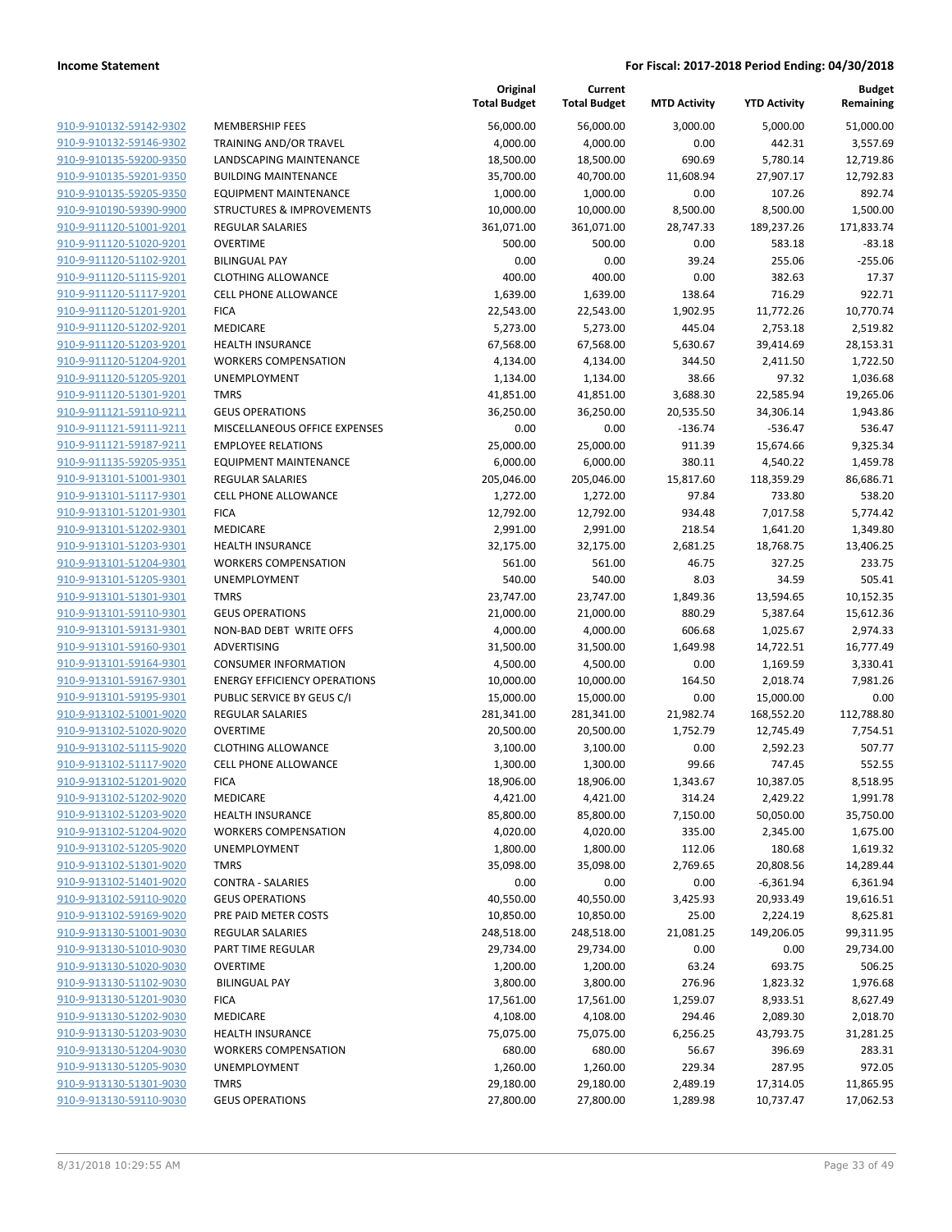**Income Statement** **For Fiscal: 2017-2018 Period Ending: 04/30/2018**

| | | Original Total Budget | Current Total Budget | MTD Activity | YTD Activity | Budget Remaining |
|---|---|---|---|---|---|---|
| 910-9-910132-59142-9302 | MEMBERSHIP FEES | 56,000.00 | 56,000.00 | 3,000.00 | 5,000.00 | 51,000.00 |
| 910-9-910132-59146-9302 | TRAINING AND/OR TRAVEL | 4,000.00 | 4,000.00 | 0.00 | 442.31 | 3,557.69 |
| 910-9-910135-59200-9350 | LANDSCAPING MAINTENANCE | 18,500.00 | 18,500.00 | 690.69 | 5,780.14 | 12,719.86 |
| 910-9-910135-59201-9350 | BUILDING MAINTENANCE | 35,700.00 | 40,700.00 | 11,608.94 | 27,907.17 | 12,792.83 |
| 910-9-910135-59205-9350 | EQUIPMENT MAINTENANCE | 1,000.00 | 1,000.00 | 0.00 | 107.26 | 892.74 |
| 910-9-910190-59390-9900 | STRUCTURES & IMPROVEMENTS | 10,000.00 | 10,000.00 | 8,500.00 | 8,500.00 | 1,500.00 |
| 910-9-911120-51001-9201 | REGULAR SALARIES | 361,071.00 | 361,071.00 | 28,747.33 | 189,237.26 | 171,833.74 |
| 910-9-911120-51020-9201 | OVERTIME | 500.00 | 500.00 | 0.00 | 583.18 | -83.18 |
| 910-9-911120-51102-9201 | BILINGUAL PAY | 0.00 | 0.00 | 39.24 | 255.06 | -255.06 |
| 910-9-911120-51115-9201 | CLOTHING ALLOWANCE | 400.00 | 400.00 | 0.00 | 382.63 | 17.37 |
| 910-9-911120-51117-9201 | CELL PHONE ALLOWANCE | 1,639.00 | 1,639.00 | 138.64 | 716.29 | 922.71 |
| 910-9-911120-51201-9201 | FICA | 22,543.00 | 22,543.00 | 1,902.95 | 11,772.26 | 10,770.74 |
| 910-9-911120-51202-9201 | MEDICARE | 5,273.00 | 5,273.00 | 445.04 | 2,753.18 | 2,519.82 |
| 910-9-911120-51203-9201 | HEALTH INSURANCE | 67,568.00 | 67,568.00 | 5,630.67 | 39,414.69 | 28,153.31 |
| 910-9-911120-51204-9201 | WORKERS COMPENSATION | 4,134.00 | 4,134.00 | 344.50 | 2,411.50 | 1,722.50 |
| 910-9-911120-51205-9201 | UNEMPLOYMENT | 1,134.00 | 1,134.00 | 38.66 | 97.32 | 1,036.68 |
| 910-9-911120-51301-9201 | TMRS | 41,851.00 | 41,851.00 | 3,688.30 | 22,585.94 | 19,265.06 |
| 910-9-911121-59110-9211 | GEUS OPERATIONS | 36,250.00 | 36,250.00 | 20,535.50 | 34,306.14 | 1,943.86 |
| 910-9-911121-59111-9211 | MISCELLANEOUS OFFICE EXPENSES | 0.00 | 0.00 | -136.74 | -536.47 | 536.47 |
| 910-9-911121-59187-9211 | EMPLOYEE RELATIONS | 25,000.00 | 25,000.00 | 911.39 | 15,674.66 | 9,325.34 |
| 910-9-911135-59205-9351 | EQUIPMENT MAINTENANCE | 6,000.00 | 6,000.00 | 380.11 | 4,540.22 | 1,459.78 |
| 910-9-913101-51001-9301 | REGULAR SALARIES | 205,046.00 | 205,046.00 | 15,817.60 | 118,359.29 | 86,686.71 |
| 910-9-913101-51117-9301 | CELL PHONE ALLOWANCE | 1,272.00 | 1,272.00 | 97.84 | 733.80 | 538.20 |
| 910-9-913101-51201-9301 | FICA | 12,792.00 | 12,792.00 | 934.48 | 7,017.58 | 5,774.42 |
| 910-9-913101-51202-9301 | MEDICARE | 2,991.00 | 2,991.00 | 218.54 | 1,641.20 | 1,349.80 |
| 910-9-913101-51203-9301 | HEALTH INSURANCE | 32,175.00 | 32,175.00 | 2,681.25 | 18,768.75 | 13,406.25 |
| 910-9-913101-51204-9301 | WORKERS COMPENSATION | 561.00 | 561.00 | 46.75 | 327.25 | 233.75 |
| 910-9-913101-51205-9301 | UNEMPLOYMENT | 540.00 | 540.00 | 8.03 | 34.59 | 505.41 |
| 910-9-913101-51301-9301 | TMRS | 23,747.00 | 23,747.00 | 1,849.36 | 13,594.65 | 10,152.35 |
| 910-9-913101-59110-9301 | GEUS OPERATIONS | 21,000.00 | 21,000.00 | 880.29 | 5,387.64 | 15,612.36 |
| 910-9-913101-59131-9301 | NON-BAD DEBT WRITE OFFS | 4,000.00 | 4,000.00 | 606.68 | 1,025.67 | 2,974.33 |
| 910-9-913101-59160-9301 | ADVERTISING | 31,500.00 | 31,500.00 | 1,649.98 | 14,722.51 | 16,777.49 |
| 910-9-913101-59164-9301 | CONSUMER INFORMATION | 4,500.00 | 4,500.00 | 0.00 | 1,169.59 | 3,330.41 |
| 910-9-913101-59167-9301 | ENERGY EFFICIENCY OPERATIONS | 10,000.00 | 10,000.00 | 164.50 | 2,018.74 | 7,981.26 |
| 910-9-913101-59195-9301 | PUBLIC SERVICE BY GEUS C/I | 15,000.00 | 15,000.00 | 0.00 | 15,000.00 | 0.00 |
| 910-9-913102-51001-9020 | REGULAR SALARIES | 281,341.00 | 281,341.00 | 21,982.74 | 168,552.20 | 112,788.80 |
| 910-9-913102-51020-9020 | OVERTIME | 20,500.00 | 20,500.00 | 1,752.79 | 12,745.49 | 7,754.51 |
| 910-9-913102-51115-9020 | CLOTHING ALLOWANCE | 3,100.00 | 3,100.00 | 0.00 | 2,592.23 | 507.77 |
| 910-9-913102-51117-9020 | CELL PHONE ALLOWANCE | 1,300.00 | 1,300.00 | 99.66 | 747.45 | 552.55 |
| 910-9-913102-51201-9020 | FICA | 18,906.00 | 18,906.00 | 1,343.67 | 10,387.05 | 8,518.95 |
| 910-9-913102-51202-9020 | MEDICARE | 4,421.00 | 4,421.00 | 314.24 | 2,429.22 | 1,991.78 |
| 910-9-913102-51203-9020 | HEALTH INSURANCE | 85,800.00 | 85,800.00 | 7,150.00 | 50,050.00 | 35,750.00 |
| 910-9-913102-51204-9020 | WORKERS COMPENSATION | 4,020.00 | 4,020.00 | 335.00 | 2,345.00 | 1,675.00 |
| 910-9-913102-51205-9020 | UNEMPLOYMENT | 1,800.00 | 1,800.00 | 112.06 | 180.68 | 1,619.32 |
| 910-9-913102-51301-9020 | TMRS | 35,098.00 | 35,098.00 | 2,769.65 | 20,808.56 | 14,289.44 |
| 910-9-913102-51401-9020 | CONTRA - SALARIES | 0.00 | 0.00 | 0.00 | -6,361.94 | 6,361.94 |
| 910-9-913102-59110-9020 | GEUS OPERATIONS | 40,550.00 | 40,550.00 | 3,425.93 | 20,933.49 | 19,616.51 |
| 910-9-913102-59169-9020 | PRE PAID METER COSTS | 10,850.00 | 10,850.00 | 25.00 | 2,224.19 | 8,625.81 |
| 910-9-913130-51001-9030 | REGULAR SALARIES | 248,518.00 | 248,518.00 | 21,081.25 | 149,206.05 | 99,311.95 |
| 910-9-913130-51010-9030 | PART TIME REGULAR | 29,734.00 | 29,734.00 | 0.00 | 0.00 | 29,734.00 |
| 910-9-913130-51020-9030 | OVERTIME | 1,200.00 | 1,200.00 | 63.24 | 693.75 | 506.25 |
| 910-9-913130-51102-9030 | BILINGUAL PAY | 3,800.00 | 3,800.00 | 276.96 | 1,823.32 | 1,976.68 |
| 910-9-913130-51201-9030 | FICA | 17,561.00 | 17,561.00 | 1,259.07 | 8,933.51 | 8,627.49 |
| 910-9-913130-51202-9030 | MEDICARE | 4,108.00 | 4,108.00 | 294.46 | 2,089.30 | 2,018.70 |
| 910-9-913130-51203-9030 | HEALTH INSURANCE | 75,075.00 | 75,075.00 | 6,256.25 | 43,793.75 | 31,281.25 |
| 910-9-913130-51204-9030 | WORKERS COMPENSATION | 680.00 | 680.00 | 56.67 | 396.69 | 283.31 |
| 910-9-913130-51205-9030 | UNEMPLOYMENT | 1,260.00 | 1,260.00 | 229.34 | 287.95 | 972.05 |
| 910-9-913130-51301-9030 | TMRS | 29,180.00 | 29,180.00 | 2,489.19 | 17,314.05 | 11,865.95 |
| 910-9-913130-59110-9030 | GEUS OPERATIONS | 27,800.00 | 27,800.00 | 1,289.98 | 10,737.47 | 17,062.53 |

8/31/2018 10:29:55 AM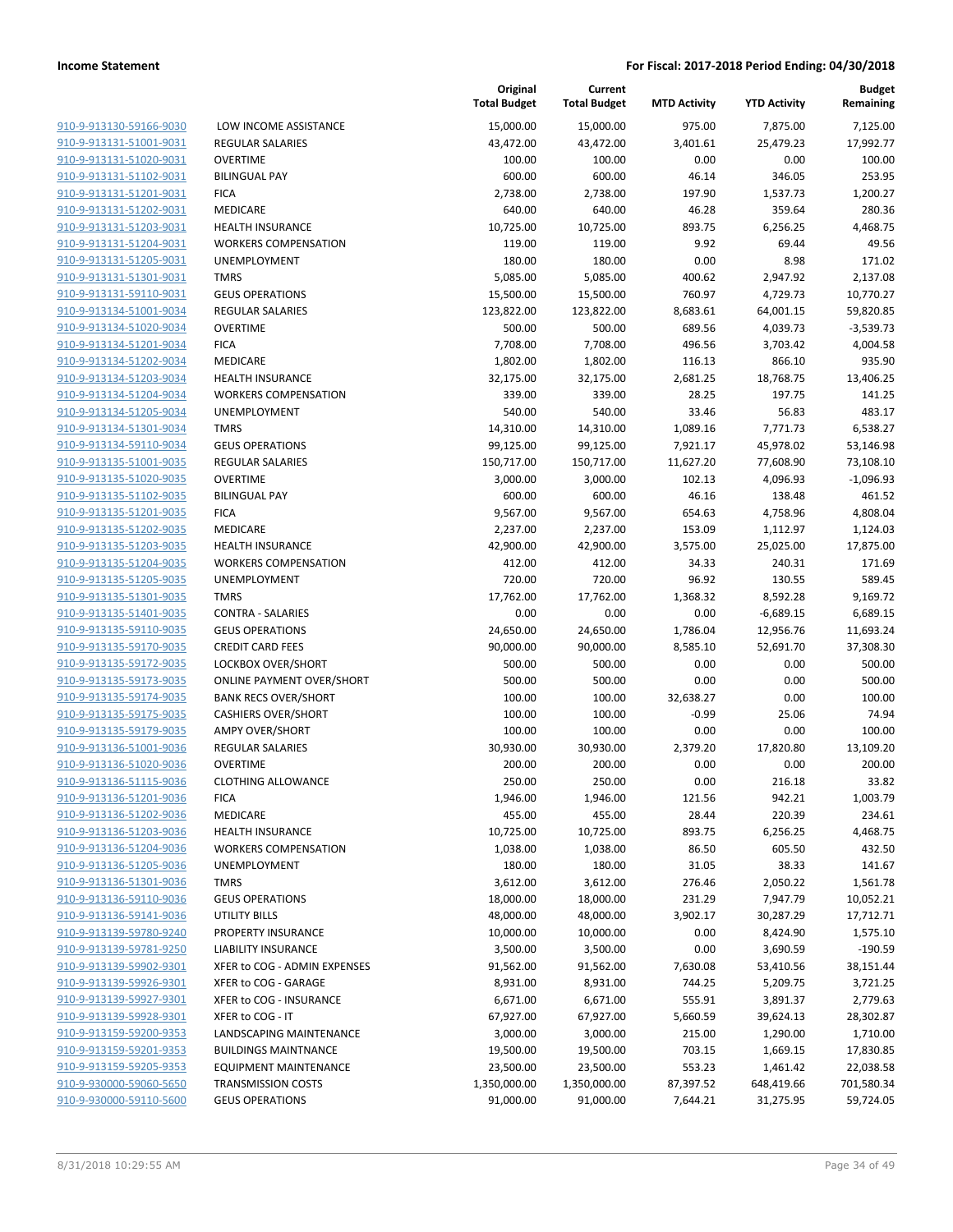| | | Original Total Budget | Current Total Budget | MTD Activity | YTD Activity | Budget Remaining |
|---|---|---|---|---|---|---|
| 910-9-913130-59166-9030 | LOW INCOME ASSISTANCE | 15,000.00 | 15,000.00 | 975.00 | 7,875.00 | 7,125.00 |
| 910-9-913131-51001-9031 | REGULAR SALARIES | 43,472.00 | 43,472.00 | 3,401.61 | 25,479.23 | 17,992.77 |
| 910-9-913131-51020-9031 | OVERTIME | 100.00 | 100.00 | 0.00 | 0.00 | 100.00 |
| 910-9-913131-51102-9031 | BILINGUAL PAY | 600.00 | 600.00 | 46.14 | 346.05 | 253.95 |
| 910-9-913131-51201-9031 | FICA | 2,738.00 | 2,738.00 | 197.90 | 1,537.73 | 1,200.27 |
| 910-9-913131-51202-9031 | MEDICARE | 640.00 | 640.00 | 46.28 | 359.64 | 280.36 |
| 910-9-913131-51203-9031 | HEALTH INSURANCE | 10,725.00 | 10,725.00 | 893.75 | 6,256.25 | 4,468.75 |
| 910-9-913131-51204-9031 | WORKERS COMPENSATION | 119.00 | 119.00 | 9.92 | 69.44 | 49.56 |
| 910-9-913131-51205-9031 | UNEMPLOYMENT | 180.00 | 180.00 | 0.00 | 8.98 | 171.02 |
| 910-9-913131-51301-9031 | TMRS | 5,085.00 | 5,085.00 | 400.62 | 2,947.92 | 2,137.08 |
| 910-9-913131-59110-9031 | GEUS OPERATIONS | 15,500.00 | 15,500.00 | 760.97 | 4,729.73 | 10,770.27 |
| 910-9-913134-51001-9034 | REGULAR SALARIES | 123,822.00 | 123,822.00 | 8,683.61 | 64,001.15 | 59,820.85 |
| 910-9-913134-51020-9034 | OVERTIME | 500.00 | 500.00 | 689.56 | 4,039.73 | -3,539.73 |
| 910-9-913134-51201-9034 | FICA | 7,708.00 | 7,708.00 | 496.56 | 3,703.42 | 4,004.58 |
| 910-9-913134-51202-9034 | MEDICARE | 1,802.00 | 1,802.00 | 116.13 | 866.10 | 935.90 |
| 910-9-913134-51203-9034 | HEALTH INSURANCE | 32,175.00 | 32,175.00 | 2,681.25 | 18,768.75 | 13,406.25 |
| 910-9-913134-51204-9034 | WORKERS COMPENSATION | 339.00 | 339.00 | 28.25 | 197.75 | 141.25 |
| 910-9-913134-51205-9034 | UNEMPLOYMENT | 540.00 | 540.00 | 33.46 | 56.83 | 483.17 |
| 910-9-913134-51301-9034 | TMRS | 14,310.00 | 14,310.00 | 1,089.16 | 7,771.73 | 6,538.27 |
| 910-9-913134-59110-9034 | GEUS OPERATIONS | 99,125.00 | 99,125.00 | 7,921.17 | 45,978.02 | 53,146.98 |
| 910-9-913135-51001-9035 | REGULAR SALARIES | 150,717.00 | 150,717.00 | 11,627.20 | 77,608.90 | 73,108.10 |
| 910-9-913135-51020-9035 | OVERTIME | 3,000.00 | 3,000.00 | 102.13 | 4,096.93 | -1,096.93 |
| 910-9-913135-51102-9035 | BILINGUAL PAY | 600.00 | 600.00 | 46.16 | 138.48 | 461.52 |
| 910-9-913135-51201-9035 | FICA | 9,567.00 | 9,567.00 | 654.63 | 4,758.96 | 4,808.04 |
| 910-9-913135-51202-9035 | MEDICARE | 2,237.00 | 2,237.00 | 153.09 | 1,112.97 | 1,124.03 |
| 910-9-913135-51203-9035 | HEALTH INSURANCE | 42,900.00 | 42,900.00 | 3,575.00 | 25,025.00 | 17,875.00 |
| 910-9-913135-51204-9035 | WORKERS COMPENSATION | 412.00 | 412.00 | 34.33 | 240.31 | 171.69 |
| 910-9-913135-51205-9035 | UNEMPLOYMENT | 720.00 | 720.00 | 96.92 | 130.55 | 589.45 |
| 910-9-913135-51301-9035 | TMRS | 17,762.00 | 17,762.00 | 1,368.32 | 8,592.28 | 9,169.72 |
| 910-9-913135-51401-9035 | CONTRA - SALARIES | 0.00 | 0.00 | 0.00 | -6,689.15 | 6,689.15 |
| 910-9-913135-59110-9035 | GEUS OPERATIONS | 24,650.00 | 24,650.00 | 1,786.04 | 12,956.76 | 11,693.24 |
| 910-9-913135-59170-9035 | CREDIT CARD FEES | 90,000.00 | 90,000.00 | 8,585.10 | 52,691.70 | 37,308.30 |
| 910-9-913135-59172-9035 | LOCKBOX OVER/SHORT | 500.00 | 500.00 | 0.00 | 0.00 | 500.00 |
| 910-9-913135-59173-9035 | ONLINE PAYMENT OVER/SHORT | 500.00 | 500.00 | 0.00 | 0.00 | 500.00 |
| 910-9-913135-59174-9035 | BANK RECS OVER/SHORT | 100.00 | 100.00 | 32,638.27 | 0.00 | 100.00 |
| 910-9-913135-59175-9035 | CASHIERS OVER/SHORT | 100.00 | 100.00 | -0.99 | 25.06 | 74.94 |
| 910-9-913135-59179-9035 | AMPY OVER/SHORT | 100.00 | 100.00 | 0.00 | 0.00 | 100.00 |
| 910-9-913136-51001-9036 | REGULAR SALARIES | 30,930.00 | 30,930.00 | 2,379.20 | 17,820.80 | 13,109.20 |
| 910-9-913136-51020-9036 | OVERTIME | 200.00 | 200.00 | 0.00 | 0.00 | 200.00 |
| 910-9-913136-51115-9036 | CLOTHING ALLOWANCE | 250.00 | 250.00 | 0.00 | 216.18 | 33.82 |
| 910-9-913136-51201-9036 | FICA | 1,946.00 | 1,946.00 | 121.56 | 942.21 | 1,003.79 |
| 910-9-913136-51202-9036 | MEDICARE | 455.00 | 455.00 | 28.44 | 220.39 | 234.61 |
| 910-9-913136-51203-9036 | HEALTH INSURANCE | 10,725.00 | 10,725.00 | 893.75 | 6,256.25 | 4,468.75 |
| 910-9-913136-51204-9036 | WORKERS COMPENSATION | 1,038.00 | 1,038.00 | 86.50 | 605.50 | 432.50 |
| 910-9-913136-51205-9036 | UNEMPLOYMENT | 180.00 | 180.00 | 31.05 | 38.33 | 141.67 |
| 910-9-913136-51301-9036 | TMRS | 3,612.00 | 3,612.00 | 276.46 | 2,050.22 | 1,561.78 |
| 910-9-913136-59110-9036 | GEUS OPERATIONS | 18,000.00 | 18,000.00 | 231.29 | 7,947.79 | 10,052.21 |
| 910-9-913136-59141-9036 | UTILITY BILLS | 48,000.00 | 48,000.00 | 3,902.17 | 30,287.29 | 17,712.71 |
| 910-9-913139-59780-9240 | PROPERTY INSURANCE | 10,000.00 | 10,000.00 | 0.00 | 8,424.90 | 1,575.10 |
| 910-9-913139-59781-9250 | LIABILITY INSURANCE | 3,500.00 | 3,500.00 | 0.00 | 3,690.59 | -190.59 |
| 910-9-913139-59902-9301 | XFER to COG - ADMIN EXPENSES | 91,562.00 | 91,562.00 | 7,630.08 | 53,410.56 | 38,151.44 |
| 910-9-913139-59926-9301 | XFER to COG - GARAGE | 8,931.00 | 8,931.00 | 744.25 | 5,209.75 | 3,721.25 |
| 910-9-913139-59927-9301 | XFER to COG - INSURANCE | 6,671.00 | 6,671.00 | 555.91 | 3,891.37 | 2,779.63 |
| 910-9-913139-59928-9301 | XFER to COG - IT | 67,927.00 | 67,927.00 | 5,660.59 | 39,624.13 | 28,302.87 |
| 910-9-913159-59200-9353 | LANDSCAPING MAINTENANCE | 3,000.00 | 3,000.00 | 215.00 | 1,290.00 | 1,710.00 |
| 910-9-913159-59201-9353 | BUILDINGS MAINTNANCE | 19,500.00 | 19,500.00 | 703.15 | 1,669.15 | 17,830.85 |
| 910-9-913159-59205-9353 | EQUIPMENT MAINTENANCE | 23,500.00 | 23,500.00 | 553.23 | 1,461.42 | 22,038.58 |
| 910-9-930000-59060-5650 | TRANSMISSION COSTS | 1,350,000.00 | 1,350,000.00 | 87,397.52 | 648,419.66 | 701,580.34 |
| 910-9-930000-59110-5600 | GEUS OPERATIONS | 91,000.00 | 91,000.00 | 7,644.21 | 31,275.95 | 59,724.05 |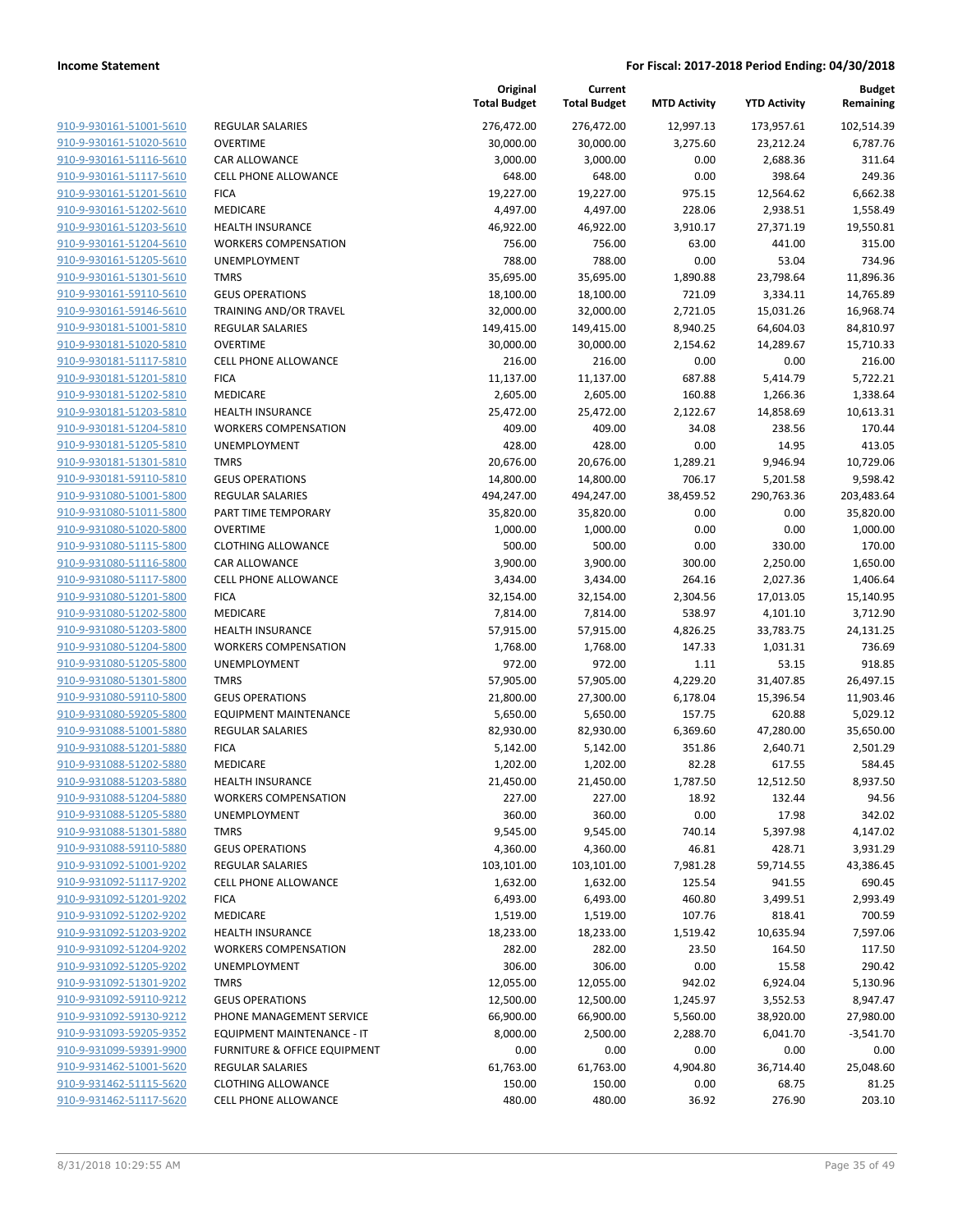**Income Statement** — For Fiscal: 2017-2018 Period Ending: 04/30/2018

| | | Original Total Budget | Current Total Budget | MTD Activity | YTD Activity | Budget Remaining |
|---|---|---|---|---|---|---|
| 910-9-930161-51001-5610 | REGULAR SALARIES | 276,472.00 | 276,472.00 | 12,997.13 | 173,957.61 | 102,514.39 |
| 910-9-930161-51020-5610 | OVERTIME | 30,000.00 | 30,000.00 | 3,275.60 | 23,212.24 | 6,787.76 |
| 910-9-930161-51116-5610 | CAR ALLOWANCE | 3,000.00 | 3,000.00 | 0.00 | 2,688.36 | 311.64 |
| 910-9-930161-51117-5610 | CELL PHONE ALLOWANCE | 648.00 | 648.00 | 0.00 | 398.64 | 249.36 |
| 910-9-930161-51201-5610 | FICA | 19,227.00 | 19,227.00 | 975.15 | 12,564.62 | 6,662.38 |
| 910-9-930161-51202-5610 | MEDICARE | 4,497.00 | 4,497.00 | 228.06 | 2,938.51 | 1,558.49 |
| 910-9-930161-51203-5610 | HEALTH INSURANCE | 46,922.00 | 46,922.00 | 3,910.17 | 27,371.19 | 19,550.81 |
| 910-9-930161-51204-5610 | WORKERS COMPENSATION | 756.00 | 756.00 | 63.00 | 441.00 | 315.00 |
| 910-9-930161-51205-5610 | UNEMPLOYMENT | 788.00 | 788.00 | 0.00 | 53.04 | 734.96 |
| 910-9-930161-51301-5610 | TMRS | 35,695.00 | 35,695.00 | 1,890.88 | 23,798.64 | 11,896.36 |
| 910-9-930161-59110-5610 | GEUS OPERATIONS | 18,100.00 | 18,100.00 | 721.09 | 3,334.11 | 14,765.89 |
| 910-9-930161-59146-5610 | TRAINING AND/OR TRAVEL | 32,000.00 | 32,000.00 | 2,721.05 | 15,031.26 | 16,968.74 |
| 910-9-930181-51001-5810 | REGULAR SALARIES | 149,415.00 | 149,415.00 | 8,940.25 | 64,604.03 | 84,810.97 |
| 910-9-930181-51020-5810 | OVERTIME | 30,000.00 | 30,000.00 | 2,154.62 | 14,289.67 | 15,710.33 |
| 910-9-930181-51117-5810 | CELL PHONE ALLOWANCE | 216.00 | 216.00 | 0.00 | 0.00 | 216.00 |
| 910-9-930181-51201-5810 | FICA | 11,137.00 | 11,137.00 | 687.88 | 5,414.79 | 5,722.21 |
| 910-9-930181-51202-5810 | MEDICARE | 2,605.00 | 2,605.00 | 160.88 | 1,266.36 | 1,338.64 |
| 910-9-930181-51203-5810 | HEALTH INSURANCE | 25,472.00 | 25,472.00 | 2,122.67 | 14,858.69 | 10,613.31 |
| 910-9-930181-51204-5810 | WORKERS COMPENSATION | 409.00 | 409.00 | 34.08 | 238.56 | 170.44 |
| 910-9-930181-51205-5810 | UNEMPLOYMENT | 428.00 | 428.00 | 0.00 | 14.95 | 413.05 |
| 910-9-930181-51301-5810 | TMRS | 20,676.00 | 20,676.00 | 1,289.21 | 9,946.94 | 10,729.06 |
| 910-9-930181-59110-5810 | GEUS OPERATIONS | 14,800.00 | 14,800.00 | 706.17 | 5,201.58 | 9,598.42 |
| 910-9-931080-51001-5800 | REGULAR SALARIES | 494,247.00 | 494,247.00 | 38,459.52 | 290,763.36 | 203,483.64 |
| 910-9-931080-51011-5800 | PART TIME TEMPORARY | 35,820.00 | 35,820.00 | 0.00 | 0.00 | 35,820.00 |
| 910-9-931080-51020-5800 | OVERTIME | 1,000.00 | 1,000.00 | 0.00 | 0.00 | 1,000.00 |
| 910-9-931080-51115-5800 | CLOTHING ALLOWANCE | 500.00 | 500.00 | 0.00 | 330.00 | 170.00 |
| 910-9-931080-51116-5800 | CAR ALLOWANCE | 3,900.00 | 3,900.00 | 300.00 | 2,250.00 | 1,650.00 |
| 910-9-931080-51117-5800 | CELL PHONE ALLOWANCE | 3,434.00 | 3,434.00 | 264.16 | 2,027.36 | 1,406.64 |
| 910-9-931080-51201-5800 | FICA | 32,154.00 | 32,154.00 | 2,304.56 | 17,013.05 | 15,140.95 |
| 910-9-931080-51202-5800 | MEDICARE | 7,814.00 | 7,814.00 | 538.97 | 4,101.10 | 3,712.90 |
| 910-9-931080-51203-5800 | HEALTH INSURANCE | 57,915.00 | 57,915.00 | 4,826.25 | 33,783.75 | 24,131.25 |
| 910-9-931080-51204-5800 | WORKERS COMPENSATION | 1,768.00 | 1,768.00 | 147.33 | 1,031.31 | 736.69 |
| 910-9-931080-51205-5800 | UNEMPLOYMENT | 972.00 | 972.00 | 1.11 | 53.15 | 918.85 |
| 910-9-931080-51301-5800 | TMRS | 57,905.00 | 57,905.00 | 4,229.20 | 31,407.85 | 26,497.15 |
| 910-9-931080-59110-5800 | GEUS OPERATIONS | 21,800.00 | 27,300.00 | 6,178.04 | 15,396.54 | 11,903.46 |
| 910-9-931080-59205-5800 | EQUIPMENT MAINTENANCE | 5,650.00 | 5,650.00 | 157.75 | 620.88 | 5,029.12 |
| 910-9-931088-51001-5880 | REGULAR SALARIES | 82,930.00 | 82,930.00 | 6,369.60 | 47,280.00 | 35,650.00 |
| 910-9-931088-51201-5880 | FICA | 5,142.00 | 5,142.00 | 351.86 | 2,640.71 | 2,501.29 |
| 910-9-931088-51202-5880 | MEDICARE | 1,202.00 | 1,202.00 | 82.28 | 617.55 | 584.45 |
| 910-9-931088-51203-5880 | HEALTH INSURANCE | 21,450.00 | 21,450.00 | 1,787.50 | 12,512.50 | 8,937.50 |
| 910-9-931088-51204-5880 | WORKERS COMPENSATION | 227.00 | 227.00 | 18.92 | 132.44 | 94.56 |
| 910-9-931088-51205-5880 | UNEMPLOYMENT | 360.00 | 360.00 | 0.00 | 17.98 | 342.02 |
| 910-9-931088-51301-5880 | TMRS | 9,545.00 | 9,545.00 | 740.14 | 5,397.98 | 4,147.02 |
| 910-9-931088-59110-5880 | GEUS OPERATIONS | 4,360.00 | 4,360.00 | 46.81 | 428.71 | 3,931.29 |
| 910-9-931092-51001-9202 | REGULAR SALARIES | 103,101.00 | 103,101.00 | 7,981.28 | 59,714.55 | 43,386.45 |
| 910-9-931092-51117-9202 | CELL PHONE ALLOWANCE | 1,632.00 | 1,632.00 | 125.54 | 941.55 | 690.45 |
| 910-9-931092-51201-9202 | FICA | 6,493.00 | 6,493.00 | 460.80 | 3,499.51 | 2,993.49 |
| 910-9-931092-51202-9202 | MEDICARE | 1,519.00 | 1,519.00 | 107.76 | 818.41 | 700.59 |
| 910-9-931092-51203-9202 | HEALTH INSURANCE | 18,233.00 | 18,233.00 | 1,519.42 | 10,635.94 | 7,597.06 |
| 910-9-931092-51204-9202 | WORKERS COMPENSATION | 282.00 | 282.00 | 23.50 | 164.50 | 117.50 |
| 910-9-931092-51205-9202 | UNEMPLOYMENT | 306.00 | 306.00 | 0.00 | 15.58 | 290.42 |
| 910-9-931092-51301-9202 | TMRS | 12,055.00 | 12,055.00 | 942.02 | 6,924.04 | 5,130.96 |
| 910-9-931092-59110-9212 | GEUS OPERATIONS | 12,500.00 | 12,500.00 | 1,245.97 | 3,552.53 | 8,947.47 |
| 910-9-931092-59130-9212 | PHONE MANAGEMENT SERVICE | 66,900.00 | 66,900.00 | 5,560.00 | 38,920.00 | 27,980.00 |
| 910-9-931093-59205-9352 | EQUIPMENT MAINTENANCE - IT | 8,000.00 | 2,500.00 | 2,288.70 | 6,041.70 | -3,541.70 |
| 910-9-931099-59391-9900 | FURNITURE & OFFICE EQUIPMENT | 0.00 | 0.00 | 0.00 | 0.00 | 0.00 |
| 910-9-931462-51001-5620 | REGULAR SALARIES | 61,763.00 | 61,763.00 | 4,904.80 | 36,714.40 | 25,048.60 |
| 910-9-931462-51115-5620 | CLOTHING ALLOWANCE | 150.00 | 150.00 | 0.00 | 68.75 | 81.25 |
| 910-9-931462-51117-5620 | CELL PHONE ALLOWANCE | 480.00 | 480.00 | 36.92 | 276.90 | 203.10 |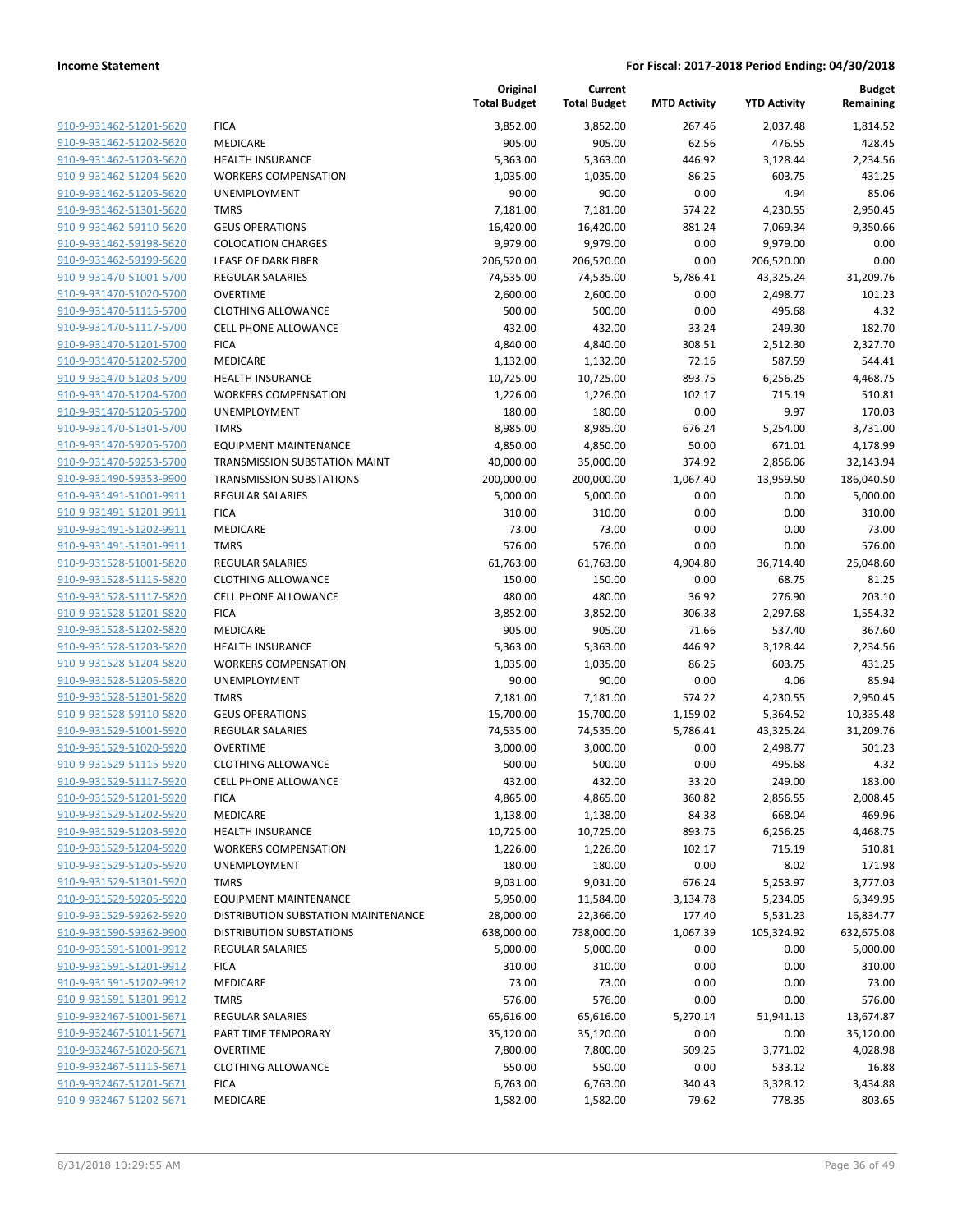**Income Statement** — **For Fiscal: 2017-2018 Period Ending: 04/30/2018**

| | | Original Total Budget | Current Total Budget | MTD Activity | YTD Activity | Budget Remaining |
|---|---|---|---|---|---|---|
| 910-9-931462-51201-5620 | FICA | 3,852.00 | 3,852.00 | 267.46 | 2,037.48 | 1,814.52 |
| 910-9-931462-51202-5620 | MEDICARE | 905.00 | 905.00 | 62.56 | 476.55 | 428.45 |
| 910-9-931462-51203-5620 | HEALTH INSURANCE | 5,363.00 | 5,363.00 | 446.92 | 3,128.44 | 2,234.56 |
| 910-9-931462-51204-5620 | WORKERS COMPENSATION | 1,035.00 | 1,035.00 | 86.25 | 603.75 | 431.25 |
| 910-9-931462-51205-5620 | UNEMPLOYMENT | 90.00 | 90.00 | 0.00 | 4.94 | 85.06 |
| 910-9-931462-51301-5620 | TMRS | 7,181.00 | 7,181.00 | 574.22 | 4,230.55 | 2,950.45 |
| 910-9-931462-59110-5620 | GEUS OPERATIONS | 16,420.00 | 16,420.00 | 881.24 | 7,069.34 | 9,350.66 |
| 910-9-931462-59198-5620 | COLOCATION CHARGES | 9,979.00 | 9,979.00 | 0.00 | 9,979.00 | 0.00 |
| 910-9-931462-59199-5620 | LEASE OF DARK FIBER | 206,520.00 | 206,520.00 | 0.00 | 206,520.00 | 0.00 |
| 910-9-931470-51001-5700 | REGULAR SALARIES | 74,535.00 | 74,535.00 | 5,786.41 | 43,325.24 | 31,209.76 |
| 910-9-931470-51020-5700 | OVERTIME | 2,600.00 | 2,600.00 | 0.00 | 2,498.77 | 101.23 |
| 910-9-931470-51115-5700 | CLOTHING ALLOWANCE | 500.00 | 500.00 | 0.00 | 495.68 | 4.32 |
| 910-9-931470-51117-5700 | CELL PHONE ALLOWANCE | 432.00 | 432.00 | 33.24 | 249.30 | 182.70 |
| 910-9-931470-51201-5700 | FICA | 4,840.00 | 4,840.00 | 308.51 | 2,512.30 | 2,327.70 |
| 910-9-931470-51202-5700 | MEDICARE | 1,132.00 | 1,132.00 | 72.16 | 587.59 | 544.41 |
| 910-9-931470-51203-5700 | HEALTH INSURANCE | 10,725.00 | 10,725.00 | 893.75 | 6,256.25 | 4,468.75 |
| 910-9-931470-51204-5700 | WORKERS COMPENSATION | 1,226.00 | 1,226.00 | 102.17 | 715.19 | 510.81 |
| 910-9-931470-51205-5700 | UNEMPLOYMENT | 180.00 | 180.00 | 0.00 | 9.97 | 170.03 |
| 910-9-931470-51301-5700 | TMRS | 8,985.00 | 8,985.00 | 676.24 | 5,254.00 | 3,731.00 |
| 910-9-931470-59205-5700 | EQUIPMENT MAINTENANCE | 4,850.00 | 4,850.00 | 50.00 | 671.01 | 4,178.99 |
| 910-9-931470-59253-5700 | TRANSMISSION SUBSTATION MAINT | 40,000.00 | 35,000.00 | 374.92 | 2,856.06 | 32,143.94 |
| 910-9-931490-59353-9900 | TRANSMISSION SUBSTATIONS | 200,000.00 | 200,000.00 | 1,067.40 | 13,959.50 | 186,040.50 |
| 910-9-931491-51001-9911 | REGULAR SALARIES | 5,000.00 | 5,000.00 | 0.00 | 0.00 | 5,000.00 |
| 910-9-931491-51201-9911 | FICA | 310.00 | 310.00 | 0.00 | 0.00 | 310.00 |
| 910-9-931491-51202-9911 | MEDICARE | 73.00 | 73.00 | 0.00 | 0.00 | 73.00 |
| 910-9-931491-51301-9911 | TMRS | 576.00 | 576.00 | 0.00 | 0.00 | 576.00 |
| 910-9-931528-51001-5820 | REGULAR SALARIES | 61,763.00 | 61,763.00 | 4,904.80 | 36,714.40 | 25,048.60 |
| 910-9-931528-51115-5820 | CLOTHING ALLOWANCE | 150.00 | 150.00 | 0.00 | 68.75 | 81.25 |
| 910-9-931528-51117-5820 | CELL PHONE ALLOWANCE | 480.00 | 480.00 | 36.92 | 276.90 | 203.10 |
| 910-9-931528-51201-5820 | FICA | 3,852.00 | 3,852.00 | 306.38 | 2,297.68 | 1,554.32 |
| 910-9-931528-51202-5820 | MEDICARE | 905.00 | 905.00 | 71.66 | 537.40 | 367.60 |
| 910-9-931528-51203-5820 | HEALTH INSURANCE | 5,363.00 | 5,363.00 | 446.92 | 3,128.44 | 2,234.56 |
| 910-9-931528-51204-5820 | WORKERS COMPENSATION | 1,035.00 | 1,035.00 | 86.25 | 603.75 | 431.25 |
| 910-9-931528-51205-5820 | UNEMPLOYMENT | 90.00 | 90.00 | 0.00 | 4.06 | 85.94 |
| 910-9-931528-51301-5820 | TMRS | 7,181.00 | 7,181.00 | 574.22 | 4,230.55 | 2,950.45 |
| 910-9-931528-59110-5820 | GEUS OPERATIONS | 15,700.00 | 15,700.00 | 1,159.02 | 5,364.52 | 10,335.48 |
| 910-9-931529-51001-5920 | REGULAR SALARIES | 74,535.00 | 74,535.00 | 5,786.41 | 43,325.24 | 31,209.76 |
| 910-9-931529-51020-5920 | OVERTIME | 3,000.00 | 3,000.00 | 0.00 | 2,498.77 | 501.23 |
| 910-9-931529-51115-5920 | CLOTHING ALLOWANCE | 500.00 | 500.00 | 0.00 | 495.68 | 4.32 |
| 910-9-931529-51117-5920 | CELL PHONE ALLOWANCE | 432.00 | 432.00 | 33.20 | 249.00 | 183.00 |
| 910-9-931529-51201-5920 | FICA | 4,865.00 | 4,865.00 | 360.82 | 2,856.55 | 2,008.45 |
| 910-9-931529-51202-5920 | MEDICARE | 1,138.00 | 1,138.00 | 84.38 | 668.04 | 469.96 |
| 910-9-931529-51203-5920 | HEALTH INSURANCE | 10,725.00 | 10,725.00 | 893.75 | 6,256.25 | 4,468.75 |
| 910-9-931529-51204-5920 | WORKERS COMPENSATION | 1,226.00 | 1,226.00 | 102.17 | 715.19 | 510.81 |
| 910-9-931529-51205-5920 | UNEMPLOYMENT | 180.00 | 180.00 | 0.00 | 8.02 | 171.98 |
| 910-9-931529-51301-5920 | TMRS | 9,031.00 | 9,031.00 | 676.24 | 5,253.97 | 3,777.03 |
| 910-9-931529-59205-5920 | EQUIPMENT MAINTENANCE | 5,950.00 | 11,584.00 | 3,134.78 | 5,234.05 | 6,349.95 |
| 910-9-931529-59262-5920 | DISTRIBUTION SUBSTATION MAINTENANCE | 28,000.00 | 22,366.00 | 177.40 | 5,531.23 | 16,834.77 |
| 910-9-931590-59362-9900 | DISTRIBUTION SUBSTATIONS | 638,000.00 | 738,000.00 | 1,067.39 | 105,324.92 | 632,675.08 |
| 910-9-931591-51001-9912 | REGULAR SALARIES | 5,000.00 | 5,000.00 | 0.00 | 0.00 | 5,000.00 |
| 910-9-931591-51201-9912 | FICA | 310.00 | 310.00 | 0.00 | 0.00 | 310.00 |
| 910-9-931591-51202-9912 | MEDICARE | 73.00 | 73.00 | 0.00 | 0.00 | 73.00 |
| 910-9-931591-51301-9912 | TMRS | 576.00 | 576.00 | 0.00 | 0.00 | 576.00 |
| 910-9-932467-51001-5671 | REGULAR SALARIES | 65,616.00 | 65,616.00 | 5,270.14 | 51,941.13 | 13,674.87 |
| 910-9-932467-51011-5671 | PART TIME TEMPORARY | 35,120.00 | 35,120.00 | 0.00 | 0.00 | 35,120.00 |
| 910-9-932467-51020-5671 | OVERTIME | 7,800.00 | 7,800.00 | 509.25 | 3,771.02 | 4,028.98 |
| 910-9-932467-51115-5671 | CLOTHING ALLOWANCE | 550.00 | 550.00 | 0.00 | 533.12 | 16.88 |
| 910-9-932467-51201-5671 | FICA | 6,763.00 | 6,763.00 | 340.43 | 3,328.12 | 3,434.88 |
| 910-9-932467-51202-5671 | MEDICARE | 1,582.00 | 1,582.00 | 79.62 | 778.35 | 803.65 |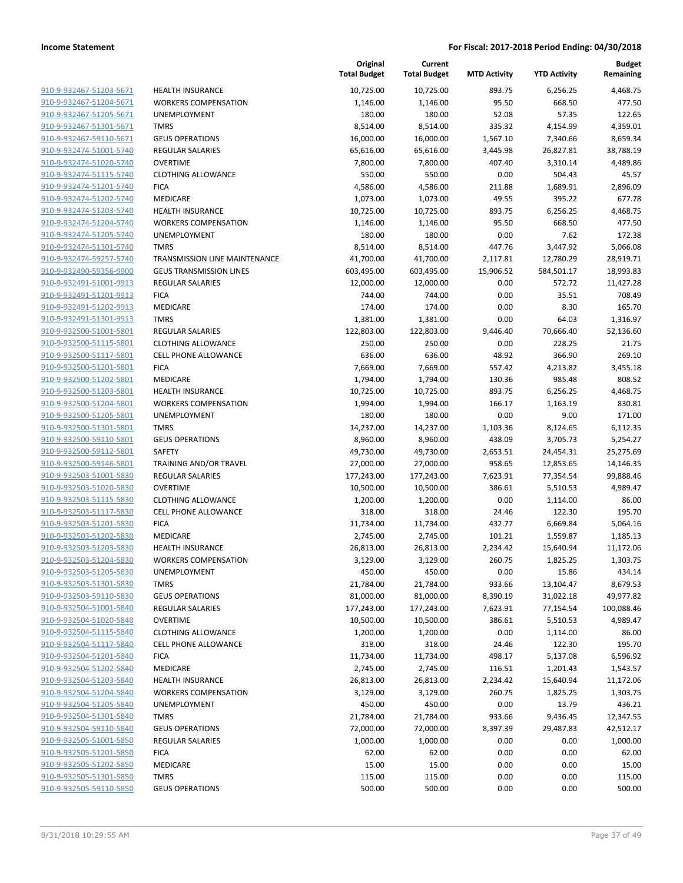**Income Statement** **For Fiscal: 2017-2018 Period Ending: 04/30/2018**

| | | Original Total Budget | Current Total Budget | MTD Activity | YTD Activity | Budget Remaining |
|---|---|---|---|---|---|---|
| 910-9-932467-51203-5671 | HEALTH INSURANCE | 10,725.00 | 10,725.00 | 893.75 | 6,256.25 | 4,468.75 |
| 910-9-932467-51204-5671 | WORKERS COMPENSATION | 1,146.00 | 1,146.00 | 95.50 | 668.50 | 477.50 |
| 910-9-932467-51205-5671 | UNEMPLOYMENT | 180.00 | 180.00 | 52.08 | 57.35 | 122.65 |
| 910-9-932467-51301-5671 | TMRS | 8,514.00 | 8,514.00 | 335.32 | 4,154.99 | 4,359.01 |
| 910-9-932467-59110-5671 | GEUS OPERATIONS | 16,000.00 | 16,000.00 | 1,567.10 | 7,340.66 | 8,659.34 |
| 910-9-932474-51001-5740 | REGULAR SALARIES | 65,616.00 | 65,616.00 | 3,445.98 | 26,827.81 | 38,788.19 |
| 910-9-932474-51020-5740 | OVERTIME | 7,800.00 | 7,800.00 | 407.40 | 3,310.14 | 4,489.86 |
| 910-9-932474-51115-5740 | CLOTHING ALLOWANCE | 550.00 | 550.00 | 0.00 | 504.43 | 45.57 |
| 910-9-932474-51201-5740 | FICA | 4,586.00 | 4,586.00 | 211.88 | 1,689.91 | 2,896.09 |
| 910-9-932474-51202-5740 | MEDICARE | 1,073.00 | 1,073.00 | 49.55 | 395.22 | 677.78 |
| 910-9-932474-51203-5740 | HEALTH INSURANCE | 10,725.00 | 10,725.00 | 893.75 | 6,256.25 | 4,468.75 |
| 910-9-932474-51204-5740 | WORKERS COMPENSATION | 1,146.00 | 1,146.00 | 95.50 | 668.50 | 477.50 |
| 910-9-932474-51205-5740 | UNEMPLOYMENT | 180.00 | 180.00 | 0.00 | 7.62 | 172.38 |
| 910-9-932474-51301-5740 | TMRS | 8,514.00 | 8,514.00 | 447.76 | 3,447.92 | 5,066.08 |
| 910-9-932474-59257-5740 | TRANSMISSION LINE MAINTENANCE | 41,700.00 | 41,700.00 | 2,117.81 | 12,780.29 | 28,919.71 |
| 910-9-932490-59356-9900 | GEUS TRANSMISSION LINES | 603,495.00 | 603,495.00 | 15,906.52 | 584,501.17 | 18,993.83 |
| 910-9-932491-51001-9913 | REGULAR SALARIES | 12,000.00 | 12,000.00 | 0.00 | 572.72 | 11,427.28 |
| 910-9-932491-51201-9913 | FICA | 744.00 | 744.00 | 0.00 | 35.51 | 708.49 |
| 910-9-932491-51202-9913 | MEDICARE | 174.00 | 174.00 | 0.00 | 8.30 | 165.70 |
| 910-9-932491-51301-9913 | TMRS | 1,381.00 | 1,381.00 | 0.00 | 64.03 | 1,316.97 |
| 910-9-932500-51001-5801 | REGULAR SALARIES | 122,803.00 | 122,803.00 | 9,446.40 | 70,666.40 | 52,136.60 |
| 910-9-932500-51115-5801 | CLOTHING ALLOWANCE | 250.00 | 250.00 | 0.00 | 228.25 | 21.75 |
| 910-9-932500-51117-5801 | CELL PHONE ALLOWANCE | 636.00 | 636.00 | 48.92 | 366.90 | 269.10 |
| 910-9-932500-51201-5801 | FICA | 7,669.00 | 7,669.00 | 557.42 | 4,213.82 | 3,455.18 |
| 910-9-932500-51202-5801 | MEDICARE | 1,794.00 | 1,794.00 | 130.36 | 985.48 | 808.52 |
| 910-9-932500-51203-5801 | HEALTH INSURANCE | 10,725.00 | 10,725.00 | 893.75 | 6,256.25 | 4,468.75 |
| 910-9-932500-51204-5801 | WORKERS COMPENSATION | 1,994.00 | 1,994.00 | 166.17 | 1,163.19 | 830.81 |
| 910-9-932500-51205-5801 | UNEMPLOYMENT | 180.00 | 180.00 | 0.00 | 9.00 | 171.00 |
| 910-9-932500-51301-5801 | TMRS | 14,237.00 | 14,237.00 | 1,103.36 | 8,124.65 | 6,112.35 |
| 910-9-932500-59110-5801 | GEUS OPERATIONS | 8,960.00 | 8,960.00 | 438.09 | 3,705.73 | 5,254.27 |
| 910-9-932500-59112-5801 | SAFETY | 49,730.00 | 49,730.00 | 2,653.51 | 24,454.31 | 25,275.69 |
| 910-9-932500-59146-5801 | TRAINING AND/OR TRAVEL | 27,000.00 | 27,000.00 | 958.65 | 12,853.65 | 14,146.35 |
| 910-9-932503-51001-5830 | REGULAR SALARIES | 177,243.00 | 177,243.00 | 7,623.91 | 77,354.54 | 99,888.46 |
| 910-9-932503-51020-5830 | OVERTIME | 10,500.00 | 10,500.00 | 386.61 | 5,510.53 | 4,989.47 |
| 910-9-932503-51115-5830 | CLOTHING ALLOWANCE | 1,200.00 | 1,200.00 | 0.00 | 1,114.00 | 86.00 |
| 910-9-932503-51117-5830 | CELL PHONE ALLOWANCE | 318.00 | 318.00 | 24.46 | 122.30 | 195.70 |
| 910-9-932503-51201-5830 | FICA | 11,734.00 | 11,734.00 | 432.77 | 6,669.84 | 5,064.16 |
| 910-9-932503-51202-5830 | MEDICARE | 2,745.00 | 2,745.00 | 101.21 | 1,559.87 | 1,185.13 |
| 910-9-932503-51203-5830 | HEALTH INSURANCE | 26,813.00 | 26,813.00 | 2,234.42 | 15,640.94 | 11,172.06 |
| 910-9-932503-51204-5830 | WORKERS COMPENSATION | 3,129.00 | 3,129.00 | 260.75 | 1,825.25 | 1,303.75 |
| 910-9-932503-51205-5830 | UNEMPLOYMENT | 450.00 | 450.00 | 0.00 | 15.86 | 434.14 |
| 910-9-932503-51301-5830 | TMRS | 21,784.00 | 21,784.00 | 933.66 | 13,104.47 | 8,679.53 |
| 910-9-932503-59110-5830 | GEUS OPERATIONS | 81,000.00 | 81,000.00 | 8,390.19 | 31,022.18 | 49,977.82 |
| 910-9-932504-51001-5840 | REGULAR SALARIES | 177,243.00 | 177,243.00 | 7,623.91 | 77,154.54 | 100,088.46 |
| 910-9-932504-51020-5840 | OVERTIME | 10,500.00 | 10,500.00 | 386.61 | 5,510.53 | 4,989.47 |
| 910-9-932504-51115-5840 | CLOTHING ALLOWANCE | 1,200.00 | 1,200.00 | 0.00 | 1,114.00 | 86.00 |
| 910-9-932504-51117-5840 | CELL PHONE ALLOWANCE | 318.00 | 318.00 | 24.46 | 122.30 | 195.70 |
| 910-9-932504-51201-5840 | FICA | 11,734.00 | 11,734.00 | 498.17 | 5,137.08 | 6,596.92 |
| 910-9-932504-51202-5840 | MEDICARE | 2,745.00 | 2,745.00 | 116.51 | 1,201.43 | 1,543.57 |
| 910-9-932504-51203-5840 | HEALTH INSURANCE | 26,813.00 | 26,813.00 | 2,234.42 | 15,640.94 | 11,172.06 |
| 910-9-932504-51204-5840 | WORKERS COMPENSATION | 3,129.00 | 3,129.00 | 260.75 | 1,825.25 | 1,303.75 |
| 910-9-932504-51205-5840 | UNEMPLOYMENT | 450.00 | 450.00 | 0.00 | 13.79 | 436.21 |
| 910-9-932504-51301-5840 | TMRS | 21,784.00 | 21,784.00 | 933.66 | 9,436.45 | 12,347.55 |
| 910-9-932504-59110-5840 | GEUS OPERATIONS | 72,000.00 | 72,000.00 | 8,397.39 | 29,487.83 | 42,512.17 |
| 910-9-932505-51001-5850 | REGULAR SALARIES | 1,000.00 | 1,000.00 | 0.00 | 0.00 | 1,000.00 |
| 910-9-932505-51201-5850 | FICA | 62.00 | 62.00 | 0.00 | 0.00 | 62.00 |
| 910-9-932505-51202-5850 | MEDICARE | 15.00 | 15.00 | 0.00 | 0.00 | 15.00 |
| 910-9-932505-51301-5850 | TMRS | 115.00 | 115.00 | 0.00 | 0.00 | 115.00 |
| 910-9-932505-59110-5850 | GEUS OPERATIONS | 500.00 | 500.00 | 0.00 | 0.00 | 500.00 |

8/31/2018 10:29:55 AM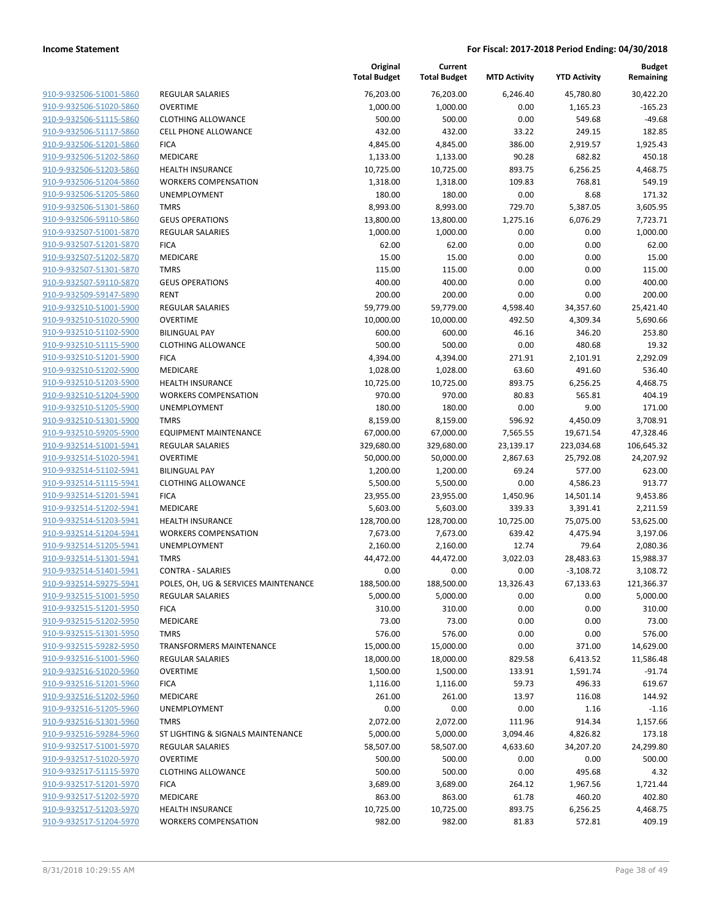**Income Statement** | **For Fiscal: 2017-2018 Period Ending: 04/30/2018**

| | | Original Total Budget | Current Total Budget | MTD Activity | YTD Activity | Budget Remaining |
|---|---|---|---|---|---|---|
| 910-9-932506-51001-5860 | REGULAR SALARIES | 76,203.00 | 76,203.00 | 6,246.40 | 45,780.80 | 30,422.20 |
| 910-9-932506-51020-5860 | OVERTIME | 1,000.00 | 1,000.00 | 0.00 | 1,165.23 | -165.23 |
| 910-9-932506-51115-5860 | CLOTHING ALLOWANCE | 500.00 | 500.00 | 0.00 | 549.68 | -49.68 |
| 910-9-932506-51117-5860 | CELL PHONE ALLOWANCE | 432.00 | 432.00 | 33.22 | 249.15 | 182.85 |
| 910-9-932506-51201-5860 | FICA | 4,845.00 | 4,845.00 | 386.00 | 2,919.57 | 1,925.43 |
| 910-9-932506-51202-5860 | MEDICARE | 1,133.00 | 1,133.00 | 90.28 | 682.82 | 450.18 |
| 910-9-932506-51203-5860 | HEALTH INSURANCE | 10,725.00 | 10,725.00 | 893.75 | 6,256.25 | 4,468.75 |
| 910-9-932506-51204-5860 | WORKERS COMPENSATION | 1,318.00 | 1,318.00 | 109.83 | 768.81 | 549.19 |
| 910-9-932506-51205-5860 | UNEMPLOYMENT | 180.00 | 180.00 | 0.00 | 8.68 | 171.32 |
| 910-9-932506-51301-5860 | TMRS | 8,993.00 | 8,993.00 | 729.70 | 5,387.05 | 3,605.95 |
| 910-9-932506-59110-5860 | GEUS OPERATIONS | 13,800.00 | 13,800.00 | 1,275.16 | 6,076.29 | 7,723.71 |
| 910-9-932507-51001-5870 | REGULAR SALARIES | 1,000.00 | 1,000.00 | 0.00 | 0.00 | 1,000.00 |
| 910-9-932507-51201-5870 | FICA | 62.00 | 62.00 | 0.00 | 0.00 | 62.00 |
| 910-9-932507-51202-5870 | MEDICARE | 15.00 | 15.00 | 0.00 | 0.00 | 15.00 |
| 910-9-932507-51301-5870 | TMRS | 115.00 | 115.00 | 0.00 | 0.00 | 115.00 |
| 910-9-932507-59110-5870 | GEUS OPERATIONS | 400.00 | 400.00 | 0.00 | 0.00 | 400.00 |
| 910-9-932509-59147-5890 | RENT | 200.00 | 200.00 | 0.00 | 0.00 | 200.00 |
| 910-9-932510-51001-5900 | REGULAR SALARIES | 59,779.00 | 59,779.00 | 4,598.40 | 34,357.60 | 25,421.40 |
| 910-9-932510-51020-5900 | OVERTIME | 10,000.00 | 10,000.00 | 492.50 | 4,309.34 | 5,690.66 |
| 910-9-932510-51102-5900 | BILINGUAL PAY | 600.00 | 600.00 | 46.16 | 346.20 | 253.80 |
| 910-9-932510-51115-5900 | CLOTHING ALLOWANCE | 500.00 | 500.00 | 0.00 | 480.68 | 19.32 |
| 910-9-932510-51201-5900 | FICA | 4,394.00 | 4,394.00 | 271.91 | 2,101.91 | 2,292.09 |
| 910-9-932510-51202-5900 | MEDICARE | 1,028.00 | 1,028.00 | 63.60 | 491.60 | 536.40 |
| 910-9-932510-51203-5900 | HEALTH INSURANCE | 10,725.00 | 10,725.00 | 893.75 | 6,256.25 | 4,468.75 |
| 910-9-932510-51204-5900 | WORKERS COMPENSATION | 970.00 | 970.00 | 80.83 | 565.81 | 404.19 |
| 910-9-932510-51205-5900 | UNEMPLOYMENT | 180.00 | 180.00 | 0.00 | 9.00 | 171.00 |
| 910-9-932510-51301-5900 | TMRS | 8,159.00 | 8,159.00 | 596.92 | 4,450.09 | 3,708.91 |
| 910-9-932510-59205-5900 | EQUIPMENT MAINTENANCE | 67,000.00 | 67,000.00 | 7,565.55 | 19,671.54 | 47,328.46 |
| 910-9-932514-51001-5941 | REGULAR SALARIES | 329,680.00 | 329,680.00 | 23,139.17 | 223,034.68 | 106,645.32 |
| 910-9-932514-51020-5941 | OVERTIME | 50,000.00 | 50,000.00 | 2,867.63 | 25,792.08 | 24,207.92 |
| 910-9-932514-51102-5941 | BILINGUAL PAY | 1,200.00 | 1,200.00 | 69.24 | 577.00 | 623.00 |
| 910-9-932514-51115-5941 | CLOTHING ALLOWANCE | 5,500.00 | 5,500.00 | 0.00 | 4,586.23 | 913.77 |
| 910-9-932514-51201-5941 | FICA | 23,955.00 | 23,955.00 | 1,450.96 | 14,501.14 | 9,453.86 |
| 910-9-932514-51202-5941 | MEDICARE | 5,603.00 | 5,603.00 | 339.33 | 3,391.41 | 2,211.59 |
| 910-9-932514-51203-5941 | HEALTH INSURANCE | 128,700.00 | 128,700.00 | 10,725.00 | 75,075.00 | 53,625.00 |
| 910-9-932514-51204-5941 | WORKERS COMPENSATION | 7,673.00 | 7,673.00 | 639.42 | 4,475.94 | 3,197.06 |
| 910-9-932514-51205-5941 | UNEMPLOYMENT | 2,160.00 | 2,160.00 | 12.74 | 79.64 | 2,080.36 |
| 910-9-932514-51301-5941 | TMRS | 44,472.00 | 44,472.00 | 3,022.03 | 28,483.63 | 15,988.37 |
| 910-9-932514-51401-5941 | CONTRA - SALARIES | 0.00 | 0.00 | 0.00 | -3,108.72 | 3,108.72 |
| 910-9-932514-59275-5941 | POLES, OH, UG & SERVICES MAINTENANCE | 188,500.00 | 188,500.00 | 13,326.43 | 67,133.63 | 121,366.37 |
| 910-9-932515-51001-5950 | REGULAR SALARIES | 5,000.00 | 5,000.00 | 0.00 | 0.00 | 5,000.00 |
| 910-9-932515-51201-5950 | FICA | 310.00 | 310.00 | 0.00 | 0.00 | 310.00 |
| 910-9-932515-51202-5950 | MEDICARE | 73.00 | 73.00 | 0.00 | 0.00 | 73.00 |
| 910-9-932515-51301-5950 | TMRS | 576.00 | 576.00 | 0.00 | 0.00 | 576.00 |
| 910-9-932515-59282-5950 | TRANSFORMERS MAINTENANCE | 15,000.00 | 15,000.00 | 0.00 | 371.00 | 14,629.00 |
| 910-9-932516-51001-5960 | REGULAR SALARIES | 18,000.00 | 18,000.00 | 829.58 | 6,413.52 | 11,586.48 |
| 910-9-932516-51020-5960 | OVERTIME | 1,500.00 | 1,500.00 | 133.91 | 1,591.74 | -91.74 |
| 910-9-932516-51201-5960 | FICA | 1,116.00 | 1,116.00 | 59.73 | 496.33 | 619.67 |
| 910-9-932516-51202-5960 | MEDICARE | 261.00 | 261.00 | 13.97 | 116.08 | 144.92 |
| 910-9-932516-51205-5960 | UNEMPLOYMENT | 0.00 | 0.00 | 0.00 | 1.16 | -1.16 |
| 910-9-932516-51301-5960 | TMRS | 2,072.00 | 2,072.00 | 111.96 | 914.34 | 1,157.66 |
| 910-9-932516-59284-5960 | ST LIGHTING & SIGNALS MAINTENANCE | 5,000.00 | 5,000.00 | 3,094.46 | 4,826.82 | 173.18 |
| 910-9-932517-51001-5970 | REGULAR SALARIES | 58,507.00 | 58,507.00 | 4,633.60 | 34,207.20 | 24,299.80 |
| 910-9-932517-51020-5970 | OVERTIME | 500.00 | 500.00 | 0.00 | 0.00 | 500.00 |
| 910-9-932517-51115-5970 | CLOTHING ALLOWANCE | 500.00 | 500.00 | 0.00 | 495.68 | 4.32 |
| 910-9-932517-51201-5970 | FICA | 3,689.00 | 3,689.00 | 264.12 | 1,967.56 | 1,721.44 |
| 910-9-932517-51202-5970 | MEDICARE | 863.00 | 863.00 | 61.78 | 460.20 | 402.80 |
| 910-9-932517-51203-5970 | HEALTH INSURANCE | 10,725.00 | 10,725.00 | 893.75 | 6,256.25 | 4,468.75 |
| 910-9-932517-51204-5970 | WORKERS COMPENSATION | 982.00 | 982.00 | 81.83 | 572.81 | 409.19 |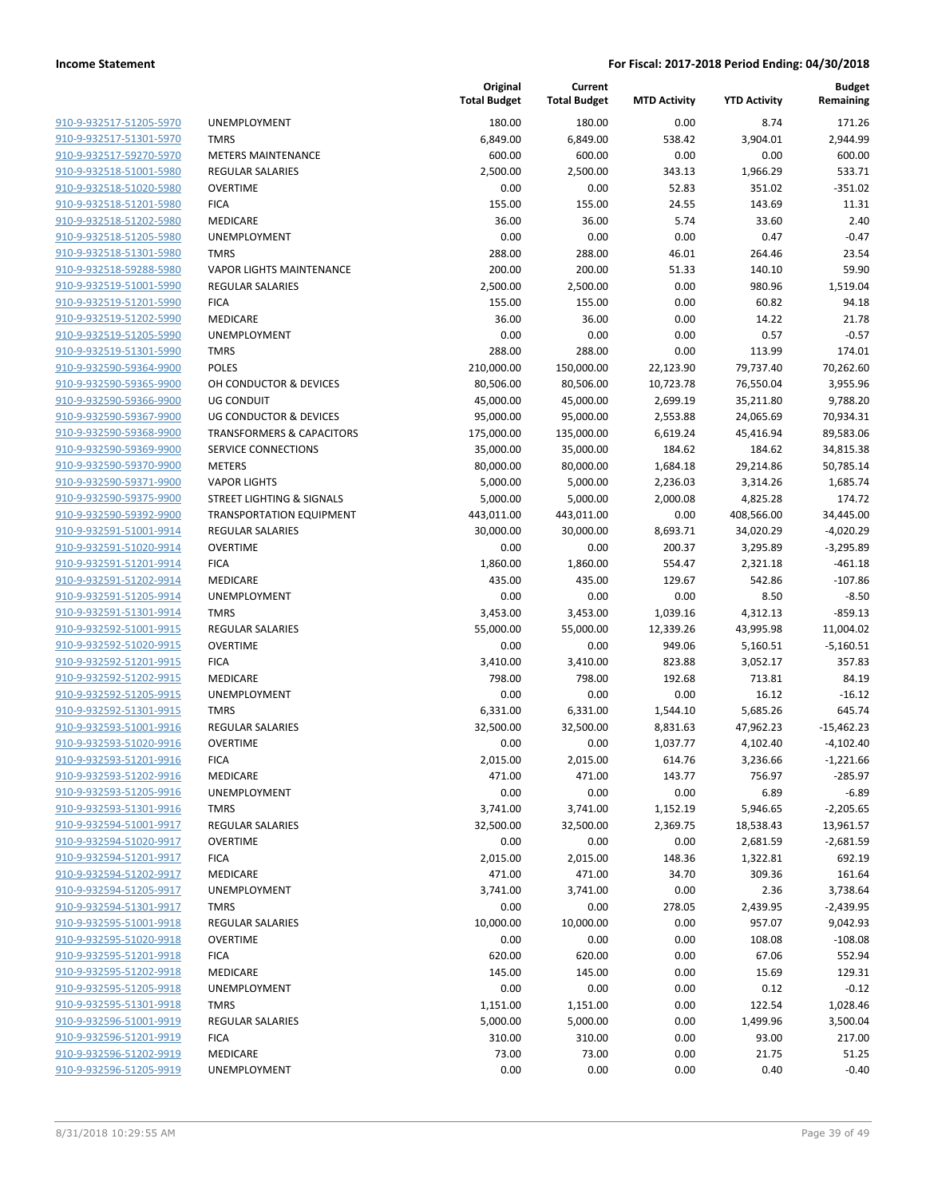| | | Original Total Budget | Current Total Budget | MTD Activity | YTD Activity | Budget Remaining |
|---|---|---|---|---|---|---|
| 910-9-932517-51205-5970 | UNEMPLOYMENT | 180.00 | 180.00 | 0.00 | 8.74 | 171.26 |
| 910-9-932517-51301-5970 | TMRS | 6,849.00 | 6,849.00 | 538.42 | 3,904.01 | 2,944.99 |
| 910-9-932517-59270-5970 | METERS MAINTENANCE | 600.00 | 600.00 | 0.00 | 0.00 | 600.00 |
| 910-9-932518-51001-5980 | REGULAR SALARIES | 2,500.00 | 2,500.00 | 343.13 | 1,966.29 | 533.71 |
| 910-9-932518-51020-5980 | OVERTIME | 0.00 | 0.00 | 52.83 | 351.02 | -351.02 |
| 910-9-932518-51201-5980 | FICA | 155.00 | 155.00 | 24.55 | 143.69 | 11.31 |
| 910-9-932518-51202-5980 | MEDICARE | 36.00 | 36.00 | 5.74 | 33.60 | 2.40 |
| 910-9-932518-51205-5980 | UNEMPLOYMENT | 0.00 | 0.00 | 0.00 | 0.47 | -0.47 |
| 910-9-932518-51301-5980 | TMRS | 288.00 | 288.00 | 46.01 | 264.46 | 23.54 |
| 910-9-932518-59288-5980 | VAPOR LIGHTS MAINTENANCE | 200.00 | 200.00 | 51.33 | 140.10 | 59.90 |
| 910-9-932519-51001-5990 | REGULAR SALARIES | 2,500.00 | 2,500.00 | 0.00 | 980.96 | 1,519.04 |
| 910-9-932519-51201-5990 | FICA | 155.00 | 155.00 | 0.00 | 60.82 | 94.18 |
| 910-9-932519-51202-5990 | MEDICARE | 36.00 | 36.00 | 0.00 | 14.22 | 21.78 |
| 910-9-932519-51205-5990 | UNEMPLOYMENT | 0.00 | 0.00 | 0.00 | 0.57 | -0.57 |
| 910-9-932519-51301-5990 | TMRS | 288.00 | 288.00 | 0.00 | 113.99 | 174.01 |
| 910-9-932590-59364-9900 | POLES | 210,000.00 | 150,000.00 | 22,123.90 | 79,737.40 | 70,262.60 |
| 910-9-932590-59365-9900 | OH CONDUCTOR & DEVICES | 80,506.00 | 80,506.00 | 10,723.78 | 76,550.04 | 3,955.96 |
| 910-9-932590-59366-9900 | UG CONDUIT | 45,000.00 | 45,000.00 | 2,699.19 | 35,211.80 | 9,788.20 |
| 910-9-932590-59367-9900 | UG CONDUCTOR & DEVICES | 95,000.00 | 95,000.00 | 2,553.88 | 24,065.69 | 70,934.31 |
| 910-9-932590-59368-9900 | TRANSFORMERS & CAPACITORS | 175,000.00 | 135,000.00 | 6,619.24 | 45,416.94 | 89,583.06 |
| 910-9-932590-59369-9900 | SERVICE CONNECTIONS | 35,000.00 | 35,000.00 | 184.62 | 184.62 | 34,815.38 |
| 910-9-932590-59370-9900 | METERS | 80,000.00 | 80,000.00 | 1,684.18 | 29,214.86 | 50,785.14 |
| 910-9-932590-59371-9900 | VAPOR LIGHTS | 5,000.00 | 5,000.00 | 2,236.03 | 3,314.26 | 1,685.74 |
| 910-9-932590-59375-9900 | STREET LIGHTING & SIGNALS | 5,000.00 | 5,000.00 | 2,000.08 | 4,825.28 | 174.72 |
| 910-9-932590-59392-9900 | TRANSPORTATION EQUIPMENT | 443,011.00 | 443,011.00 | 0.00 | 408,566.00 | 34,445.00 |
| 910-9-932591-51001-9914 | REGULAR SALARIES | 30,000.00 | 30,000.00 | 8,693.71 | 34,020.29 | -4,020.29 |
| 910-9-932591-51020-9914 | OVERTIME | 0.00 | 0.00 | 200.37 | 3,295.89 | -3,295.89 |
| 910-9-932591-51201-9914 | FICA | 1,860.00 | 1,860.00 | 554.47 | 2,321.18 | -461.18 |
| 910-9-932591-51202-9914 | MEDICARE | 435.00 | 435.00 | 129.67 | 542.86 | -107.86 |
| 910-9-932591-51205-9914 | UNEMPLOYMENT | 0.00 | 0.00 | 0.00 | 8.50 | -8.50 |
| 910-9-932591-51301-9914 | TMRS | 3,453.00 | 3,453.00 | 1,039.16 | 4,312.13 | -859.13 |
| 910-9-932592-51001-9915 | REGULAR SALARIES | 55,000.00 | 55,000.00 | 12,339.26 | 43,995.98 | 11,004.02 |
| 910-9-932592-51020-9915 | OVERTIME | 0.00 | 0.00 | 949.06 | 5,160.51 | -5,160.51 |
| 910-9-932592-51201-9915 | FICA | 3,410.00 | 3,410.00 | 823.88 | 3,052.17 | 357.83 |
| 910-9-932592-51202-9915 | MEDICARE | 798.00 | 798.00 | 192.68 | 713.81 | 84.19 |
| 910-9-932592-51205-9915 | UNEMPLOYMENT | 0.00 | 0.00 | 0.00 | 16.12 | -16.12 |
| 910-9-932592-51301-9915 | TMRS | 6,331.00 | 6,331.00 | 1,544.10 | 5,685.26 | 645.74 |
| 910-9-932593-51001-9916 | REGULAR SALARIES | 32,500.00 | 32,500.00 | 8,831.63 | 47,962.23 | -15,462.23 |
| 910-9-932593-51020-9916 | OVERTIME | 0.00 | 0.00 | 1,037.77 | 4,102.40 | -4,102.40 |
| 910-9-932593-51201-9916 | FICA | 2,015.00 | 2,015.00 | 614.76 | 3,236.66 | -1,221.66 |
| 910-9-932593-51202-9916 | MEDICARE | 471.00 | 471.00 | 143.77 | 756.97 | -285.97 |
| 910-9-932593-51205-9916 | UNEMPLOYMENT | 0.00 | 0.00 | 0.00 | 6.89 | -6.89 |
| 910-9-932593-51301-9916 | TMRS | 3,741.00 | 3,741.00 | 1,152.19 | 5,946.65 | -2,205.65 |
| 910-9-932594-51001-9917 | REGULAR SALARIES | 32,500.00 | 32,500.00 | 2,369.75 | 18,538.43 | 13,961.57 |
| 910-9-932594-51020-9917 | OVERTIME | 0.00 | 0.00 | 0.00 | 2,681.59 | -2,681.59 |
| 910-9-932594-51201-9917 | FICA | 2,015.00 | 2,015.00 | 148.36 | 1,322.81 | 692.19 |
| 910-9-932594-51202-9917 | MEDICARE | 471.00 | 471.00 | 34.70 | 309.36 | 161.64 |
| 910-9-932594-51205-9917 | UNEMPLOYMENT | 3,741.00 | 3,741.00 | 0.00 | 2.36 | 3,738.64 |
| 910-9-932594-51301-9917 | TMRS | 0.00 | 0.00 | 278.05 | 2,439.95 | -2,439.95 |
| 910-9-932595-51001-9918 | REGULAR SALARIES | 10,000.00 | 10,000.00 | 0.00 | 957.07 | 9,042.93 |
| 910-9-932595-51020-9918 | OVERTIME | 0.00 | 0.00 | 0.00 | 108.08 | -108.08 |
| 910-9-932595-51201-9918 | FICA | 620.00 | 620.00 | 0.00 | 67.06 | 552.94 |
| 910-9-932595-51202-9918 | MEDICARE | 145.00 | 145.00 | 0.00 | 15.69 | 129.31 |
| 910-9-932595-51205-9918 | UNEMPLOYMENT | 0.00 | 0.00 | 0.00 | 0.12 | -0.12 |
| 910-9-932595-51301-9918 | TMRS | 1,151.00 | 1,151.00 | 0.00 | 122.54 | 1,028.46 |
| 910-9-932596-51001-9919 | REGULAR SALARIES | 5,000.00 | 5,000.00 | 0.00 | 1,499.96 | 3,500.04 |
| 910-9-932596-51201-9919 | FICA | 310.00 | 310.00 | 0.00 | 93.00 | 217.00 |
| 910-9-932596-51202-9919 | MEDICARE | 73.00 | 73.00 | 0.00 | 21.75 | 51.25 |
| 910-9-932596-51205-9919 | UNEMPLOYMENT | 0.00 | 0.00 | 0.00 | 0.40 | -0.40 |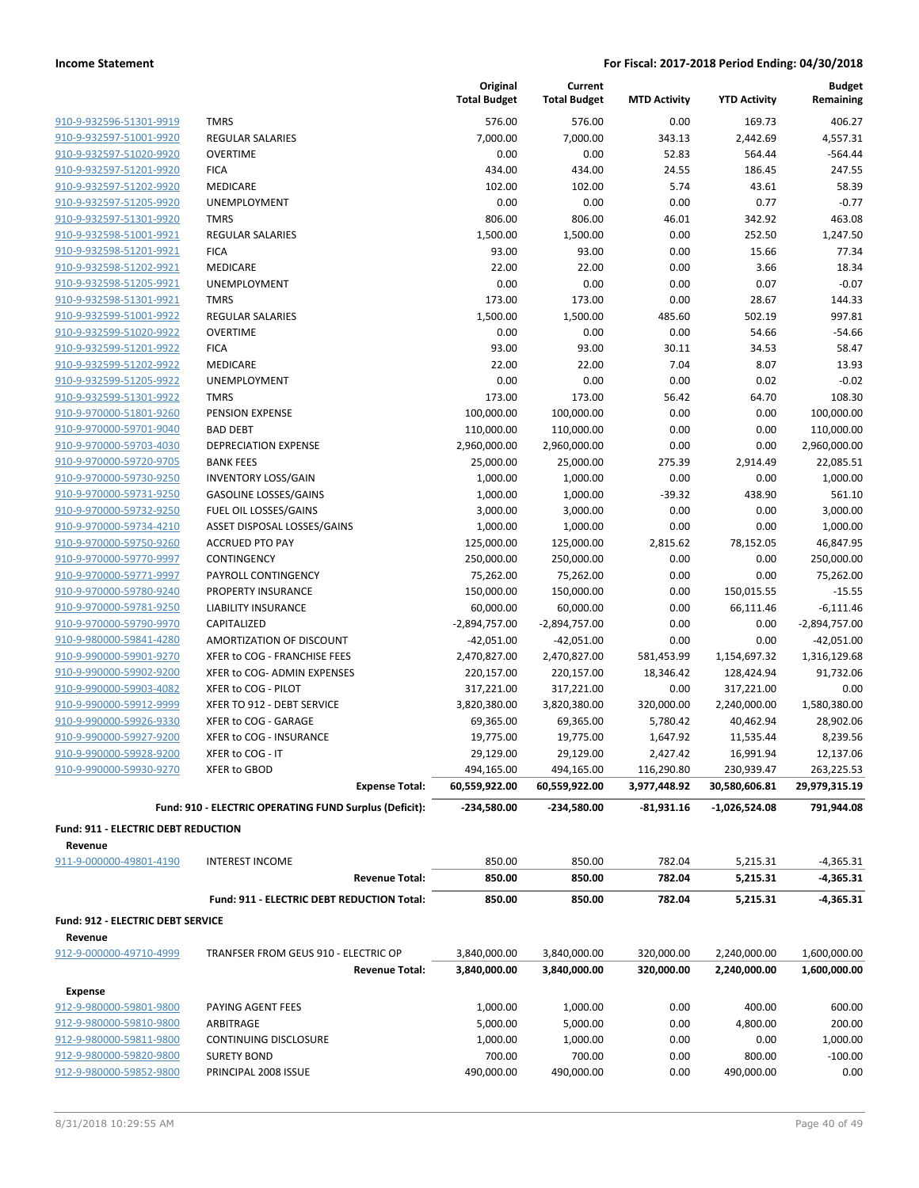| | | Original Total Budget | Current Total Budget | MTD Activity | YTD Activity | Budget Remaining |
|---|---|---|---|---|---|---|
| 910-9-932596-51301-9919 | TMRS | 576.00 | 576.00 | 0.00 | 169.73 | 406.27 |
| 910-9-932597-51001-9920 | REGULAR SALARIES | 7,000.00 | 7,000.00 | 343.13 | 2,442.69 | 4,557.31 |
| 910-9-932597-51020-9920 | OVERTIME | 0.00 | 0.00 | 52.83 | 564.44 | -564.44 |
| 910-9-932597-51201-9920 | FICA | 434.00 | 434.00 | 24.55 | 186.45 | 247.55 |
| 910-9-932597-51202-9920 | MEDICARE | 102.00 | 102.00 | 5.74 | 43.61 | 58.39 |
| 910-9-932597-51205-9920 | UNEMPLOYMENT | 0.00 | 0.00 | 0.00 | 0.77 | -0.77 |
| 910-9-932597-51301-9920 | TMRS | 806.00 | 806.00 | 46.01 | 342.92 | 463.08 |
| 910-9-932598-51001-9921 | REGULAR SALARIES | 1,500.00 | 1,500.00 | 0.00 | 252.50 | 1,247.50 |
| 910-9-932598-51201-9921 | FICA | 93.00 | 93.00 | 0.00 | 15.66 | 77.34 |
| 910-9-932598-51202-9921 | MEDICARE | 22.00 | 22.00 | 0.00 | 3.66 | 18.34 |
| 910-9-932598-51205-9921 | UNEMPLOYMENT | 0.00 | 0.00 | 0.00 | 0.07 | -0.07 |
| 910-9-932598-51301-9921 | TMRS | 173.00 | 173.00 | 0.00 | 28.67 | 144.33 |
| 910-9-932599-51001-9922 | REGULAR SALARIES | 1,500.00 | 1,500.00 | 485.60 | 502.19 | 997.81 |
| 910-9-932599-51020-9922 | OVERTIME | 0.00 | 0.00 | 0.00 | 54.66 | -54.66 |
| 910-9-932599-51201-9922 | FICA | 93.00 | 93.00 | 30.11 | 34.53 | 58.47 |
| 910-9-932599-51202-9922 | MEDICARE | 22.00 | 22.00 | 7.04 | 8.07 | 13.93 |
| 910-9-932599-51205-9922 | UNEMPLOYMENT | 0.00 | 0.00 | 0.00 | 0.02 | -0.02 |
| 910-9-932599-51301-9922 | TMRS | 173.00 | 173.00 | 56.42 | 64.70 | 108.30 |
| 910-9-970000-51801-9260 | PENSION EXPENSE | 100,000.00 | 100,000.00 | 0.00 | 0.00 | 100,000.00 |
| 910-9-970000-59701-9040 | BAD DEBT | 110,000.00 | 110,000.00 | 0.00 | 0.00 | 110,000.00 |
| 910-9-970000-59703-4030 | DEPRECIATION EXPENSE | 2,960,000.00 | 2,960,000.00 | 0.00 | 0.00 | 2,960,000.00 |
| 910-9-970000-59720-9705 | BANK FEES | 25,000.00 | 25,000.00 | 275.39 | 2,914.49 | 22,085.51 |
| 910-9-970000-59730-9250 | INVENTORY LOSS/GAIN | 1,000.00 | 1,000.00 | 0.00 | 0.00 | 1,000.00 |
| 910-9-970000-59731-9250 | GASOLINE LOSSES/GAINS | 1,000.00 | 1,000.00 | -39.32 | 438.90 | 561.10 |
| 910-9-970000-59732-9250 | FUEL OIL LOSSES/GAINS | 3,000.00 | 3,000.00 | 0.00 | 0.00 | 3,000.00 |
| 910-9-970000-59734-4210 | ASSET DISPOSAL LOSSES/GAINS | 1,000.00 | 1,000.00 | 0.00 | 0.00 | 1,000.00 |
| 910-9-970000-59750-9260 | ACCRUED PTO PAY | 125,000.00 | 125,000.00 | 2,815.62 | 78,152.05 | 46,847.95 |
| 910-9-970000-59770-9997 | CONTINGENCY | 250,000.00 | 250,000.00 | 0.00 | 0.00 | 250,000.00 |
| 910-9-970000-59771-9997 | PAYROLL CONTINGENCY | 75,262.00 | 75,262.00 | 0.00 | 0.00 | 75,262.00 |
| 910-9-970000-59780-9240 | PROPERTY INSURANCE | 150,000.00 | 150,000.00 | 0.00 | 150,015.55 | -15.55 |
| 910-9-970000-59781-9250 | LIABILITY INSURANCE | 60,000.00 | 60,000.00 | 0.00 | 66,111.46 | -6,111.46 |
| 910-9-970000-59790-9970 | CAPITALIZED | -2,894,757.00 | -2,894,757.00 | 0.00 | 0.00 | -2,894,757.00 |
| 910-9-980000-59841-4280 | AMORTIZATION OF DISCOUNT | -42,051.00 | -42,051.00 | 0.00 | 0.00 | -42,051.00 |
| 910-9-990000-59901-9270 | XFER to COG - FRANCHISE FEES | 2,470,827.00 | 2,470,827.00 | 581,453.99 | 1,154,697.32 | 1,316,129.68 |
| 910-9-990000-59902-9200 | XFER to COG- ADMIN EXPENSES | 220,157.00 | 220,157.00 | 18,346.42 | 128,424.94 | 91,732.06 |
| 910-9-990000-59903-4082 | XFER to COG - PILOT | 317,221.00 | 317,221.00 | 0.00 | 317,221.00 | 0.00 |
| 910-9-990000-59912-9999 | XFER TO 912 - DEBT SERVICE | 3,820,380.00 | 3,820,380.00 | 320,000.00 | 2,240,000.00 | 1,580,380.00 |
| 910-9-990000-59926-9330 | XFER to COG - GARAGE | 69,365.00 | 69,365.00 | 5,780.42 | 40,462.94 | 28,902.06 |
| 910-9-990000-59927-9200 | XFER to COG - INSURANCE | 19,775.00 | 19,775.00 | 1,647.92 | 11,535.44 | 8,239.56 |
| 910-9-990000-59928-9200 | XFER to COG - IT | 29,129.00 | 29,129.00 | 2,427.42 | 16,991.94 | 12,137.06 |
| 910-9-990000-59930-9270 | XFER to GBOD | 494,165.00 | 494,165.00 | 116,290.80 | 230,939.47 | 263,225.53 |
| | **Expense Total:** | **60,559,922.00** | **60,559,922.00** | **3,977,448.92** | **30,580,606.81** | **29,979,315.19** |
| | **Fund: 910 - ELECTRIC OPERATING FUND Surplus (Deficit):** | **-234,580.00** | **-234,580.00** | **-81,931.16** | **-1,026,524.08** | **791,944.08** |

**Fund: 911 - ELECTRIC DEBT REDUCTION**

**Revenue**

| | | Original Total Budget | Current Total Budget | MTD Activity | YTD Activity | Budget Remaining |
|---|---|---|---|---|---|---|
| 911-9-000000-49801-4190 | INTEREST INCOME | 850.00 | 850.00 | 782.04 | 5,215.31 | -4,365.31 |
| | **Revenue Total:** | **850.00** | **850.00** | **782.04** | **5,215.31** | **-4,365.31** |
| | **Fund: 911 - ELECTRIC DEBT REDUCTION Total:** | **850.00** | **850.00** | **782.04** | **5,215.31** | **-4,365.31** |

**Fund: 912 - ELECTRIC DEBT SERVICE**

**Revenue**

| | | Original Total Budget | Current Total Budget | MTD Activity | YTD Activity | Budget Remaining |
|---|---|---|---|---|---|---|
| 912-9-000000-49710-4999 | TRANFSER FROM GEUS 910 - ELECTRIC OP | 3,840,000.00 | 3,840,000.00 | 320,000.00 | 2,240,000.00 | 1,600,000.00 |
| | **Revenue Total:** | **3,840,000.00** | **3,840,000.00** | **320,000.00** | **2,240,000.00** | **1,600,000.00** |

**Expense**

| | | Original Total Budget | Current Total Budget | MTD Activity | YTD Activity | Budget Remaining |
|---|---|---|---|---|---|---|
| 912-9-980000-59801-9800 | PAYING AGENT FEES | 1,000.00 | 1,000.00 | 0.00 | 400.00 | 600.00 |
| 912-9-980000-59810-9800 | ARBITRAGE | 5,000.00 | 5,000.00 | 0.00 | 4,800.00 | 200.00 |
| 912-9-980000-59811-9800 | CONTINUING DISCLOSURE | 1,000.00 | 1,000.00 | 0.00 | 0.00 | 1,000.00 |
| 912-9-980000-59820-9800 | SURETY BOND | 700.00 | 700.00 | 0.00 | 800.00 | -100.00 |
| 912-9-980000-59852-9800 | PRINCIPAL 2008 ISSUE | 490,000.00 | 490,000.00 | 0.00 | 490,000.00 | 0.00 |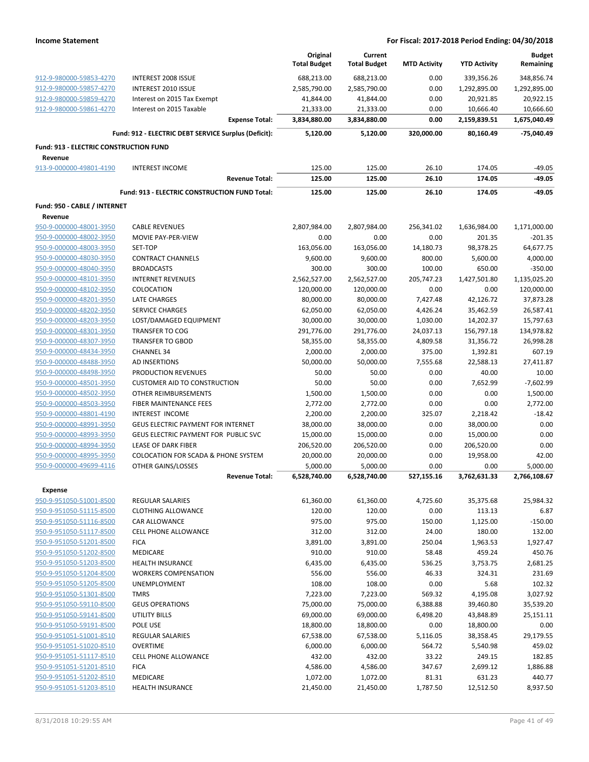| | | Original Total Budget | Current Total Budget | MTD Activity | YTD Activity | Budget Remaining |
|---|---|---|---|---|---|---|
| 912-9-980000-59853-4270 | INTEREST 2008 ISSUE | 688,213.00 | 688,213.00 | 0.00 | 339,356.26 | 348,856.74 |
| 912-9-980000-59857-4270 | INTEREST 2010 ISSUE | 2,585,790.00 | 2,585,790.00 | 0.00 | 1,292,895.00 | 1,292,895.00 |
| 912-9-980000-59859-4270 | Interest on 2015 Tax Exempt | 41,844.00 | 41,844.00 | 0.00 | 20,921.85 | 20,922.15 |
| 912-9-980000-59861-4270 | Interest on 2015 Taxable | 21,333.00 | 21,333.00 | 0.00 | 10,666.40 | 10,666.60 |
| | **Expense Total:** | **3,834,880.00** | **3,834,880.00** | **0.00** | **2,159,839.51** | **1,675,040.49** |
| | **Fund: 912 - ELECTRIC DEBT SERVICE Surplus (Deficit):** | **5,120.00** | **5,120.00** | **320,000.00** | **80,160.49** | **-75,040.49** |
| **Fund: 913 - ELECTRIC CONSTRUCTION FUND** | | | | | | |
| **Revenue** | | | | | | |
| 913-9-000000-49801-4190 | INTEREST INCOME | 125.00 | 125.00 | 26.10 | 174.05 | -49.05 |
| | **Revenue Total:** | **125.00** | **125.00** | **26.10** | **174.05** | **-49.05** |
| | **Fund: 913 - ELECTRIC CONSTRUCTION FUND Total:** | **125.00** | **125.00** | **26.10** | **174.05** | **-49.05** |
| **Fund: 950 - CABLE / INTERNET** | | | | | | |
| **Revenue** | | | | | | |
| 950-9-000000-48001-3950 | CABLE REVENUES | 2,807,984.00 | 2,807,984.00 | 256,341.02 | 1,636,984.00 | 1,171,000.00 |
| 950-9-000000-48002-3950 | MOVIE PAY-PER-VIEW | 0.00 | 0.00 | 0.00 | 201.35 | -201.35 |
| 950-9-000000-48003-3950 | SET-TOP | 163,056.00 | 163,056.00 | 14,180.73 | 98,378.25 | 64,677.75 |
| 950-9-000000-48030-3950 | CONTRACT CHANNELS | 9,600.00 | 9,600.00 | 800.00 | 5,600.00 | 4,000.00 |
| 950-9-000000-48040-3950 | BROADCASTS | 300.00 | 300.00 | 100.00 | 650.00 | -350.00 |
| 950-9-000000-48101-3950 | INTERNET REVENUES | 2,562,527.00 | 2,562,527.00 | 205,747.23 | 1,427,501.80 | 1,135,025.20 |
| 950-9-000000-48102-3950 | COLOCATION | 120,000.00 | 120,000.00 | 0.00 | 0.00 | 120,000.00 |
| 950-9-000000-48201-3950 | LATE CHARGES | 80,000.00 | 80,000.00 | 7,427.48 | 42,126.72 | 37,873.28 |
| 950-9-000000-48202-3950 | SERVICE CHARGES | 62,050.00 | 62,050.00 | 4,426.24 | 35,462.59 | 26,587.41 |
| 950-9-000000-48203-3950 | LOST/DAMAGED EQUIPMENT | 30,000.00 | 30,000.00 | 1,030.00 | 14,202.37 | 15,797.63 |
| 950-9-000000-48301-3950 | TRANSFER TO COG | 291,776.00 | 291,776.00 | 24,037.13 | 156,797.18 | 134,978.82 |
| 950-9-000000-48307-3950 | TRANSFER TO GBOD | 58,355.00 | 58,355.00 | 4,809.58 | 31,356.72 | 26,998.28 |
| 950-9-000000-48434-3950 | CHANNEL 34 | 2,000.00 | 2,000.00 | 375.00 | 1,392.81 | 607.19 |
| 950-9-000000-48488-3950 | AD INSERTIONS | 50,000.00 | 50,000.00 | 7,555.68 | 22,588.13 | 27,411.87 |
| 950-9-000000-48498-3950 | PRODUCTION REVENUES | 50.00 | 50.00 | 0.00 | 40.00 | 10.00 |
| 950-9-000000-48501-3950 | CUSTOMER AID TO CONSTRUCTION | 50.00 | 50.00 | 0.00 | 7,652.99 | -7,602.99 |
| 950-9-000000-48502-3950 | OTHER REIMBURSEMENTS | 1,500.00 | 1,500.00 | 0.00 | 0.00 | 1,500.00 |
| 950-9-000000-48503-3950 | FIBER MAINTENANCE FEES | 2,772.00 | 2,772.00 | 0.00 | 0.00 | 2,772.00 |
| 950-9-000000-48801-4190 | INTEREST INCOME | 2,200.00 | 2,200.00 | 325.07 | 2,218.42 | -18.42 |
| 950-9-000000-48991-3950 | GEUS ELECTRIC PAYMENT FOR INTERNET | 38,000.00 | 38,000.00 | 0.00 | 38,000.00 | 0.00 |
| 950-9-000000-48993-3950 | GEUS ELECTRIC PAYMENT FOR PUBLIC SVC | 15,000.00 | 15,000.00 | 0.00 | 15,000.00 | 0.00 |
| 950-9-000000-48994-3950 | LEASE OF DARK FIBER | 206,520.00 | 206,520.00 | 0.00 | 206,520.00 | 0.00 |
| 950-9-000000-48995-3950 | COLOCATION FOR SCADA & PHONE SYSTEM | 20,000.00 | 20,000.00 | 0.00 | 19,958.00 | 42.00 |
| 950-9-000000-49699-4116 | OTHER GAINS/LOSSES | 5,000.00 | 5,000.00 | 0.00 | 0.00 | 5,000.00 |
| | **Revenue Total:** | **6,528,740.00** | **6,528,740.00** | **527,155.16** | **3,762,631.33** | **2,766,108.67** |
| **Expense** | | | | | | |
| 950-9-951050-51001-8500 | REGULAR SALARIES | 61,360.00 | 61,360.00 | 4,725.60 | 35,375.68 | 25,984.32 |
| 950-9-951050-51115-8500 | CLOTHING ALLOWANCE | 120.00 | 120.00 | 0.00 | 113.13 | 6.87 |
| 950-9-951050-51116-8500 | CAR ALLOWANCE | 975.00 | 975.00 | 150.00 | 1,125.00 | -150.00 |
| 950-9-951050-51117-8500 | CELL PHONE ALLOWANCE | 312.00 | 312.00 | 24.00 | 180.00 | 132.00 |
| 950-9-951050-51201-8500 | FICA | 3,891.00 | 3,891.00 | 250.04 | 1,963.53 | 1,927.47 |
| 950-9-951050-51202-8500 | MEDICARE | 910.00 | 910.00 | 58.48 | 459.24 | 450.76 |
| 950-9-951050-51203-8500 | HEALTH INSURANCE | 6,435.00 | 6,435.00 | 536.25 | 3,753.75 | 2,681.25 |
| 950-9-951050-51204-8500 | WORKERS COMPENSATION | 556.00 | 556.00 | 46.33 | 324.31 | 231.69 |
| 950-9-951050-51205-8500 | UNEMPLOYMENT | 108.00 | 108.00 | 0.00 | 5.68 | 102.32 |
| 950-9-951050-51301-8500 | TMRS | 7,223.00 | 7,223.00 | 569.32 | 4,195.08 | 3,027.92 |
| 950-9-951050-59110-8500 | GEUS OPERATIONS | 75,000.00 | 75,000.00 | 6,388.88 | 39,460.80 | 35,539.20 |
| 950-9-951050-59141-8500 | UTILITY BILLS | 69,000.00 | 69,000.00 | 6,498.20 | 43,848.89 | 25,151.11 |
| 950-9-951050-59191-8500 | POLE USE | 18,800.00 | 18,800.00 | 0.00 | 18,800.00 | 0.00 |
| 950-9-951051-51001-8510 | REGULAR SALARIES | 67,538.00 | 67,538.00 | 5,116.05 | 38,358.45 | 29,179.55 |
| 950-9-951051-51020-8510 | OVERTIME | 6,000.00 | 6,000.00 | 564.72 | 5,540.98 | 459.02 |
| 950-9-951051-51117-8510 | CELL PHONE ALLOWANCE | 432.00 | 432.00 | 33.22 | 249.15 | 182.85 |
| 950-9-951051-51201-8510 | FICA | 4,586.00 | 4,586.00 | 347.67 | 2,699.12 | 1,886.88 |
| 950-9-951051-51202-8510 | MEDICARE | 1,072.00 | 1,072.00 | 81.31 | 631.23 | 440.77 |
| 950-9-951051-51203-8510 | HEALTH INSURANCE | 21,450.00 | 21,450.00 | 1,787.50 | 12,512.50 | 8,937.50 |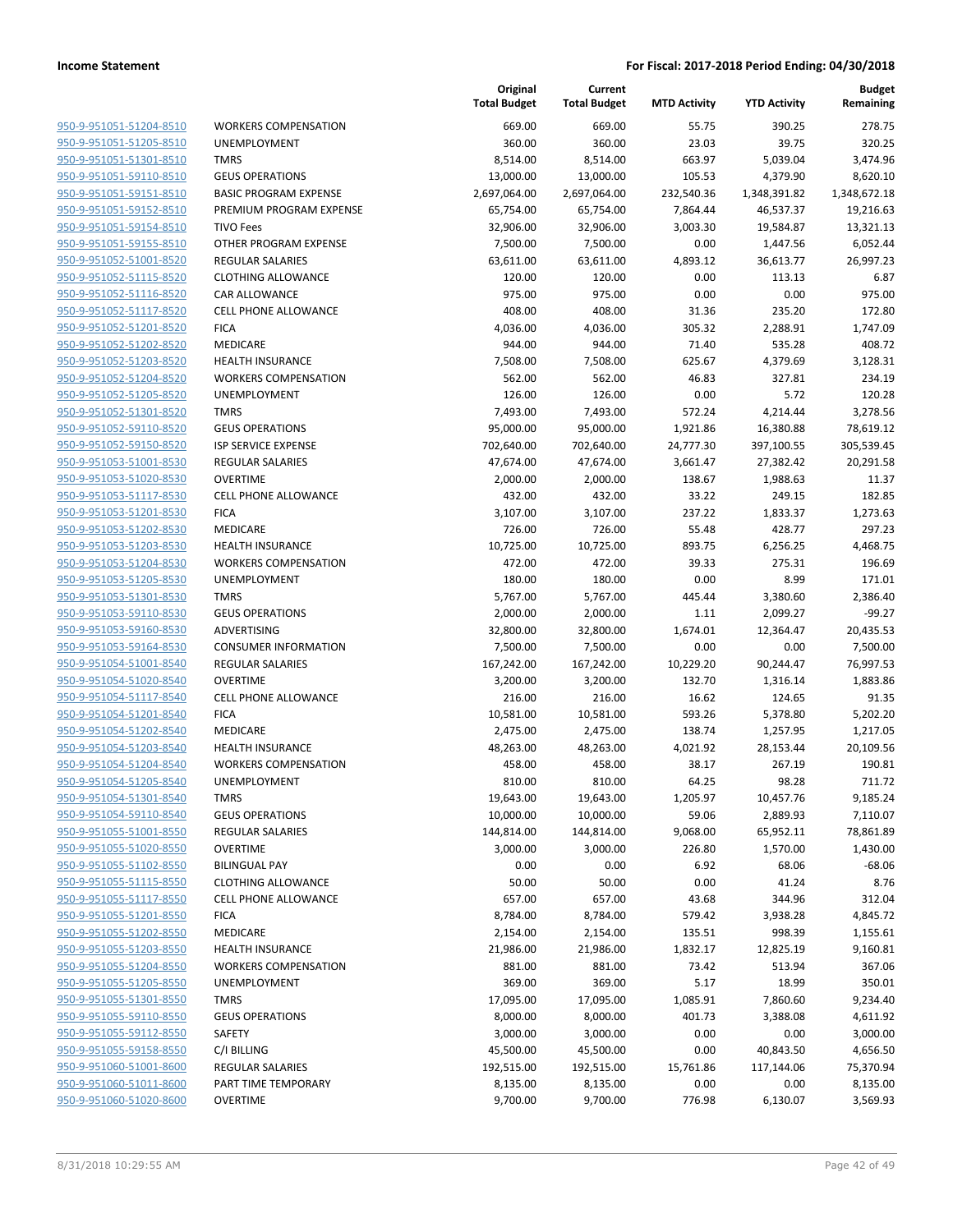**Income Statement** **For Fiscal: 2017-2018 Period Ending: 04/30/2018**

| | | Original Total Budget | Current Total Budget | MTD Activity | YTD Activity | Budget Remaining |
|---|---|---|---|---|---|---|
| 950-9-951051-51204-8510 | WORKERS COMPENSATION | 669.00 | 669.00 | 55.75 | 390.25 | 278.75 |
| 950-9-951051-51205-8510 | UNEMPLOYMENT | 360.00 | 360.00 | 23.03 | 39.75 | 320.25 |
| 950-9-951051-51301-8510 | TMRS | 8,514.00 | 8,514.00 | 663.97 | 5,039.04 | 3,474.96 |
| 950-9-951051-59110-8510 | GEUS OPERATIONS | 13,000.00 | 13,000.00 | 105.53 | 4,379.90 | 8,620.10 |
| 950-9-951051-59151-8510 | BASIC PROGRAM EXPENSE | 2,697,064.00 | 2,697,064.00 | 232,540.36 | 1,348,391.82 | 1,348,672.18 |
| 950-9-951051-59152-8510 | PREMIUM PROGRAM EXPENSE | 65,754.00 | 65,754.00 | 7,864.44 | 46,537.37 | 19,216.63 |
| 950-9-951051-59154-8510 | TIVO Fees | 32,906.00 | 32,906.00 | 3,003.30 | 19,584.87 | 13,321.13 |
| 950-9-951051-59155-8510 | OTHER PROGRAM EXPENSE | 7,500.00 | 7,500.00 | 0.00 | 1,447.56 | 6,052.44 |
| 950-9-951052-51001-8520 | REGULAR SALARIES | 63,611.00 | 63,611.00 | 4,893.12 | 36,613.77 | 26,997.23 |
| 950-9-951052-51115-8520 | CLOTHING ALLOWANCE | 120.00 | 120.00 | 0.00 | 113.13 | 6.87 |
| 950-9-951052-51116-8520 | CAR ALLOWANCE | 975.00 | 975.00 | 0.00 | 0.00 | 975.00 |
| 950-9-951052-51117-8520 | CELL PHONE ALLOWANCE | 408.00 | 408.00 | 31.36 | 235.20 | 172.80 |
| 950-9-951052-51201-8520 | FICA | 4,036.00 | 4,036.00 | 305.32 | 2,288.91 | 1,747.09 |
| 950-9-951052-51202-8520 | MEDICARE | 944.00 | 944.00 | 71.40 | 535.28 | 408.72 |
| 950-9-951052-51203-8520 | HEALTH INSURANCE | 7,508.00 | 7,508.00 | 625.67 | 4,379.69 | 3,128.31 |
| 950-9-951052-51204-8520 | WORKERS COMPENSATION | 562.00 | 562.00 | 46.83 | 327.81 | 234.19 |
| 950-9-951052-51205-8520 | UNEMPLOYMENT | 126.00 | 126.00 | 0.00 | 5.72 | 120.28 |
| 950-9-951052-51301-8520 | TMRS | 7,493.00 | 7,493.00 | 572.24 | 4,214.44 | 3,278.56 |
| 950-9-951052-59110-8520 | GEUS OPERATIONS | 95,000.00 | 95,000.00 | 1,921.86 | 16,380.88 | 78,619.12 |
| 950-9-951052-59150-8520 | ISP SERVICE EXPENSE | 702,640.00 | 702,640.00 | 24,777.30 | 397,100.55 | 305,539.45 |
| 950-9-951053-51001-8530 | REGULAR SALARIES | 47,674.00 | 47,674.00 | 3,661.47 | 27,382.42 | 20,291.58 |
| 950-9-951053-51020-8530 | OVERTIME | 2,000.00 | 2,000.00 | 138.67 | 1,988.63 | 11.37 |
| 950-9-951053-51117-8530 | CELL PHONE ALLOWANCE | 432.00 | 432.00 | 33.22 | 249.15 | 182.85 |
| 950-9-951053-51201-8530 | FICA | 3,107.00 | 3,107.00 | 237.22 | 1,833.37 | 1,273.63 |
| 950-9-951053-51202-8530 | MEDICARE | 726.00 | 726.00 | 55.48 | 428.77 | 297.23 |
| 950-9-951053-51203-8530 | HEALTH INSURANCE | 10,725.00 | 10,725.00 | 893.75 | 6,256.25 | 4,468.75 |
| 950-9-951053-51204-8530 | WORKERS COMPENSATION | 472.00 | 472.00 | 39.33 | 275.31 | 196.69 |
| 950-9-951053-51205-8530 | UNEMPLOYMENT | 180.00 | 180.00 | 0.00 | 8.99 | 171.01 |
| 950-9-951053-51301-8530 | TMRS | 5,767.00 | 5,767.00 | 445.44 | 3,380.60 | 2,386.40 |
| 950-9-951053-59110-8530 | GEUS OPERATIONS | 2,000.00 | 2,000.00 | 1.11 | 2,099.27 | -99.27 |
| 950-9-951053-59160-8530 | ADVERTISING | 32,800.00 | 32,800.00 | 1,674.01 | 12,364.47 | 20,435.53 |
| 950-9-951053-59164-8530 | CONSUMER INFORMATION | 7,500.00 | 7,500.00 | 0.00 | 0.00 | 7,500.00 |
| 950-9-951054-51001-8540 | REGULAR SALARIES | 167,242.00 | 167,242.00 | 10,229.20 | 90,244.47 | 76,997.53 |
| 950-9-951054-51020-8540 | OVERTIME | 3,200.00 | 3,200.00 | 132.70 | 1,316.14 | 1,883.86 |
| 950-9-951054-51117-8540 | CELL PHONE ALLOWANCE | 216.00 | 216.00 | 16.62 | 124.65 | 91.35 |
| 950-9-951054-51201-8540 | FICA | 10,581.00 | 10,581.00 | 593.26 | 5,378.80 | 5,202.20 |
| 950-9-951054-51202-8540 | MEDICARE | 2,475.00 | 2,475.00 | 138.74 | 1,257.95 | 1,217.05 |
| 950-9-951054-51203-8540 | HEALTH INSURANCE | 48,263.00 | 48,263.00 | 4,021.92 | 28,153.44 | 20,109.56 |
| 950-9-951054-51204-8540 | WORKERS COMPENSATION | 458.00 | 458.00 | 38.17 | 267.19 | 190.81 |
| 950-9-951054-51205-8540 | UNEMPLOYMENT | 810.00 | 810.00 | 64.25 | 98.28 | 711.72 |
| 950-9-951054-51301-8540 | TMRS | 19,643.00 | 19,643.00 | 1,205.97 | 10,457.76 | 9,185.24 |
| 950-9-951054-59110-8540 | GEUS OPERATIONS | 10,000.00 | 10,000.00 | 59.06 | 2,889.93 | 7,110.07 |
| 950-9-951055-51001-8550 | REGULAR SALARIES | 144,814.00 | 144,814.00 | 9,068.00 | 65,952.11 | 78,861.89 |
| 950-9-951055-51020-8550 | OVERTIME | 3,000.00 | 3,000.00 | 226.80 | 1,570.00 | 1,430.00 |
| 950-9-951055-51102-8550 | BILINGUAL PAY | 0.00 | 0.00 | 6.92 | 68.06 | -68.06 |
| 950-9-951055-51115-8550 | CLOTHING ALLOWANCE | 50.00 | 50.00 | 0.00 | 41.24 | 8.76 |
| 950-9-951055-51117-8550 | CELL PHONE ALLOWANCE | 657.00 | 657.00 | 43.68 | 344.96 | 312.04 |
| 950-9-951055-51201-8550 | FICA | 8,784.00 | 8,784.00 | 579.42 | 3,938.28 | 4,845.72 |
| 950-9-951055-51202-8550 | MEDICARE | 2,154.00 | 2,154.00 | 135.51 | 998.39 | 1,155.61 |
| 950-9-951055-51203-8550 | HEALTH INSURANCE | 21,986.00 | 21,986.00 | 1,832.17 | 12,825.19 | 9,160.81 |
| 950-9-951055-51204-8550 | WORKERS COMPENSATION | 881.00 | 881.00 | 73.42 | 513.94 | 367.06 |
| 950-9-951055-51205-8550 | UNEMPLOYMENT | 369.00 | 369.00 | 5.17 | 18.99 | 350.01 |
| 950-9-951055-51301-8550 | TMRS | 17,095.00 | 17,095.00 | 1,085.91 | 7,860.60 | 9,234.40 |
| 950-9-951055-59110-8550 | GEUS OPERATIONS | 8,000.00 | 8,000.00 | 401.73 | 3,388.08 | 4,611.92 |
| 950-9-951055-59112-8550 | SAFETY | 3,000.00 | 3,000.00 | 0.00 | 0.00 | 3,000.00 |
| 950-9-951055-59158-8550 | C/I BILLING | 45,500.00 | 45,500.00 | 0.00 | 40,843.50 | 4,656.50 |
| 950-9-951060-51001-8600 | REGULAR SALARIES | 192,515.00 | 192,515.00 | 15,761.86 | 117,144.06 | 75,370.94 |
| 950-9-951060-51011-8600 | PART TIME TEMPORARY | 8,135.00 | 8,135.00 | 0.00 | 0.00 | 8,135.00 |
| 950-9-951060-51020-8600 | OVERTIME | 9,700.00 | 9,700.00 | 776.98 | 6,130.07 | 3,569.93 |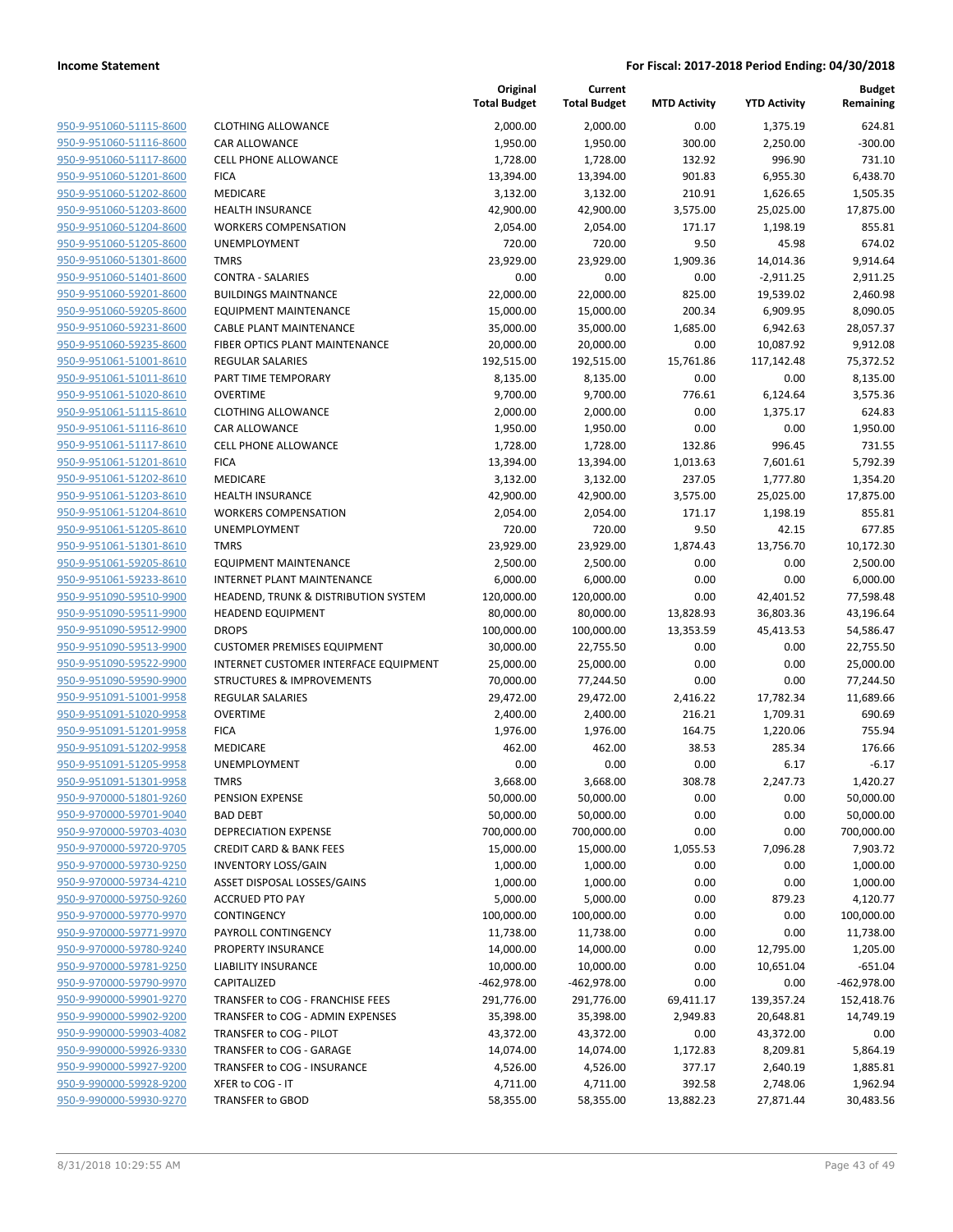**Income Statement** **For Fiscal: 2017-2018 Period Ending: 04/30/2018**

| | | Original Total Budget | Current Total Budget | MTD Activity | YTD Activity | Budget Remaining |
|---|---|---|---|---|---|---|
| 950-9-951060-51115-8600 | CLOTHING ALLOWANCE | 2,000.00 | 2,000.00 | 0.00 | 1,375.19 | 624.81 |
| 950-9-951060-51116-8600 | CAR ALLOWANCE | 1,950.00 | 1,950.00 | 300.00 | 2,250.00 | -300.00 |
| 950-9-951060-51117-8600 | CELL PHONE ALLOWANCE | 1,728.00 | 1,728.00 | 132.92 | 996.90 | 731.10 |
| 950-9-951060-51201-8600 | FICA | 13,394.00 | 13,394.00 | 901.83 | 6,955.30 | 6,438.70 |
| 950-9-951060-51202-8600 | MEDICARE | 3,132.00 | 3,132.00 | 210.91 | 1,626.65 | 1,505.35 |
| 950-9-951060-51203-8600 | HEALTH INSURANCE | 42,900.00 | 42,900.00 | 3,575.00 | 25,025.00 | 17,875.00 |
| 950-9-951060-51204-8600 | WORKERS COMPENSATION | 2,054.00 | 2,054.00 | 171.17 | 1,198.19 | 855.81 |
| 950-9-951060-51205-8600 | UNEMPLOYMENT | 720.00 | 720.00 | 9.50 | 45.98 | 674.02 |
| 950-9-951060-51301-8600 | TMRS | 23,929.00 | 23,929.00 | 1,909.36 | 14,014.36 | 9,914.64 |
| 950-9-951060-51401-8600 | CONTRA - SALARIES | 0.00 | 0.00 | 0.00 | -2,911.25 | 2,911.25 |
| 950-9-951060-59201-8600 | BUILDINGS MAINTNANCE | 22,000.00 | 22,000.00 | 825.00 | 19,539.02 | 2,460.98 |
| 950-9-951060-59205-8600 | EQUIPMENT MAINTENANCE | 15,000.00 | 15,000.00 | 200.34 | 6,909.95 | 8,090.05 |
| 950-9-951060-59231-8600 | CABLE PLANT MAINTENANCE | 35,000.00 | 35,000.00 | 1,685.00 | 6,942.63 | 28,057.37 |
| 950-9-951060-59235-8600 | FIBER OPTICS PLANT MAINTENANCE | 20,000.00 | 20,000.00 | 0.00 | 10,087.92 | 9,912.08 |
| 950-9-951061-51001-8610 | REGULAR SALARIES | 192,515.00 | 192,515.00 | 15,761.86 | 117,142.48 | 75,372.52 |
| 950-9-951061-51011-8610 | PART TIME TEMPORARY | 8,135.00 | 8,135.00 | 0.00 | 0.00 | 8,135.00 |
| 950-9-951061-51020-8610 | OVERTIME | 9,700.00 | 9,700.00 | 776.61 | 6,124.64 | 3,575.36 |
| 950-9-951061-51115-8610 | CLOTHING ALLOWANCE | 2,000.00 | 2,000.00 | 0.00 | 1,375.17 | 624.83 |
| 950-9-951061-51116-8610 | CAR ALLOWANCE | 1,950.00 | 1,950.00 | 0.00 | 0.00 | 1,950.00 |
| 950-9-951061-51117-8610 | CELL PHONE ALLOWANCE | 1,728.00 | 1,728.00 | 132.86 | 996.45 | 731.55 |
| 950-9-951061-51201-8610 | FICA | 13,394.00 | 13,394.00 | 1,013.63 | 7,601.61 | 5,792.39 |
| 950-9-951061-51202-8610 | MEDICARE | 3,132.00 | 3,132.00 | 237.05 | 1,777.80 | 1,354.20 |
| 950-9-951061-51203-8610 | HEALTH INSURANCE | 42,900.00 | 42,900.00 | 3,575.00 | 25,025.00 | 17,875.00 |
| 950-9-951061-51204-8610 | WORKERS COMPENSATION | 2,054.00 | 2,054.00 | 171.17 | 1,198.19 | 855.81 |
| 950-9-951061-51205-8610 | UNEMPLOYMENT | 720.00 | 720.00 | 9.50 | 42.15 | 677.85 |
| 950-9-951061-51301-8610 | TMRS | 23,929.00 | 23,929.00 | 1,874.43 | 13,756.70 | 10,172.30 |
| 950-9-951061-59205-8610 | EQUIPMENT MAINTENANCE | 2,500.00 | 2,500.00 | 0.00 | 0.00 | 2,500.00 |
| 950-9-951061-59233-8610 | INTERNET PLANT MAINTENANCE | 6,000.00 | 6,000.00 | 0.00 | 0.00 | 6,000.00 |
| 950-9-951090-59510-9900 | HEADEND, TRUNK & DISTRIBUTION SYSTEM | 120,000.00 | 120,000.00 | 0.00 | 42,401.52 | 77,598.48 |
| 950-9-951090-59511-9900 | HEADEND EQUIPMENT | 80,000.00 | 80,000.00 | 13,828.93 | 36,803.36 | 43,196.64 |
| 950-9-951090-59512-9900 | DROPS | 100,000.00 | 100,000.00 | 13,353.59 | 45,413.53 | 54,586.47 |
| 950-9-951090-59513-9900 | CUSTOMER PREMISES EQUIPMENT | 30,000.00 | 22,755.50 | 0.00 | 0.00 | 22,755.50 |
| 950-9-951090-59522-9900 | INTERNET CUSTOMER INTERFACE EQUIPMENT | 25,000.00 | 25,000.00 | 0.00 | 0.00 | 25,000.00 |
| 950-9-951090-59590-9900 | STRUCTURES & IMPROVEMENTS | 70,000.00 | 77,244.50 | 0.00 | 0.00 | 77,244.50 |
| 950-9-951091-51001-9958 | REGULAR SALARIES | 29,472.00 | 29,472.00 | 2,416.22 | 17,782.34 | 11,689.66 |
| 950-9-951091-51020-9958 | OVERTIME | 2,400.00 | 2,400.00 | 216.21 | 1,709.31 | 690.69 |
| 950-9-951091-51201-9958 | FICA | 1,976.00 | 1,976.00 | 164.75 | 1,220.06 | 755.94 |
| 950-9-951091-51202-9958 | MEDICARE | 462.00 | 462.00 | 38.53 | 285.34 | 176.66 |
| 950-9-951091-51205-9958 | UNEMPLOYMENT | 0.00 | 0.00 | 0.00 | 6.17 | -6.17 |
| 950-9-951091-51301-9958 | TMRS | 3,668.00 | 3,668.00 | 308.78 | 2,247.73 | 1,420.27 |
| 950-9-970000-51801-9260 | PENSION EXPENSE | 50,000.00 | 50,000.00 | 0.00 | 0.00 | 50,000.00 |
| 950-9-970000-59701-9040 | BAD DEBT | 50,000.00 | 50,000.00 | 0.00 | 0.00 | 50,000.00 |
| 950-9-970000-59703-4030 | DEPRECIATION EXPENSE | 700,000.00 | 700,000.00 | 0.00 | 0.00 | 700,000.00 |
| 950-9-970000-59720-9705 | CREDIT CARD & BANK FEES | 15,000.00 | 15,000.00 | 1,055.53 | 7,096.28 | 7,903.72 |
| 950-9-970000-59730-9250 | INVENTORY LOSS/GAIN | 1,000.00 | 1,000.00 | 0.00 | 0.00 | 1,000.00 |
| 950-9-970000-59734-4210 | ASSET DISPOSAL LOSSES/GAINS | 1,000.00 | 1,000.00 | 0.00 | 0.00 | 1,000.00 |
| 950-9-970000-59750-9260 | ACCRUED PTO PAY | 5,000.00 | 5,000.00 | 0.00 | 879.23 | 4,120.77 |
| 950-9-970000-59770-9970 | CONTINGENCY | 100,000.00 | 100,000.00 | 0.00 | 0.00 | 100,000.00 |
| 950-9-970000-59771-9970 | PAYROLL CONTINGENCY | 11,738.00 | 11,738.00 | 0.00 | 0.00 | 11,738.00 |
| 950-9-970000-59780-9240 | PROPERTY INSURANCE | 14,000.00 | 14,000.00 | 0.00 | 12,795.00 | 1,205.00 |
| 950-9-970000-59781-9250 | LIABILITY INSURANCE | 10,000.00 | 10,000.00 | 0.00 | 10,651.04 | -651.04 |
| 950-9-970000-59790-9970 | CAPITALIZED | -462,978.00 | -462,978.00 | 0.00 | 0.00 | -462,978.00 |
| 950-9-990000-59901-9270 | TRANSFER to COG - FRANCHISE FEES | 291,776.00 | 291,776.00 | 69,411.17 | 139,357.24 | 152,418.76 |
| 950-9-990000-59902-9200 | TRANSFER to COG - ADMIN EXPENSES | 35,398.00 | 35,398.00 | 2,949.83 | 20,648.81 | 14,749.19 |
| 950-9-990000-59903-4082 | TRANSFER to COG - PILOT | 43,372.00 | 43,372.00 | 0.00 | 43,372.00 | 0.00 |
| 950-9-990000-59926-9330 | TRANSFER to COG - GARAGE | 14,074.00 | 14,074.00 | 1,172.83 | 8,209.81 | 5,864.19 |
| 950-9-990000-59927-9200 | TRANSFER to COG - INSURANCE | 4,526.00 | 4,526.00 | 377.17 | 2,640.19 | 1,885.81 |
| 950-9-990000-59928-9200 | XFER to COG - IT | 4,711.00 | 4,711.00 | 392.58 | 2,748.06 | 1,962.94 |
| 950-9-990000-59930-9270 | TRANSFER to GBOD | 58,355.00 | 58,355.00 | 13,882.23 | 27,871.44 | 30,483.56 |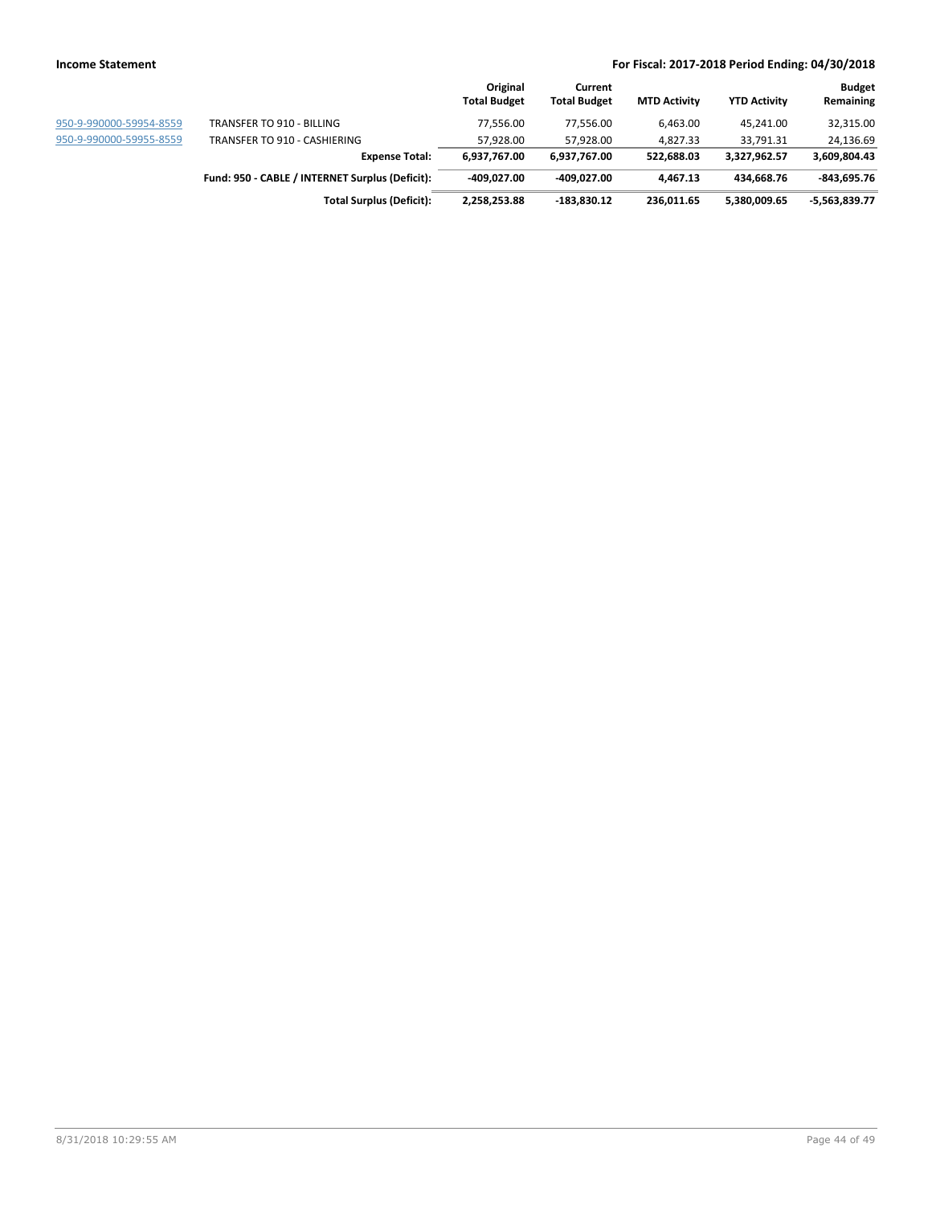| | | Original Total Budget | Current Total Budget | MTD Activity | YTD Activity | Budget Remaining |
|---|---|---|---|---|---|---|
| 950-9-990000-59954-8559 | TRANSFER TO 910 - BILLING | 77,556.00 | 77,556.00 | 6,463.00 | 45,241.00 | 32,315.00 |
| 950-9-990000-59955-8559 | TRANSFER TO 910 - CASHIERING | 57,928.00 | 57,928.00 | 4,827.33 | 33,791.31 | 24,136.69 |
| | **Expense Total:** | **6,937,767.00** | **6,937,767.00** | **522,688.03** | **3,327,962.57** | **3,609,804.43** |
| | **Fund: 950 - CABLE / INTERNET Surplus (Deficit):** | **-409,027.00** | **-409,027.00** | **4,467.13** | **434,668.76** | **-843,695.76** |
| | **Total Surplus (Deficit):** | **2,258,253.88** | **-183,830.12** | **236,011.65** | **5,380,009.65** | **-5,563,839.77** |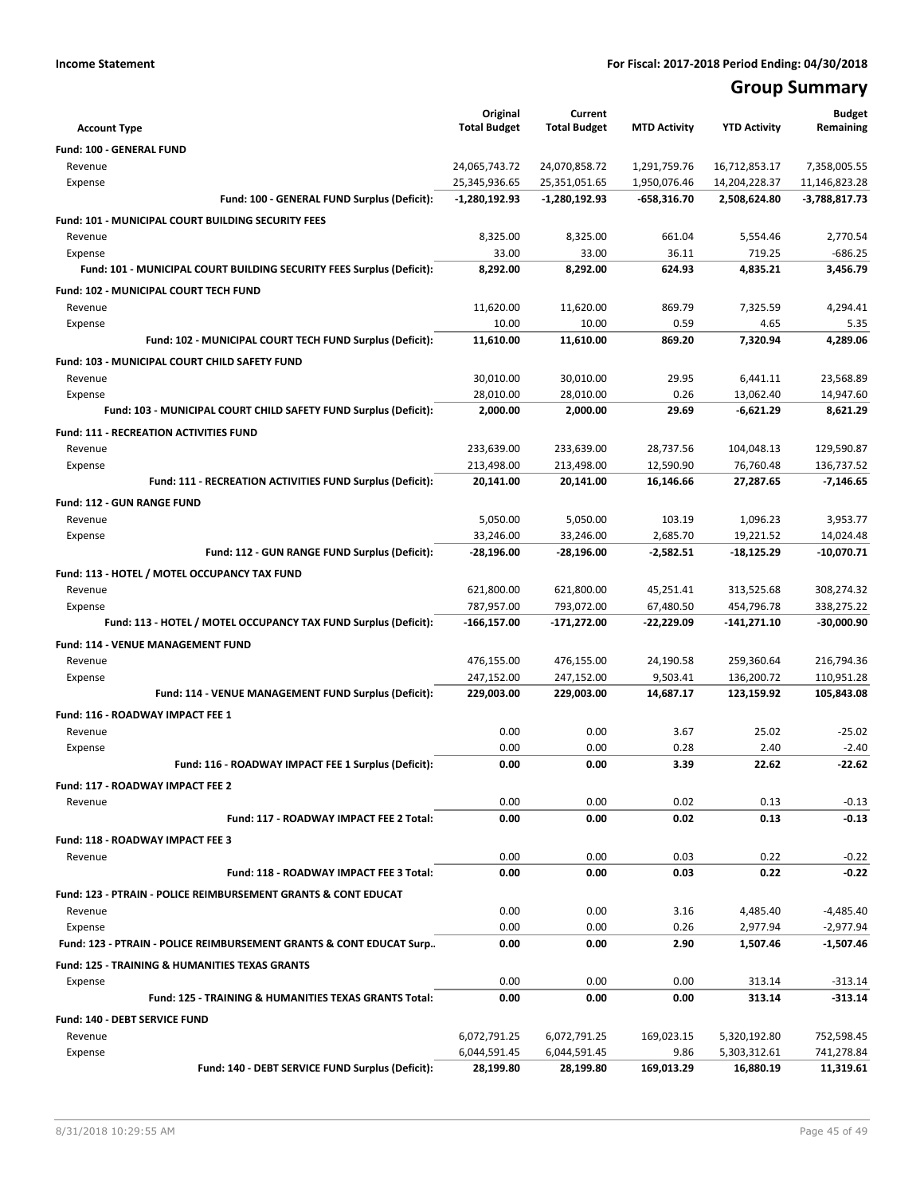**Income Statement** **For Fiscal: 2017-2018 Period Ending: 04/30/2018**

# Group Summary

| Account Type | Original Total Budget | Current Total Budget | MTD Activity | YTD Activity | Budget Remaining |
|---|---|---|---|---|---|
| **Fund: 100 - GENERAL FUND** | | | | | |
| Revenue | 24,065,743.72 | 24,070,858.72 | 1,291,759.76 | 16,712,853.17 | 7,358,005.55 |
| Expense | 25,345,936.65 | 25,351,051.65 | 1,950,076.46 | 14,204,228.37 | 11,146,823.28 |
| **Fund: 100 - GENERAL FUND Surplus (Deficit):** | **-1,280,192.93** | **-1,280,192.93** | **-658,316.70** | **2,508,624.80** | **-3,788,817.73** |
| **Fund: 101 - MUNICIPAL COURT BUILDING SECURITY FEES** | | | | | |
| Revenue | 8,325.00 | 8,325.00 | 661.04 | 5,554.46 | 2,770.54 |
| Expense | 33.00 | 33.00 | 36.11 | 719.25 | -686.25 |
| **Fund: 101 - MUNICIPAL COURT BUILDING SECURITY FEES Surplus (Deficit):** | **8,292.00** | **8,292.00** | **624.93** | **4,835.21** | **3,456.79** |
| **Fund: 102 - MUNICIPAL COURT TECH FUND** | | | | | |
| Revenue | 11,620.00 | 11,620.00 | 869.79 | 7,325.59 | 4,294.41 |
| Expense | 10.00 | 10.00 | 0.59 | 4.65 | 5.35 |
| **Fund: 102 - MUNICIPAL COURT TECH FUND Surplus (Deficit):** | **11,610.00** | **11,610.00** | **869.20** | **7,320.94** | **4,289.06** |
| **Fund: 103 - MUNICIPAL COURT CHILD SAFETY FUND** | | | | | |
| Revenue | 30,010.00 | 30,010.00 | 29.95 | 6,441.11 | 23,568.89 |
| Expense | 28,010.00 | 28,010.00 | 0.26 | 13,062.40 | 14,947.60 |
| **Fund: 103 - MUNICIPAL COURT CHILD SAFETY FUND Surplus (Deficit):** | **2,000.00** | **2,000.00** | **29.69** | **-6,621.29** | **8,621.29** |
| **Fund: 111 - RECREATION ACTIVITIES FUND** | | | | | |
| Revenue | 233,639.00 | 233,639.00 | 28,737.56 | 104,048.13 | 129,590.87 |
| Expense | 213,498.00 | 213,498.00 | 12,590.90 | 76,760.48 | 136,737.52 |
| **Fund: 111 - RECREATION ACTIVITIES FUND Surplus (Deficit):** | **20,141.00** | **20,141.00** | **16,146.66** | **27,287.65** | **-7,146.65** |
| **Fund: 112 - GUN RANGE FUND** | | | | | |
| Revenue | 5,050.00 | 5,050.00 | 103.19 | 1,096.23 | 3,953.77 |
| Expense | 33,246.00 | 33,246.00 | 2,685.70 | 19,221.52 | 14,024.48 |
| **Fund: 112 - GUN RANGE FUND Surplus (Deficit):** | **-28,196.00** | **-28,196.00** | **-2,582.51** | **-18,125.29** | **-10,070.71** |
| **Fund: 113 - HOTEL / MOTEL OCCUPANCY TAX FUND** | | | | | |
| Revenue | 621,800.00 | 621,800.00 | 45,251.41 | 313,525.68 | 308,274.32 |
| Expense | 787,957.00 | 793,072.00 | 67,480.50 | 454,796.78 | 338,275.22 |
| **Fund: 113 - HOTEL / MOTEL OCCUPANCY TAX FUND Surplus (Deficit):** | **-166,157.00** | **-171,272.00** | **-22,229.09** | **-141,271.10** | **-30,000.90** |
| **Fund: 114 - VENUE MANAGEMENT FUND** | | | | | |
| Revenue | 476,155.00 | 476,155.00 | 24,190.58 | 259,360.64 | 216,794.36 |
| Expense | 247,152.00 | 247,152.00 | 9,503.41 | 136,200.72 | 110,951.28 |
| **Fund: 114 - VENUE MANAGEMENT FUND Surplus (Deficit):** | **229,003.00** | **229,003.00** | **14,687.17** | **123,159.92** | **105,843.08** |
| **Fund: 116 - ROADWAY IMPACT FEE 1** | | | | | |
| Revenue | 0.00 | 0.00 | 3.67 | 25.02 | -25.02 |
| Expense | 0.00 | 0.00 | 0.28 | 2.40 | -2.40 |
| **Fund: 116 - ROADWAY IMPACT FEE 1 Surplus (Deficit):** | **0.00** | **0.00** | **3.39** | **22.62** | **-22.62** |
| **Fund: 117 - ROADWAY IMPACT FEE 2** | | | | | |
| Revenue | 0.00 | 0.00 | 0.02 | 0.13 | -0.13 |
| **Fund: 117 - ROADWAY IMPACT FEE 2 Total:** | **0.00** | **0.00** | **0.02** | **0.13** | **-0.13** |
| **Fund: 118 - ROADWAY IMPACT FEE 3** | | | | | |
| Revenue | 0.00 | 0.00 | 0.03 | 0.22 | -0.22 |
| **Fund: 118 - ROADWAY IMPACT FEE 3 Total:** | **0.00** | **0.00** | **0.03** | **0.22** | **-0.22** |
| **Fund: 123 - PTRAIN - POLICE REIMBURSEMENT GRANTS & CONT EDUCAT** | | | | | |
| Revenue | 0.00 | 0.00 | 3.16 | 4,485.40 | -4,485.40 |
| Expense | 0.00 | 0.00 | 0.26 | 2,977.94 | -2,977.94 |
| **Fund: 123 - PTRAIN - POLICE REIMBURSEMENT GRANTS & CONT EDUCAT Surp..** | **0.00** | **0.00** | **2.90** | **1,507.46** | **-1,507.46** |
| **Fund: 125 - TRAINING & HUMANITIES TEXAS GRANTS** | | | | | |
| Expense | 0.00 | 0.00 | 0.00 | 313.14 | -313.14 |
| **Fund: 125 - TRAINING & HUMANITIES TEXAS GRANTS Total:** | **0.00** | **0.00** | **0.00** | **313.14** | **-313.14** |
| **Fund: 140 - DEBT SERVICE FUND** | | | | | |
| Revenue | 6,072,791.25 | 6,072,791.25 | 169,023.15 | 5,320,192.80 | 752,598.45 |
| Expense | 6,044,591.45 | 6,044,591.45 | 9.86 | 5,303,312.61 | 741,278.84 |
| **Fund: 140 - DEBT SERVICE FUND Surplus (Deficit):** | **28,199.80** | **28,199.80** | **169,013.29** | **16,880.19** | **11,319.61** |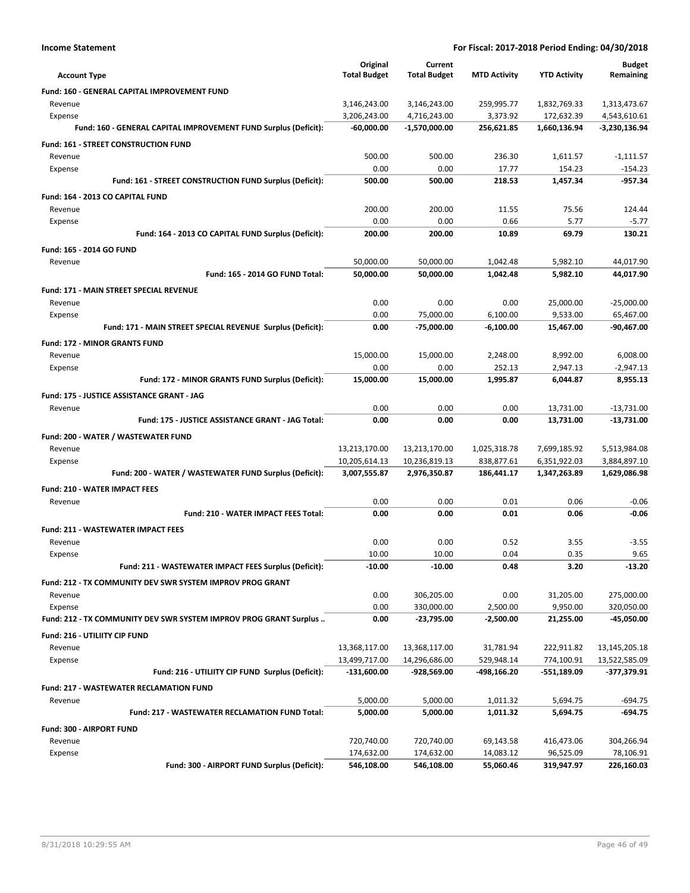**Income Statement** — **For Fiscal: 2017-2018 Period Ending: 04/30/2018**

| Account Type | Original Total Budget | Current Total Budget | MTD Activity | YTD Activity | Budget Remaining |
|---|---|---|---|---|---|
| **Fund: 160 - GENERAL CAPITAL IMPROVEMENT FUND** | | | | | |
| Revenue | 3,146,243.00 | 3,146,243.00 | 259,995.77 | 1,832,769.33 | 1,313,473.67 |
| Expense | 3,206,243.00 | 4,716,243.00 | 3,373.92 | 172,632.39 | 4,543,610.61 |
| **Fund: 160 - GENERAL CAPITAL IMPROVEMENT FUND Surplus (Deficit):** | **-60,000.00** | **-1,570,000.00** | **256,621.85** | **1,660,136.94** | **-3,230,136.94** |
| **Fund: 161 - STREET CONSTRUCTION FUND** | | | | | |
| Revenue | 500.00 | 500.00 | 236.30 | 1,611.57 | -1,111.57 |
| Expense | 0.00 | 0.00 | 17.77 | 154.23 | -154.23 |
| **Fund: 161 - STREET CONSTRUCTION FUND Surplus (Deficit):** | **500.00** | **500.00** | **218.53** | **1,457.34** | **-957.34** |
| **Fund: 164 - 2013 CO CAPITAL FUND** | | | | | |
| Revenue | 200.00 | 200.00 | 11.55 | 75.56 | 124.44 |
| Expense | 0.00 | 0.00 | 0.66 | 5.77 | -5.77 |
| **Fund: 164 - 2013 CO CAPITAL FUND Surplus (Deficit):** | **200.00** | **200.00** | **10.89** | **69.79** | **130.21** |
| **Fund: 165 - 2014 GO FUND** | | | | | |
| Revenue | 50,000.00 | 50,000.00 | 1,042.48 | 5,982.10 | 44,017.90 |
| **Fund: 165 - 2014 GO FUND Total:** | **50,000.00** | **50,000.00** | **1,042.48** | **5,982.10** | **44,017.90** |
| **Fund: 171 - MAIN STREET SPECIAL REVENUE** | | | | | |
| Revenue | 0.00 | 0.00 | 0.00 | 25,000.00 | -25,000.00 |
| Expense | 0.00 | 75,000.00 | 6,100.00 | 9,533.00 | 65,467.00 |
| **Fund: 171 - MAIN STREET SPECIAL REVENUE Surplus (Deficit):** | **0.00** | **-75,000.00** | **-6,100.00** | **15,467.00** | **-90,467.00** |
| **Fund: 172 - MINOR GRANTS FUND** | | | | | |
| Revenue | 15,000.00 | 15,000.00 | 2,248.00 | 8,992.00 | 6,008.00 |
| Expense | 0.00 | 0.00 | 252.13 | 2,947.13 | -2,947.13 |
| **Fund: 172 - MINOR GRANTS FUND Surplus (Deficit):** | **15,000.00** | **15,000.00** | **1,995.87** | **6,044.87** | **8,955.13** |
| **Fund: 175 - JUSTICE ASSISTANCE GRANT - JAG** | | | | | |
| Revenue | 0.00 | 0.00 | 0.00 | 13,731.00 | -13,731.00 |
| **Fund: 175 - JUSTICE ASSISTANCE GRANT - JAG Total:** | **0.00** | **0.00** | **0.00** | **13,731.00** | **-13,731.00** |
| **Fund: 200 - WATER / WASTEWATER FUND** | | | | | |
| Revenue | 13,213,170.00 | 13,213,170.00 | 1,025,318.78 | 7,699,185.92 | 5,513,984.08 |
| Expense | 10,205,614.13 | 10,236,819.13 | 838,877.61 | 6,351,922.03 | 3,884,897.10 |
| **Fund: 200 - WATER / WASTEWATER FUND Surplus (Deficit):** | **3,007,555.87** | **2,976,350.87** | **186,441.17** | **1,347,263.89** | **1,629,086.98** |
| **Fund: 210 - WATER IMPACT FEES** | | | | | |
| Revenue | 0.00 | 0.00 | 0.01 | 0.06 | -0.06 |
| **Fund: 210 - WATER IMPACT FEES Total:** | **0.00** | **0.00** | **0.01** | **0.06** | **-0.06** |
| **Fund: 211 - WASTEWATER IMPACT FEES** | | | | | |
| Revenue | 0.00 | 0.00 | 0.52 | 3.55 | -3.55 |
| Expense | 10.00 | 10.00 | 0.04 | 0.35 | 9.65 |
| **Fund: 211 - WASTEWATER IMPACT FEES Surplus (Deficit):** | **-10.00** | **-10.00** | **0.48** | **3.20** | **-13.20** |
| **Fund: 212 - TX COMMUNITY DEV SWR SYSTEM IMPROV PROG GRANT** | | | | | |
| Revenue | 0.00 | 306,205.00 | 0.00 | 31,205.00 | 275,000.00 |
| Expense | 0.00 | 330,000.00 | 2,500.00 | 9,950.00 | 320,050.00 |
| **Fund: 212 - TX COMMUNITY DEV SWR SYSTEM IMPROV PROG GRANT Surplus ..** | **0.00** | **-23,795.00** | **-2,500.00** | **21,255.00** | **-45,050.00** |
| **Fund: 216 - UTILIITY CIP FUND** | | | | | |
| Revenue | 13,368,117.00 | 13,368,117.00 | 31,781.94 | 222,911.82 | 13,145,205.18 |
| Expense | 13,499,717.00 | 14,296,686.00 | 529,948.14 | 774,100.91 | 13,522,585.09 |
| **Fund: 216 - UTILIITY CIP FUND Surplus (Deficit):** | **-131,600.00** | **-928,569.00** | **-498,166.20** | **-551,189.09** | **-377,379.91** |
| **Fund: 217 - WASTEWATER RECLAMATION FUND** | | | | | |
| Revenue | 5,000.00 | 5,000.00 | 1,011.32 | 5,694.75 | -694.75 |
| **Fund: 217 - WASTEWATER RECLAMATION FUND Total:** | **5,000.00** | **5,000.00** | **1,011.32** | **5,694.75** | **-694.75** |
| **Fund: 300 - AIRPORT FUND** | | | | | |
| Revenue | 720,740.00 | 720,740.00 | 69,143.58 | 416,473.06 | 304,266.94 |
| Expense | 174,632.00 | 174,632.00 | 14,083.12 | 96,525.09 | 78,106.91 |
| **Fund: 300 - AIRPORT FUND Surplus (Deficit):** | **546,108.00** | **546,108.00** | **55,060.46** | **319,947.97** | **226,160.03** |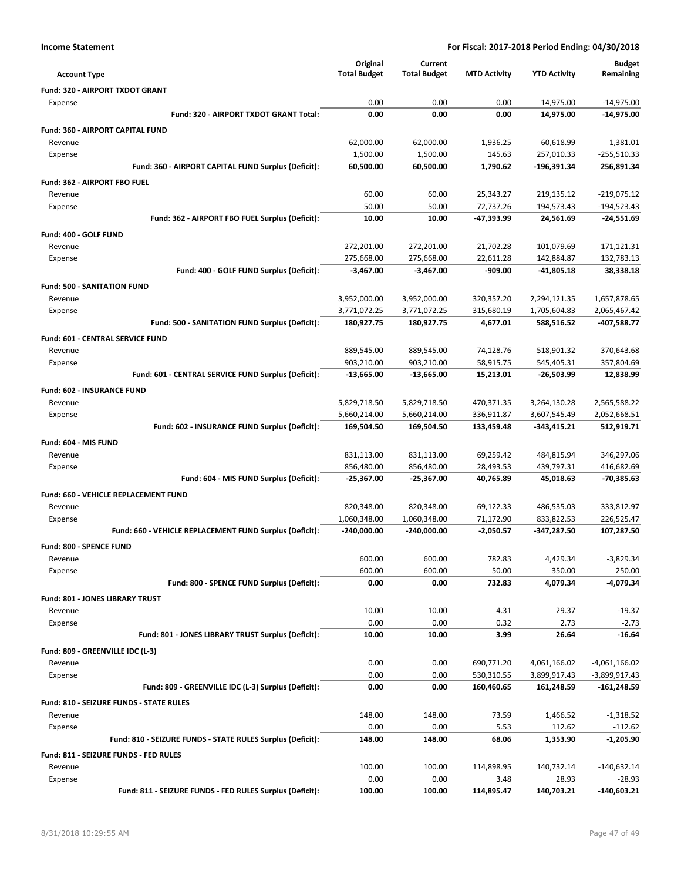**Income Statement** | **For Fiscal: 2017-2018 Period Ending: 04/30/2018**

| Account Type | Original Total Budget | Current Total Budget | MTD Activity | YTD Activity | Budget Remaining |
|---|---|---|---|---|---|
| **Fund: 320 - AIRPORT TXDOT GRANT** | | | | | |
| Expense | 0.00 | 0.00 | 0.00 | 14,975.00 | -14,975.00 |
| **Fund: 320 - AIRPORT TXDOT GRANT Total:** | **0.00** | **0.00** | **0.00** | **14,975.00** | **-14,975.00** |
| **Fund: 360 - AIRPORT CAPITAL FUND** | | | | | |
| Revenue | 62,000.00 | 62,000.00 | 1,936.25 | 60,618.99 | 1,381.01 |
| Expense | 1,500.00 | 1,500.00 | 145.63 | 257,010.33 | -255,510.33 |
| **Fund: 360 - AIRPORT CAPITAL FUND Surplus (Deficit):** | **60,500.00** | **60,500.00** | **1,790.62** | **-196,391.34** | **256,891.34** |
| **Fund: 362 - AIRPORT FBO FUEL** | | | | | |
| Revenue | 60.00 | 60.00 | 25,343.27 | 219,135.12 | -219,075.12 |
| Expense | 50.00 | 50.00 | 72,737.26 | 194,573.43 | -194,523.43 |
| **Fund: 362 - AIRPORT FBO FUEL Surplus (Deficit):** | **10.00** | **10.00** | **-47,393.99** | **24,561.69** | **-24,551.69** |
| **Fund: 400 - GOLF FUND** | | | | | |
| Revenue | 272,201.00 | 272,201.00 | 21,702.28 | 101,079.69 | 171,121.31 |
| Expense | 275,668.00 | 275,668.00 | 22,611.28 | 142,884.87 | 132,783.13 |
| **Fund: 400 - GOLF FUND Surplus (Deficit):** | **-3,467.00** | **-3,467.00** | **-909.00** | **-41,805.18** | **38,338.18** |
| **Fund: 500 - SANITATION FUND** | | | | | |
| Revenue | 3,952,000.00 | 3,952,000.00 | 320,357.20 | 2,294,121.35 | 1,657,878.65 |
| Expense | 3,771,072.25 | 3,771,072.25 | 315,680.19 | 1,705,604.83 | 2,065,467.42 |
| **Fund: 500 - SANITATION FUND Surplus (Deficit):** | **180,927.75** | **180,927.75** | **4,677.01** | **588,516.52** | **-407,588.77** |
| **Fund: 601 - CENTRAL SERVICE FUND** | | | | | |
| Revenue | 889,545.00 | 889,545.00 | 74,128.76 | 518,901.32 | 370,643.68 |
| Expense | 903,210.00 | 903,210.00 | 58,915.75 | 545,405.31 | 357,804.69 |
| **Fund: 601 - CENTRAL SERVICE FUND Surplus (Deficit):** | **-13,665.00** | **-13,665.00** | **15,213.01** | **-26,503.99** | **12,838.99** |
| **Fund: 602 - INSURANCE FUND** | | | | | |
| Revenue | 5,829,718.50 | 5,829,718.50 | 470,371.35 | 3,264,130.28 | 2,565,588.22 |
| Expense | 5,660,214.00 | 5,660,214.00 | 336,911.87 | 3,607,545.49 | 2,052,668.51 |
| **Fund: 602 - INSURANCE FUND Surplus (Deficit):** | **169,504.50** | **169,504.50** | **133,459.48** | **-343,415.21** | **512,919.71** |
| **Fund: 604 - MIS FUND** | | | | | |
| Revenue | 831,113.00 | 831,113.00 | 69,259.42 | 484,815.94 | 346,297.06 |
| Expense | 856,480.00 | 856,480.00 | 28,493.53 | 439,797.31 | 416,682.69 |
| **Fund: 604 - MIS FUND Surplus (Deficit):** | **-25,367.00** | **-25,367.00** | **40,765.89** | **45,018.63** | **-70,385.63** |
| **Fund: 660 - VEHICLE REPLACEMENT FUND** | | | | | |
| Revenue | 820,348.00 | 820,348.00 | 69,122.33 | 486,535.03 | 333,812.97 |
| Expense | 1,060,348.00 | 1,060,348.00 | 71,172.90 | 833,822.53 | 226,525.47 |
| **Fund: 660 - VEHICLE REPLACEMENT FUND Surplus (Deficit):** | **-240,000.00** | **-240,000.00** | **-2,050.57** | **-347,287.50** | **107,287.50** |
| **Fund: 800 - SPENCE FUND** | | | | | |
| Revenue | 600.00 | 600.00 | 782.83 | 4,429.34 | -3,829.34 |
| Expense | 600.00 | 600.00 | 50.00 | 350.00 | 250.00 |
| **Fund: 800 - SPENCE FUND Surplus (Deficit):** | **0.00** | **0.00** | **732.83** | **4,079.34** | **-4,079.34** |
| **Fund: 801 - JONES LIBRARY TRUST** | | | | | |
| Revenue | 10.00 | 10.00 | 4.31 | 29.37 | -19.37 |
| Expense | 0.00 | 0.00 | 0.32 | 2.73 | -2.73 |
| **Fund: 801 - JONES LIBRARY TRUST Surplus (Deficit):** | **10.00** | **10.00** | **3.99** | **26.64** | **-16.64** |
| **Fund: 809 - GREENVILLE IDC (L-3)** | | | | | |
| Revenue | 0.00 | 0.00 | 690,771.20 | 4,061,166.02 | -4,061,166.02 |
| Expense | 0.00 | 0.00 | 530,310.55 | 3,899,917.43 | -3,899,917.43 |
| **Fund: 809 - GREENVILLE IDC (L-3) Surplus (Deficit):** | **0.00** | **0.00** | **160,460.65** | **161,248.59** | **-161,248.59** |
| **Fund: 810 - SEIZURE FUNDS - STATE RULES** | | | | | |
| Revenue | 148.00 | 148.00 | 73.59 | 1,466.52 | -1,318.52 |
| Expense | 0.00 | 0.00 | 5.53 | 112.62 | -112.62 |
| **Fund: 810 - SEIZURE FUNDS - STATE RULES Surplus (Deficit):** | **148.00** | **148.00** | **68.06** | **1,353.90** | **-1,205.90** |
| **Fund: 811 - SEIZURE FUNDS - FED RULES** | | | | | |
| Revenue | 100.00 | 100.00 | 114,898.95 | 140,732.14 | -140,632.14 |
| Expense | 0.00 | 0.00 | 3.48 | 28.93 | -28.93 |
| **Fund: 811 - SEIZURE FUNDS - FED RULES Surplus (Deficit):** | **100.00** | **100.00** | **114,895.47** | **140,703.21** | **-140,603.21** |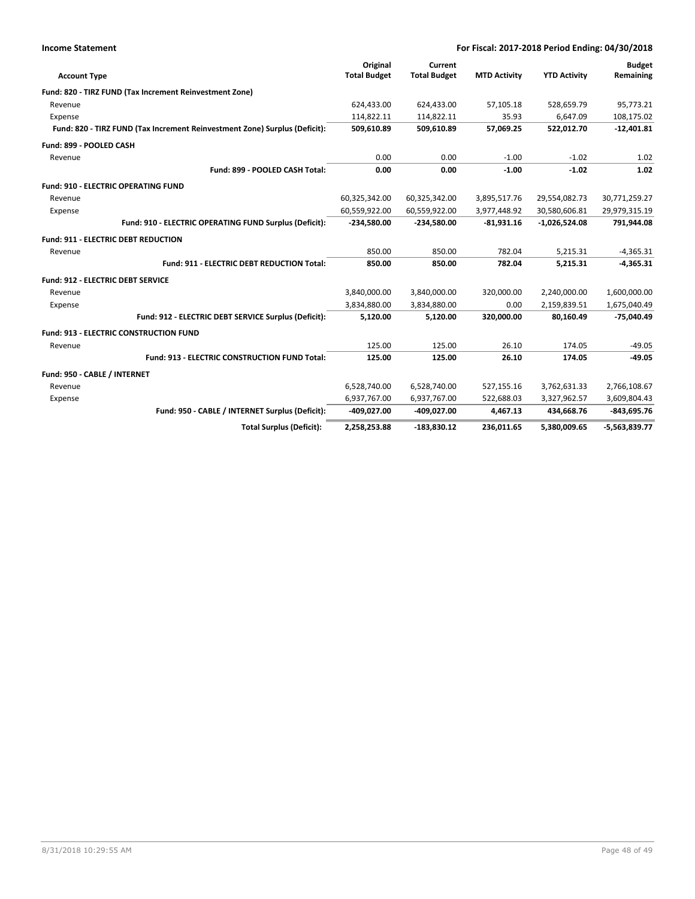| Account Type | Original Total Budget | Current Total Budget | MTD Activity | YTD Activity | Budget Remaining |
|---|---|---|---|---|---|
| **Fund: 820 - TIRZ FUND (Tax Increment Reinvestment Zone)** | | | | | |
| Revenue | 624,433.00 | 624,433.00 | 57,105.18 | 528,659.79 | 95,773.21 |
| Expense | 114,822.11 | 114,822.11 | 35.93 | 6,647.09 | 108,175.02 |
| **Fund: 820 - TIRZ FUND (Tax Increment Reinvestment Zone) Surplus (Deficit):** | **509,610.89** | **509,610.89** | **57,069.25** | **522,012.70** | **-12,401.81** |
| **Fund: 899 - POOLED CASH** | | | | | |
| Revenue | 0.00 | 0.00 | -1.00 | -1.02 | 1.02 |
| **Fund: 899 - POOLED CASH Total:** | **0.00** | **0.00** | **-1.00** | **-1.02** | **1.02** |
| **Fund: 910 - ELECTRIC OPERATING FUND** | | | | | |
| Revenue | 60,325,342.00 | 60,325,342.00 | 3,895,517.76 | 29,554,082.73 | 30,771,259.27 |
| Expense | 60,559,922.00 | 60,559,922.00 | 3,977,448.92 | 30,580,606.81 | 29,979,315.19 |
| **Fund: 910 - ELECTRIC OPERATING FUND Surplus (Deficit):** | **-234,580.00** | **-234,580.00** | **-81,931.16** | **-1,026,524.08** | **791,944.08** |
| **Fund: 911 - ELECTRIC DEBT REDUCTION** | | | | | |
| Revenue | 850.00 | 850.00 | 782.04 | 5,215.31 | -4,365.31 |
| **Fund: 911 - ELECTRIC DEBT REDUCTION Total:** | **850.00** | **850.00** | **782.04** | **5,215.31** | **-4,365.31** |
| **Fund: 912 - ELECTRIC DEBT SERVICE** | | | | | |
| Revenue | 3,840,000.00 | 3,840,000.00 | 320,000.00 | 2,240,000.00 | 1,600,000.00 |
| Expense | 3,834,880.00 | 3,834,880.00 | 0.00 | 2,159,839.51 | 1,675,040.49 |
| **Fund: 912 - ELECTRIC DEBT SERVICE Surplus (Deficit):** | **5,120.00** | **5,120.00** | **320,000.00** | **80,160.49** | **-75,040.49** |
| **Fund: 913 - ELECTRIC CONSTRUCTION FUND** | | | | | |
| Revenue | 125.00 | 125.00 | 26.10 | 174.05 | -49.05 |
| **Fund: 913 - ELECTRIC CONSTRUCTION FUND Total:** | **125.00** | **125.00** | **26.10** | **174.05** | **-49.05** |
| **Fund: 950 - CABLE / INTERNET** | | | | | |
| Revenue | 6,528,740.00 | 6,528,740.00 | 527,155.16 | 3,762,631.33 | 2,766,108.67 |
| Expense | 6,937,767.00 | 6,937,767.00 | 522,688.03 | 3,327,962.57 | 3,609,804.43 |
| **Fund: 950 - CABLE / INTERNET Surplus (Deficit):** | **-409,027.00** | **-409,027.00** | **4,467.13** | **434,668.76** | **-843,695.76** |
| **Total Surplus (Deficit):** | **2,258,253.88** | **-183,830.12** | **236,011.65** | **5,380,009.65** | **-5,563,839.77** |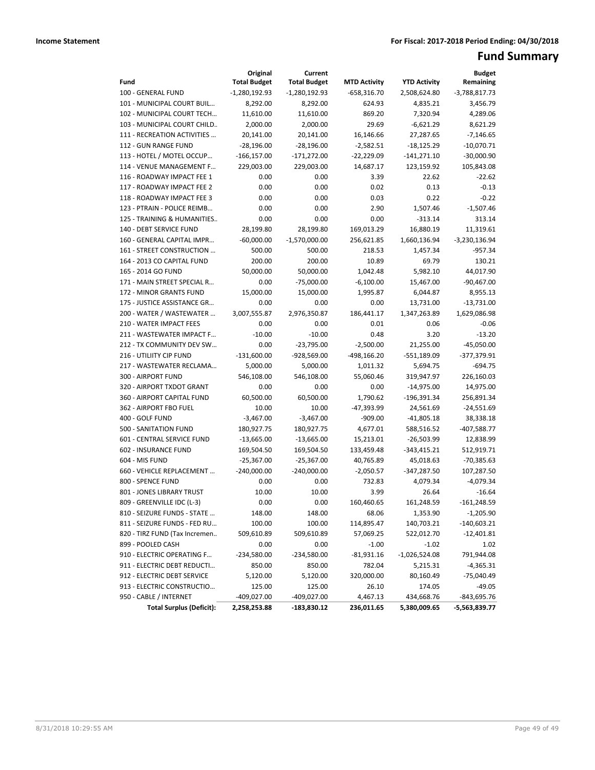**Income Statement** **For Fiscal: 2017-2018 Period Ending: 04/30/2018**

# Fund Summary

| Fund | Original Total Budget | Current Total Budget | MTD Activity | YTD Activity | Budget Remaining |
|---|---|---|---|---|---|
| 100 - GENERAL FUND | -1,280,192.93 | -1,280,192.93 | -658,316.70 | 2,508,624.80 | -3,788,817.73 |
| 101 - MUNICIPAL COURT BUIL… | 8,292.00 | 8,292.00 | 624.93 | 4,835.21 | 3,456.79 |
| 102 - MUNICIPAL COURT TECH… | 11,610.00 | 11,610.00 | 869.20 | 7,320.94 | 4,289.06 |
| 103 - MUNICIPAL COURT CHILD.. | 2,000.00 | 2,000.00 | 29.69 | -6,621.29 | 8,621.29 |
| 111 - RECREATION ACTIVITIES … | 20,141.00 | 20,141.00 | 16,146.66 | 27,287.65 | -7,146.65 |
| 112 - GUN RANGE FUND | -28,196.00 | -28,196.00 | -2,582.51 | -18,125.29 | -10,070.71 |
| 113 - HOTEL / MOTEL OCCUP… | -166,157.00 | -171,272.00 | -22,229.09 | -141,271.10 | -30,000.90 |
| 114 - VENUE MANAGEMENT F… | 229,003.00 | 229,003.00 | 14,687.17 | 123,159.92 | 105,843.08 |
| 116 - ROADWAY IMPACT FEE 1 | 0.00 | 0.00 | 3.39 | 22.62 | -22.62 |
| 117 - ROADWAY IMPACT FEE 2 | 0.00 | 0.00 | 0.02 | 0.13 | -0.13 |
| 118 - ROADWAY IMPACT FEE 3 | 0.00 | 0.00 | 0.03 | 0.22 | -0.22 |
| 123 - PTRAIN - POLICE REIMB… | 0.00 | 0.00 | 2.90 | 1,507.46 | -1,507.46 |
| 125 - TRAINING & HUMANITIES.. | 0.00 | 0.00 | 0.00 | -313.14 | 313.14 |
| 140 - DEBT SERVICE FUND | 28,199.80 | 28,199.80 | 169,013.29 | 16,880.19 | 11,319.61 |
| 160 - GENERAL CAPITAL IMPR… | -60,000.00 | -1,570,000.00 | 256,621.85 | 1,660,136.94 | -3,230,136.94 |
| 161 - STREET CONSTRUCTION … | 500.00 | 500.00 | 218.53 | 1,457.34 | -957.34 |
| 164 - 2013 CO CAPITAL FUND | 200.00 | 200.00 | 10.89 | 69.79 | 130.21 |
| 165 - 2014 GO FUND | 50,000.00 | 50,000.00 | 1,042.48 | 5,982.10 | 44,017.90 |
| 171 - MAIN STREET SPECIAL R… | 0.00 | -75,000.00 | -6,100.00 | 15,467.00 | -90,467.00 |
| 172 - MINOR GRANTS FUND | 15,000.00 | 15,000.00 | 1,995.87 | 6,044.87 | 8,955.13 |
| 175 - JUSTICE ASSISTANCE GR… | 0.00 | 0.00 | 0.00 | 13,731.00 | -13,731.00 |
| 200 - WATER / WASTEWATER … | 3,007,555.87 | 2,976,350.87 | 186,441.17 | 1,347,263.89 | 1,629,086.98 |
| 210 - WATER IMPACT FEES | 0.00 | 0.00 | 0.01 | 0.06 | -0.06 |
| 211 - WASTEWATER IMPACT F… | -10.00 | -10.00 | 0.48 | 3.20 | -13.20 |
| 212 - TX COMMUNITY DEV SW… | 0.00 | -23,795.00 | -2,500.00 | 21,255.00 | -45,050.00 |
| 216 - UTILIITY CIP FUND | -131,600.00 | -928,569.00 | -498,166.20 | -551,189.09 | -377,379.91 |
| 217 - WASTEWATER RECLAMA… | 5,000.00 | 5,000.00 | 1,011.32 | 5,694.75 | -694.75 |
| 300 - AIRPORT FUND | 546,108.00 | 546,108.00 | 55,060.46 | 319,947.97 | 226,160.03 |
| 320 - AIRPORT TXDOT GRANT | 0.00 | 0.00 | 0.00 | -14,975.00 | 14,975.00 |
| 360 - AIRPORT CAPITAL FUND | 60,500.00 | 60,500.00 | 1,790.62 | -196,391.34 | 256,891.34 |
| 362 - AIRPORT FBO FUEL | 10.00 | 10.00 | -47,393.99 | 24,561.69 | -24,551.69 |
| 400 - GOLF FUND | -3,467.00 | -3,467.00 | -909.00 | -41,805.18 | 38,338.18 |
| 500 - SANITATION FUND | 180,927.75 | 180,927.75 | 4,677.01 | 588,516.52 | -407,588.77 |
| 601 - CENTRAL SERVICE FUND | -13,665.00 | -13,665.00 | 15,213.01 | -26,503.99 | 12,838.99 |
| 602 - INSURANCE FUND | 169,504.50 | 169,504.50 | 133,459.48 | -343,415.21 | 512,919.71 |
| 604 - MIS FUND | -25,367.00 | -25,367.00 | 40,765.89 | 45,018.63 | -70,385.63 |
| 660 - VEHICLE REPLACEMENT … | -240,000.00 | -240,000.00 | -2,050.57 | -347,287.50 | 107,287.50 |
| 800 - SPENCE FUND | 0.00 | 0.00 | 732.83 | 4,079.34 | -4,079.34 |
| 801 - JONES LIBRARY TRUST | 10.00 | 10.00 | 3.99 | 26.64 | -16.64 |
| 809 - GREENVILLE IDC (L-3) | 0.00 | 0.00 | 160,460.65 | 161,248.59 | -161,248.59 |
| 810 - SEIZURE FUNDS - STATE … | 148.00 | 148.00 | 68.06 | 1,353.90 | -1,205.90 |
| 811 - SEIZURE FUNDS - FED RU… | 100.00 | 100.00 | 114,895.47 | 140,703.21 | -140,603.21 |
| 820 - TIRZ FUND (Tax Incremen.. | 509,610.89 | 509,610.89 | 57,069.25 | 522,012.70 | -12,401.81 |
| 899 - POOLED CASH | 0.00 | 0.00 | -1.00 | -1.02 | 1.02 |
| 910 - ELECTRIC OPERATING F… | -234,580.00 | -234,580.00 | -81,931.16 | -1,026,524.08 | 791,944.08 |
| 911 - ELECTRIC DEBT REDUCTI… | 850.00 | 850.00 | 782.04 | 5,215.31 | -4,365.31 |
| 912 - ELECTRIC DEBT SERVICE | 5,120.00 | 5,120.00 | 320,000.00 | 80,160.49 | -75,040.49 |
| 913 - ELECTRIC CONSTRUCTIO… | 125.00 | 125.00 | 26.10 | 174.05 | -49.05 |
| 950 - CABLE / INTERNET | -409,027.00 | -409,027.00 | 4,467.13 | 434,668.76 | -843,695.76 |
| **Total Surplus (Deficit):** | **2,258,253.88** | **-183,830.12** | **236,011.65** | **5,380,009.65** | **-5,563,839.77** |